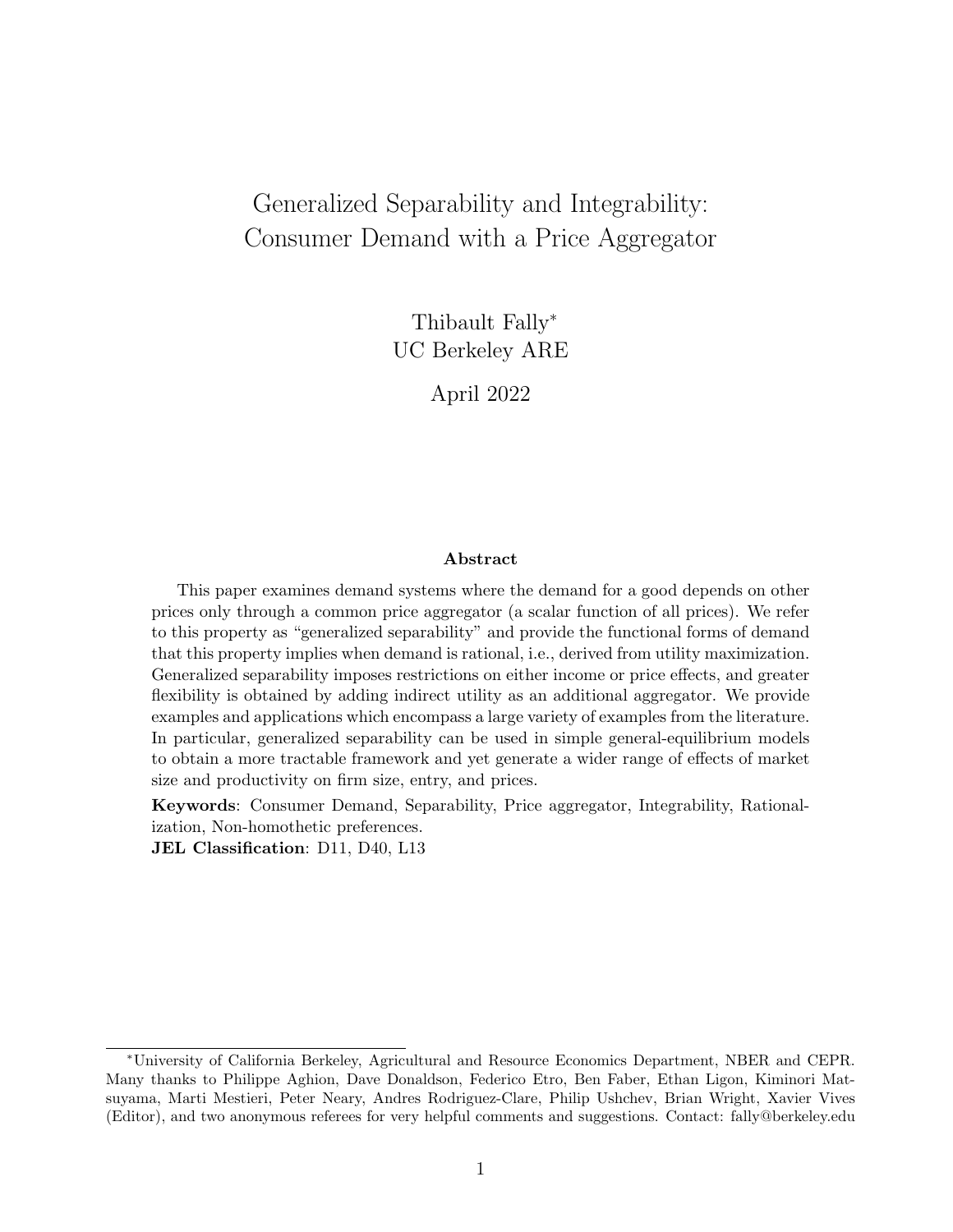# Generalized Separability and Integrability: Consumer Demand with a Price Aggregator

Thibault Fally[*]
UC Berkeley ARE

April 2022

**Abstract**

This paper examines demand systems where the demand for a good depends on other prices only through a common price aggregator (a scalar function of all prices). We refer to this property as "generalized separability" and provide the functional forms of demand that this property implies when demand is rational, i.e., derived from utility maximization. Generalized separability imposes restrictions on either income or price effects, and greater flexibility is obtained by adding indirect utility as an additional aggregator. We provide examples and applications which encompass a large variety of examples from the literature. In particular, generalized separability can be used in simple general-equilibrium models to obtain a more tractable framework and yet generate a wider range of effects of market size and productivity on firm size, entry, and prices.

**Keywords**: Consumer Demand, Separability, Price aggregator, Integrability, Rationalization, Non-homothetic preferences.

**JEL Classification**: D11, D40, L13

---

[*] University of California Berkeley, Agricultural and Resource Economics Department, NBER and CEPR. Many thanks to Philippe Aghion, Dave Donaldson, Federico Etro, Ben Faber, Ethan Ligon, Kiminori Matsuyama, Marti Mestieri, Peter Neary, Andres Rodriguez-Clare, Philip Ushchev, Brian Wright, Xavier Vives (Editor), and two anonymous referees for very helpful comments and suggestions. Contact: fally@berkeley.edu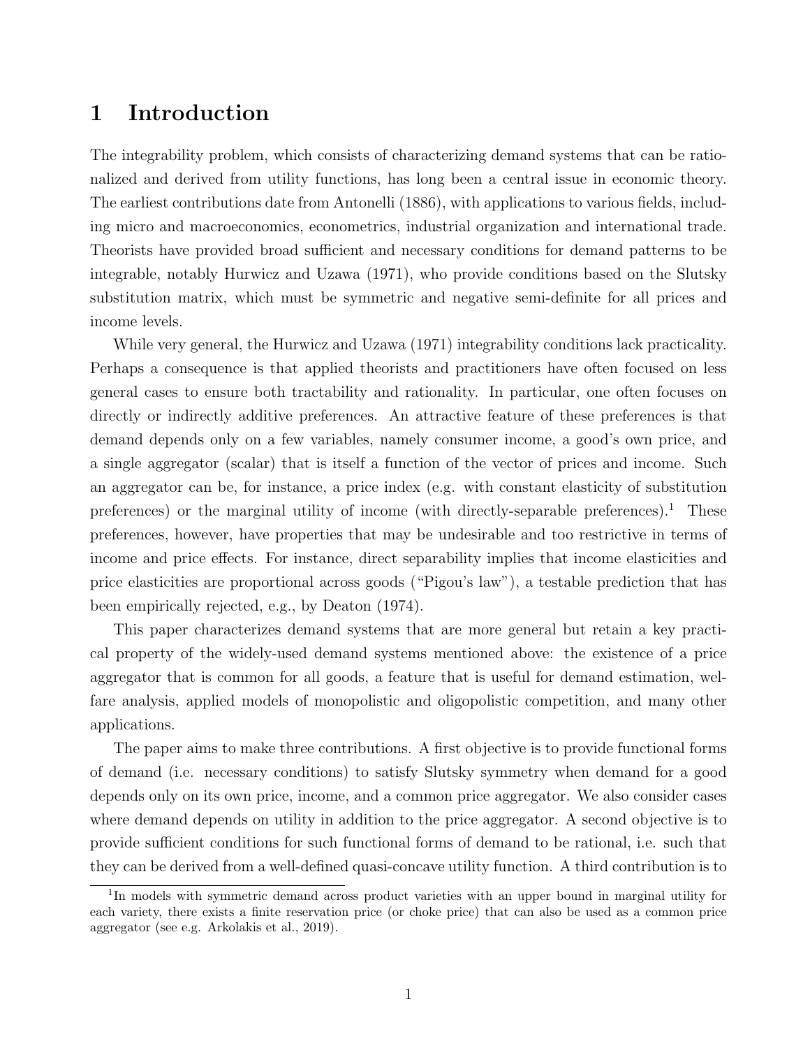# 1 Introduction

The integrability problem, which consists of characterizing demand systems that can be rationalized and derived from utility functions, has long been a central issue in economic theory. The earliest contributions date from Antonelli (1886), with applications to various fields, including micro and macroeconomics, econometrics, industrial organization and international trade. Theorists have provided broad sufficient and necessary conditions for demand patterns to be integrable, notably Hurwicz and Uzawa (1971), who provide conditions based on the Slutsky substitution matrix, which must be symmetric and negative semi-definite for all prices and income levels.

While very general, the Hurwicz and Uzawa (1971) integrability conditions lack practicality. Perhaps a consequence is that applied theorists and practitioners have often focused on less general cases to ensure both tractability and rationality. In particular, one often focuses on directly or indirectly additive preferences. An attractive feature of these preferences is that demand depends only on a few variables, namely consumer income, a good's own price, and a single aggregator (scalar) that is itself a function of the vector of prices and income. Such an aggregator can be, for instance, a price index (e.g. with constant elasticity of substitution preferences) or the marginal utility of income (with directly-separable preferences).[1] These preferences, however, have properties that may be undesirable and too restrictive in terms of income and price effects. For instance, direct separability implies that income elasticities and price elasticities are proportional across goods ("Pigou's law"), a testable prediction that has been empirically rejected, e.g., by Deaton (1974).

This paper characterizes demand systems that are more general but retain a key practical property of the widely-used demand systems mentioned above: the existence of a price aggregator that is common for all goods, a feature that is useful for demand estimation, welfare analysis, applied models of monopolistic and oligopolistic competition, and many other applications.

The paper aims to make three contributions. A first objective is to provide functional forms of demand (i.e. necessary conditions) to satisfy Slutsky symmetry when demand for a good depends only on its own price, income, and a common price aggregator. We also consider cases where demand depends on utility in addition to the price aggregator. A second objective is to provide sufficient conditions for such functional forms of demand to be rational, i.e. such that they can be derived from a well-defined quasi-concave utility function. A third contribution is to

[1] In models with symmetric demand across product varieties with an upper bound in marginal utility for each variety, there exists a finite reservation price (or choke price) that can also be used as a common price aggregator (see e.g. Arkolakis et al., 2019).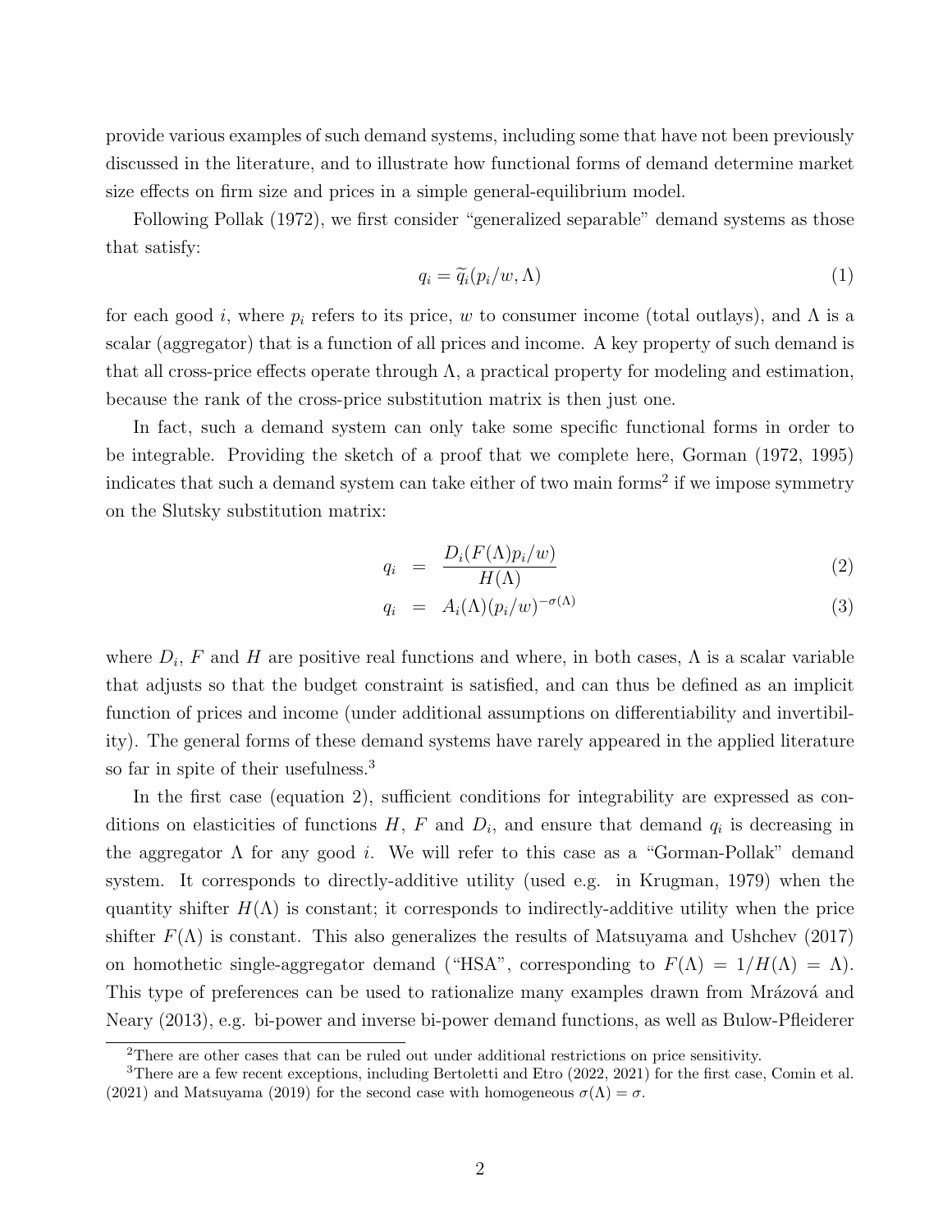provide various examples of such demand systems, including some that have not been previously discussed in the literature, and to illustrate how functional forms of demand determine market size effects on firm size and prices in a simple general-equilibrium model.

Following Pollak (1972), we first consider "generalized separable" demand systems as those that satisfy:

$$q_i = \widetilde{q}_i(p_i/w, \Lambda) \tag{1}$$

for each good $i$, where $p_i$ refers to its price, $w$ to consumer income (total outlays), and $\Lambda$ is a scalar (aggregator) that is a function of all prices and income. A key property of such demand is that all cross-price effects operate through $\Lambda$, a practical property for modeling and estimation, because the rank of the cross-price substitution matrix is then just one.

In fact, such a demand system can only take some specific functional forms in order to be integrable. Providing the sketch of a proof that we complete here, Gorman (1972, 1995) indicates that such a demand system can take either of two main forms[2] if we impose symmetry on the Slutsky substitution matrix:

$$q_i = \frac{D_i(F(\Lambda)p_i/w)}{H(\Lambda)} \tag{2}$$

$$q_i = A_i(\Lambda)(p_i/w)^{-\sigma(\Lambda)} \tag{3}$$

where $D_i$, $F$ and $H$ are positive real functions and where, in both cases, $\Lambda$ is a scalar variable that adjusts so that the budget constraint is satisfied, and can thus be defined as an implicit function of prices and income (under additional assumptions on differentiability and invertibility). The general forms of these demand systems have rarely appeared in the applied literature so far in spite of their usefulness.[3]

In the first case (equation 2), sufficient conditions for integrability are expressed as conditions on elasticities of functions $H$, $F$ and $D_i$, and ensure that demand $q_i$ is decreasing in the aggregator $\Lambda$ for any good $i$. We will refer to this case as a "Gorman-Pollak" demand system. It corresponds to directly-additive utility (used e.g. in Krugman, 1979) when the quantity shifter $H(\Lambda)$ is constant; it corresponds to indirectly-additive utility when the price shifter $F(\Lambda)$ is constant. This also generalizes the results of Matsuyama and Ushchev (2017) on homothetic single-aggregator demand ("HSA", corresponding to $F(\Lambda) = 1/H(\Lambda) = \Lambda$). This type of preferences can be used to rationalize many examples drawn from Mrázová and Neary (2013), e.g. bi-power and inverse bi-power demand functions, as well as Bulow-Pfleiderer

[2] There are other cases that can be ruled out under additional restrictions on price sensitivity.

[3] There are a few recent exceptions, including Bertoletti and Etro (2022, 2021) for the first case, Comin et al. (2021) and Matsuyama (2019) for the second case with homogeneous $\sigma(\Lambda) = \sigma$.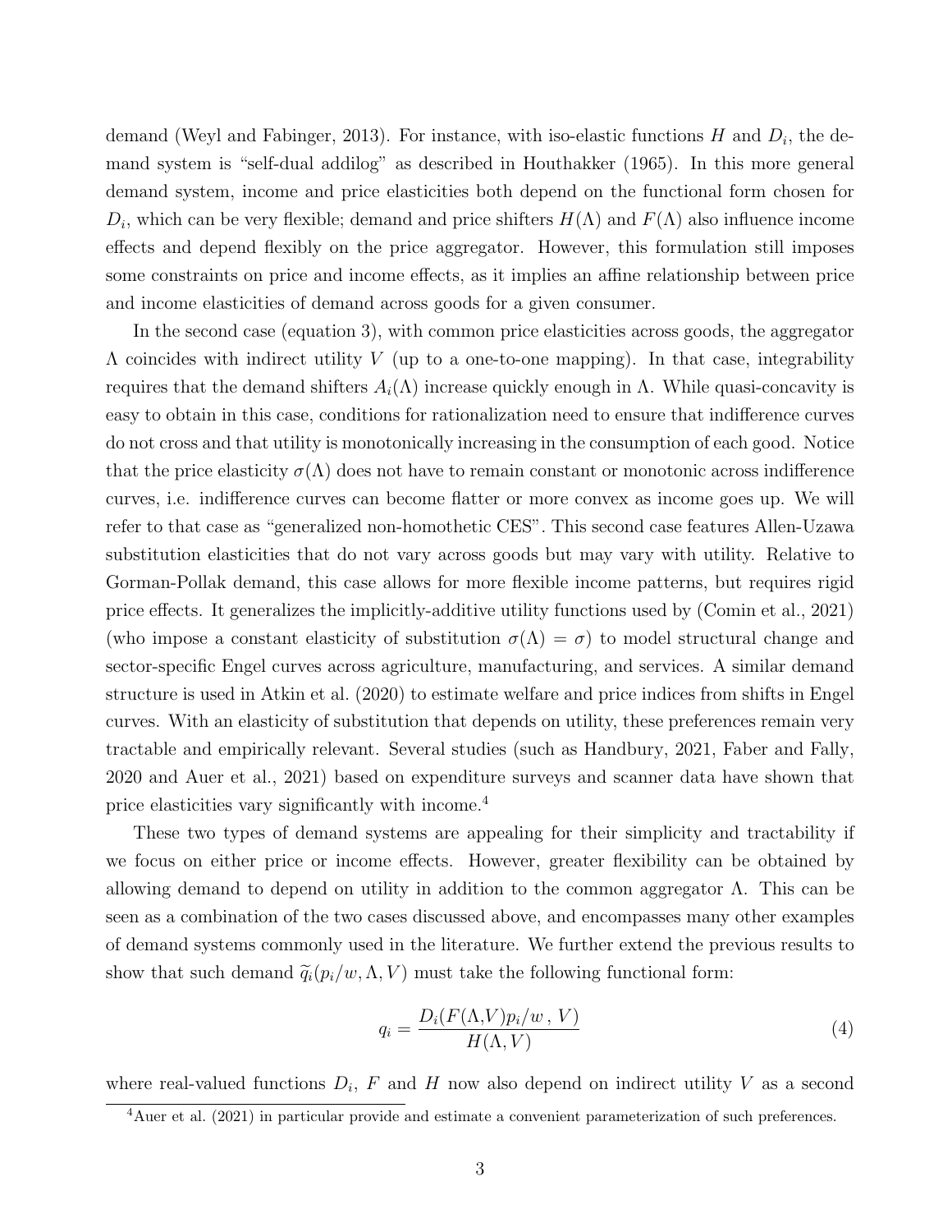demand (Weyl and Fabinger, 2013). For instance, with iso-elastic functions $H$ and $D_i$, the demand system is "self-dual addilog" as described in Houthakker (1965). In this more general demand system, income and price elasticities both depend on the functional form chosen for $D_i$, which can be very flexible; demand and price shifters $H(\Lambda)$ and $F(\Lambda)$ also influence income effects and depend flexibly on the price aggregator. However, this formulation still imposes some constraints on price and income effects, as it implies an affine relationship between price and income elasticities of demand across goods for a given consumer.

In the second case (equation 3), with common price elasticities across goods, the aggregator $\Lambda$ coincides with indirect utility $V$ (up to a one-to-one mapping). In that case, integrability requires that the demand shifters $A_i(\Lambda)$ increase quickly enough in $\Lambda$. While quasi-concavity is easy to obtain in this case, conditions for rationalization need to ensure that indifference curves do not cross and that utility is monotonically increasing in the consumption of each good. Notice that the price elasticity $\sigma(\Lambda)$ does not have to remain constant or monotonic across indifference curves, i.e. indifference curves can become flatter or more convex as income goes up. We will refer to that case as "generalized non-homothetic CES". This second case features Allen-Uzawa substitution elasticities that do not vary across goods but may vary with utility. Relative to Gorman-Pollak demand, this case allows for more flexible income patterns, but requires rigid price effects. It generalizes the implicitly-additive utility functions used by (Comin et al., 2021) (who impose a constant elasticity of substitution $\sigma(\Lambda) = \sigma$) to model structural change and sector-specific Engel curves across agriculture, manufacturing, and services. A similar demand structure is used in Atkin et al. (2020) to estimate welfare and price indices from shifts in Engel curves. With an elasticity of substitution that depends on utility, these preferences remain very tractable and empirically relevant. Several studies (such as Handbury, 2021, Faber and Fally, 2020 and Auer et al., 2021) based on expenditure surveys and scanner data have shown that price elasticities vary significantly with income.[4]

These two types of demand systems are appealing for their simplicity and tractability if we focus on either price or income effects. However, greater flexibility can be obtained by allowing demand to depend on utility in addition to the common aggregator $\Lambda$. This can be seen as a combination of the two cases discussed above, and encompasses many other examples of demand systems commonly used in the literature. We further extend the previous results to show that such demand $\widetilde{q}_i(p_i/w, \Lambda, V)$ must take the following functional form:

$$q_i = \frac{D_i(F(\Lambda,V)p_i/w\,,\, V)}{H(\Lambda, V)} \tag{4}$$

where real-valued functions $D_i$, $F$ and $H$ now also depend on indirect utility $V$ as a second

[4] Auer et al. (2021) in particular provide and estimate a convenient parameterization of such preferences.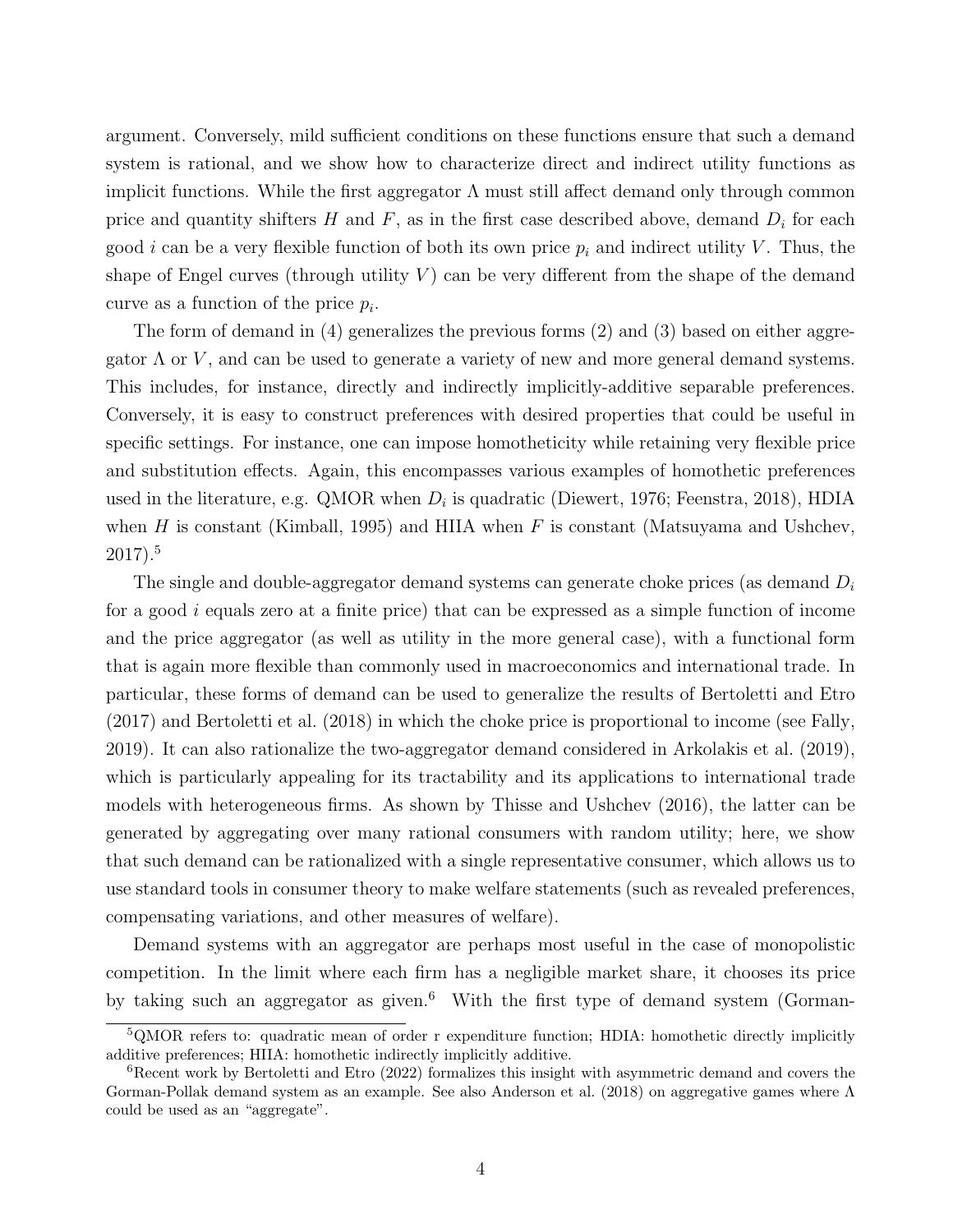argument. Conversely, mild sufficient conditions on these functions ensure that such a demand system is rational, and we show how to characterize direct and indirect utility functions as implicit functions. While the first aggregator $\Lambda$ must still affect demand only through common price and quantity shifters $H$ and $F$, as in the first case described above, demand $D_i$ for each good $i$ can be a very flexible function of both its own price $p_i$ and indirect utility $V$. Thus, the shape of Engel curves (through utility $V$) can be very different from the shape of the demand curve as a function of the price $p_i$.

The form of demand in (4) generalizes the previous forms (2) and (3) based on either aggregator $\Lambda$ or $V$, and can be used to generate a variety of new and more general demand systems. This includes, for instance, directly and indirectly implicitly-additive separable preferences. Conversely, it is easy to construct preferences with desired properties that could be useful in specific settings. For instance, one can impose homotheticity while retaining very flexible price and substitution effects. Again, this encompasses various examples of homothetic preferences used in the literature, e.g. QMOR when $D_i$ is quadratic (Diewert, 1976; Feenstra, 2018), HDIA when $H$ is constant (Kimball, 1995) and HIIA when $F$ is constant (Matsuyama and Ushchev, 2017).[5]

The single and double-aggregator demand systems can generate choke prices (as demand $D_i$ for a good $i$ equals zero at a finite price) that can be expressed as a simple function of income and the price aggregator (as well as utility in the more general case), with a functional form that is again more flexible than commonly used in macroeconomics and international trade. In particular, these forms of demand can be used to generalize the results of Bertoletti and Etro (2017) and Bertoletti et al. (2018) in which the choke price is proportional to income (see Fally, 2019). It can also rationalize the two-aggregator demand considered in Arkolakis et al. (2019), which is particularly appealing for its tractability and its applications to international trade models with heterogeneous firms. As shown by Thisse and Ushchev (2016), the latter can be generated by aggregating over many rational consumers with random utility; here, we show that such demand can be rationalized with a single representative consumer, which allows us to use standard tools in consumer theory to make welfare statements (such as revealed preferences, compensating variations, and other measures of welfare).

Demand systems with an aggregator are perhaps most useful in the case of monopolistic competition. In the limit where each firm has a negligible market share, it chooses its price by taking such an aggregator as given.[6] With the first type of demand system (Gorman-

[5] QMOR refers to: quadratic mean of order r expenditure function; HDIA: homothetic directly implicitly additive preferences; HIIA: homothetic indirectly implicitly additive.

[6] Recent work by Bertoletti and Etro (2022) formalizes this insight with asymmetric demand and covers the Gorman-Pollak demand system as an example. See also Anderson et al. (2018) on aggregative games where $\Lambda$ could be used as an "aggregate".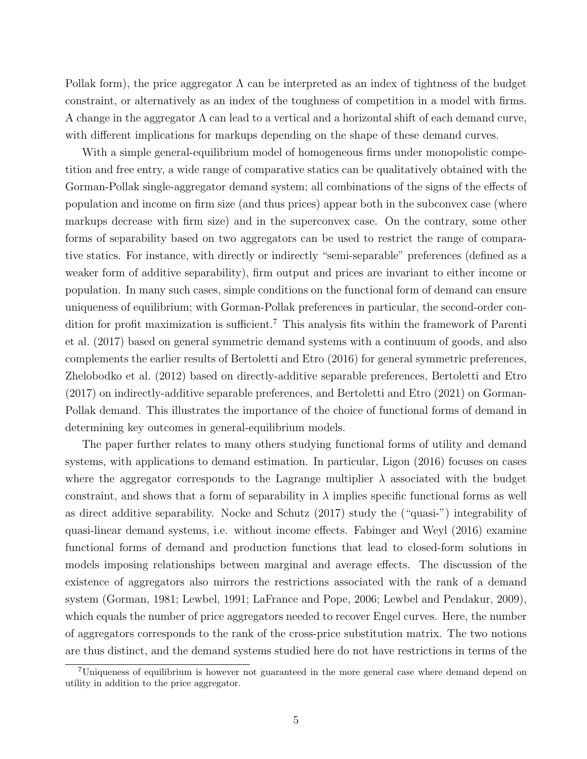Pollak form), the price aggregator $\Lambda$ can be interpreted as an index of tightness of the budget constraint, or alternatively as an index of the toughness of competition in a model with firms. A change in the aggregator $\Lambda$ can lead to a vertical and a horizontal shift of each demand curve, with different implications for markups depending on the shape of these demand curves.

With a simple general-equilibrium model of homogeneous firms under monopolistic competition and free entry, a wide range of comparative statics can be qualitatively obtained with the Gorman-Pollak single-aggregator demand system; all combinations of the signs of the effects of population and income on firm size (and thus prices) appear both in the subconvex case (where markups decrease with firm size) and in the superconvex case. On the contrary, some other forms of separability based on two aggregators can be used to restrict the range of comparative statics. For instance, with directly or indirectly "semi-separable" preferences (defined as a weaker form of additive separability), firm output and prices are invariant to either income or population. In many such cases, simple conditions on the functional form of demand can ensure uniqueness of equilibrium; with Gorman-Pollak preferences in particular, the second-order condition for profit maximization is sufficient.[7] This analysis fits within the framework of Parenti et al. (2017) based on general symmetric demand systems with a continuum of goods, and also complements the earlier results of Bertoletti and Etro (2016) for general symmetric preferences, Zhelobodko et al. (2012) based on directly-additive separable preferences, Bertoletti and Etro (2017) on indirectly-additive separable preferences, and Bertoletti and Etro (2021) on Gorman-Pollak demand. This illustrates the importance of the choice of functional forms of demand in determining key outcomes in general-equilibrium models.

The paper further relates to many others studying functional forms of utility and demand systems, with applications to demand estimation. In particular, Ligon (2016) focuses on cases where the aggregator corresponds to the Lagrange multiplier $\lambda$ associated with the budget constraint, and shows that a form of separability in $\lambda$ implies specific functional forms as well as direct additive separability. Nocke and Schutz (2017) study the ("quasi-") integrability of quasi-linear demand systems, i.e. without income effects. Fabinger and Weyl (2016) examine functional forms of demand and production functions that lead to closed-form solutions in models imposing relationships between marginal and average effects. The discussion of the existence of aggregators also mirrors the restrictions associated with the rank of a demand system (Gorman, 1981; Lewbel, 1991; LaFrance and Pope, 2006; Lewbel and Pendakur, 2009), which equals the number of price aggregators needed to recover Engel curves. Here, the number of aggregators corresponds to the rank of the cross-price substitution matrix. The two notions are thus distinct, and the demand systems studied here do not have restrictions in terms of the

[7] Uniqueness of equilibrium is however not guaranteed in the more general case where demand depend on utility in addition to the price aggregator.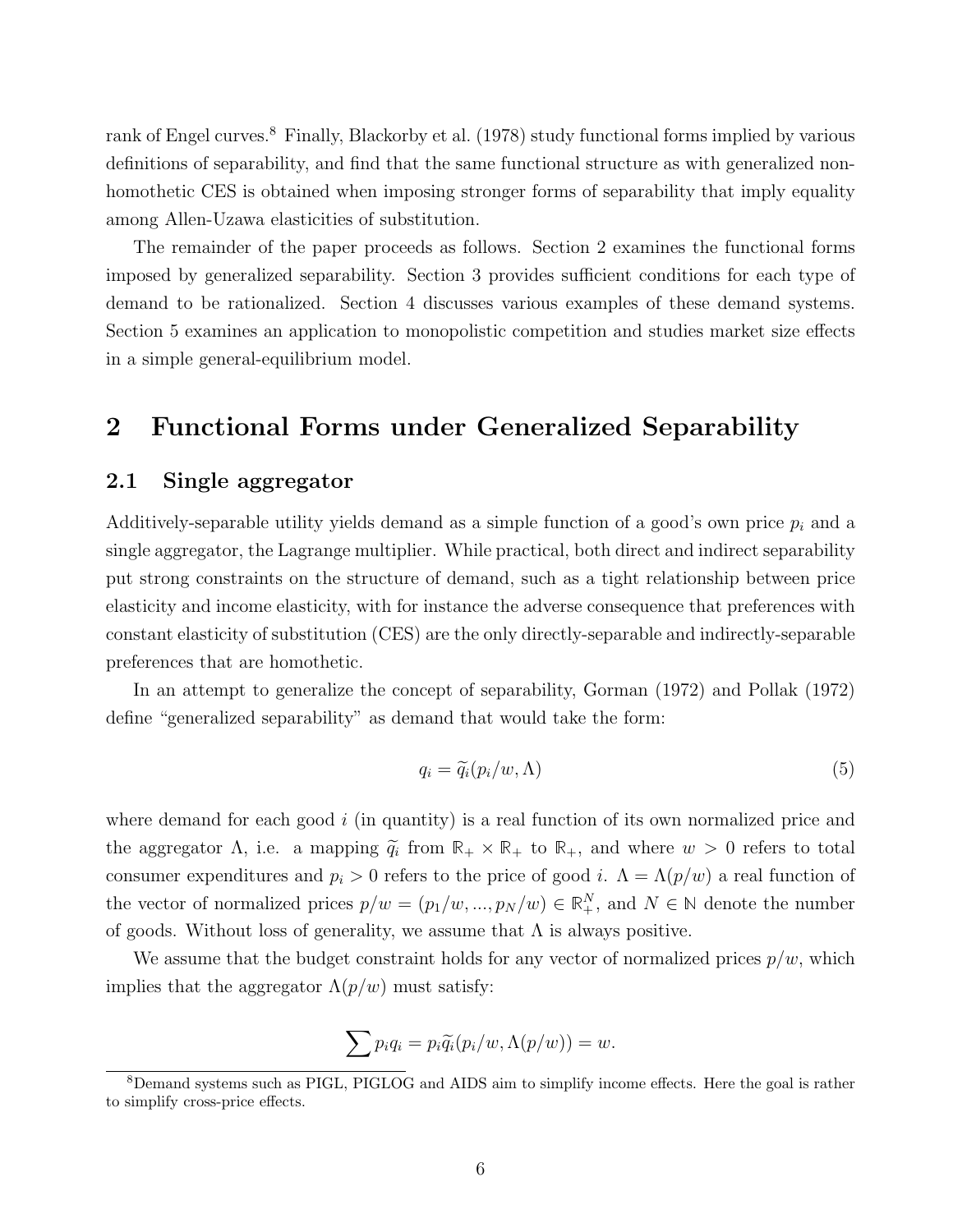rank of Engel curves.[8] Finally, Blackorby et al. (1978) study functional forms implied by various definitions of separability, and find that the same functional structure as with generalized non-homothetic CES is obtained when imposing stronger forms of separability that imply equality among Allen-Uzawa elasticities of substitution.

The remainder of the paper proceeds as follows. Section 2 examines the functional forms imposed by generalized separability. Section 3 provides sufficient conditions for each type of demand to be rationalized. Section 4 discusses various examples of these demand systems. Section 5 examines an application to monopolistic competition and studies market size effects in a simple general-equilibrium model.

# 2 Functional Forms under Generalized Separability

## 2.1 Single aggregator

Additively-separable utility yields demand as a simple function of a good's own price $p_i$ and a single aggregator, the Lagrange multiplier. While practical, both direct and indirect separability put strong constraints on the structure of demand, such as a tight relationship between price elasticity and income elasticity, with for instance the adverse consequence that preferences with constant elasticity of substitution (CES) are the only directly-separable and indirectly-separable preferences that are homothetic.

In an attempt to generalize the concept of separability, Gorman (1972) and Pollak (1972) define "generalized separability" as demand that would take the form:

$$q_i = \widetilde{q}_i(p_i/w, \Lambda) \tag{5}$$

where demand for each good $i$ (in quantity) is a real function of its own normalized price and the aggregator $\Lambda$, i.e. a mapping $\widetilde{q}_i$ from $\mathbb{R}_+ \times \mathbb{R}_+$ to $\mathbb{R}_+$, and where $w > 0$ refers to total consumer expenditures and $p_i > 0$ refers to the price of good $i$. $\Lambda = \Lambda(p/w)$ a real function of the vector of normalized prices $p/w = (p_1/w, ..., p_N/w) \in \mathbb{R}_+^N$, and $N \in \mathbb{N}$ denote the number of goods. Without loss of generality, we assume that $\Lambda$ is always positive.

We assume that the budget constraint holds for any vector of normalized prices $p/w$, which implies that the aggregator $\Lambda(p/w)$ must satisfy:

$$\sum p_i q_i = p_i \widetilde{q}_i(p_i/w, \Lambda(p/w)) = w.$$

[8] Demand systems such as PIGL, PIGLOG and AIDS aim to simplify income effects. Here the goal is rather to simplify cross-price effects.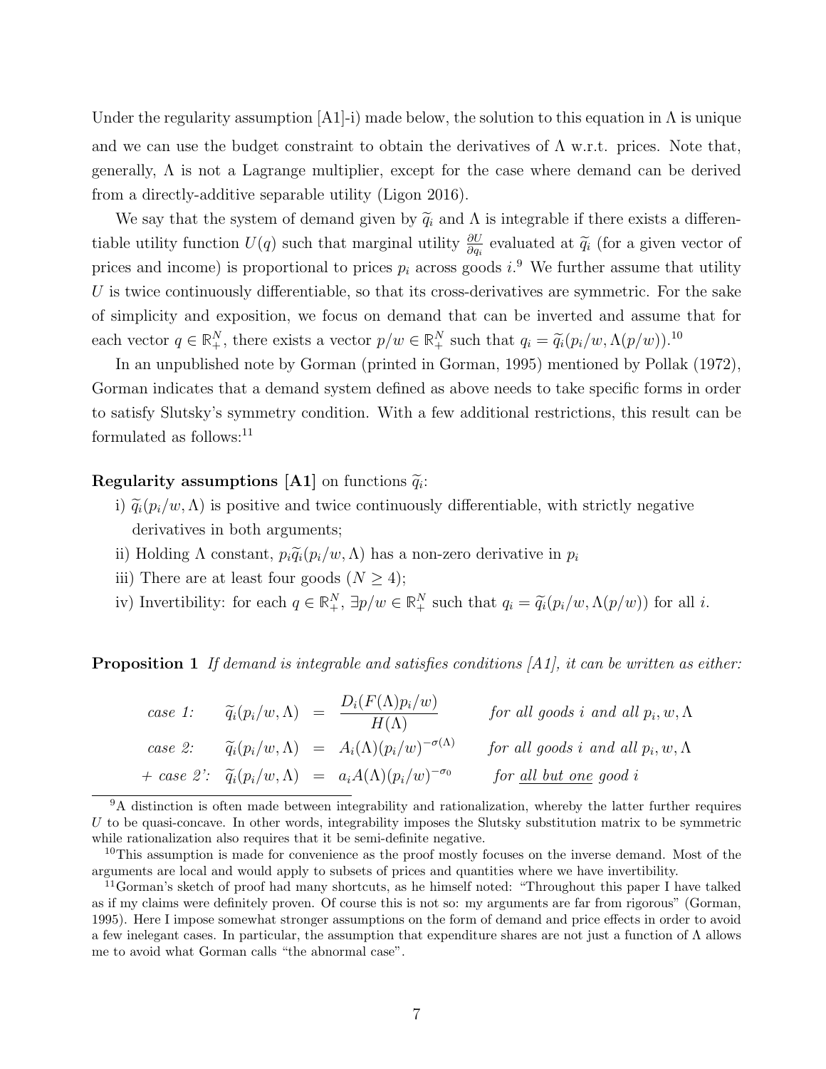Under the regularity assumption [A1]-i) made below, the solution to this equation in $\Lambda$ is unique and we can use the budget constraint to obtain the derivatives of $\Lambda$ w.r.t. prices. Note that, generally, $\Lambda$ is not a Lagrange multiplier, except for the case where demand can be derived from a directly-additive separable utility (Ligon 2016).

We say that the system of demand given by $\widetilde{q}_i$ and $\Lambda$ is integrable if there exists a differentiable utility function $U(q)$ such that marginal utility $\frac{\partial U}{\partial q_i}$ evaluated at $\widetilde{q}_i$ (for a given vector of prices and income) is proportional to prices $p_i$ across goods $i$.[9] We further assume that utility $U$ is twice continuously differentiable, so that its cross-derivatives are symmetric. For the sake of simplicity and exposition, we focus on demand that can be inverted and assume that for each vector $q \in \mathbb{R}_+^N$, there exists a vector $p/w \in \mathbb{R}_+^N$ such that $q_i = \widetilde{q}_i(p_i/w, \Lambda(p/w))$.[10]

In an unpublished note by Gorman (printed in Gorman, 1995) mentioned by Pollak (1972), Gorman indicates that a demand system defined as above needs to take specific forms in order to satisfy Slutsky's symmetry condition. With a few additional restrictions, this result can be formulated as follows:[11]

**Regularity assumptions [A1]** on functions $\widetilde{q}_i$:

i) $\widetilde{q}_i(p_i/w, \Lambda)$ is positive and twice continuously differentiable, with strictly negative derivatives in both arguments;

ii) Holding $\Lambda$ constant, $p_i\widetilde{q}_i(p_i/w, \Lambda)$ has a non-zero derivative in $p_i$

iii) There are at least four goods ($N \geq 4$);

iv) Invertibility: for each $q \in \mathbb{R}_+^N$, $\exists p/w \in \mathbb{R}_+^N$ such that $q_i = \widetilde{q}_i(p_i/w, \Lambda(p/w))$ for all $i$.

**Proposition 1** *If demand is integrable and satisfies conditions [A1], it can be written as either:*

$$
\begin{aligned}
&\textit{case 1:} \quad && \widetilde{q}_i(p_i/w, \Lambda) = \frac{D_i(F(\Lambda)p_i/w)}{H(\Lambda)} && \textit{for all goods } i \textit{ and all } p_i, w, \Lambda \\
&\textit{case 2:} \quad && \widetilde{q}_i(p_i/w, \Lambda) = A_i(\Lambda)(p_i/w)^{-\sigma(\Lambda)} && \textit{for all goods } i \textit{ and all } p_i, w, \Lambda \\
&\textit{+ case 2':} \quad && \widetilde{q}_i(p_i/w, \Lambda) = a_i A(\Lambda)(p_i/w)^{-\sigma_0} && \textit{for } \underline{\textit{all but one}} \textit{ good } i
\end{aligned}
$$

---

[9] A distinction is often made between integrability and rationalization, whereby the latter further requires $U$ to be quasi-concave. In other words, integrability imposes the Slutsky substitution matrix to be symmetric while rationalization also requires that it be semi-definite negative.

[10] This assumption is made for convenience as the proof mostly focuses on the inverse demand. Most of the arguments are local and would apply to subsets of prices and quantities where we have invertibility.

[11] Gorman's sketch of proof had many shortcuts, as he himself noted: "Throughout this paper I have talked as if my claims were definitely proven. Of course this is not so: my arguments are far from rigorous" (Gorman, 1995). Here I impose somewhat stronger assumptions on the form of demand and price effects in order to avoid a few inelegant cases. In particular, the assumption that expenditure shares are not just a function of $\Lambda$ allows me to avoid what Gorman calls "the abnormal case".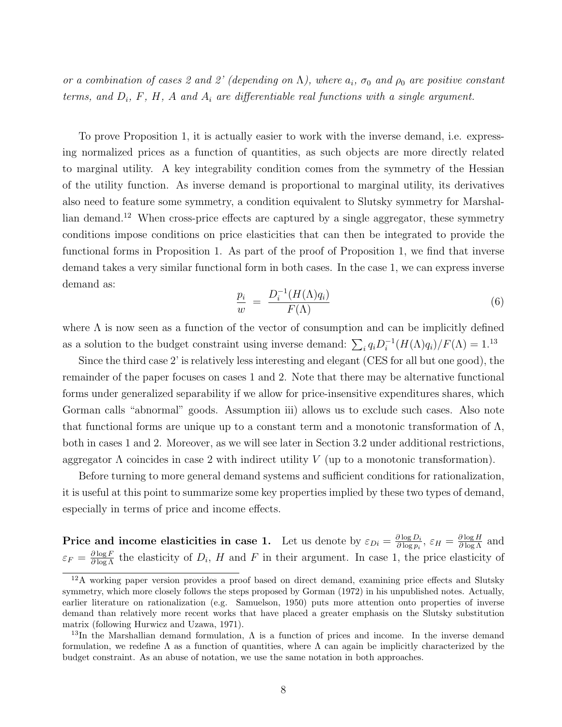*or a combination of cases 2 and 2' (depending on $\Lambda$), where $a_i$, $\sigma_0$ and $\rho_0$ are positive constant terms, and $D_i$, $F$, $H$, $A$ and $A_i$ are differentiable real functions with a single argument.*

To prove Proposition 1, it is actually easier to work with the inverse demand, i.e. expressing normalized prices as a function of quantities, as such objects are more directly related to marginal utility. A key integrability condition comes from the symmetry of the Hessian of the utility function. As inverse demand is proportional to marginal utility, its derivatives also need to feature some symmetry, a condition equivalent to Slutsky symmetry for Marshallian demand.[12] When cross-price effects are captured by a single aggregator, these symmetry conditions impose conditions on price elasticities that can then be integrated to provide the functional forms in Proposition 1. As part of the proof of Proposition 1, we find that inverse demand takes a very similar functional form in both cases. In the case 1, we can express inverse demand as:

$$\frac{p_i}{w} = \frac{D_i^{-1}(H(\Lambda)q_i)}{F(\Lambda)} \tag{6}$$

where $\Lambda$ is now seen as a function of the vector of consumption and can be implicitly defined as a solution to the budget constraint using inverse demand: $\sum_i q_i D_i^{-1}(H(\Lambda)q_i)/F(\Lambda) = 1$.[13]

Since the third case 2' is relatively less interesting and elegant (CES for all but one good), the remainder of the paper focuses on cases 1 and 2. Note that there may be alternative functional forms under generalized separability if we allow for price-insensitive expenditures shares, which Gorman calls "abnormal" goods. Assumption iii) allows us to exclude such cases. Also note that functional forms are unique up to a constant term and a monotonic transformation of $\Lambda$, both in cases 1 and 2. Moreover, as we will see later in Section 3.2 under additional restrictions, aggregator $\Lambda$ coincides in case 2 with indirect utility $V$ (up to a monotonic transformation).

Before turning to more general demand systems and sufficient conditions for rationalization, it is useful at this point to summarize some key properties implied by these two types of demand, especially in terms of price and income effects.

**Price and income elasticities in case 1.** Let us denote by $\varepsilon_{Di} = \frac{\partial \log D_i}{\partial \log p_i}$, $\varepsilon_H = \frac{\partial \log H}{\partial \log \Lambda}$ and $\varepsilon_F = \frac{\partial \log F}{\partial \log \Lambda}$ the elasticity of $D_i$, $H$ and $F$ in their argument. In case 1, the price elasticity of

[12] A working paper version provides a proof based on direct demand, examining price effects and Slutsky symmetry, which more closely follows the steps proposed by Gorman (1972) in his unpublished notes. Actually, earlier literature on rationalization (e.g. Samuelson, 1950) puts more attention onto properties of inverse demand than relatively more recent works that have placed a greater emphasis on the Slutsky substitution matrix (following Hurwicz and Uzawa, 1971).

[13] In the Marshallian demand formulation, $\Lambda$ is a function of prices and income. In the inverse demand formulation, we redefine $\Lambda$ as a function of quantities, where $\Lambda$ can again be implicitly characterized by the budget constraint. As an abuse of notation, we use the same notation in both approaches.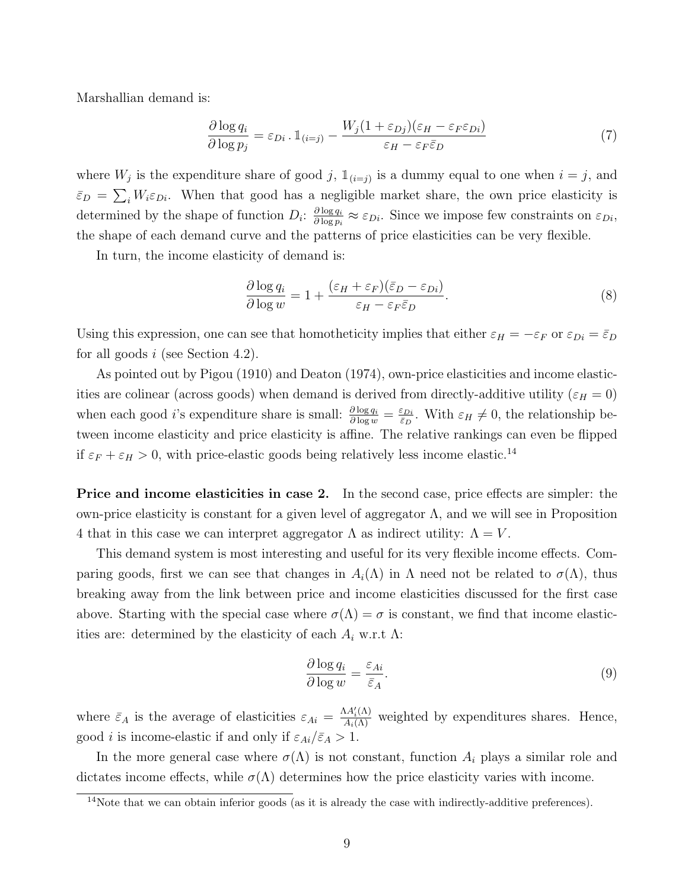Marshallian demand is:

$$\frac{\partial \log q_i}{\partial \log p_j} = \varepsilon_{Di} \cdot \mathbb{1}_{(i=j)} - \frac{W_j(1+\varepsilon_{Dj})(\varepsilon_H - \varepsilon_F \varepsilon_{Di})}{\varepsilon_H - \varepsilon_F \bar{\varepsilon}_D} \tag{7}$$

where $W_j$ is the expenditure share of good $j$, $\mathbb{1}_{(i=j)}$ is a dummy equal to one when $i = j$, and $\bar{\varepsilon}_D = \sum_i W_i \varepsilon_{Di}$. When that good has a negligible market share, the own price elasticity is determined by the shape of function $D_i$: $\frac{\partial \log q_i}{\partial \log p_i} \approx \varepsilon_{Di}$. Since we impose few constraints on $\varepsilon_{Di}$, the shape of each demand curve and the patterns of price elasticities can be very flexible.

In turn, the income elasticity of demand is:

$$\frac{\partial \log q_i}{\partial \log w} = 1 + \frac{(\varepsilon_H + \varepsilon_F)(\bar{\varepsilon}_D - \varepsilon_{Di})}{\varepsilon_H - \varepsilon_F \bar{\varepsilon}_D}. \tag{8}$$

Using this expression, one can see that homotheticity implies that either $\varepsilon_H = -\varepsilon_F$ or $\varepsilon_{Di} = \bar{\varepsilon}_D$ for all goods $i$ (see Section 4.2).

As pointed out by Pigou (1910) and Deaton (1974), own-price elasticities and income elasticities are colinear (across goods) when demand is derived from directly-additive utility ($\varepsilon_H = 0$) when each good $i$'s expenditure share is small: $\frac{\partial \log q_i}{\partial \log w} = \frac{\varepsilon_{Di}}{\bar{\varepsilon}_D}$. With $\varepsilon_H \neq 0$, the relationship between income elasticity and price elasticity is affine. The relative rankings can even be flipped if $\varepsilon_F + \varepsilon_H > 0$, with price-elastic goods being relatively less income elastic.[14]

**Price and income elasticities in case 2.** In the second case, price effects are simpler: the own-price elasticity is constant for a given level of aggregator $\Lambda$, and we will see in Proposition 4 that in this case we can interpret aggregator $\Lambda$ as indirect utility: $\Lambda = V$.

This demand system is most interesting and useful for its very flexible income effects. Comparing goods, first we can see that changes in $A_i(\Lambda)$ in $\Lambda$ need not be related to $\sigma(\Lambda)$, thus breaking away from the link between price and income elasticities discussed for the first case above. Starting with the special case where $\sigma(\Lambda) = \sigma$ is constant, we find that income elasticities are: determined by the elasticity of each $A_i$ w.r.t $\Lambda$:

$$\frac{\partial \log q_i}{\partial \log w} = \frac{\varepsilon_{Ai}}{\bar{\varepsilon}_A}. \tag{9}$$

where $\bar{\varepsilon}_A$ is the average of elasticities $\varepsilon_{Ai} = \frac{\Lambda A_i'(\Lambda)}{A_i(\Lambda)}$ weighted by expenditures shares. Hence, good $i$ is income-elastic if and only if $\varepsilon_{Ai}/\bar{\varepsilon}_A > 1$.

In the more general case where $\sigma(\Lambda)$ is not constant, function $A_i$ plays a similar role and dictates income effects, while $\sigma(\Lambda)$ determines how the price elasticity varies with income.

[14] Note that we can obtain inferior goods (as it is already the case with indirectly-additive preferences).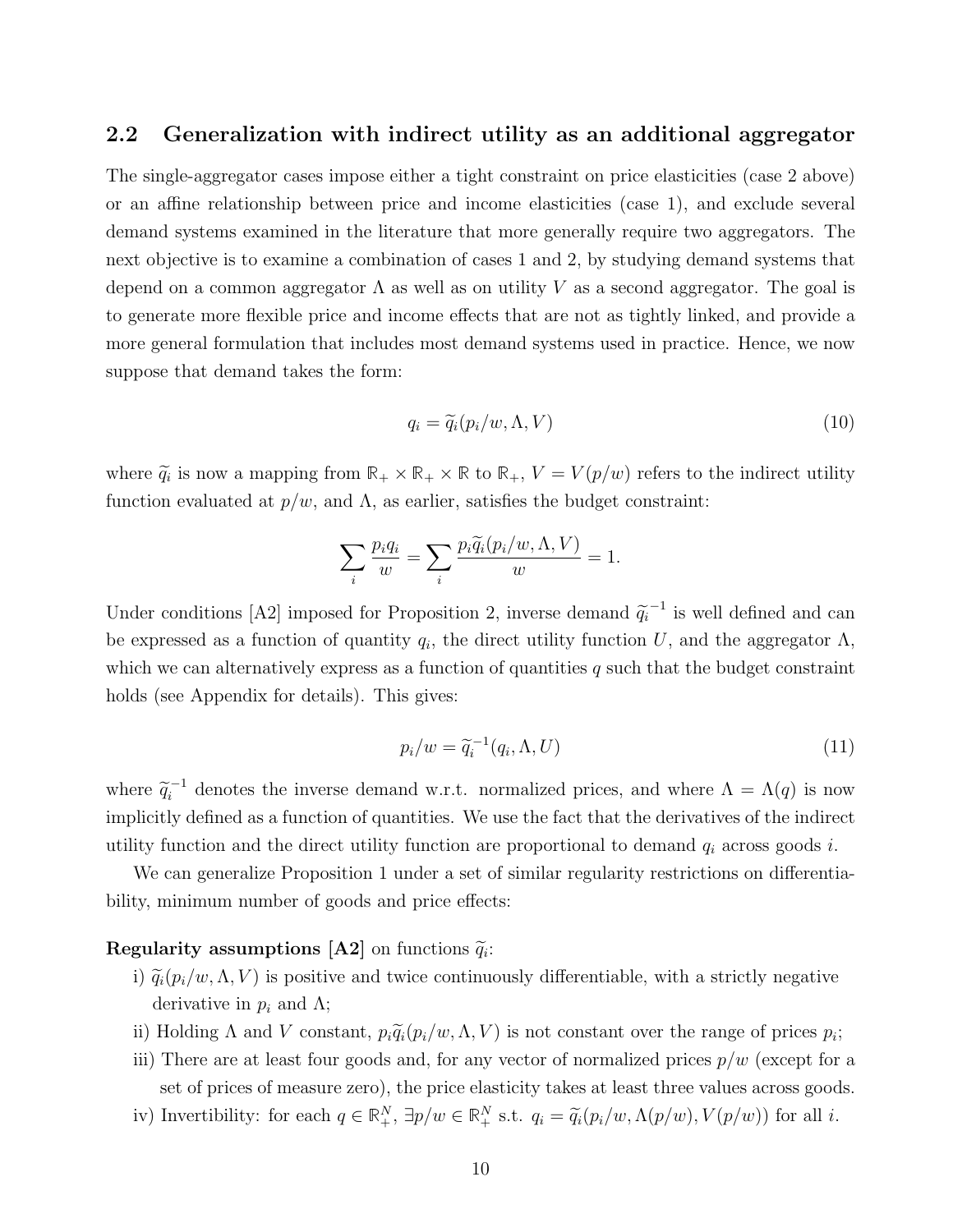## 2.2 Generalization with indirect utility as an additional aggregator

The single-aggregator cases impose either a tight constraint on price elasticities (case 2 above) or an affine relationship between price and income elasticities (case 1), and exclude several demand systems examined in the literature that more generally require two aggregators. The next objective is to examine a combination of cases 1 and 2, by studying demand systems that depend on a common aggregator $\Lambda$ as well as on utility $V$ as a second aggregator. The goal is to generate more flexible price and income effects that are not as tightly linked, and provide a more general formulation that includes most demand systems used in practice. Hence, we now suppose that demand takes the form:

$$q_i = \widetilde{q}_i(p_i/w, \Lambda, V) \tag{10}$$

where $\widetilde{q}_i$ is now a mapping from $\mathbb{R}_+ \times \mathbb{R}_+ \times \mathbb{R}$ to $\mathbb{R}_+$, $V = V(p/w)$ refers to the indirect utility function evaluated at $p/w$, and $\Lambda$, as earlier, satisfies the budget constraint:

$$\sum_i \frac{p_i q_i}{w} = \sum_i \frac{p_i \widetilde{q}_i(p_i/w, \Lambda, V)}{w} = 1.$$

Under conditions [A2] imposed for Proposition 2, inverse demand $\widetilde{q}_i^{-1}$ is well defined and can be expressed as a function of quantity $q_i$, the direct utility function $U$, and the aggregator $\Lambda$, which we can alternatively express as a function of quantities $q$ such that the budget constraint holds (see Appendix for details). This gives:

$$p_i/w = \widetilde{q}_i^{-1}(q_i, \Lambda, U) \tag{11}$$

where $\widetilde{q}_i^{-1}$ denotes the inverse demand w.r.t. normalized prices, and where $\Lambda = \Lambda(q)$ is now implicitly defined as a function of quantities. We use the fact that the derivatives of the indirect utility function and the direct utility function are proportional to demand $q_i$ across goods $i$.

We can generalize Proposition 1 under a set of similar regularity restrictions on differentiability, minimum number of goods and price effects:

**Regularity assumptions [A2]** on functions $\widetilde{q}_i$:

i) $\widetilde{q}_i(p_i/w, \Lambda, V)$ is positive and twice continuously differentiable, with a strictly negative derivative in $p_i$ and $\Lambda$;

ii) Holding $\Lambda$ and $V$ constant, $p_i\widetilde{q}_i(p_i/w, \Lambda, V)$ is not constant over the range of prices $p_i$;

iii) There are at least four goods and, for any vector of normalized prices $p/w$ (except for a set of prices of measure zero), the price elasticity takes at least three values across goods.

iv) Invertibility: for each $q \in \mathbb{R}^N_+$, $\exists p/w \in \mathbb{R}^N_+$ s.t. $q_i = \widetilde{q}_i(p_i/w, \Lambda(p/w), V(p/w))$ for all $i$.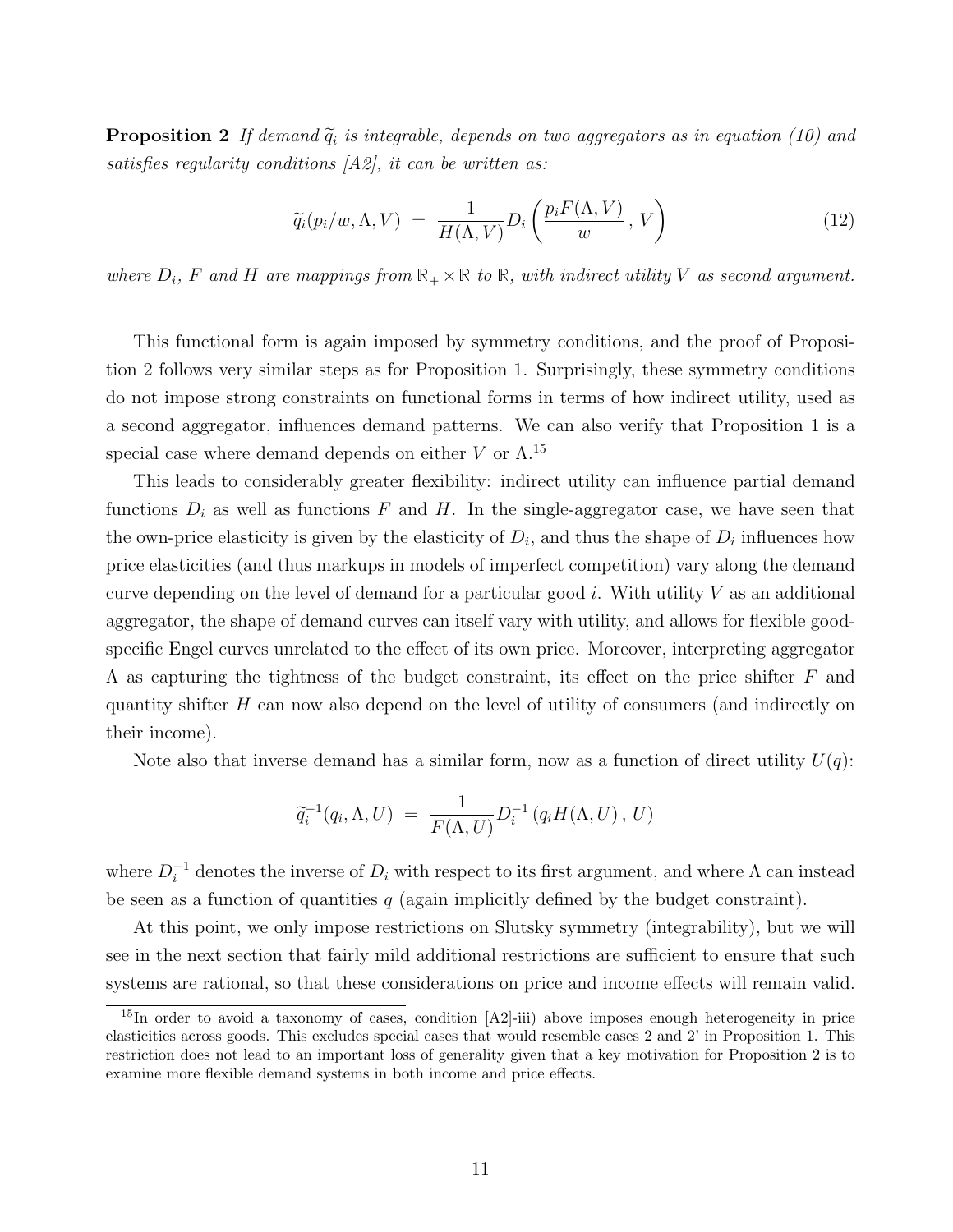**Proposition 2** *If demand $\widetilde{q}_i$ is integrable, depends on two aggregators as in equation (10) and satisfies regularity conditions [A2], it can be written as:*

$$\widetilde{q}_i(p_i/w, \Lambda, V) \;=\; \frac{1}{H(\Lambda, V)} D_i\left(\frac{p_i F(\Lambda, V)}{w}\,,\, V\right) \tag{12}$$

*where $D_i$, $F$ and $H$ are mappings from $\mathbb{R}_+ \times \mathbb{R}$ to $\mathbb{R}$, with indirect utility $V$ as second argument.*

This functional form is again imposed by symmetry conditions, and the proof of Proposition 2 follows very similar steps as for Proposition 1. Surprisingly, these symmetry conditions do not impose strong constraints on functional forms in terms of how indirect utility, used as a second aggregator, influences demand patterns. We can also verify that Proposition 1 is a special case where demand depends on either $V$ or $\Lambda$.[15]

This leads to considerably greater flexibility: indirect utility can influence partial demand functions $D_i$ as well as functions $F$ and $H$. In the single-aggregator case, we have seen that the own-price elasticity is given by the elasticity of $D_i$, and thus the shape of $D_i$ influences how price elasticities (and thus markups in models of imperfect competition) vary along the demand curve depending on the level of demand for a particular good $i$. With utility $V$ as an additional aggregator, the shape of demand curves can itself vary with utility, and allows for flexible good-specific Engel curves unrelated to the effect of its own price. Moreover, interpreting aggregator $\Lambda$ as capturing the tightness of the budget constraint, its effect on the price shifter $F$ and quantity shifter $H$ can now also depend on the level of utility of consumers (and indirectly on their income).

Note also that inverse demand has a similar form, now as a function of direct utility $U(q)$:

$$\widetilde{q}_i^{-1}(q_i, \Lambda, U) \;=\; \frac{1}{F(\Lambda, U)} D_i^{-1}\left(q_i H(\Lambda, U)\,,\, U\right)$$

where $D_i^{-1}$ denotes the inverse of $D_i$ with respect to its first argument, and where $\Lambda$ can instead be seen as a function of quantities $q$ (again implicitly defined by the budget constraint).

At this point, we only impose restrictions on Slutsky symmetry (integrability), but we will see in the next section that fairly mild additional restrictions are sufficient to ensure that such systems are rational, so that these considerations on price and income effects will remain valid.

[15] In order to avoid a taxonomy of cases, condition [A2]-iii) above imposes enough heterogeneity in price elasticities across goods. This excludes special cases that would resemble cases 2 and 2' in Proposition 1. This restriction does not lead to an important loss of generality given that a key motivation for Proposition 2 is to examine more flexible demand systems in both income and price effects.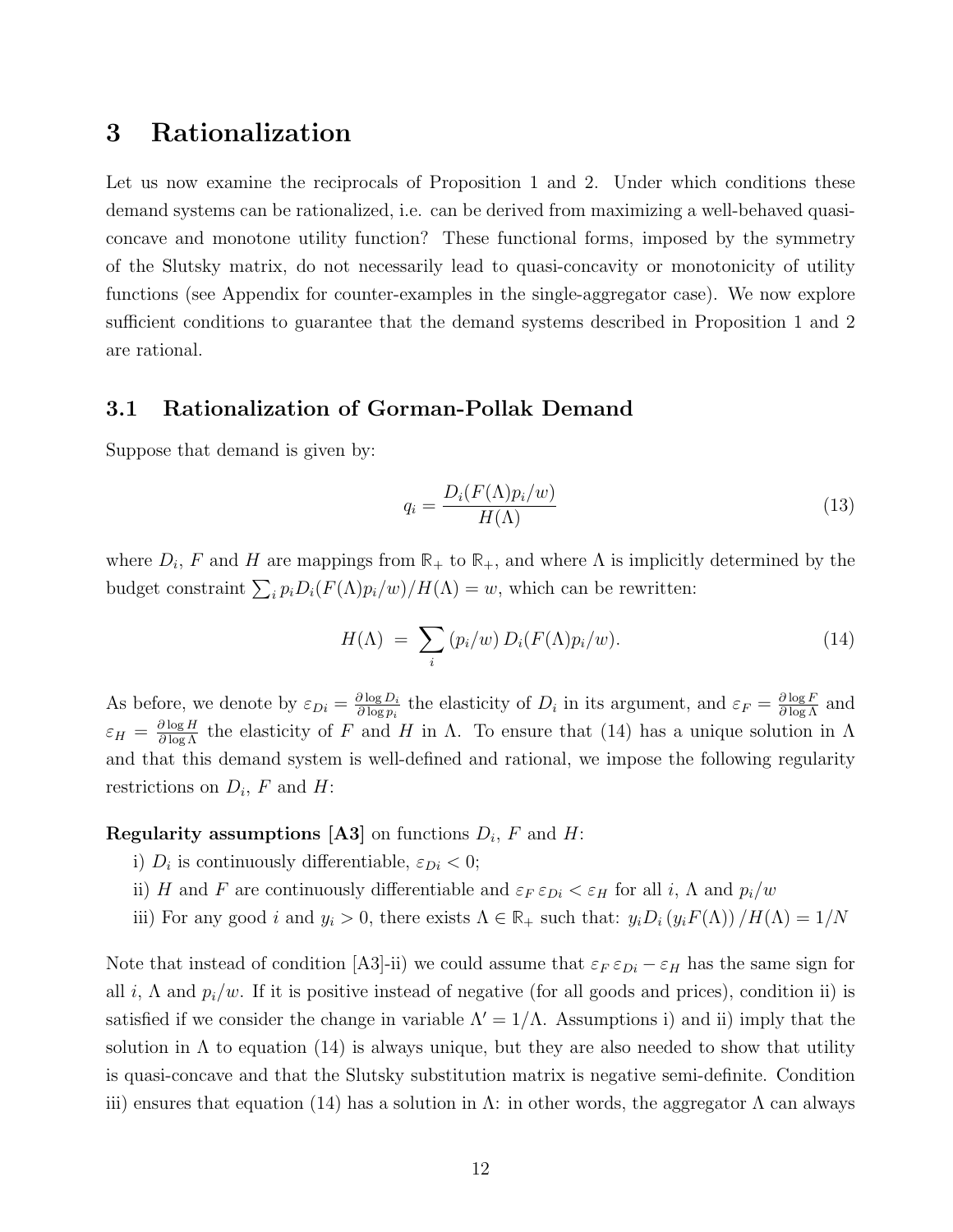# 3 Rationalization

Let us now examine the reciprocals of Proposition 1 and 2. Under which conditions these demand systems can be rationalized, i.e. can be derived from maximizing a well-behaved quasi-concave and monotone utility function? These functional forms, imposed by the symmetry of the Slutsky matrix, do not necessarily lead to quasi-concavity or monotonicity of utility functions (see Appendix for counter-examples in the single-aggregator case). We now explore sufficient conditions to guarantee that the demand systems described in Proposition 1 and 2 are rational.

## 3.1 Rationalization of Gorman-Pollak Demand

Suppose that demand is given by:

$$q_i = \frac{D_i(F(\Lambda)p_i/w)}{H(\Lambda)} \tag{13}$$

where $D_i$, $F$ and $H$ are mappings from $\mathbb{R}_+$ to $\mathbb{R}_+$, and where $\Lambda$ is implicitly determined by the budget constraint $\sum_i p_i D_i(F(\Lambda)p_i/w)/H(\Lambda) = w$, which can be rewritten:

$$H(\Lambda) \;=\; \sum_i \, (p_i/w)\, D_i(F(\Lambda)p_i/w). \tag{14}$$

As before, we denote by $\varepsilon_{Di} = \frac{\partial \log D_i}{\partial \log p_i}$ the elasticity of $D_i$ in its argument, and $\varepsilon_F = \frac{\partial \log F}{\partial \log \Lambda}$ and $\varepsilon_H = \frac{\partial \log H}{\partial \log \Lambda}$ the elasticity of $F$ and $H$ in $\Lambda$. To ensure that (14) has a unique solution in $\Lambda$ and that this demand system is well-defined and rational, we impose the following regularity restrictions on $D_i$, $F$ and $H$:

**Regularity assumptions [A3]** on functions $D_i$, $F$ and $H$:

i) $D_i$ is continuously differentiable, $\varepsilon_{Di} < 0$;

ii) $H$ and $F$ are continuously differentiable and $\varepsilon_F \, \varepsilon_{Di} < \varepsilon_H$ for all $i$, $\Lambda$ and $p_i/w$

iii) For any good $i$ and $y_i > 0$, there exists $\Lambda \in \mathbb{R}_+$ such that: $y_i D_i\left(y_i F(\Lambda)\right)/H(\Lambda) = 1/N$

Note that instead of condition [A3]-ii) we could assume that $\varepsilon_F \, \varepsilon_{Di} - \varepsilon_H$ has the same sign for all $i$, $\Lambda$ and $p_i/w$. If it is positive instead of negative (for all goods and prices), condition ii) is satisfied if we consider the change in variable $\Lambda' = 1/\Lambda$. Assumptions i) and ii) imply that the solution in $\Lambda$ to equation (14) is always unique, but they are also needed to show that utility is quasi-concave and that the Slutsky substitution matrix is negative semi-definite. Condition iii) ensures that equation (14) has a solution in $\Lambda$: in other words, the aggregator $\Lambda$ can always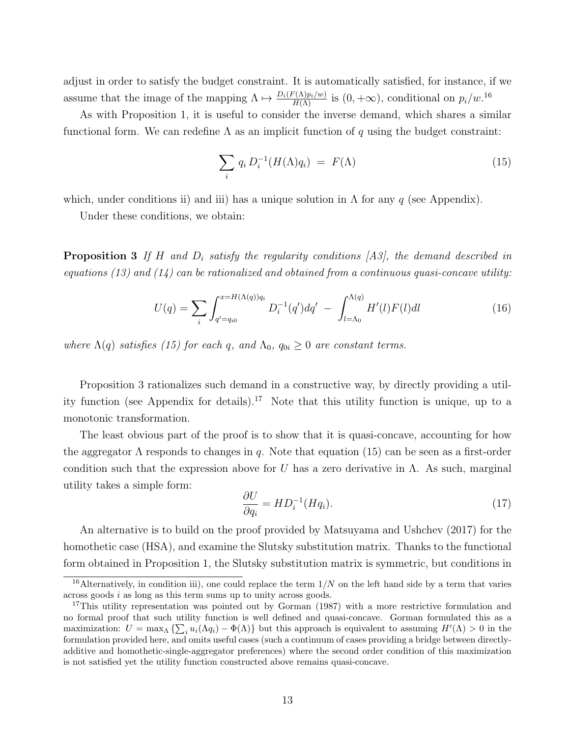adjust in order to satisfy the budget constraint. It is automatically satisfied, for instance, if we assume that the image of the mapping $\Lambda \mapsto \frac{D_i(F(\Lambda)p_i/w)}{H(\Lambda)}$ is $(0, +\infty)$, conditional on $p_i/w$.[16]

As with Proposition 1, it is useful to consider the inverse demand, which shares a similar functional form. We can redefine $\Lambda$ as an implicit function of $q$ using the budget constraint:

$$\sum_i q_i D_i^{-1}(H(\Lambda)q_i) \;=\; F(\Lambda) \tag{15}$$

which, under conditions ii) and iii) has a unique solution in $\Lambda$ for any $q$ (see Appendix).

Under these conditions, we obtain:

**Proposition 3** *If $H$ and $D_i$ satisfy the regularity conditions [A3], the demand described in equations (13) and (14) can be rationalized and obtained from a continuous quasi-concave utility:*

$$U(q) = \sum_i \int_{q'=q_{i0}}^{x=H(\Lambda(q))q_i} D_i^{-1}(q')dq' \;-\; \int_{l=\Lambda_0}^{\Lambda(q)} H'(l)F(l)dl \tag{16}$$

*where $\Lambda(q)$ satisfies (15) for each $q$, and $\Lambda_0$, $q_{0i} \geq 0$ are constant terms.*

Proposition 3 rationalizes such demand in a constructive way, by directly providing a utility function (see Appendix for details).[17] Note that this utility function is unique, up to a monotonic transformation.

The least obvious part of the proof is to show that it is quasi-concave, accounting for how the aggregator $\Lambda$ responds to changes in $q$. Note that equation (15) can be seen as a first-order condition such that the expression above for $U$ has a zero derivative in $\Lambda$. As such, marginal utility takes a simple form:

$$\frac{\partial U}{\partial q_i} = HD_i^{-1}(Hq_i). \tag{17}$$

An alternative is to build on the proof provided by Matsuyama and Ushchev (2017) for the homothetic case (HSA), and examine the Slutsky substitution matrix. Thanks to the functional form obtained in Proposition 1, the Slutsky substitution matrix is symmetric, but conditions in

[16] Alternatively, in condition iii), one could replace the term $1/N$ on the left hand side by a term that varies across goods $i$ as long as this term sums up to unity across goods.

[17] This utility representation was pointed out by Gorman (1987) with a more restrictive formulation and no formal proof that such utility function is well defined and quasi-concave. Gorman formulated this as a maximization: $U = \max_\Lambda \{\sum_i u_i(\Lambda q_i) - \Phi(\Lambda)\}$ but this approach is equivalent to assuming $H'(\Lambda) > 0$ in the formulation provided here, and omits useful cases (such a continuum of cases providing a bridge between directly-additive and homothetic-single-aggregator preferences) where the second order condition of this maximization is not satisfied yet the utility function constructed above remains quasi-concave.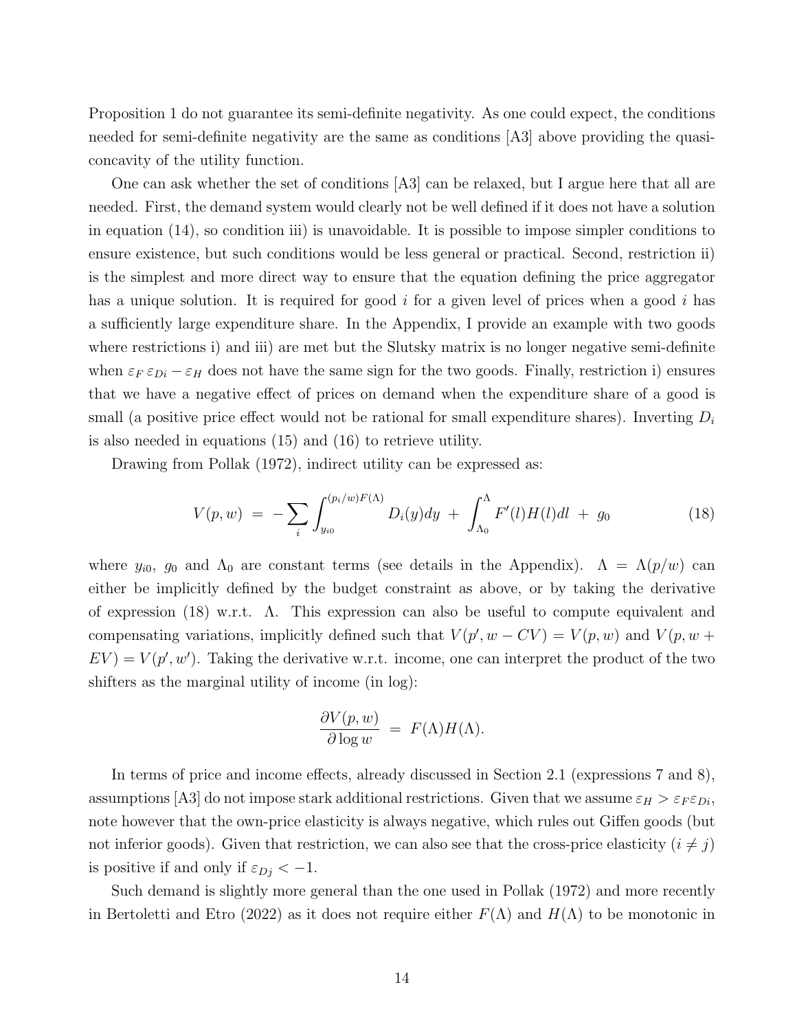Proposition 1 do not guarantee its semi-definite negativity. As one could expect, the conditions needed for semi-definite negativity are the same as conditions [A3] above providing the quasi-concavity of the utility function.

One can ask whether the set of conditions [A3] can be relaxed, but I argue here that all are needed. First, the demand system would clearly not be well defined if it does not have a solution in equation (14), so condition iii) is unavoidable. It is possible to impose simpler conditions to ensure existence, but such conditions would be less general or practical. Second, restriction ii) is the simplest and more direct way to ensure that the equation defining the price aggregator has a unique solution. It is required for good $i$ for a given level of prices when a good $i$ has a sufficiently large expenditure share. In the Appendix, I provide an example with two goods where restrictions i) and iii) are met but the Slutsky matrix is no longer negative semi-definite when $\varepsilon_F \, \varepsilon_{Di} - \varepsilon_H$ does not have the same sign for the two goods. Finally, restriction i) ensures that we have a negative effect of prices on demand when the expenditure share of a good is small (a positive price effect would not be rational for small expenditure shares). Inverting $D_i$ is also needed in equations (15) and (16) to retrieve utility.

Drawing from Pollak (1972), indirect utility can be expressed as:

$$V(p,w) \;=\; -\sum_i \int_{y_{i0}}^{(p_i/w)F(\Lambda)} D_i(y)dy \;+\; \int_{\Lambda_0}^{\Lambda} F'(l)H(l)dl \;+\; g_0 \tag{18}$$

where $y_{i0}$, $g_0$ and $\Lambda_0$ are constant terms (see details in the Appendix). $\Lambda = \Lambda(p/w)$ can either be implicitly defined by the budget constraint as above, or by taking the derivative of expression (18) w.r.t. $\Lambda$. This expression can also be useful to compute equivalent and compensating variations, implicitly defined such that $V(p', w - CV) = V(p, w)$ and $V(p, w + EV) = V(p', w')$. Taking the derivative w.r.t. income, one can interpret the product of the two shifters as the marginal utility of income (in log):

$$\frac{\partial V(p,w)}{\partial \log w} \;=\; F(\Lambda)H(\Lambda).$$

In terms of price and income effects, already discussed in Section 2.1 (expressions 7 and 8), assumptions [A3] do not impose stark additional restrictions. Given that we assume $\varepsilon_H > \varepsilon_F \varepsilon_{Di}$, note however that the own-price elasticity is always negative, which rules out Giffen goods (but not inferior goods). Given that restriction, we can also see that the cross-price elasticity ($i \neq j$) is positive if and only if $\varepsilon_{Dj} < -1$.

Such demand is slightly more general than the one used in Pollak (1972) and more recently in Bertoletti and Etro (2022) as it does not require either $F(\Lambda)$ and $H(\Lambda)$ to be monotonic in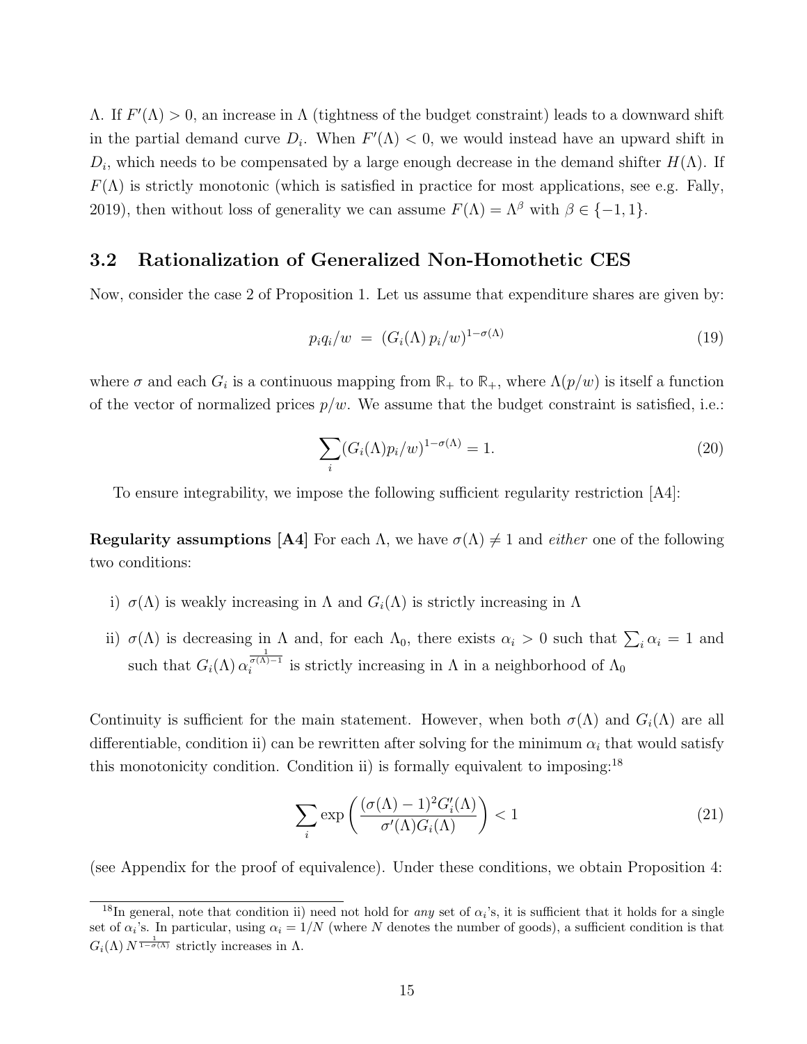$\Lambda$. If $F'(\Lambda) > 0$, an increase in $\Lambda$ (tightness of the budget constraint) leads to a downward shift in the partial demand curve $D_i$. When $F'(\Lambda) < 0$, we would instead have an upward shift in $D_i$, which needs to be compensated by a large enough decrease in the demand shifter $H(\Lambda)$. If $F(\Lambda)$ is strictly monotonic (which is satisfied in practice for most applications, see e.g. Fally, 2019), then without loss of generality we can assume $F(\Lambda) = \Lambda^\beta$ with $\beta \in \{-1, 1\}$.

## 3.2 Rationalization of Generalized Non-Homothetic CES

Now, consider the case 2 of Proposition 1. Let us assume that expenditure shares are given by:

$$p_i q_i / w \; = \; (G_i(\Lambda)\, p_i / w)^{1-\sigma(\Lambda)} \tag{19}$$

where $\sigma$ and each $G_i$ is a continuous mapping from $\mathbb{R}_+$ to $\mathbb{R}_+$, where $\Lambda(p/w)$ is itself a function of the vector of normalized prices $p/w$. We assume that the budget constraint is satisfied, i.e.:

$$\sum_i (G_i(\Lambda) p_i / w)^{1-\sigma(\Lambda)} = 1. \tag{20}$$

To ensure integrability, we impose the following sufficient regularity restriction [A4]:

**Regularity assumptions [A4]** For each $\Lambda$, we have $\sigma(\Lambda) \neq 1$ and *either* one of the following two conditions:

i) $\sigma(\Lambda)$ is weakly increasing in $\Lambda$ and $G_i(\Lambda)$ is strictly increasing in $\Lambda$

ii) $\sigma(\Lambda)$ is decreasing in $\Lambda$ and, for each $\Lambda_0$, there exists $\alpha_i > 0$ such that $\sum_i \alpha_i = 1$ and such that $G_i(\Lambda)\, \alpha_i^{\frac{1}{\sigma(\Lambda)-1}}$ is strictly increasing in $\Lambda$ in a neighborhood of $\Lambda_0$

Continuity is sufficient for the main statement. However, when both $\sigma(\Lambda)$ and $G_i(\Lambda)$ are all differentiable, condition ii) can be rewritten after solving for the minimum $\alpha_i$ that would satisfy this monotonicity condition. Condition ii) is formally equivalent to imposing:[18]

$$\sum_i \exp\left( \frac{(\sigma(\Lambda) - 1)^2 G_i'(\Lambda)}{\sigma'(\Lambda) G_i(\Lambda)} \right) < 1 \tag{21}$$

(see Appendix for the proof of equivalence). Under these conditions, we obtain Proposition 4:

[18] In general, note that condition ii) need not hold for *any* set of $\alpha_i$'s, it is sufficient that it holds for a single set of $\alpha_i$'s. In particular, using $\alpha_i = 1/N$ (where $N$ denotes the number of goods), a sufficient condition is that $G_i(\Lambda)\, N^{\frac{1}{1-\sigma(\Lambda)}}$ strictly increases in $\Lambda$.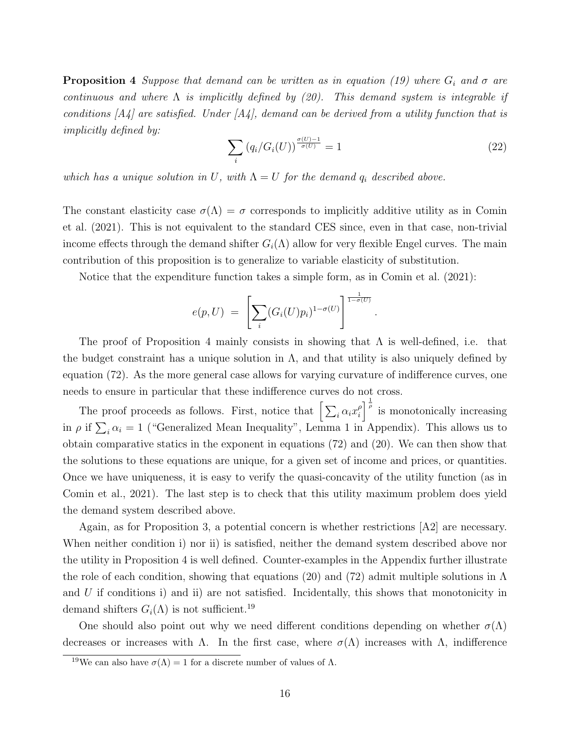**Proposition 4** *Suppose that demand can be written as in equation (19) where $G_i$ and $\sigma$ are continuous and where $\Lambda$ is implicitly defined by (20). This demand system is integrable if conditions [A4] are satisfied. Under [A4], demand can be derived from a utility function that is implicitly defined by:*

$$\sum_i (q_i/G_i(U))^{\frac{\sigma(U)-1}{\sigma(U)}} = 1 \tag{22}$$

*which has a unique solution in $U$, with $\Lambda = U$ for the demand $q_i$ described above.*

The constant elasticity case $\sigma(\Lambda) = \sigma$ corresponds to implicitly additive utility as in Comin et al. (2021). This is not equivalent to the standard CES since, even in that case, non-trivial income effects through the demand shifter $G_i(\Lambda)$ allow for very flexible Engel curves. The main contribution of this proposition is to generalize to variable elasticity of substitution.

Notice that the expenditure function takes a simple form, as in Comin et al. (2021):

$$e(p, U) = \left[ \sum_i (G_i(U) p_i)^{1-\sigma(U)} \right]^{\frac{1}{1-\sigma(U)}}.$$

The proof of Proposition 4 mainly consists in showing that $\Lambda$ is well-defined, i.e. that the budget constraint has a unique solution in $\Lambda$, and that utility is also uniquely defined by equation (72). As the more general case allows for varying curvature of indifference curves, one needs to ensure in particular that these indifference curves do not cross.

The proof proceeds as follows. First, notice that $\left[\sum_i \alpha_i x_i^\rho\right]^{\frac{1}{\rho}}$ is monotonically increasing in $\rho$ if $\sum_i \alpha_i = 1$ ("Generalized Mean Inequality", Lemma 1 in Appendix). This allows us to obtain comparative statics in the exponent in equations (72) and (20). We can then show that the solutions to these equations are unique, for a given set of income and prices, or quantities. Once we have uniqueness, it is easy to verify the quasi-concavity of the utility function (as in Comin et al., 2021). The last step is to check that this utility maximum problem does yield the demand system described above.

Again, as for Proposition 3, a potential concern is whether restrictions [A2] are necessary. When neither condition i) nor ii) is satisfied, neither the demand system described above nor the utility in Proposition 4 is well defined. Counter-examples in the Appendix further illustrate the role of each condition, showing that equations (20) and (72) admit multiple solutions in $\Lambda$ and $U$ if conditions i) and ii) are not satisfied. Incidentally, this shows that monotonicity in demand shifters $G_i(\Lambda)$ is not sufficient.[19]

One should also point out why we need different conditions depending on whether $\sigma(\Lambda)$ decreases or increases with $\Lambda$. In the first case, where $\sigma(\Lambda)$ increases with $\Lambda$, indifference

[19] We can also have $\sigma(\Lambda) = 1$ for a discrete number of values of $\Lambda$.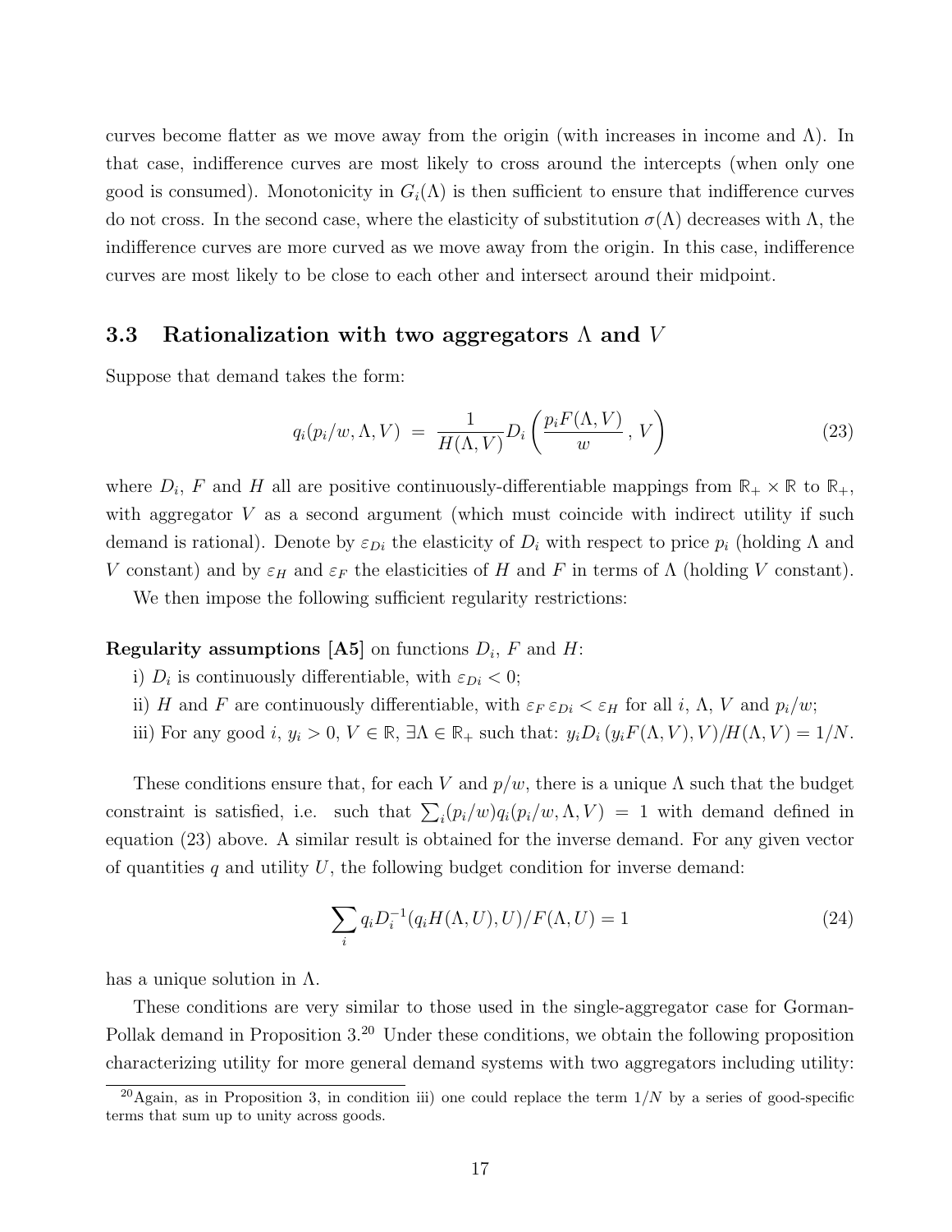curves become flatter as we move away from the origin (with increases in income and $\Lambda$). In that case, indifference curves are most likely to cross around the intercepts (when only one good is consumed). Monotonicity in $G_i(\Lambda)$ is then sufficient to ensure that indifference curves do not cross. In the second case, where the elasticity of substitution $\sigma(\Lambda)$ decreases with $\Lambda$, the indifference curves are more curved as we move away from the origin. In this case, indifference curves are most likely to be close to each other and intersect around their midpoint.

### 3.3 Rationalization with two aggregators $\Lambda$ and $V$

Suppose that demand takes the form:

$$q_i(p_i/w, \Lambda, V) \;=\; \frac{1}{H(\Lambda, V)} D_i\left(\frac{p_i F(\Lambda, V)}{w}\,,\, V\right) \tag{23}$$

where $D_i$, $F$ and $H$ all are positive continuously-differentiable mappings from $\mathbb{R}_+ \times \mathbb{R}$ to $\mathbb{R}_+$, with aggregator $V$ as a second argument (which must coincide with indirect utility if such demand is rational). Denote by $\varepsilon_{Di}$ the elasticity of $D_i$ with respect to price $p_i$ (holding $\Lambda$ and $V$ constant) and by $\varepsilon_H$ and $\varepsilon_F$ the elasticities of $H$ and $F$ in terms of $\Lambda$ (holding $V$ constant).

We then impose the following sufficient regularity restrictions:

**Regularity assumptions [A5]** on functions $D_i$, $F$ and $H$:

i) $D_i$ is continuously differentiable, with $\varepsilon_{Di} < 0$;

ii) $H$ and $F$ are continuously differentiable, with $\varepsilon_F\, \varepsilon_{Di} < \varepsilon_H$ for all $i$, $\Lambda$, $V$ and $p_i/w$;

iii) For any good $i$, $y_i > 0$, $V \in \mathbb{R}$, $\exists \Lambda \in \mathbb{R}_+$ such that: $y_i D_i\left(y_i F(\Lambda, V), V\right)/H(\Lambda, V) = 1/N$.

These conditions ensure that, for each $V$ and $p/w$, there is a unique $\Lambda$ such that the budget constraint is satisfied, i.e. such that $\sum_i (p_i/w) q_i(p_i/w, \Lambda, V) = 1$ with demand defined in equation (23) above. A similar result is obtained for the inverse demand. For any given vector of quantities $q$ and utility $U$, the following budget condition for inverse demand:

$$\sum_i q_i D_i^{-1}(q_i H(\Lambda, U), U)/F(\Lambda, U) = 1 \tag{24}$$

has a unique solution in $\Lambda$.

These conditions are very similar to those used in the single-aggregator case for Gorman-Pollak demand in Proposition 3.[20] Under these conditions, we obtain the following proposition characterizing utility for more general demand systems with two aggregators including utility:

[20] Again, as in Proposition 3, in condition iii) one could replace the term $1/N$ by a series of good-specific terms that sum up to unity across goods.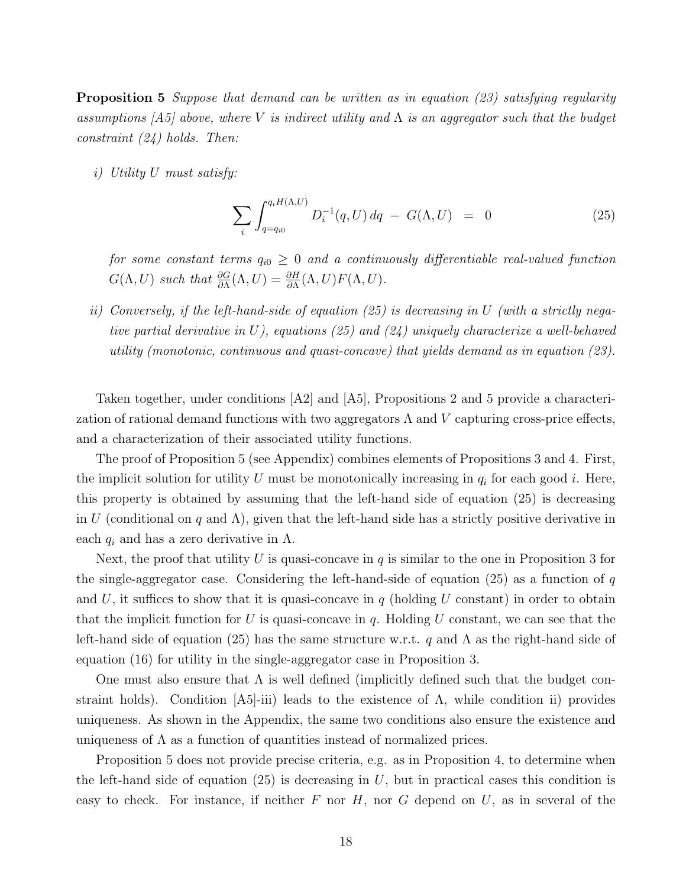**Proposition 5** *Suppose that demand can be written as in equation (23) satisfying regularity assumptions [A5] above, where $V$ is indirect utility and $\Lambda$ is an aggregator such that the budget constraint (24) holds. Then:*

*i) Utility $U$ must satisfy:*

$$\sum_i \int_{q=q_{i0}}^{q_i H(\Lambda,U)} D_i^{-1}(q,U)\,dq \;-\; G(\Lambda,U) \;\;=\;\; 0 \tag{25}$$

*for some constant terms $q_{i0} \geq 0$ and a continuously differentiable real-valued function $G(\Lambda,U)$ such that $\frac{\partial G}{\partial \Lambda}(\Lambda,U) = \frac{\partial H}{\partial \Lambda}(\Lambda,U)F(\Lambda,U)$.*

*ii) Conversely, if the left-hand-side of equation (25) is decreasing in $U$ (with a strictly negative partial derivative in $U$), equations (25) and (24) uniquely characterize a well-behaved utility (monotonic, continuous and quasi-concave) that yields demand as in equation (23).*

Taken together, under conditions [A2] and [A5], Propositions 2 and 5 provide a characterization of rational demand functions with two aggregators $\Lambda$ and $V$ capturing cross-price effects, and a characterization of their associated utility functions.

The proof of Proposition 5 (see Appendix) combines elements of Propositions 3 and 4. First, the implicit solution for utility $U$ must be monotonically increasing in $q_i$ for each good $i$. Here, this property is obtained by assuming that the left-hand side of equation (25) is decreasing in $U$ (conditional on $q$ and $\Lambda$), given that the left-hand side has a strictly positive derivative in each $q_i$ and has a zero derivative in $\Lambda$.

Next, the proof that utility $U$ is quasi-concave in $q$ is similar to the one in Proposition 3 for the single-aggregator case. Considering the left-hand-side of equation (25) as a function of $q$ and $U$, it suffices to show that it is quasi-concave in $q$ (holding $U$ constant) in order to obtain that the implicit function for $U$ is quasi-concave in $q$. Holding $U$ constant, we can see that the left-hand side of equation (25) has the same structure w.r.t. $q$ and $\Lambda$ as the right-hand side of equation (16) for utility in the single-aggregator case in Proposition 3.

One must also ensure that $\Lambda$ is well defined (implicitly defined such that the budget constraint holds). Condition [A5]-iii) leads to the existence of $\Lambda$, while condition ii) provides uniqueness. As shown in the Appendix, the same two conditions also ensure the existence and uniqueness of $\Lambda$ as a function of quantities instead of normalized prices.

Proposition 5 does not provide precise criteria, e.g. as in Proposition 4, to determine when the left-hand side of equation (25) is decreasing in $U$, but in practical cases this condition is easy to check. For instance, if neither $F$ nor $H$, nor $G$ depend on $U$, as in several of the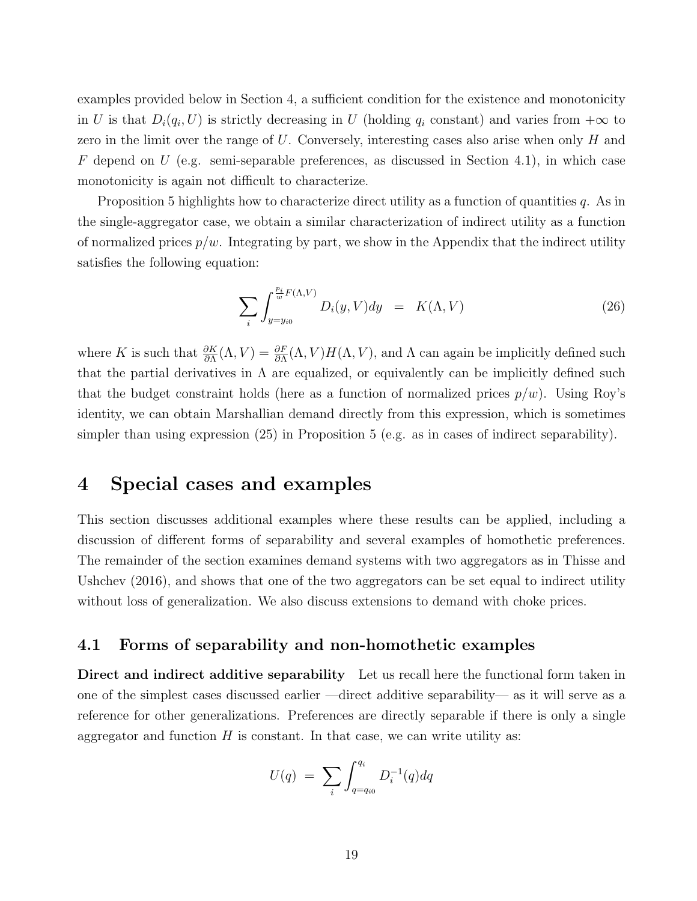examples provided below in Section 4, a sufficient condition for the existence and monotonicity in $U$ is that $D_i(q_i, U)$ is strictly decreasing in $U$ (holding $q_i$ constant) and varies from $+\infty$ to zero in the limit over the range of $U$. Conversely, interesting cases also arise when only $H$ and $F$ depend on $U$ (e.g. semi-separable preferences, as discussed in Section 4.1), in which case monotonicity is again not difficult to characterize.

Proposition 5 highlights how to characterize direct utility as a function of quantities $q$. As in the single-aggregator case, we obtain a similar characterization of indirect utility as a function of normalized prices $p/w$. Integrating by part, we show in the Appendix that the indirect utility satisfies the following equation:

$$\sum_i \int_{y=y_{i0}}^{\frac{p_i}{w}F(\Lambda,V)} D_i(y, V)dy \quad = \quad K(\Lambda, V) \tag{26}$$

where $K$ is such that $\frac{\partial K}{\partial \Lambda}(\Lambda, V) = \frac{\partial F}{\partial \Lambda}(\Lambda, V)H(\Lambda, V)$, and $\Lambda$ can again be implicitly defined such that the partial derivatives in $\Lambda$ are equalized, or equivalently can be implicitly defined such that the budget constraint holds (here as a function of normalized prices $p/w$). Using Roy's identity, we can obtain Marshallian demand directly from this expression, which is sometimes simpler than using expression (25) in Proposition 5 (e.g. as in cases of indirect separability).

# 4 Special cases and examples

This section discusses additional examples where these results can be applied, including a discussion of different forms of separability and several examples of homothetic preferences. The remainder of the section examines demand systems with two aggregators as in Thisse and Ushchev (2016), and shows that one of the two aggregators can be set equal to indirect utility without loss of generalization. We also discuss extensions to demand with choke prices.

## 4.1 Forms of separability and non-homothetic examples

**Direct and indirect additive separability** Let us recall here the functional form taken in one of the simplest cases discussed earlier —direct additive separability— as it will serve as a reference for other generalizations. Preferences are directly separable if there is only a single aggregator and function $H$ is constant. In that case, we can write utility as:

$$U(q) \;=\; \sum_i \int_{q=q_{i0}}^{q_i} D_i^{-1}(q)dq$$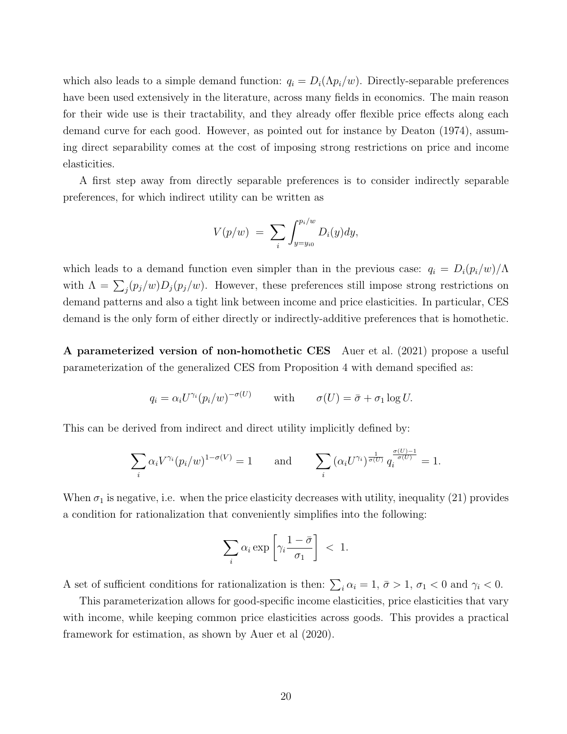which also leads to a simple demand function: $q_i = D_i(\Lambda p_i/w)$. Directly-separable preferences have been used extensively in the literature, across many fields in economics. The main reason for their wide use is their tractability, and they already offer flexible price effects along each demand curve for each good. However, as pointed out for instance by Deaton (1974), assuming direct separability comes at the cost of imposing strong restrictions on price and income elasticities.

A first step away from directly separable preferences is to consider indirectly separable preferences, for which indirect utility can be written as

$$V(p/w) \;=\; \sum_i \int_{y=y_{i0}}^{p_i/w} D_i(y)dy,$$

which leads to a demand function even simpler than in the previous case: $q_i = D_i(p_i/w)/\Lambda$ with $\Lambda = \sum_j (p_j/w) D_j(p_j/w)$. However, these preferences still impose strong restrictions on demand patterns and also a tight link between income and price elasticities. In particular, CES demand is the only form of either directly or indirectly-additive preferences that is homothetic.

**A parameterized version of non-homothetic CES** Auer et al. (2021) propose a useful parameterization of the generalized CES from Proposition 4 with demand specified as:

$$q_i = \alpha_i U^{\gamma_i}(p_i/w)^{-\sigma(U)} \qquad \text{with} \qquad \sigma(U) = \bar{\sigma} + \sigma_1 \log U.$$

This can be derived from indirect and direct utility implicitly defined by:

$$\sum_i \alpha_i V^{\gamma_i}(p_i/w)^{1-\sigma(V)} = 1 \qquad \text{and} \qquad \sum_i \left(\alpha_i U^{\gamma_i}\right)^{\frac{1}{\sigma(U)}} q_i^{\frac{\sigma(U)-1}{\sigma(U)}} = 1.$$

When $\sigma_1$ is negative, i.e. when the price elasticity decreases with utility, inequality (21) provides a condition for rationalization that conveniently simplifies into the following:

$$\sum_i \alpha_i \exp\left[\gamma_i \frac{1-\bar{\sigma}}{\sigma_1}\right] \;<\; 1.$$

A set of sufficient conditions for rationalization is then: $\sum_i \alpha_i = 1$, $\bar{\sigma} > 1$, $\sigma_1 < 0$ and $\gamma_i < 0$.

This parameterization allows for good-specific income elasticities, price elasticities that vary with income, while keeping common price elasticities across goods. This provides a practical framework for estimation, as shown by Auer et al (2020).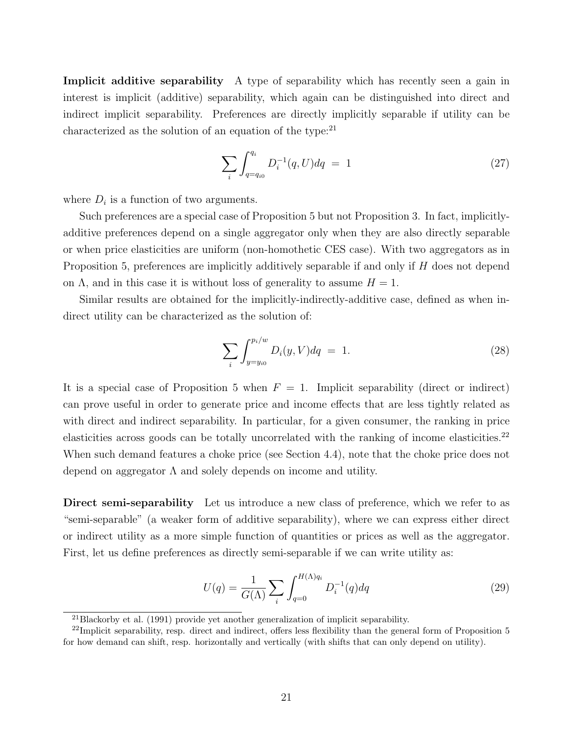**Implicit additive separability** A type of separability which has recently seen a gain in interest is implicit (additive) separability, which again can be distinguished into direct and indirect implicit separability. Preferences are directly implicitly separable if utility can be characterized as the solution of an equation of the type:[21]

$$\sum_i \int_{q=q_{i0}}^{q_i} D_i^{-1}(q, U)dq \ = \ 1 \tag{27}$$

where $D_i$ is a function of two arguments.

Such preferences are a special case of Proposition 5 but not Proposition 3. In fact, implicitly-additive preferences depend on a single aggregator only when they are also directly separable or when price elasticities are uniform (non-homothetic CES case). With two aggregators as in Proposition 5, preferences are implicitly additively separable if and only if $H$ does not depend on $\Lambda$, and in this case it is without loss of generality to assume $H = 1$.

Similar results are obtained for the implicitly-indirectly-additive case, defined as when indirect utility can be characterized as the solution of:

$$\sum_i \int_{y=y_{i0}}^{p_i/w} D_i(y, V)dq \ = \ 1. \tag{28}$$

It is a special case of Proposition 5 when $F = 1$. Implicit separability (direct or indirect) can prove useful in order to generate price and income effects that are less tightly related as with direct and indirect separability. In particular, for a given consumer, the ranking in price elasticities across goods can be totally uncorrelated with the ranking of income elasticities.[22] When such demand features a choke price (see Section 4.4), note that the choke price does not depend on aggregator $\Lambda$ and solely depends on income and utility.

**Direct semi-separability** Let us introduce a new class of preference, which we refer to as "semi-separable" (a weaker form of additive separability), where we can express either direct or indirect utility as a more simple function of quantities or prices as well as the aggregator. First, let us define preferences as directly semi-separable if we can write utility as:

$$U(q) = \frac{1}{G(\Lambda)} \sum_i \int_{q=0}^{H(\Lambda)q_i} D_i^{-1}(q)dq \tag{29}$$

[21] Blackorby et al. (1991) provide yet another generalization of implicit separability.

[22] Implicit separability, resp. direct and indirect, offers less flexibility than the general form of Proposition 5 for how demand can shift, resp. horizontally and vertically (with shifts that can only depend on utility).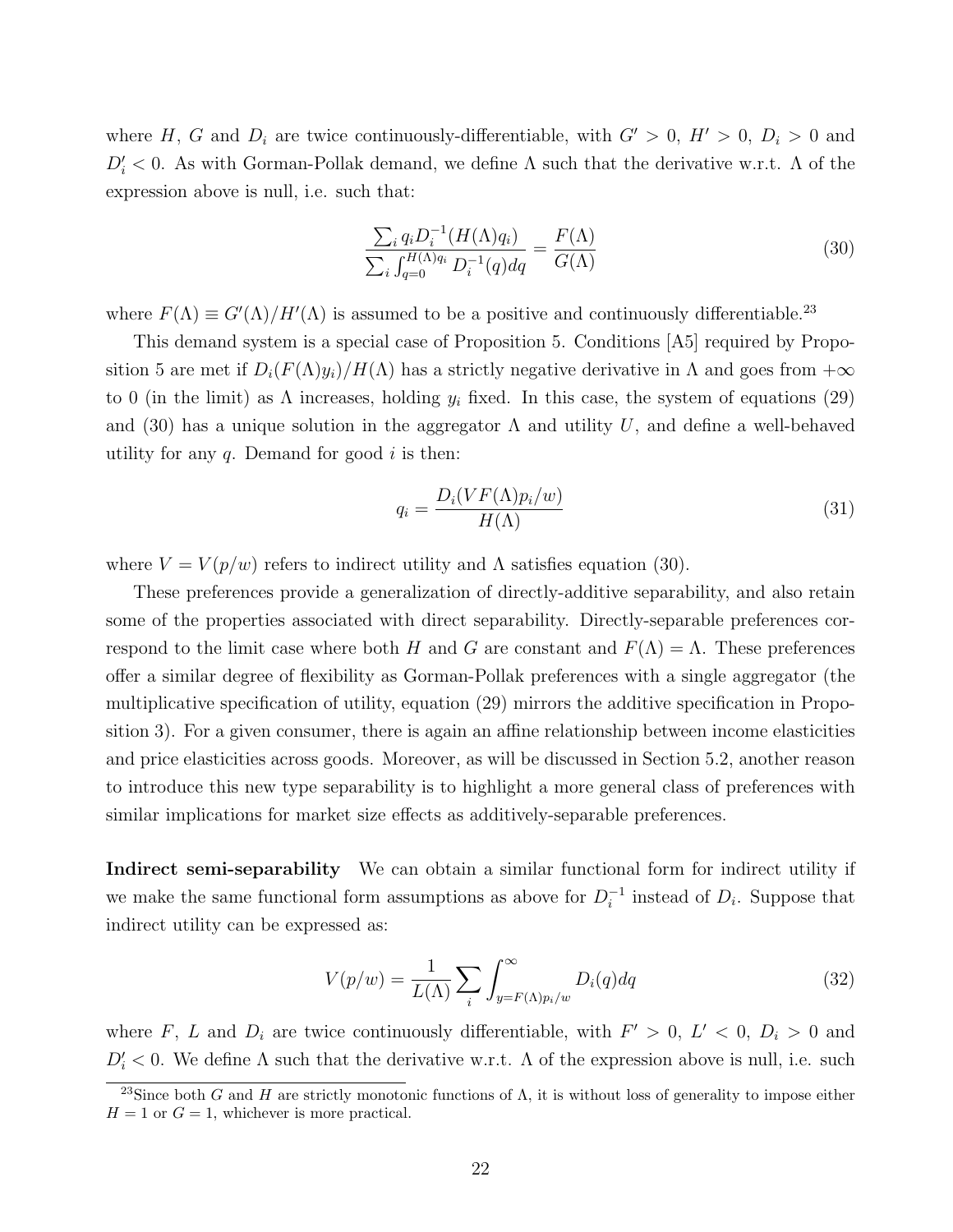where $H$, $G$ and $D_i$ are twice continuously-differentiable, with $G' > 0$, $H' > 0$, $D_i > 0$ and $D_i' < 0$. As with Gorman-Pollak demand, we define $\Lambda$ such that the derivative w.r.t. $\Lambda$ of the expression above is null, i.e. such that:

$$\frac{\sum_i q_i D_i^{-1}(H(\Lambda)q_i)}{\sum_i \int_{q=0}^{H(\Lambda)q_i} D_i^{-1}(q)dq} = \frac{F(\Lambda)}{G(\Lambda)} \tag{30}$$

where $F(\Lambda) \equiv G'(\Lambda)/H'(\Lambda)$ is assumed to be a positive and continuously differentiable.[23]

This demand system is a special case of Proposition 5. Conditions [A5] required by Proposition 5 are met if $D_i(F(\Lambda)y_i)/H(\Lambda)$ has a strictly negative derivative in $\Lambda$ and goes from $+\infty$ to 0 (in the limit) as $\Lambda$ increases, holding $y_i$ fixed. In this case, the system of equations (29) and (30) has a unique solution in the aggregator $\Lambda$ and utility $U$, and define a well-behaved utility for any $q$. Demand for good $i$ is then:

$$q_i = \frac{D_i(VF(\Lambda)p_i/w)}{H(\Lambda)} \tag{31}$$

where $V = V(p/w)$ refers to indirect utility and $\Lambda$ satisfies equation (30).

These preferences provide a generalization of directly-additive separability, and also retain some of the properties associated with direct separability. Directly-separable preferences correspond to the limit case where both $H$ and $G$ are constant and $F(\Lambda) = \Lambda$. These preferences offer a similar degree of flexibility as Gorman-Pollak preferences with a single aggregator (the multiplicative specification of utility, equation (29) mirrors the additive specification in Proposition 3). For a given consumer, there is again an affine relationship between income elasticities and price elasticities across goods. Moreover, as will be discussed in Section 5.2, another reason to introduce this new type separability is to highlight a more general class of preferences with similar implications for market size effects as additively-separable preferences.

**Indirect semi-separability** We can obtain a similar functional form for indirect utility if we make the same functional form assumptions as above for $D_i^{-1}$ instead of $D_i$. Suppose that indirect utility can be expressed as:

$$V(p/w) = \frac{1}{L(\Lambda)} \sum_i \int_{y=F(\Lambda)p_i/w}^{\infty} D_i(q)dq \tag{32}$$

where $F$, $L$ and $D_i$ are twice continuously differentiable, with $F' > 0$, $L' < 0$, $D_i > 0$ and $D_i' < 0$. We define $\Lambda$ such that the derivative w.r.t. $\Lambda$ of the expression above is null, i.e. such

[23] Since both $G$ and $H$ are strictly monotonic functions of $\Lambda$, it is without loss of generality to impose either $H = 1$ or $G = 1$, whichever is more practical.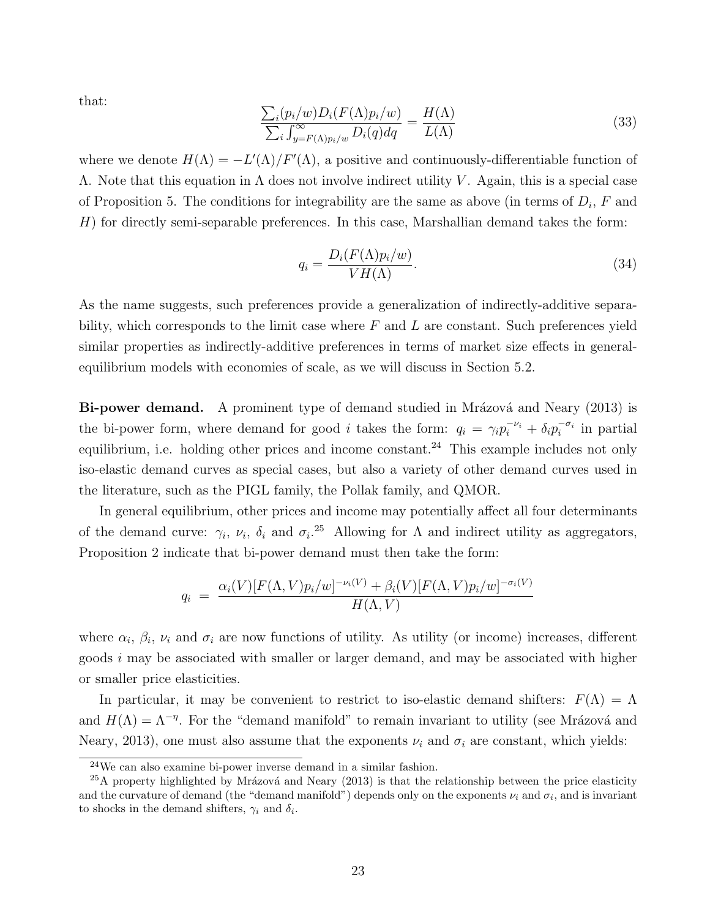that:

$$\frac{\sum_i (p_i/w) D_i(F(\Lambda)p_i/w)}{\sum_i \int_{y=F(\Lambda)p_i/w}^{\infty} D_i(q)dq} = \frac{H(\Lambda)}{L(\Lambda)} \tag{33}$$

where we denote $H(\Lambda) = -L'(\Lambda)/F'(\Lambda)$, a positive and continuously-differentiable function of $\Lambda$. Note that this equation in $\Lambda$ does not involve indirect utility $V$. Again, this is a special case of Proposition 5. The conditions for integrability are the same as above (in terms of $D_i$, $F$ and $H$) for directly semi-separable preferences. In this case, Marshallian demand takes the form:

$$q_i = \frac{D_i(F(\Lambda)p_i/w)}{VH(\Lambda)}. \tag{34}$$

As the name suggests, such preferences provide a generalization of indirectly-additive separability, which corresponds to the limit case where $F$ and $L$ are constant. Such preferences yield similar properties as indirectly-additive preferences in terms of market size effects in general-equilibrium models with economies of scale, as we will discuss in Section 5.2.

**Bi-power demand.** A prominent type of demand studied in Mrázová and Neary (2013) is the bi-power form, where demand for good $i$ takes the form: $q_i = \gamma_i p_i^{-\nu_i} + \delta_i p_i^{-\sigma_i}$ in partial equilibrium, i.e. holding other prices and income constant.[24] This example includes not only iso-elastic demand curves as special cases, but also a variety of other demand curves used in the literature, such as the PIGL family, the Pollak family, and QMOR.

In general equilibrium, other prices and income may potentially affect all four determinants of the demand curve: $\gamma_i$, $\nu_i$, $\delta_i$ and $\sigma_i$.[25] Allowing for $\Lambda$ and indirect utility as aggregators, Proposition 2 indicate that bi-power demand must then take the form:

$$q_i \ = \ \frac{\alpha_i(V)[F(\Lambda,V)p_i/w]^{-\nu_i(V)} + \beta_i(V)[F(\Lambda,V)p_i/w]^{-\sigma_i(V)}}{H(\Lambda,V)}$$

where $\alpha_i$, $\beta_i$, $\nu_i$ and $\sigma_i$ are now functions of utility. As utility (or income) increases, different goods $i$ may be associated with smaller or larger demand, and may be associated with higher or smaller price elasticities.

In particular, it may be convenient to restrict to iso-elastic demand shifters: $F(\Lambda) = \Lambda$ and $H(\Lambda) = \Lambda^{-\eta}$. For the "demand manifold" to remain invariant to utility (see Mrázová and Neary, 2013), one must also assume that the exponents $\nu_i$ and $\sigma_i$ are constant, which yields:

[24] We can also examine bi-power inverse demand in a similar fashion.

[25] A property highlighted by Mrázová and Neary (2013) is that the relationship between the price elasticity and the curvature of demand (the "demand manifold") depends only on the exponents $\nu_i$ and $\sigma_i$, and is invariant to shocks in the demand shifters, $\gamma_i$ and $\delta_i$.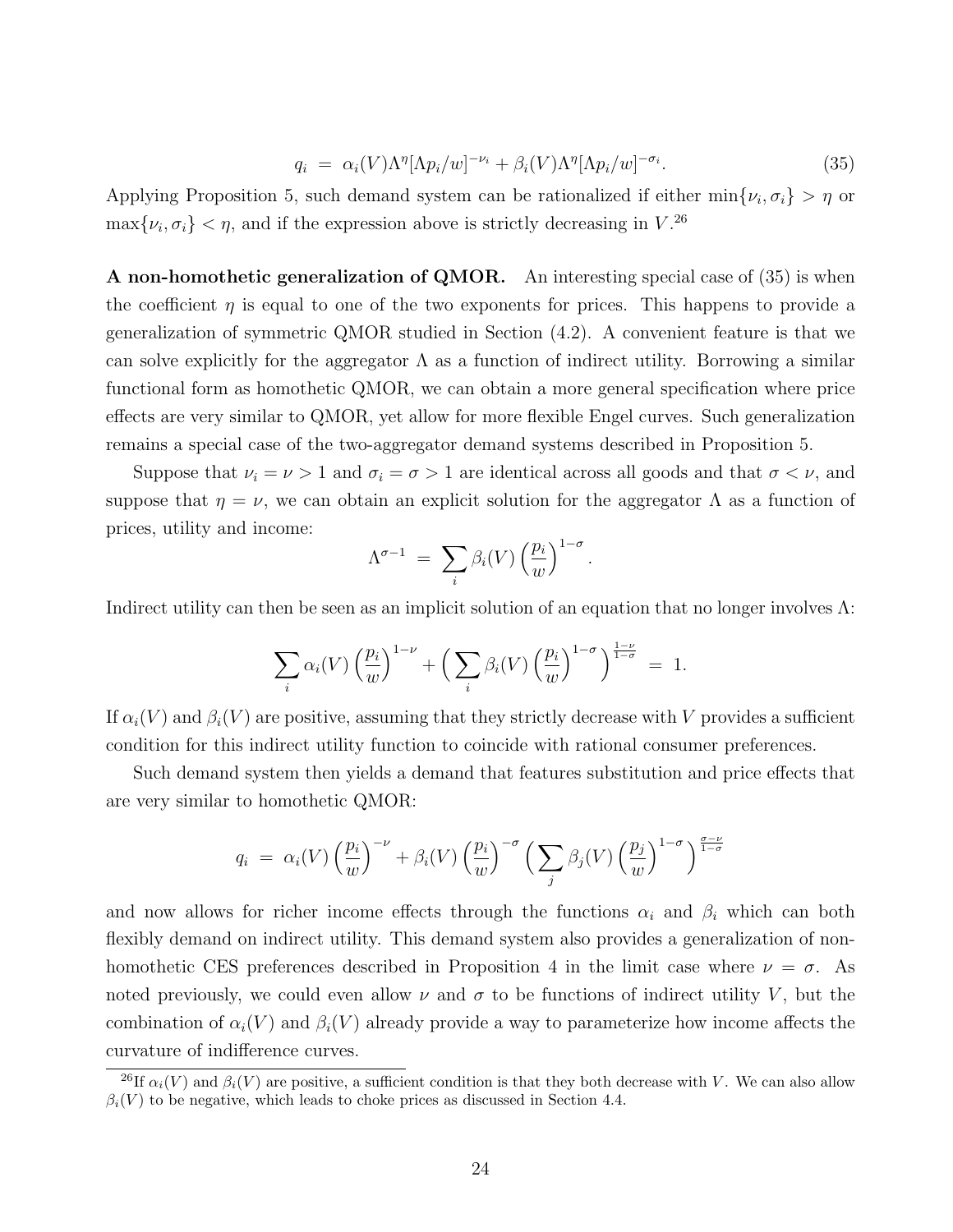$$q_i \ = \ \alpha_i(V)\Lambda^{\eta}[\Lambda p_i/w]^{-\nu_i} + \beta_i(V)\Lambda^{\eta}[\Lambda p_i/w]^{-\sigma_i}. \tag{35}$$

Applying Proposition 5, such demand system can be rationalized if either $\min\{\nu_i, \sigma_i\} > \eta$ or $\max\{\nu_i, \sigma_i\} < \eta$, and if the expression above is strictly decreasing in $V$.[26]

**A non-homothetic generalization of QMOR.** An interesting special case of (35) is when the coefficient $\eta$ is equal to one of the two exponents for prices. This happens to provide a generalization of symmetric QMOR studied in Section (4.2). A convenient feature is that we can solve explicitly for the aggregator $\Lambda$ as a function of indirect utility. Borrowing a similar functional form as homothetic QMOR, we can obtain a more general specification where price effects are very similar to QMOR, yet allow for more flexible Engel curves. Such generalization remains a special case of the two-aggregator demand systems described in Proposition 5.

Suppose that $\nu_i = \nu > 1$ and $\sigma_i = \sigma > 1$ are identical across all goods and that $\sigma < \nu$, and suppose that $\eta = \nu$, we can obtain an explicit solution for the aggregator $\Lambda$ as a function of prices, utility and income:

$$\Lambda^{\sigma-1} \ = \ \sum_i \beta_i(V)\left(\frac{p_i}{w}\right)^{1-\sigma}.$$

Indirect utility can then be seen as an implicit solution of an equation that no longer involves $\Lambda$:

$$\sum_i \alpha_i(V)\left(\frac{p_i}{w}\right)^{1-\nu} + \Big(\sum_i \beta_i(V)\left(\frac{p_i}{w}\right)^{1-\sigma}\Big)^{\frac{1-\nu}{1-\sigma}} \ = \ 1.$$

If $\alpha_i(V)$ and $\beta_i(V)$ are positive, assuming that they strictly decrease with $V$ provides a sufficient condition for this indirect utility function to coincide with rational consumer preferences.

Such demand system then yields a demand that features substitution and price effects that are very similar to homothetic QMOR:

$$q_i \ = \ \alpha_i(V)\left(\frac{p_i}{w}\right)^{-\nu} + \beta_i(V)\left(\frac{p_i}{w}\right)^{-\sigma}\Big(\sum_j \beta_j(V)\left(\frac{p_j}{w}\right)^{1-\sigma}\Big)^{\frac{\sigma-\nu}{1-\sigma}}$$

and now allows for richer income effects through the functions $\alpha_i$ and $\beta_i$ which can both flexibly demand on indirect utility. This demand system also provides a generalization of non-homothetic CES preferences described in Proposition 4 in the limit case where $\nu = \sigma$. As noted previously, we could even allow $\nu$ and $\sigma$ to be functions of indirect utility $V$, but the combination of $\alpha_i(V)$ and $\beta_i(V)$ already provide a way to parameterize how income affects the curvature of indifference curves.

[26] If $\alpha_i(V)$ and $\beta_i(V)$ are positive, a sufficient condition is that they both decrease with $V$. We can also allow $\beta_i(V)$ to be negative, which leads to choke prices as discussed in Section 4.4.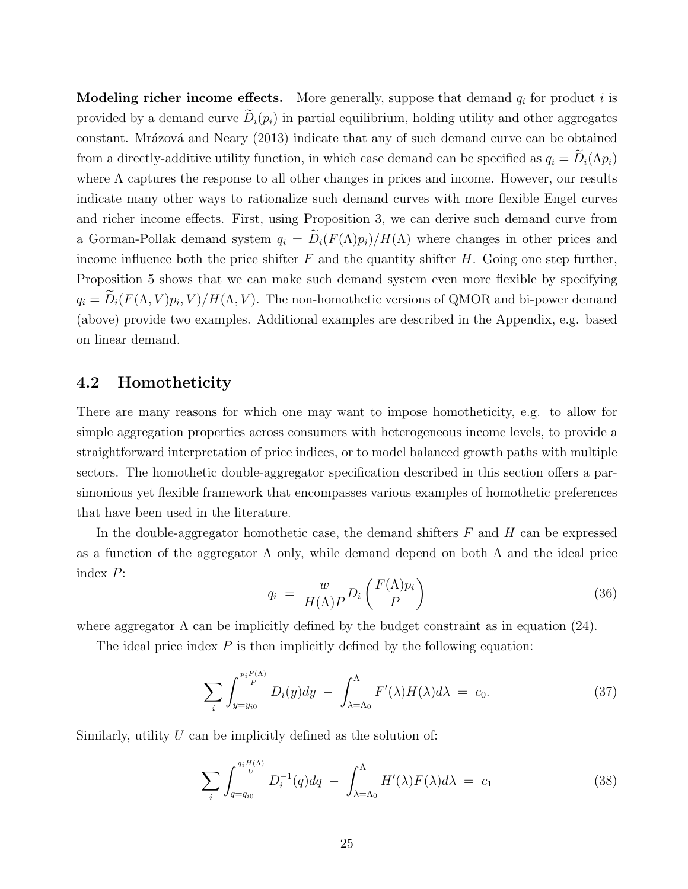**Modeling richer income effects.** More generally, suppose that demand $q_i$ for product $i$ is provided by a demand curve $\widetilde{D}_i(p_i)$ in partial equilibrium, holding utility and other aggregates constant. Mrázová and Neary (2013) indicate that any of such demand curve can be obtained from a directly-additive utility function, in which case demand can be specified as $q_i = \widetilde{D}_i(\Lambda p_i)$ where $\Lambda$ captures the response to all other changes in prices and income. However, our results indicate many other ways to rationalize such demand curves with more flexible Engel curves and richer income effects. First, using Proposition 3, we can derive such demand curve from a Gorman-Pollak demand system $q_i = \widetilde{D}_i(F(\Lambda)p_i)/H(\Lambda)$ where changes in other prices and income influence both the price shifter $F$ and the quantity shifter $H$. Going one step further, Proposition 5 shows that we can make such demand system even more flexible by specifying $q_i = \widetilde{D}_i(F(\Lambda, V)p_i, V)/H(\Lambda, V)$. The non-homothetic versions of QMOR and bi-power demand (above) provide two examples. Additional examples are described in the Appendix, e.g. based on linear demand.

## 4.2 Homotheticity

There are many reasons for which one may want to impose homotheticity, e.g. to allow for simple aggregation properties across consumers with heterogeneous income levels, to provide a straightforward interpretation of price indices, or to model balanced growth paths with multiple sectors. The homothetic double-aggregator specification described in this section offers a parsimonious yet flexible framework that encompasses various examples of homothetic preferences that have been used in the literature.

In the double-aggregator homothetic case, the demand shifters $F$ and $H$ can be expressed as a function of the aggregator $\Lambda$ only, while demand depend on both $\Lambda$ and the ideal price index $P$:

$$q_i \ = \ \frac{w}{H(\Lambda)P} D_i\left(\frac{F(\Lambda)p_i}{P}\right) \tag{36}$$

where aggregator $\Lambda$ can be implicitly defined by the budget constraint as in equation (24).

The ideal price index $P$ is then implicitly defined by the following equation:

$$\sum_i \int_{y=y_{i0}}^{\frac{p_i F(\Lambda)}{P}} D_i(y)dy \ - \ \int_{\lambda=\Lambda_0}^{\Lambda} F'(\lambda)H(\lambda)d\lambda \ = \ c_0. \tag{37}$$

Similarly, utility $U$ can be implicitly defined as the solution of:

$$\sum_i \int_{q=q_{i0}}^{\frac{q_i H(\Lambda)}{U}} D_i^{-1}(q)dq \ - \ \int_{\lambda=\Lambda_0}^{\Lambda} H'(\lambda)F(\lambda)d\lambda \ = \ c_1 \tag{38}$$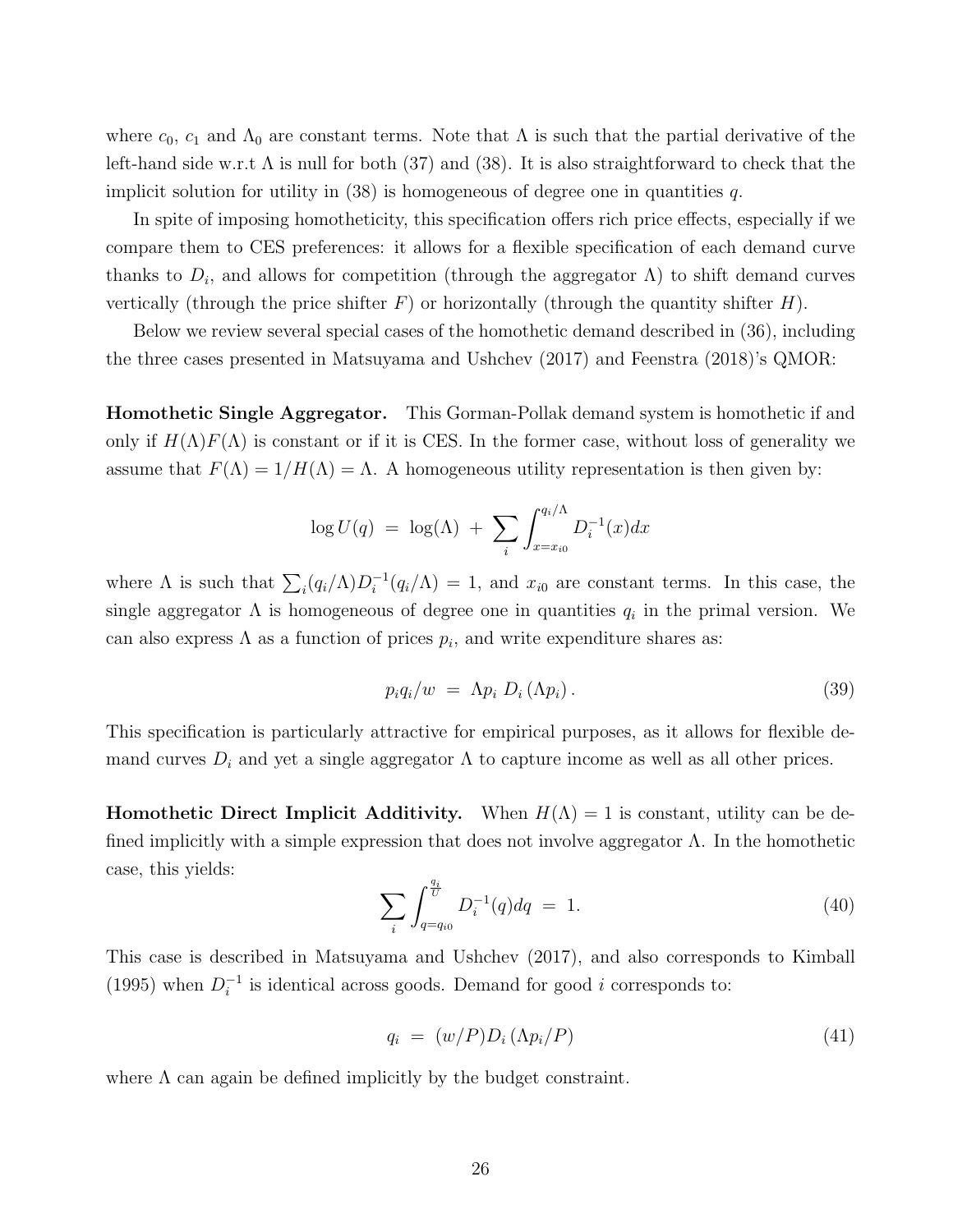where $c_0$, $c_1$ and $\Lambda_0$ are constant terms. Note that $\Lambda$ is such that the partial derivative of the left-hand side w.r.t $\Lambda$ is null for both (37) and (38). It is also straightforward to check that the implicit solution for utility in (38) is homogeneous of degree one in quantities $q$.

In spite of imposing homotheticity, this specification offers rich price effects, especially if we compare them to CES preferences: it allows for a flexible specification of each demand curve thanks to $D_i$, and allows for competition (through the aggregator $\Lambda$) to shift demand curves vertically (through the price shifter $F$) or horizontally (through the quantity shifter $H$).

Below we review several special cases of the homothetic demand described in (36), including the three cases presented in Matsuyama and Ushchev (2017) and Feenstra (2018)'s QMOR:

**Homothetic Single Aggregator.** This Gorman-Pollak demand system is homothetic if and only if $H(\Lambda)F(\Lambda)$ is constant or if it is CES. In the former case, without loss of generality we assume that $F(\Lambda) = 1/H(\Lambda) = \Lambda$. A homogeneous utility representation is then given by:

$$\log U(q) \;=\; \log(\Lambda) \;+\; \sum_i \int_{x=x_{i0}}^{q_i/\Lambda} D_i^{-1}(x)dx$$

where $\Lambda$ is such that $\sum_i (q_i/\Lambda) D_i^{-1}(q_i/\Lambda) = 1$, and $x_{i0}$ are constant terms. In this case, the single aggregator $\Lambda$ is homogeneous of degree one in quantities $q_i$ in the primal version. We can also express $\Lambda$ as a function of prices $p_i$, and write expenditure shares as:

$$p_i q_i / w \;=\; \Lambda p_i \; D_i\left(\Lambda p_i\right). \tag{39}$$

This specification is particularly attractive for empirical purposes, as it allows for flexible demand curves $D_i$ and yet a single aggregator $\Lambda$ to capture income as well as all other prices.

**Homothetic Direct Implicit Additivity.** When $H(\Lambda) = 1$ is constant, utility can be defined implicitly with a simple expression that does not involve aggregator $\Lambda$. In the homothetic case, this yields:

$$\sum_i \int_{q=q_{i0}}^{\frac{q_i}{U}} D_i^{-1}(q)dq \;=\; 1. \tag{40}$$

This case is described in Matsuyama and Ushchev (2017), and also corresponds to Kimball (1995) when $D_i^{-1}$ is identical across goods. Demand for good $i$ corresponds to:

$$q_i \;=\; (w/P) D_i\left(\Lambda p_i / P\right) \tag{41}$$

where $\Lambda$ can again be defined implicitly by the budget constraint.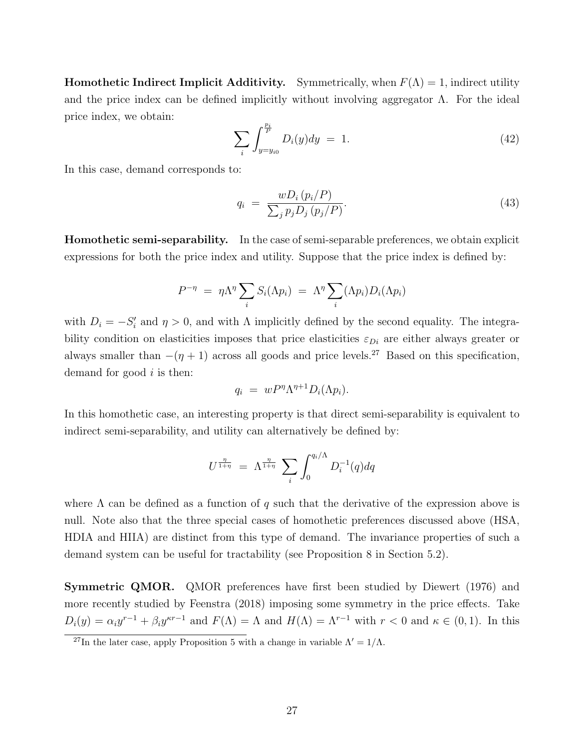**Homothetic Indirect Implicit Additivity.** Symmetrically, when $F(\Lambda) = 1$, indirect utility and the price index can be defined implicitly without involving aggregator $\Lambda$. For the ideal price index, we obtain:

$$\sum_i \int_{y=y_{i0}}^{\frac{p_i}{P}} D_i(y) dy \ = \ 1. \tag{42}$$

In this case, demand corresponds to:

$$q_i \ = \ \frac{w D_i\left(p_i/P\right)}{\sum_j p_j D_j\left(p_j/P\right)}. \tag{43}$$

**Homothetic semi-separability.** In the case of semi-separable preferences, we obtain explicit expressions for both the price index and utility. Suppose that the price index is defined by:

$$P^{-\eta} \ = \ \eta \Lambda^{\eta} \sum_i S_i(\Lambda p_i) \ = \ \Lambda^{\eta} \sum_i (\Lambda p_i) D_i(\Lambda p_i)$$

with $D_i = -S_i'$ and $\eta > 0$, and with $\Lambda$ implicitly defined by the second equality. The integrability condition on elasticities imposes that price elasticities $\varepsilon_{Di}$ are either always greater or always smaller than $-(\eta+1)$ across all goods and price levels.[27] Based on this specification, demand for good $i$ is then:

$$q_i \ = \ w P^{\eta} \Lambda^{\eta+1} D_i(\Lambda p_i).$$

In this homothetic case, an interesting property is that direct semi-separability is equivalent to indirect semi-separability, and utility can alternatively be defined by:

$$U^{\frac{\eta}{1+\eta}} \ = \ \Lambda^{\frac{\eta}{1+\eta}} \sum_i \int_0^{q_i/\Lambda} D_i^{-1}(q) dq$$

where $\Lambda$ can be defined as a function of $q$ such that the derivative of the expression above is null. Note also that the three special cases of homothetic preferences discussed above (HSA, HDIA and HIIA) are distinct from this type of demand. The invariance properties of such a demand system can be useful for tractability (see Proposition 8 in Section 5.2).

**Symmetric QMOR.** QMOR preferences have first been studied by Diewert (1976) and more recently studied by Feenstra (2018) imposing some symmetry in the price effects. Take $D_i(y) = \alpha_i y^{r-1} + \beta_i y^{\kappa r - 1}$ and $F(\Lambda) = \Lambda$ and $H(\Lambda) = \Lambda^{r-1}$ with $r < 0$ and $\kappa \in (0,1)$. In this

[27] In the later case, apply Proposition 5 with a change in variable $\Lambda' = 1/\Lambda$.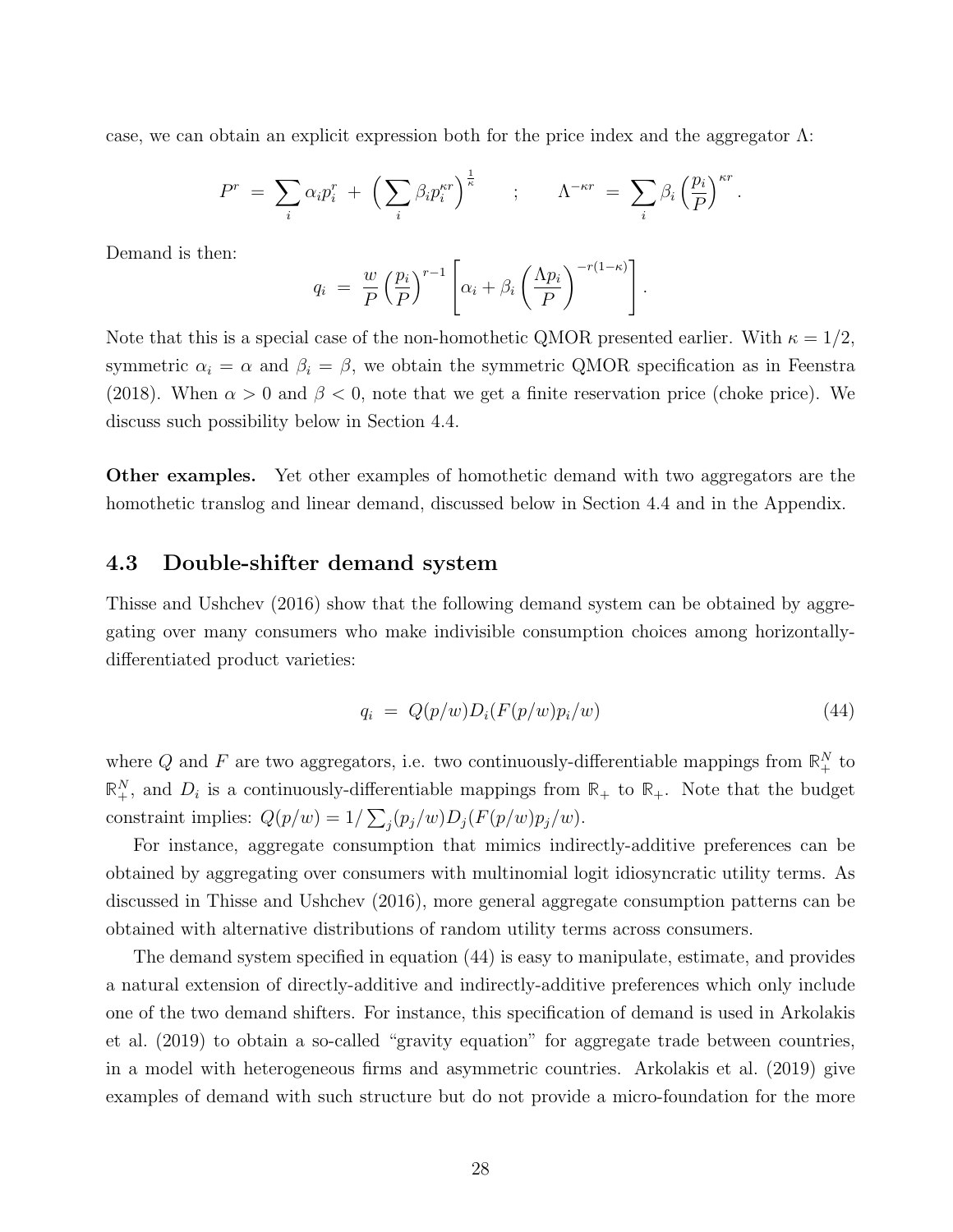case, we can obtain an explicit expression both for the price index and the aggregator $\Lambda$:

$$P^r \; = \; \sum_i \alpha_i p_i^r \; + \; \Big( \sum_i \beta_i p_i^{\kappa r} \Big)^{\frac{1}{\kappa}} \qquad ; \qquad \Lambda^{-\kappa r} \; = \; \sum_i \beta_i \left( \frac{p_i}{P} \right)^{\kappa r}.$$

Demand is then:

$$q_i \; = \; \frac{w}{P} \left( \frac{p_i}{P} \right)^{r-1} \left[ \alpha_i + \beta_i \left( \frac{\Lambda p_i}{P} \right)^{-r(1-\kappa)} \right].$$

Note that this is a special case of the non-homothetic QMOR presented earlier. With $\kappa = 1/2$, symmetric $\alpha_i = \alpha$ and $\beta_i = \beta$, we obtain the symmetric QMOR specification as in Feenstra (2018). When $\alpha > 0$ and $\beta < 0$, note that we get a finite reservation price (choke price). We discuss such possibility below in Section 4.4.

**Other examples.** Yet other examples of homothetic demand with two aggregators are the homothetic translog and linear demand, discussed below in Section 4.4 and in the Appendix.

### 4.3 Double-shifter demand system

Thisse and Ushchev (2016) show that the following demand system can be obtained by aggregating over many consumers who make indivisible consumption choices among horizontally-differentiated product varieties:

$$q_i \; = \; Q(p/w) D_i(F(p/w) p_i/w) \tag{44}$$

where $Q$ and $F$ are two aggregators, i.e. two continuously-differentiable mappings from $\mathbb{R}_+^N$ to $\mathbb{R}_+^N$, and $D_i$ is a continuously-differentiable mappings from $\mathbb{R}_+$ to $\mathbb{R}_+$. Note that the budget constraint implies: $Q(p/w) = 1/\sum_j (p_j/w) D_j(F(p/w)p_j/w)$.

For instance, aggregate consumption that mimics indirectly-additive preferences can be obtained by aggregating over consumers with multinomial logit idiosyncratic utility terms. As discussed in Thisse and Ushchev (2016), more general aggregate consumption patterns can be obtained with alternative distributions of random utility terms across consumers.

The demand system specified in equation (44) is easy to manipulate, estimate, and provides a natural extension of directly-additive and indirectly-additive preferences which only include one of the two demand shifters. For instance, this specification of demand is used in Arkolakis et al. (2019) to obtain a so-called "gravity equation" for aggregate trade between countries, in a model with heterogeneous firms and asymmetric countries. Arkolakis et al. (2019) give examples of demand with such structure but do not provide a micro-foundation for the more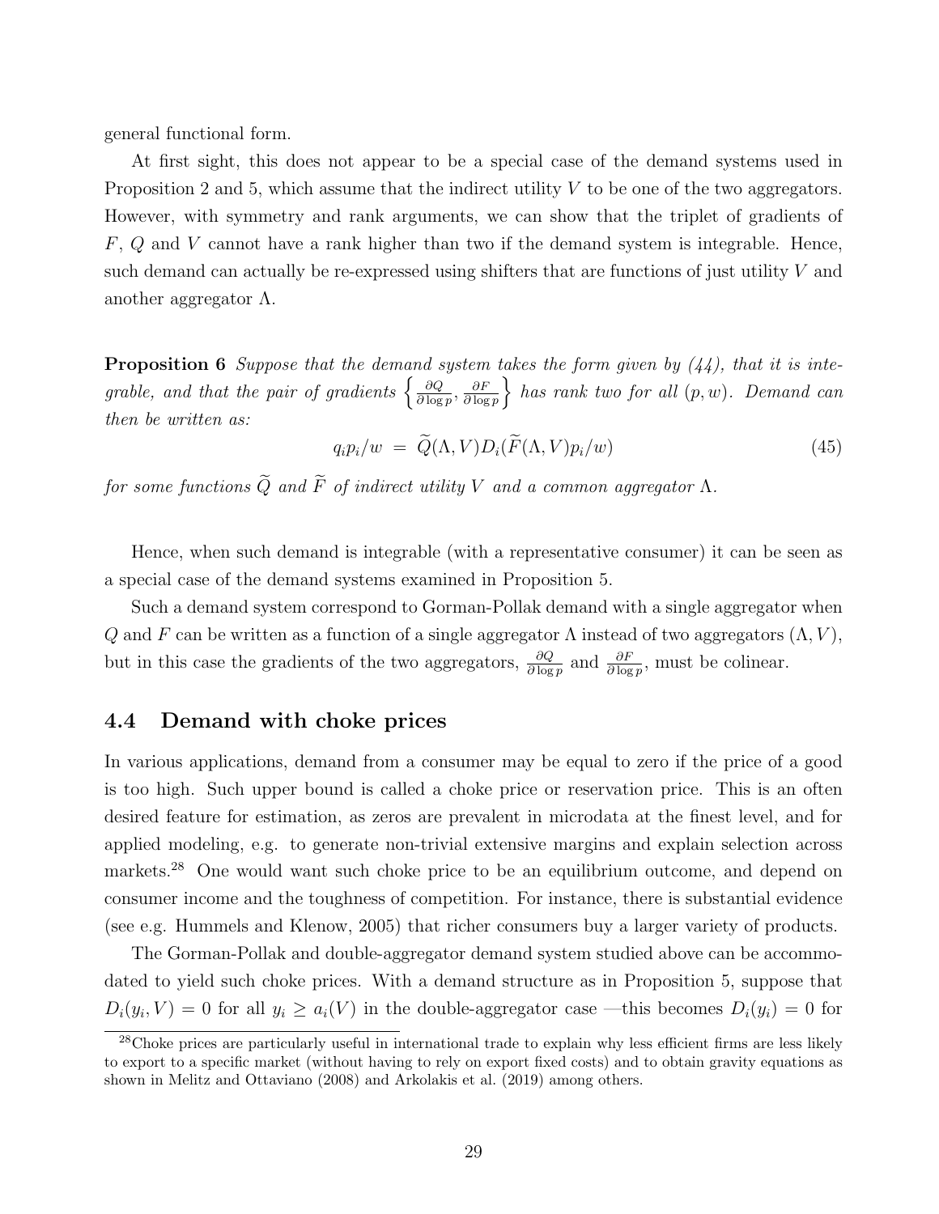general functional form.

At first sight, this does not appear to be a special case of the demand systems used in Proposition 2 and 5, which assume that the indirect utility $V$ to be one of the two aggregators. However, with symmetry and rank arguments, we can show that the triplet of gradients of $F$, $Q$ and $V$ cannot have a rank higher than two if the demand system is integrable. Hence, such demand can actually be re-expressed using shifters that are functions of just utility $V$ and another aggregator $\Lambda$.

**Proposition 6** *Suppose that the demand system takes the form given by (44), that it is integrable, and that the pair of gradients* $\left\{\frac{\partial Q}{\partial \log p}, \frac{\partial F}{\partial \log p}\right\}$ *has rank two for all* $(p, w)$*. Demand can then be written as:*

$$q_i p_i / w \;=\; \widetilde{Q}(\Lambda, V) D_i(\widetilde{F}(\Lambda, V) p_i / w) \tag{45}$$

*for some functions* $\widetilde{Q}$ *and* $\widetilde{F}$ *of indirect utility* $V$ *and a common aggregator* $\Lambda$*.*

Hence, when such demand is integrable (with a representative consumer) it can be seen as a special case of the demand systems examined in Proposition 5.

Such a demand system correspond to Gorman-Pollak demand with a single aggregator when $Q$ and $F$ can be written as a function of a single aggregator $\Lambda$ instead of two aggregators $(\Lambda, V)$, but in this case the gradients of the two aggregators, $\frac{\partial Q}{\partial \log p}$ and $\frac{\partial F}{\partial \log p}$, must be colinear.

## 4.4 Demand with choke prices

In various applications, demand from a consumer may be equal to zero if the price of a good is too high. Such upper bound is called a choke price or reservation price. This is an often desired feature for estimation, as zeros are prevalent in microdata at the finest level, and for applied modeling, e.g. to generate non-trivial extensive margins and explain selection across markets.[28] One would want such choke price to be an equilibrium outcome, and depend on consumer income and the toughness of competition. For instance, there is substantial evidence (see e.g. Hummels and Klenow, 2005) that richer consumers buy a larger variety of products.

The Gorman-Pollak and double-aggregator demand system studied above can be accommodated to yield such choke prices. With a demand structure as in Proposition 5, suppose that $D_i(y_i, V) = 0$ for all $y_i \geq a_i(V)$ in the double-aggregator case —this becomes $D_i(y_i) = 0$ for

[28] Choke prices are particularly useful in international trade to explain why less efficient firms are less likely to export to a specific market (without having to rely on export fixed costs) and to obtain gravity equations as shown in Melitz and Ottaviano (2008) and Arkolakis et al. (2019) among others.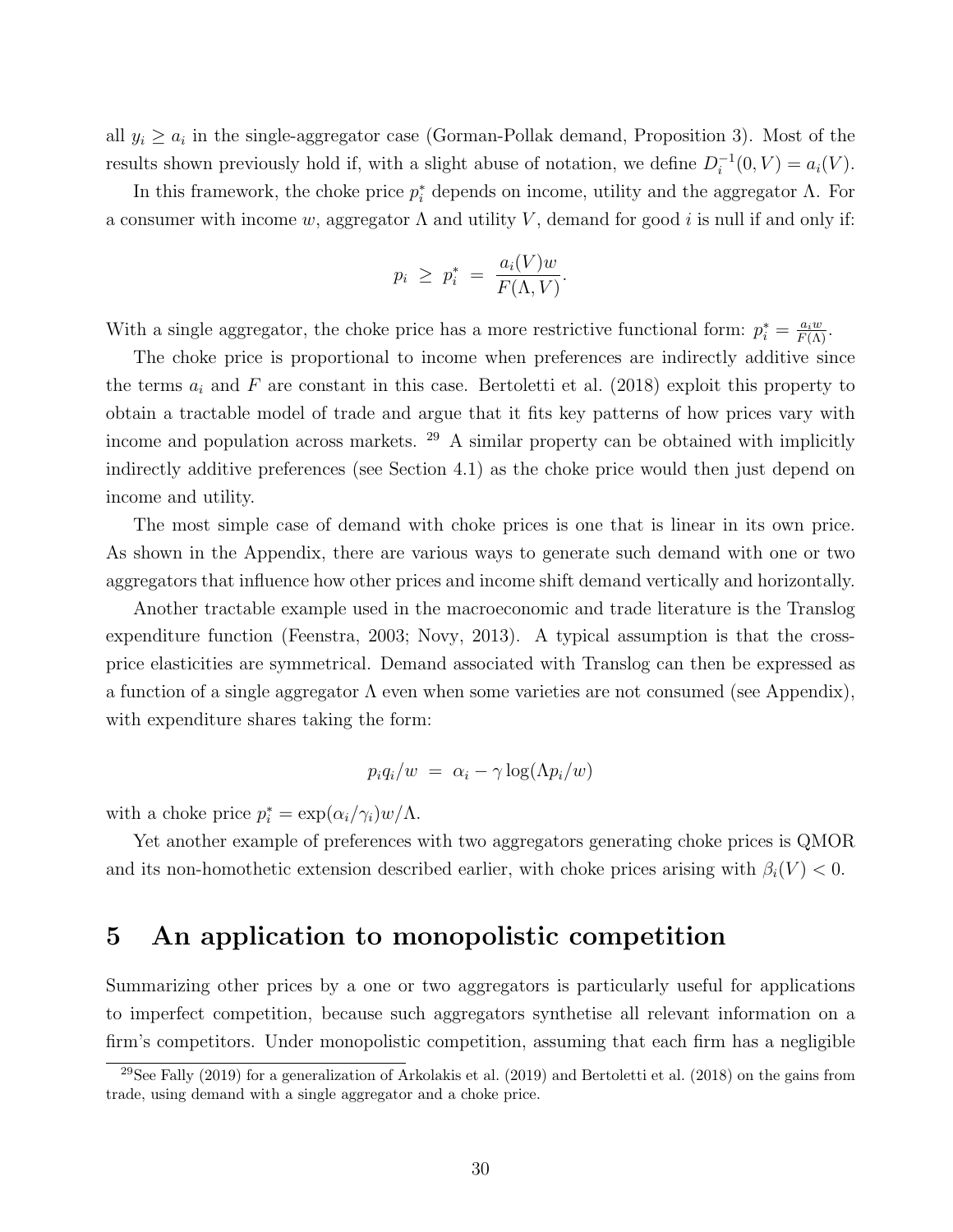all $y_i \geq a_i$ in the single-aggregator case (Gorman-Pollak demand, Proposition 3). Most of the results shown previously hold if, with a slight abuse of notation, we define $D_i^{-1}(0, V) = a_i(V)$.

In this framework, the choke price $p_i^*$ depends on income, utility and the aggregator $\Lambda$. For a consumer with income $w$, aggregator $\Lambda$ and utility $V$, demand for good $i$ is null if and only if:

$$p_i \;\geq\; p_i^* \;=\; \frac{a_i(V)w}{F(\Lambda, V)}.$$

With a single aggregator, the choke price has a more restrictive functional form: $p_i^* = \frac{a_i w}{F(\Lambda)}$.

The choke price is proportional to income when preferences are indirectly additive since the terms $a_i$ and $F$ are constant in this case. Bertoletti et al. (2018) exploit this property to obtain a tractable model of trade and argue that it fits key patterns of how prices vary with income and population across markets. [29] A similar property can be obtained with implicitly indirectly additive preferences (see Section 4.1) as the choke price would then just depend on income and utility.

The most simple case of demand with choke prices is one that is linear in its own price. As shown in the Appendix, there are various ways to generate such demand with one or two aggregators that influence how other prices and income shift demand vertically and horizontally.

Another tractable example used in the macroeconomic and trade literature is the Translog expenditure function (Feenstra, 2003; Novy, 2013). A typical assumption is that the cross-price elasticities are symmetrical. Demand associated with Translog can then be expressed as a function of a single aggregator $\Lambda$ even when some varieties are not consumed (see Appendix), with expenditure shares taking the form:

$$p_i q_i / w \;=\; \alpha_i - \gamma \log(\Lambda p_i / w)$$

with a choke price $p_i^* = \exp(\alpha_i/\gamma_i) w / \Lambda$.

Yet another example of preferences with two aggregators generating choke prices is QMOR and its non-homothetic extension described earlier, with choke prices arising with $\beta_i(V) < 0$.

# 5 An application to monopolistic competition

Summarizing other prices by a one or two aggregators is particularly useful for applications to imperfect competition, because such aggregators synthetise all relevant information on a firm's competitors. Under monopolistic competition, assuming that each firm has a negligible

[29] See Fally (2019) for a generalization of Arkolakis et al. (2019) and Bertoletti et al. (2018) on the gains from trade, using demand with a single aggregator and a choke price.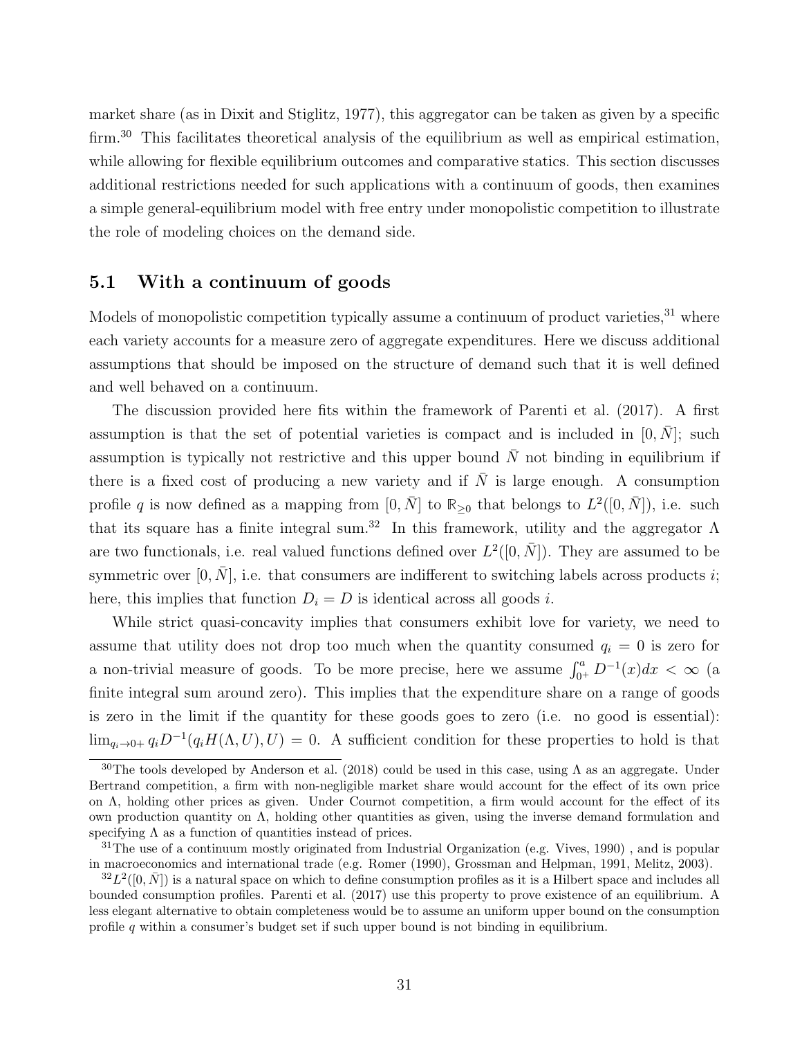market share (as in Dixit and Stiglitz, 1977), this aggregator can be taken as given by a specific firm.[30] This facilitates theoretical analysis of the equilibrium as well as empirical estimation, while allowing for flexible equilibrium outcomes and comparative statics. This section discusses additional restrictions needed for such applications with a continuum of goods, then examines a simple general-equilibrium model with free entry under monopolistic competition to illustrate the role of modeling choices on the demand side.

## 5.1 With a continuum of goods

Models of monopolistic competition typically assume a continuum of product varieties,[31] where each variety accounts for a measure zero of aggregate expenditures. Here we discuss additional assumptions that should be imposed on the structure of demand such that it is well defined and well behaved on a continuum.

The discussion provided here fits within the framework of Parenti et al. (2017). A first assumption is that the set of potential varieties is compact and is included in $[0, \bar{N}]$; such assumption is typically not restrictive and this upper bound $\bar{N}$ not binding in equilibrium if there is a fixed cost of producing a new variety and if $\bar{N}$ is large enough. A consumption profile $q$ is now defined as a mapping from $[0, \bar{N}]$ to $\mathbb{R}_{\geq 0}$ that belongs to $L^2([0, \bar{N}])$, i.e. such that its square has a finite integral sum.[32] In this framework, utility and the aggregator $\Lambda$ are two functionals, i.e. real valued functions defined over $L^2([0, \bar{N}])$. They are assumed to be symmetric over $[0, \bar{N}]$, i.e. that consumers are indifferent to switching labels across products $i$; here, this implies that function $D_i = D$ is identical across all goods $i$.

While strict quasi-concavity implies that consumers exhibit love for variety, we need to assume that utility does not drop too much when the quantity consumed $q_i = 0$ is zero for a non-trivial measure of goods. To be more precise, here we assume $\int_{0^+}^{a} D^{-1}(x)dx < \infty$ (a finite integral sum around zero). This implies that the expenditure share on a range of goods is zero in the limit if the quantity for these goods goes to zero (i.e. no good is essential): $\lim_{q_i \to 0+} q_i D^{-1}(q_i H(\Lambda, U), U) = 0$. A sufficient condition for these properties to hold is that

[30] The tools developed by Anderson et al. (2018) could be used in this case, using $\Lambda$ as an aggregate. Under Bertrand competition, a firm with non-negligible market share would account for the effect of its own price on $\Lambda$, holding other prices as given. Under Cournot competition, a firm would account for the effect of its own production quantity on $\Lambda$, holding other quantities as given, using the inverse demand formulation and specifying $\Lambda$ as a function of quantities instead of prices.

[31] The use of a continuum mostly originated from Industrial Organization (e.g. Vives, 1990) , and is popular in macroeconomics and international trade (e.g. Romer (1990), Grossman and Helpman, 1991, Melitz, 2003).

[32] $L^2([0, \bar{N}])$ is a natural space on which to define consumption profiles as it is a Hilbert space and includes all bounded consumption profiles. Parenti et al. (2017) use this property to prove existence of an equilibrium. A less elegant alternative to obtain completeness would be to assume an uniform upper bound on the consumption profile $q$ within a consumer's budget set if such upper bound is not binding in equilibrium.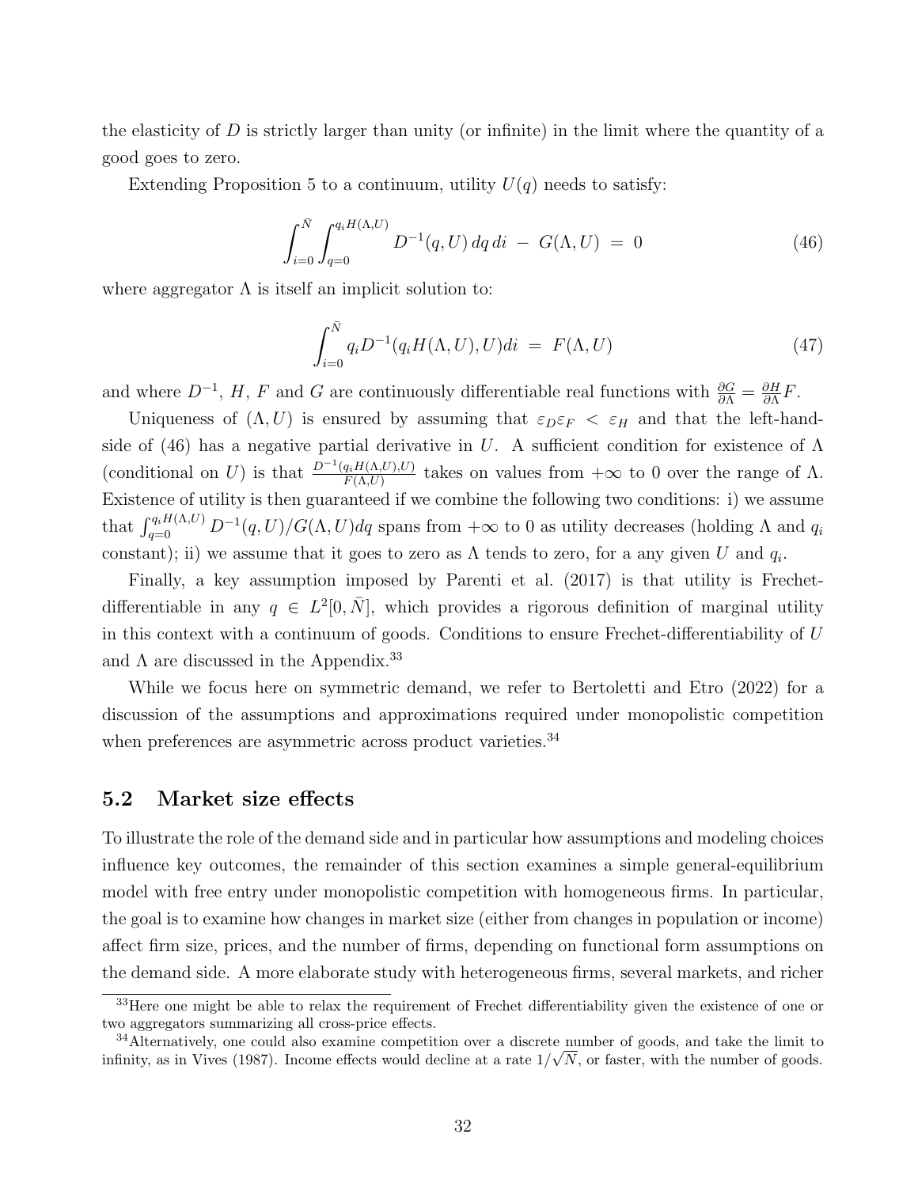the elasticity of $D$ is strictly larger than unity (or infinite) in the limit where the quantity of a good goes to zero.

Extending Proposition 5 to a continuum, utility $U(q)$ needs to satisfy:

$$\int_{i=0}^{\bar{N}} \int_{q=0}^{q_i H(\Lambda,U)} D^{-1}(q,U)\, dq\, di \; - \; G(\Lambda,U) \; = \; 0 \tag{46}$$

where aggregator $\Lambda$ is itself an implicit solution to:

$$\int_{i=0}^{\bar{N}} q_i D^{-1}(q_i H(\Lambda,U),U) di \; = \; F(\Lambda,U) \tag{47}$$

and where $D^{-1}$, $H$, $F$ and $G$ are continuously differentiable real functions with $\frac{\partial G}{\partial \Lambda} = \frac{\partial H}{\partial \Lambda} F$.

Uniqueness of $(\Lambda, U)$ is ensured by assuming that $\varepsilon_D \varepsilon_F < \varepsilon_H$ and that the left-hand-side of (46) has a negative partial derivative in $U$. A sufficient condition for existence of $\Lambda$ (conditional on $U$) is that $\frac{D^{-1}(q_i H(\Lambda,U),U)}{F(\Lambda,U)}$ takes on values from $+\infty$ to 0 over the range of $\Lambda$. Existence of utility is then guaranteed if we combine the following two conditions: i) we assume that $\int_{q=0}^{q_i H(\Lambda,U)} D^{-1}(q,U)/G(\Lambda,U) dq$ spans from $+\infty$ to 0 as utility decreases (holding $\Lambda$ and $q_i$ constant); ii) we assume that it goes to zero as $\Lambda$ tends to zero, for a any given $U$ and $q_i$.

Finally, a key assumption imposed by Parenti et al. (2017) is that utility is Frechet-differentiable in any $q \in L^2[0, \bar{N}]$, which provides a rigorous definition of marginal utility in this context with a continuum of goods. Conditions to ensure Frechet-differentiability of $U$ and $\Lambda$ are discussed in the Appendix.[33]

While we focus here on symmetric demand, we refer to Bertoletti and Etro (2022) for a discussion of the assumptions and approximations required under monopolistic competition when preferences are asymmetric across product varieties.[34]

## 5.2 Market size effects

To illustrate the role of the demand side and in particular how assumptions and modeling choices influence key outcomes, the remainder of this section examines a simple general-equilibrium model with free entry under monopolistic competition with homogeneous firms. In particular, the goal is to examine how changes in market size (either from changes in population or income) affect firm size, prices, and the number of firms, depending on functional form assumptions on the demand side. A more elaborate study with heterogeneous firms, several markets, and richer

[33] Here one might be able to relax the requirement of Frechet differentiability given the existence of one or two aggregators summarizing all cross-price effects.

[34] Alternatively, one could also examine competition over a discrete number of goods, and take the limit to infinity, as in Vives (1987). Income effects would decline at a rate $1/\sqrt{N}$, or faster, with the number of goods.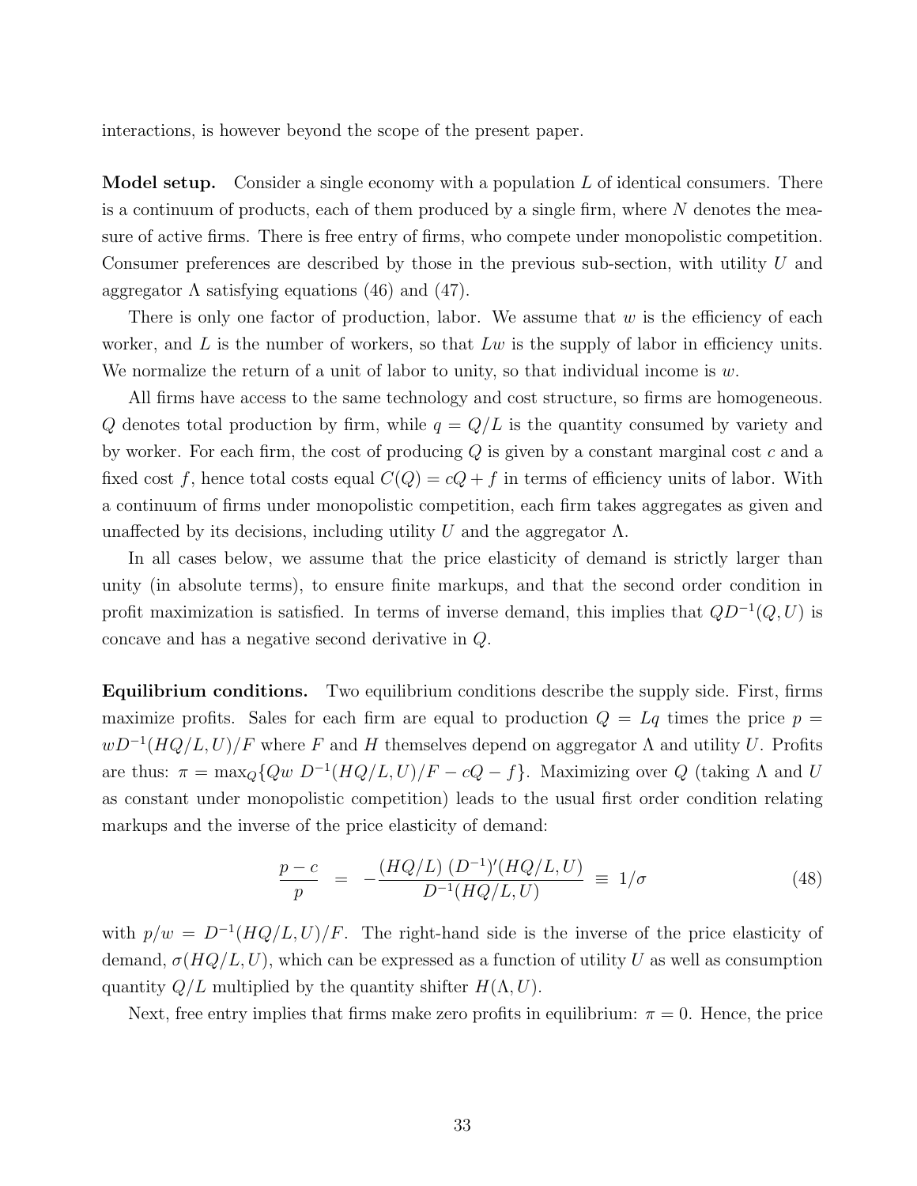interactions, is however beyond the scope of the present paper.

**Model setup.** Consider a single economy with a population $L$ of identical consumers. There is a continuum of products, each of them produced by a single firm, where $N$ denotes the measure of active firms. There is free entry of firms, who compete under monopolistic competition. Consumer preferences are described by those in the previous sub-section, with utility $U$ and aggregator $\Lambda$ satisfying equations (46) and (47).

There is only one factor of production, labor. We assume that $w$ is the efficiency of each worker, and $L$ is the number of workers, so that $Lw$ is the supply of labor in efficiency units. We normalize the return of a unit of labor to unity, so that individual income is $w$.

All firms have access to the same technology and cost structure, so firms are homogeneous. $Q$ denotes total production by firm, while $q = Q/L$ is the quantity consumed by variety and by worker. For each firm, the cost of producing $Q$ is given by a constant marginal cost $c$ and a fixed cost $f$, hence total costs equal $C(Q) = cQ + f$ in terms of efficiency units of labor. With a continuum of firms under monopolistic competition, each firm takes aggregates as given and unaffected by its decisions, including utility $U$ and the aggregator $\Lambda$.

In all cases below, we assume that the price elasticity of demand is strictly larger than unity (in absolute terms), to ensure finite markups, and that the second order condition in profit maximization is satisfied. In terms of inverse demand, this implies that $QD^{-1}(Q,U)$ is concave and has a negative second derivative in $Q$.

**Equilibrium conditions.** Two equilibrium conditions describe the supply side. First, firms maximize profits. Sales for each firm are equal to production $Q = Lq$ times the price $p = wD^{-1}(HQ/L,U)/F$ where $F$ and $H$ themselves depend on aggregator $\Lambda$ and utility $U$. Profits are thus: $\pi = \max_Q\{Qw\ D^{-1}(HQ/L,U)/F - cQ - f\}$. Maximizing over $Q$ (taking $\Lambda$ and $U$ as constant under monopolistic competition) leads to the usual first order condition relating markups and the inverse of the price elasticity of demand:

$$\frac{p-c}{p} \quad = \quad -\frac{(HQ/L)\ (D^{-1})'(HQ/L,U)}{D^{-1}(HQ/L,U)} \ \equiv \ 1/\sigma \tag{48}$$

with $p/w = D^{-1}(HQ/L,U)/F$. The right-hand side is the inverse of the price elasticity of demand, $\sigma(HQ/L,U)$, which can be expressed as a function of utility $U$ as well as consumption quantity $Q/L$ multiplied by the quantity shifter $H(\Lambda,U)$.

Next, free entry implies that firms make zero profits in equilibrium: $\pi = 0$. Hence, the price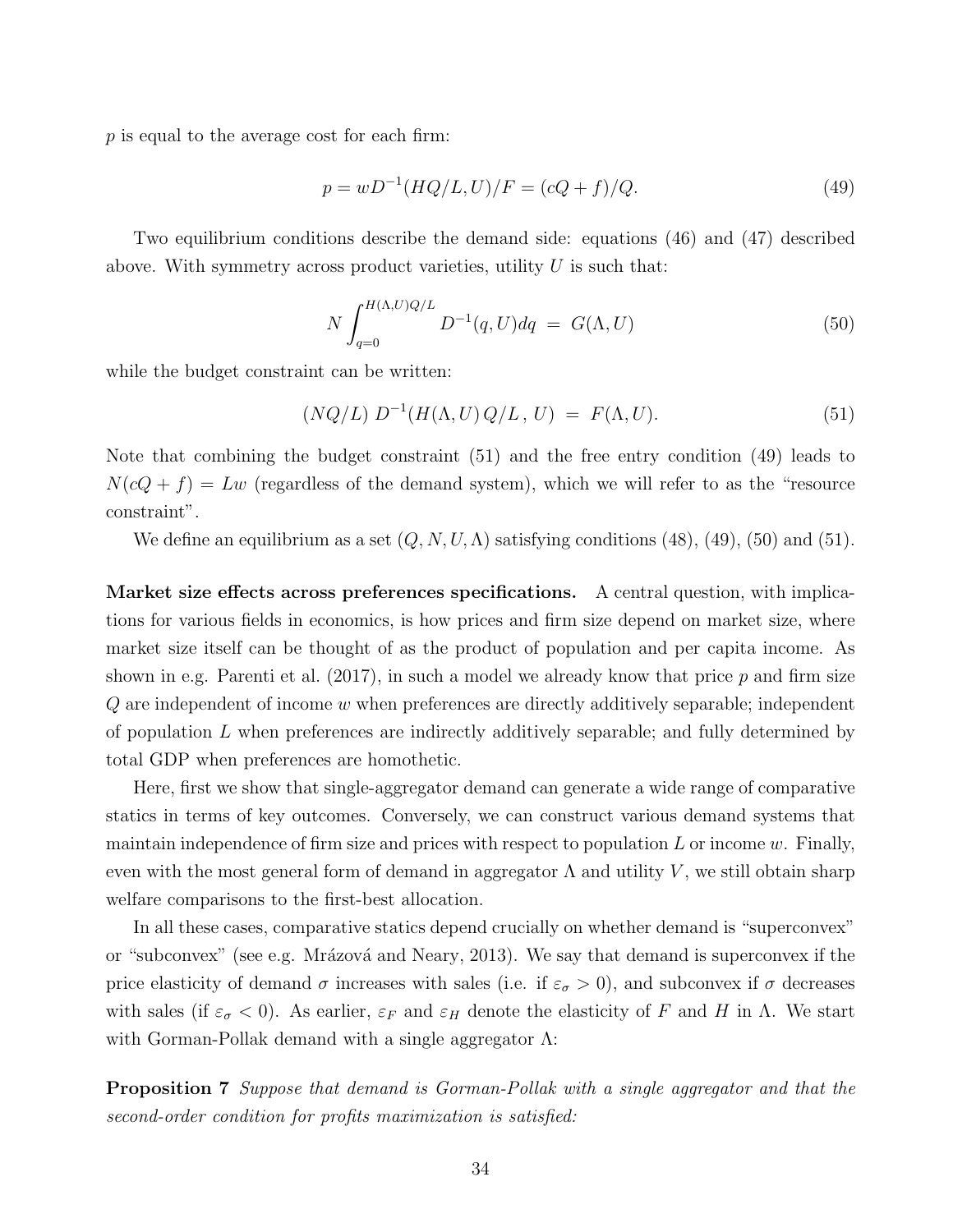$p$ is equal to the average cost for each firm:

$$p = wD^{-1}(HQ/L, U)/F = (cQ + f)/Q. \tag{49}$$

Two equilibrium conditions describe the demand side: equations (46) and (47) described above. With symmetry across product varieties, utility $U$ is such that:

$$N \int_{q=0}^{H(\Lambda,U)Q/L} D^{-1}(q, U)dq \; = \; G(\Lambda, U) \tag{50}$$

while the budget constraint can be written:

$$(NQ/L) \; D^{-1}(H(\Lambda, U)\, Q/L\, , \, U) \; = \; F(\Lambda, U). \tag{51}$$

Note that combining the budget constraint (51) and the free entry condition (49) leads to $N(cQ + f) = Lw$ (regardless of the demand system), which we will refer to as the "resource constraint".

We define an equilibrium as a set $(Q, N, U, \Lambda)$ satisfying conditions (48), (49), (50) and (51).

**Market size effects across preferences specifications.** A central question, with implications for various fields in economics, is how prices and firm size depend on market size, where market size itself can be thought of as the product of population and per capita income. As shown in e.g. Parenti et al. (2017), in such a model we already know that price $p$ and firm size $Q$ are independent of income $w$ when preferences are directly additively separable; independent of population $L$ when preferences are indirectly additively separable; and fully determined by total GDP when preferences are homothetic.

Here, first we show that single-aggregator demand can generate a wide range of comparative statics in terms of key outcomes. Conversely, we can construct various demand systems that maintain independence of firm size and prices with respect to population $L$ or income $w$. Finally, even with the most general form of demand in aggregator $\Lambda$ and utility $V$, we still obtain sharp welfare comparisons to the first-best allocation.

In all these cases, comparative statics depend crucially on whether demand is "superconvex" or "subconvex" (see e.g. Mrázová and Neary, 2013). We say that demand is superconvex if the price elasticity of demand $\sigma$ increases with sales (i.e. if $\varepsilon_\sigma > 0$), and subconvex if $\sigma$ decreases with sales (if $\varepsilon_\sigma < 0$). As earlier, $\varepsilon_F$ and $\varepsilon_H$ denote the elasticity of $F$ and $H$ in $\Lambda$. We start with Gorman-Pollak demand with a single aggregator $\Lambda$:

**Proposition 7** *Suppose that demand is Gorman-Pollak with a single aggregator and that the second-order condition for profits maximization is satisfied:*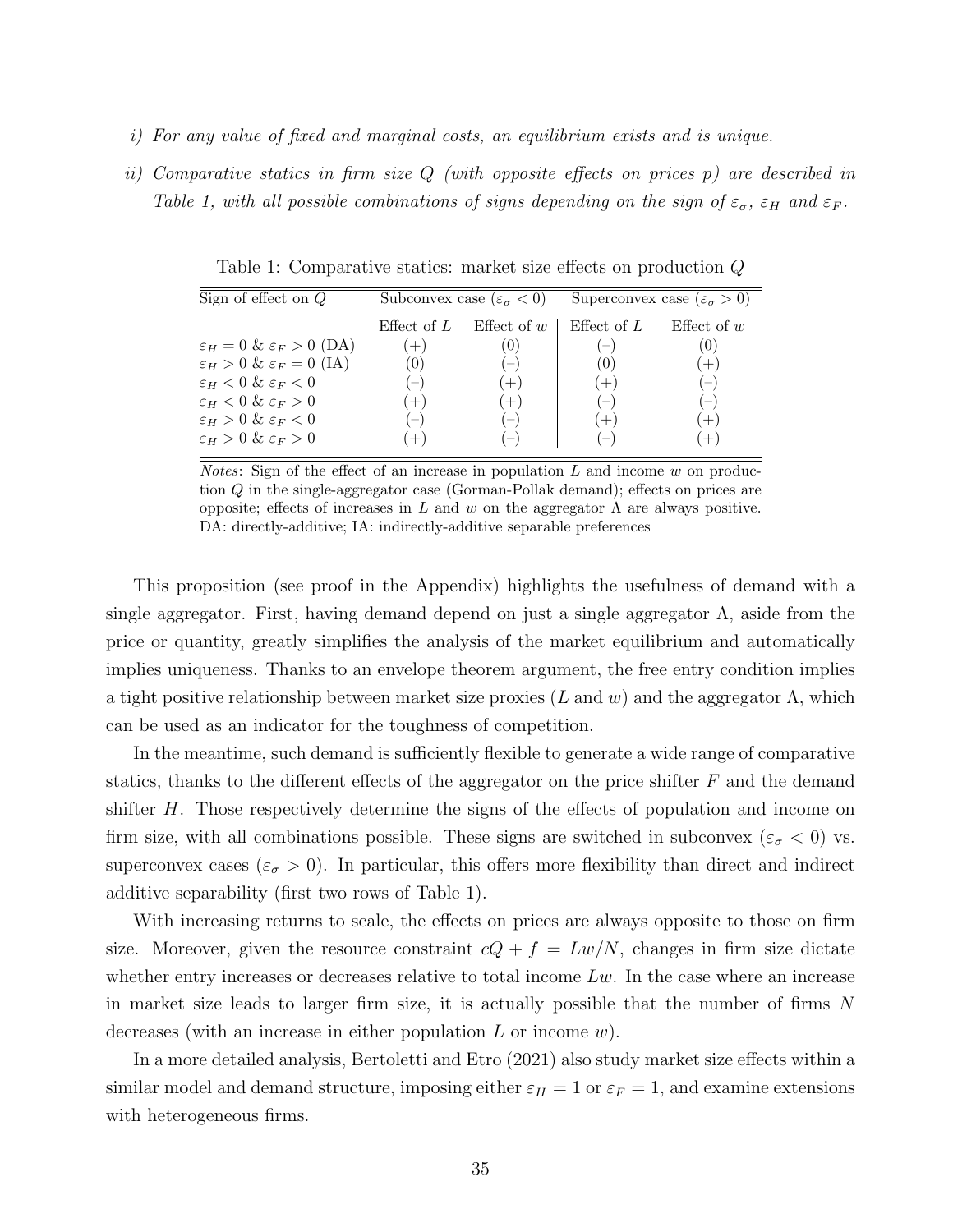*i) For any value of fixed and marginal costs, an equilibrium exists and is unique.*

*ii) Comparative statics in firm size $Q$ (with opposite effects on prices $p$) are described in Table 1, with all possible combinations of signs depending on the sign of $\varepsilon_\sigma$, $\varepsilon_H$ and $\varepsilon_F$.*

Table 1: Comparative statics: market size effects on production $Q$

| Sign of effect on $Q$ | Subconvex case ($\varepsilon_\sigma < 0$) | | Superconvex case ($\varepsilon_\sigma > 0$) | |
|---|---|---|---|---|
| | Effect of $L$ | Effect of $w$ | Effect of $L$ | Effect of $w$ |
| $\varepsilon_H = 0$ & $\varepsilon_F > 0$ (DA) | (+) | (0) | (−) | (0) |
| $\varepsilon_H > 0$ & $\varepsilon_F = 0$ (IA) | (0) | (−) | (0) | (+) |
| $\varepsilon_H < 0$ & $\varepsilon_F < 0$ | (−) | (+) | (+) | (−) |
| $\varepsilon_H < 0$ & $\varepsilon_F > 0$ | (+) | (+) | (−) | (−) |
| $\varepsilon_H > 0$ & $\varepsilon_F < 0$ | (−) | (−) | (+) | (+) |
| $\varepsilon_H > 0$ & $\varepsilon_F > 0$ | (+) | (−) | (−) | (+) |

*Notes*: Sign of the effect of an increase in population $L$ and income $w$ on production $Q$ in the single-aggregator case (Gorman-Pollak demand); effects on prices are opposite; effects of increases in $L$ and $w$ on the aggregator $\Lambda$ are always positive. DA: directly-additive; IA: indirectly-additive separable preferences

This proposition (see proof in the Appendix) highlights the usefulness of demand with a single aggregator. First, having demand depend on just a single aggregator $\Lambda$, aside from the price or quantity, greatly simplifies the analysis of the market equilibrium and automatically implies uniqueness. Thanks to an envelope theorem argument, the free entry condition implies a tight positive relationship between market size proxies ($L$ and $w$) and the aggregator $\Lambda$, which can be used as an indicator for the toughness of competition.

In the meantime, such demand is sufficiently flexible to generate a wide range of comparative statics, thanks to the different effects of the aggregator on the price shifter $F$ and the demand shifter $H$. Those respectively determine the signs of the effects of population and income on firm size, with all combinations possible. These signs are switched in subconvex ($\varepsilon_\sigma < 0$) vs. superconvex cases ($\varepsilon_\sigma > 0$). In particular, this offers more flexibility than direct and indirect additive separability (first two rows of Table 1).

With increasing returns to scale, the effects on prices are always opposite to those on firm size. Moreover, given the resource constraint $cQ + f = Lw/N$, changes in firm size dictate whether entry increases or decreases relative to total income $Lw$. In the case where an increase in market size leads to larger firm size, it is actually possible that the number of firms $N$ decreases (with an increase in either population $L$ or income $w$).

In a more detailed analysis, Bertoletti and Etro (2021) also study market size effects within a similar model and demand structure, imposing either $\varepsilon_H = 1$ or $\varepsilon_F = 1$, and examine extensions with heterogeneous firms.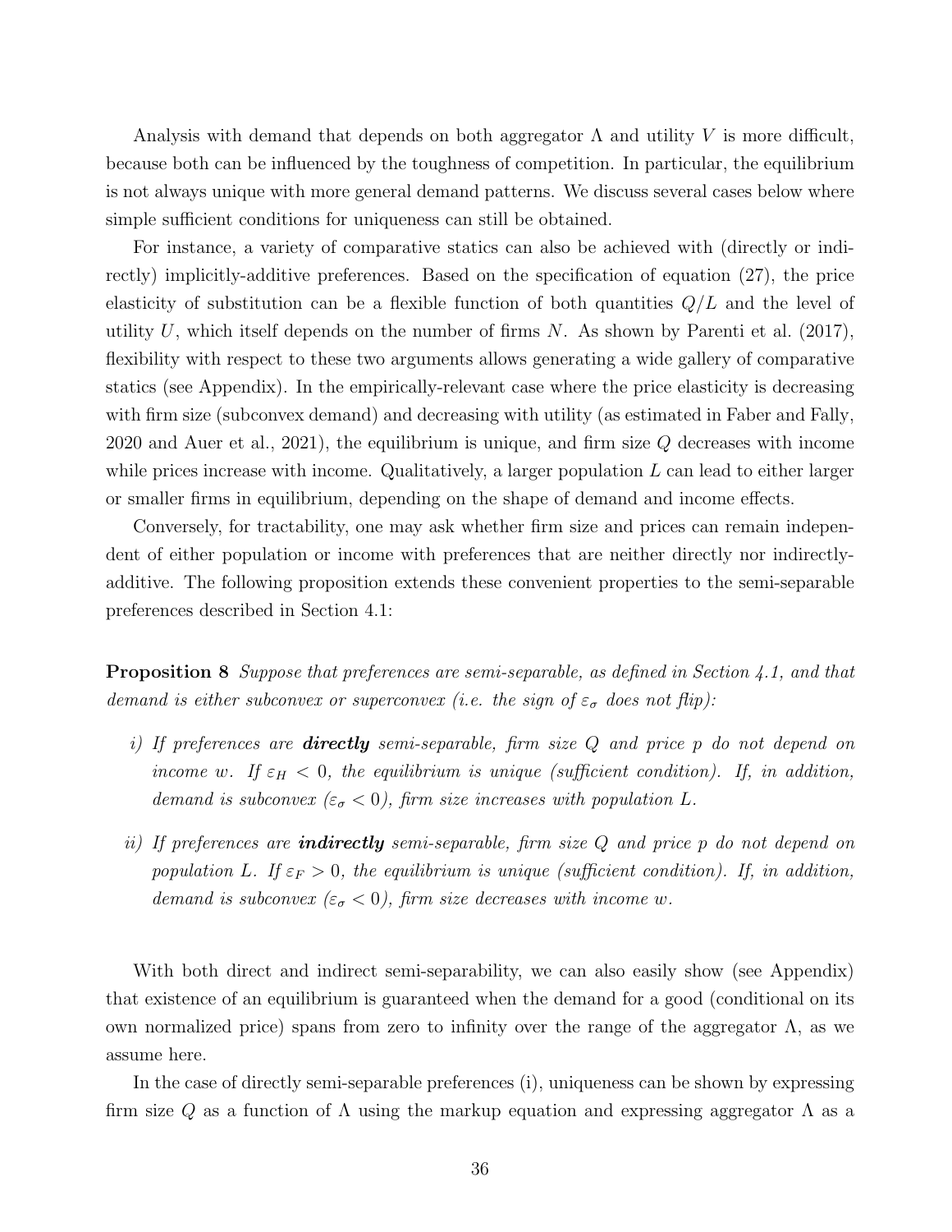Analysis with demand that depends on both aggregator $\Lambda$ and utility $V$ is more difficult, because both can be influenced by the toughness of competition. In particular, the equilibrium is not always unique with more general demand patterns. We discuss several cases below where simple sufficient conditions for uniqueness can still be obtained.

For instance, a variety of comparative statics can also be achieved with (directly or indirectly) implicitly-additive preferences. Based on the specification of equation (27), the price elasticity of substitution can be a flexible function of both quantities $Q/L$ and the level of utility $U$, which itself depends on the number of firms $N$. As shown by Parenti et al. (2017), flexibility with respect to these two arguments allows generating a wide gallery of comparative statics (see Appendix). In the empirically-relevant case where the price elasticity is decreasing with firm size (subconvex demand) and decreasing with utility (as estimated in Faber and Fally, 2020 and Auer et al., 2021), the equilibrium is unique, and firm size $Q$ decreases with income while prices increase with income. Qualitatively, a larger population $L$ can lead to either larger or smaller firms in equilibrium, depending on the shape of demand and income effects.

Conversely, for tractability, one may ask whether firm size and prices can remain independent of either population or income with preferences that are neither directly nor indirectly-additive. The following proposition extends these convenient properties to the semi-separable preferences described in Section 4.1:

**Proposition 8** *Suppose that preferences are semi-separable, as defined in Section 4.1, and that demand is either subconvex or superconvex (i.e. the sign of $\varepsilon_\sigma$ does not flip):*

- *i) If preferences are* ***directly*** *semi-separable, firm size $Q$ and price $p$ do not depend on income $w$. If $\varepsilon_H < 0$, the equilibrium is unique (sufficient condition). If, in addition, demand is subconvex ($\varepsilon_\sigma < 0$), firm size increases with population $L$.*
- *ii) If preferences are* ***indirectly*** *semi-separable, firm size $Q$ and price $p$ do not depend on population $L$. If $\varepsilon_F > 0$, the equilibrium is unique (sufficient condition). If, in addition, demand is subconvex ($\varepsilon_\sigma < 0$), firm size decreases with income $w$.*

With both direct and indirect semi-separability, we can also easily show (see Appendix) that existence of an equilibrium is guaranteed when the demand for a good (conditional on its own normalized price) spans from zero to infinity over the range of the aggregator $\Lambda$, as we assume here.

In the case of directly semi-separable preferences (i), uniqueness can be shown by expressing firm size $Q$ as a function of $\Lambda$ using the markup equation and expressing aggregator $\Lambda$ as a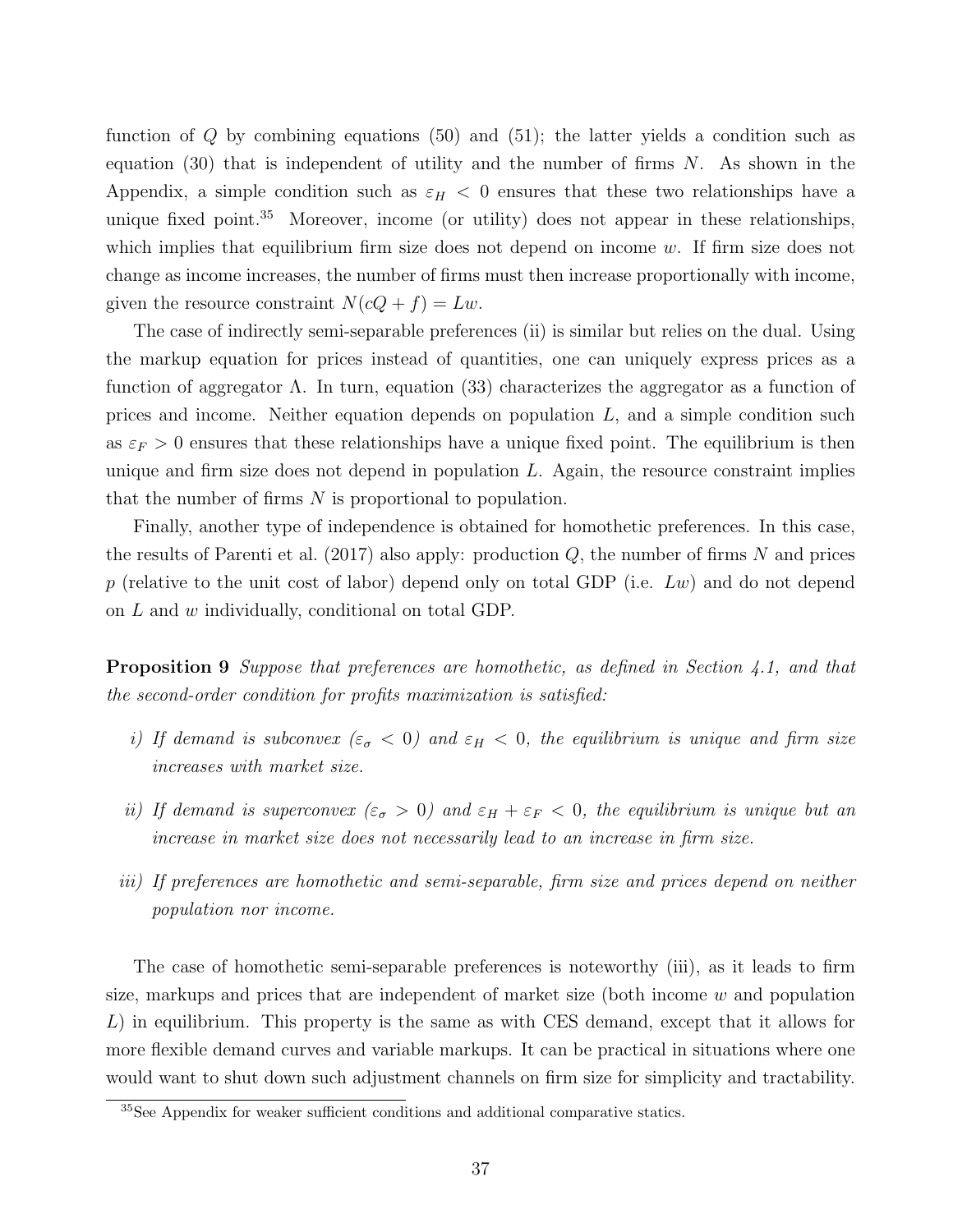function of $Q$ by combining equations (50) and (51); the latter yields a condition such as equation (30) that is independent of utility and the number of firms $N$. As shown in the Appendix, a simple condition such as $\varepsilon_H < 0$ ensures that these two relationships have a unique fixed point.[35] Moreover, income (or utility) does not appear in these relationships, which implies that equilibrium firm size does not depend on income $w$. If firm size does not change as income increases, the number of firms must then increase proportionally with income, given the resource constraint $N(cQ + f) = Lw$.

The case of indirectly semi-separable preferences (ii) is similar but relies on the dual. Using the markup equation for prices instead of quantities, one can uniquely express prices as a function of aggregator $\Lambda$. In turn, equation (33) characterizes the aggregator as a function of prices and income. Neither equation depends on population $L$, and a simple condition such as $\varepsilon_F > 0$ ensures that these relationships have a unique fixed point. The equilibrium is then unique and firm size does not depend in population $L$. Again, the resource constraint implies that the number of firms $N$ is proportional to population.

Finally, another type of independence is obtained for homothetic preferences. In this case, the results of Parenti et al. (2017) also apply: production $Q$, the number of firms $N$ and prices $p$ (relative to the unit cost of labor) depend only on total GDP (i.e. $Lw$) and do not depend on $L$ and $w$ individually, conditional on total GDP.

**Proposition 9** *Suppose that preferences are homothetic, as defined in Section 4.1, and that the second-order condition for profits maximization is satisfied:*

*i) If demand is subconvex ($\varepsilon_\sigma < 0$) and $\varepsilon_H < 0$, the equilibrium is unique and firm size increases with market size.*

*ii) If demand is superconvex ($\varepsilon_\sigma > 0$) and $\varepsilon_H + \varepsilon_F < 0$, the equilibrium is unique but an increase in market size does not necessarily lead to an increase in firm size.*

*iii) If preferences are homothetic and semi-separable, firm size and prices depend on neither population nor income.*

The case of homothetic semi-separable preferences is noteworthy (iii), as it leads to firm size, markups and prices that are independent of market size (both income $w$ and population $L$) in equilibrium. This property is the same as with CES demand, except that it allows for more flexible demand curves and variable markups. It can be practical in situations where one would want to shut down such adjustment channels on firm size for simplicity and tractability.

[35] See Appendix for weaker sufficient conditions and additional comparative statics.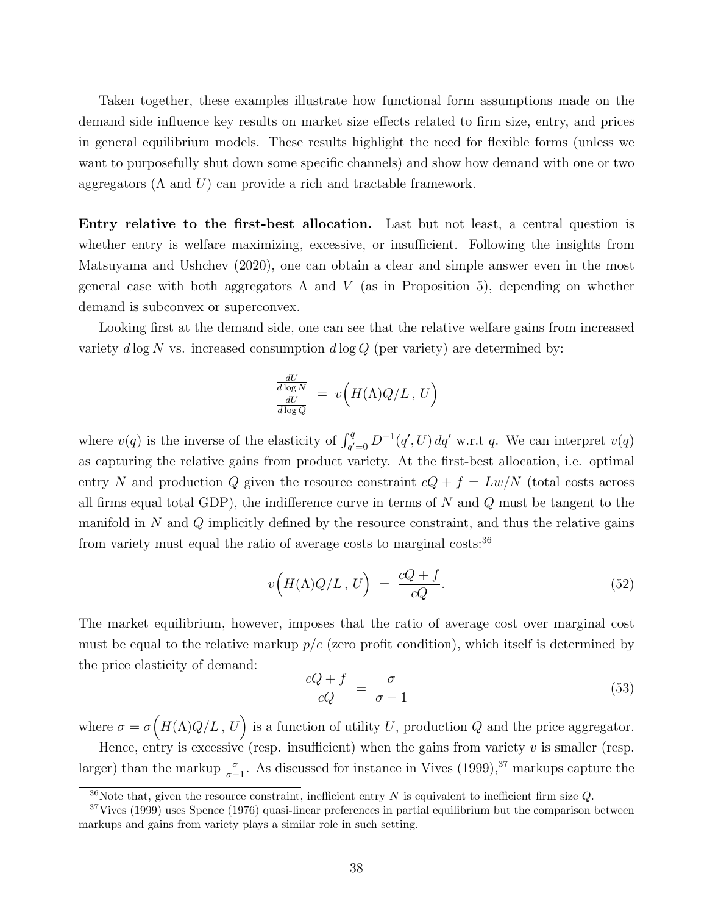Taken together, these examples illustrate how functional form assumptions made on the demand side influence key results on market size effects related to firm size, entry, and prices in general equilibrium models. These results highlight the need for flexible forms (unless we want to purposefully shut down some specific channels) and show how demand with one or two aggregators ($\Lambda$ and $U$) can provide a rich and tractable framework.

**Entry relative to the first-best allocation.** Last but not least, a central question is whether entry is welfare maximizing, excessive, or insufficient. Following the insights from Matsuyama and Ushchev (2020), one can obtain a clear and simple answer even in the most general case with both aggregators $\Lambda$ and $V$ (as in Proposition 5), depending on whether demand is subconvex or superconvex.

Looking first at the demand side, one can see that the relative welfare gains from increased variety $d \log N$ vs. increased consumption $d \log Q$ (per variety) are determined by:

$$\frac{\frac{dU}{d\log N}}{\frac{dU}{d\log Q}} \;=\; v\Big(H(\Lambda)Q/L \,,\, U\Big)$$

where $v(q)$ is the inverse of the elasticity of $\int_{q'=0}^{q} D^{-1}(q', U)\, dq'$ w.r.t $q$. We can interpret $v(q)$ as capturing the relative gains from product variety. At the first-best allocation, i.e. optimal entry $N$ and production $Q$ given the resource constraint $cQ + f = Lw/N$ (total costs across all firms equal total GDP), the indifference curve in terms of $N$ and $Q$ must be tangent to the manifold in $N$ and $Q$ implicitly defined by the resource constraint, and thus the relative gains from variety must equal the ratio of average costs to marginal costs:[36]

$$v\Big(H(\Lambda)Q/L \,,\, U\Big) \;=\; \frac{cQ+f}{cQ}. \tag{52}$$

The market equilibrium, however, imposes that the ratio of average cost over marginal cost must be equal to the relative markup $p/c$ (zero profit condition), which itself is determined by the price elasticity of demand:

$$\frac{cQ+f}{cQ} \;=\; \frac{\sigma}{\sigma-1} \tag{53}$$

where $\sigma = \sigma\Big(H(\Lambda)Q/L \,,\, U\Big)$ is a function of utility $U$, production $Q$ and the price aggregator.

Hence, entry is excessive (resp. insufficient) when the gains from variety $v$ is smaller (resp. larger) than the markup $\frac{\sigma}{\sigma-1}$. As discussed for instance in Vives (1999),[37] markups capture the

[36] Note that, given the resource constraint, inefficient entry $N$ is equivalent to inefficient firm size $Q$.

[37] Vives (1999) uses Spence (1976) quasi-linear preferences in partial equilibrium but the comparison between markups and gains from variety plays a similar role in such setting.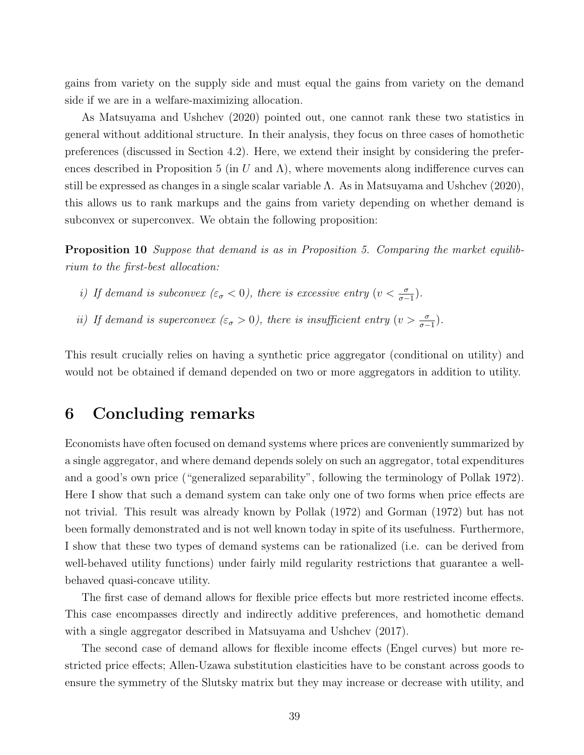gains from variety on the supply side and must equal the gains from variety on the demand side if we are in a welfare-maximizing allocation.

As Matsuyama and Ushchev (2020) pointed out, one cannot rank these two statistics in general without additional structure. In their analysis, they focus on three cases of homothetic preferences (discussed in Section 4.2). Here, we extend their insight by considering the preferences described in Proposition 5 (in $U$ and $\Lambda$), where movements along indifference curves can still be expressed as changes in a single scalar variable $\Lambda$. As in Matsuyama and Ushchev (2020), this allows us to rank markups and the gains from variety depending on whether demand is subconvex or superconvex. We obtain the following proposition:

**Proposition 10** *Suppose that demand is as in Proposition 5. Comparing the market equilibrium to the first-best allocation:*

*i) If demand is subconvex ($\varepsilon_\sigma < 0$), there is excessive entry ($v < \frac{\sigma}{\sigma-1}$).*

*ii) If demand is superconvex ($\varepsilon_\sigma > 0$), there is insufficient entry ($v > \frac{\sigma}{\sigma-1}$).*

This result crucially relies on having a synthetic price aggregator (conditional on utility) and would not be obtained if demand depended on two or more aggregators in addition to utility.

# 6 Concluding remarks

Economists have often focused on demand systems where prices are conveniently summarized by a single aggregator, and where demand depends solely on such an aggregator, total expenditures and a good's own price ("generalized separability", following the terminology of Pollak 1972). Here I show that such a demand system can take only one of two forms when price effects are not trivial. This result was already known by Pollak (1972) and Gorman (1972) but has not been formally demonstrated and is not well known today in spite of its usefulness. Furthermore, I show that these two types of demand systems can be rationalized (i.e. can be derived from well-behaved utility functions) under fairly mild regularity restrictions that guarantee a well-behaved quasi-concave utility.

The first case of demand allows for flexible price effects but more restricted income effects. This case encompasses directly and indirectly additive preferences, and homothetic demand with a single aggregator described in Matsuyama and Ushchev (2017).

The second case of demand allows for flexible income effects (Engel curves) but more restricted price effects; Allen-Uzawa substitution elasticities have to be constant across goods to ensure the symmetry of the Slutsky matrix but they may increase or decrease with utility, and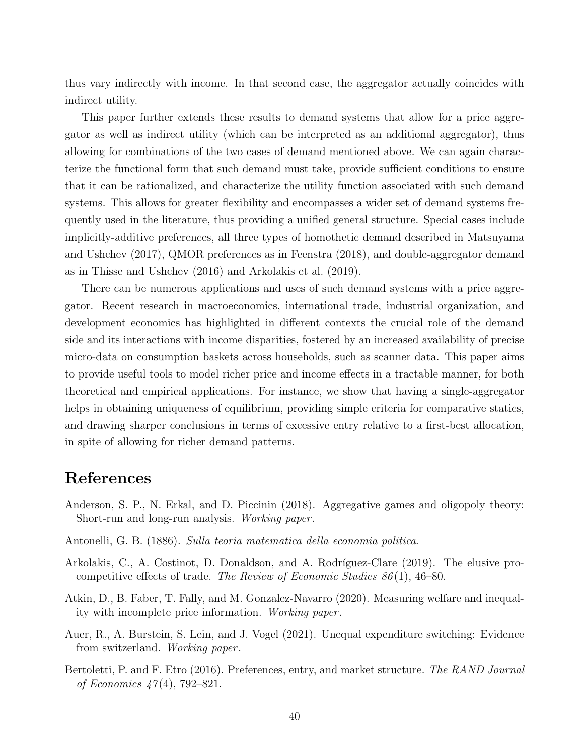thus vary indirectly with income. In that second case, the aggregator actually coincides with indirect utility.

This paper further extends these results to demand systems that allow for a price aggregator as well as indirect utility (which can be interpreted as an additional aggregator), thus allowing for combinations of the two cases of demand mentioned above. We can again characterize the functional form that such demand must take, provide sufficient conditions to ensure that it can be rationalized, and characterize the utility function associated with such demand systems. This allows for greater flexibility and encompasses a wider set of demand systems frequently used in the literature, thus providing a unified general structure. Special cases include implicitly-additive preferences, all three types of homothetic demand described in Matsuyama and Ushchev (2017), QMOR preferences as in Feenstra (2018), and double-aggregator demand as in Thisse and Ushchev (2016) and Arkolakis et al. (2019).

There can be numerous applications and uses of such demand systems with a price aggregator. Recent research in macroeconomics, international trade, industrial organization, and development economics has highlighted in different contexts the crucial role of the demand side and its interactions with income disparities, fostered by an increased availability of precise micro-data on consumption baskets across households, such as scanner data. This paper aims to provide useful tools to model richer price and income effects in a tractable manner, for both theoretical and empirical applications. For instance, we show that having a single-aggregator helps in obtaining uniqueness of equilibrium, providing simple criteria for comparative statics, and drawing sharper conclusions in terms of excessive entry relative to a first-best allocation, in spite of allowing for richer demand patterns.

# References

Anderson, S. P., N. Erkal, and D. Piccinin (2018). Aggregative games and oligopoly theory: Short-run and long-run analysis. *Working paper*.

Antonelli, G. B. (1886). *Sulla teoria matematica della economia politica*.

Arkolakis, C., A. Costinot, D. Donaldson, and A. Rodríguez-Clare (2019). The elusive pro-competitive effects of trade. *The Review of Economic Studies 86*(1), 46–80.

Atkin, D., B. Faber, T. Fally, and M. Gonzalez-Navarro (2020). Measuring welfare and inequality with incomplete price information. *Working paper*.

Auer, R., A. Burstein, S. Lein, and J. Vogel (2021). Unequal expenditure switching: Evidence from switzerland. *Working paper*.

Bertoletti, P. and F. Etro (2016). Preferences, entry, and market structure. *The RAND Journal of Economics 47*(4), 792–821.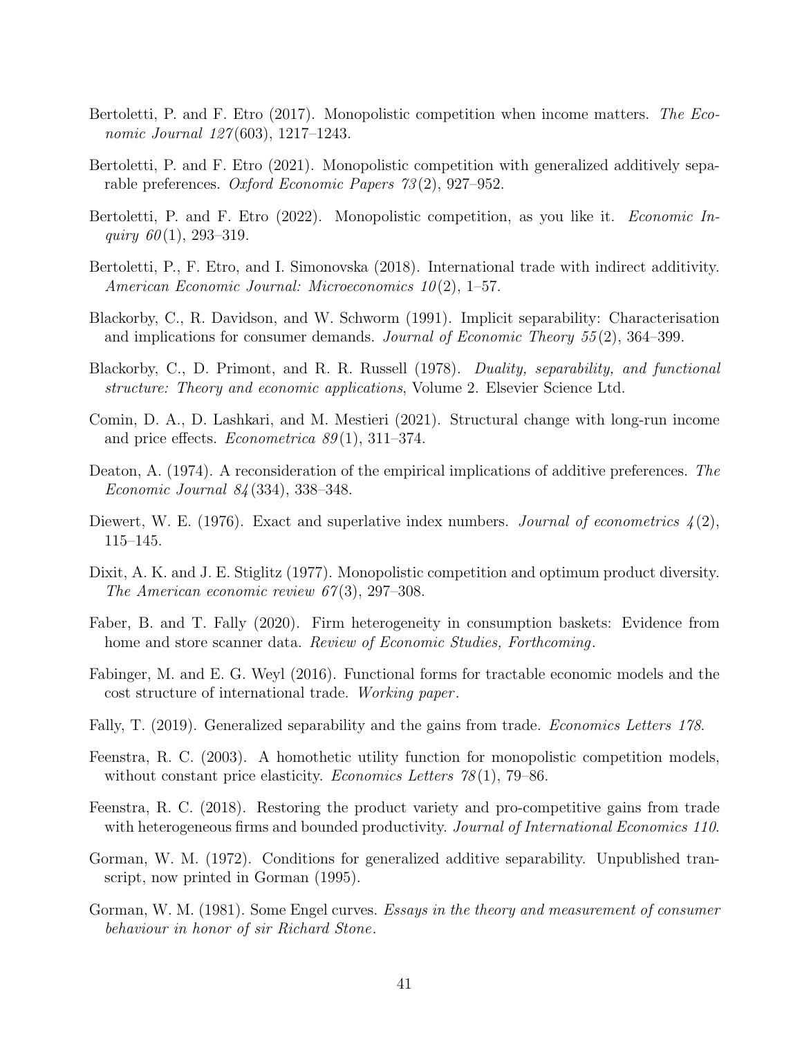Bertoletti, P. and F. Etro (2017). Monopolistic competition when income matters. *The Economic Journal 127*(603), 1217–1243.

Bertoletti, P. and F. Etro (2021). Monopolistic competition with generalized additively separable preferences. *Oxford Economic Papers 73*(2), 927–952.

Bertoletti, P. and F. Etro (2022). Monopolistic competition, as you like it. *Economic Inquiry 60*(1), 293–319.

Bertoletti, P., F. Etro, and I. Simonovska (2018). International trade with indirect additivity. *American Economic Journal: Microeconomics 10*(2), 1–57.

Blackorby, C., R. Davidson, and W. Schworm (1991). Implicit separability: Characterisation and implications for consumer demands. *Journal of Economic Theory 55*(2), 364–399.

Blackorby, C., D. Primont, and R. R. Russell (1978). *Duality, separability, and functional structure: Theory and economic applications*, Volume 2. Elsevier Science Ltd.

Comin, D. A., D. Lashkari, and M. Mestieri (2021). Structural change with long-run income and price effects. *Econometrica 89*(1), 311–374.

Deaton, A. (1974). A reconsideration of the empirical implications of additive preferences. *The Economic Journal 84*(334), 338–348.

Diewert, W. E. (1976). Exact and superlative index numbers. *Journal of econometrics 4*(2), 115–145.

Dixit, A. K. and J. E. Stiglitz (1977). Monopolistic competition and optimum product diversity. *The American economic review 67*(3), 297–308.

Faber, B. and T. Fally (2020). Firm heterogeneity in consumption baskets: Evidence from home and store scanner data. *Review of Economic Studies, Forthcoming*.

Fabinger, M. and E. G. Weyl (2016). Functional forms for tractable economic models and the cost structure of international trade. *Working paper*.

Fally, T. (2019). Generalized separability and the gains from trade. *Economics Letters 178*.

Feenstra, R. C. (2003). A homothetic utility function for monopolistic competition models, without constant price elasticity. *Economics Letters 78*(1), 79–86.

Feenstra, R. C. (2018). Restoring the product variety and pro-competitive gains from trade with heterogeneous firms and bounded productivity. *Journal of International Economics 110.*

Gorman, W. M. (1972). Conditions for generalized additive separability. Unpublished transcript, now printed in Gorman (1995).

Gorman, W. M. (1981). Some Engel curves. *Essays in the theory and measurement of consumer behaviour in honor of sir Richard Stone*.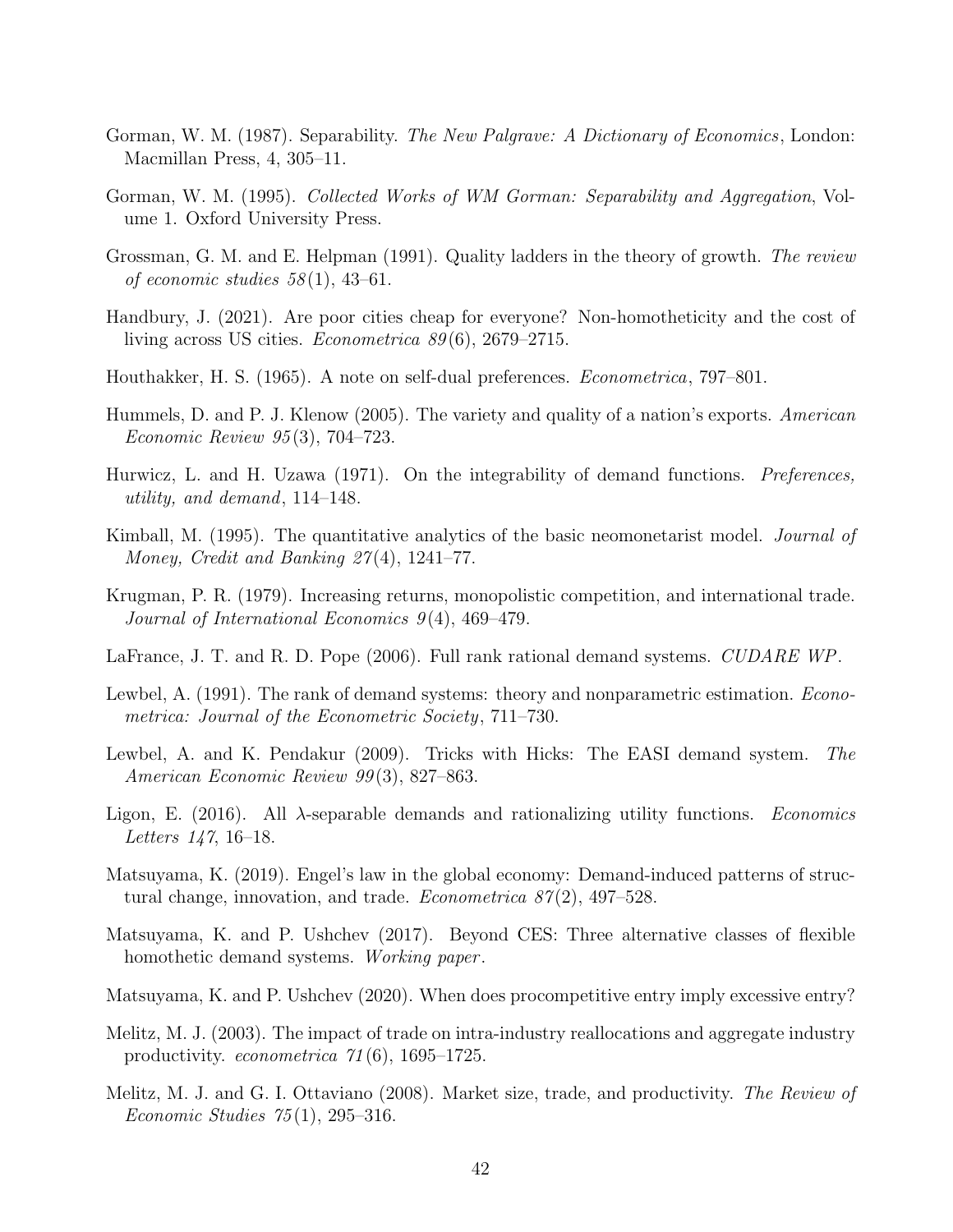Gorman, W. M. (1987). Separability. *The New Palgrave: A Dictionary of Economics*, London: Macmillan Press, 4, 305–11.

Gorman, W. M. (1995). *Collected Works of WM Gorman: Separability and Aggregation*, Volume 1. Oxford University Press.

Grossman, G. M. and E. Helpman (1991). Quality ladders in the theory of growth. *The review of economic studies 58*(1), 43–61.

Handbury, J. (2021). Are poor cities cheap for everyone? Non-homotheticity and the cost of living across US cities. *Econometrica 89*(6), 2679–2715.

Houthakker, H. S. (1965). A note on self-dual preferences. *Econometrica*, 797–801.

Hummels, D. and P. J. Klenow (2005). The variety and quality of a nation's exports. *American Economic Review 95*(3), 704–723.

Hurwicz, L. and H. Uzawa (1971). On the integrability of demand functions. *Preferences, utility, and demand*, 114–148.

Kimball, M. (1995). The quantitative analytics of the basic neomonetarist model. *Journal of Money, Credit and Banking 27*(4), 1241–77.

Krugman, P. R. (1979). Increasing returns, monopolistic competition, and international trade. *Journal of International Economics 9*(4), 469–479.

LaFrance, J. T. and R. D. Pope (2006). Full rank rational demand systems. *CUDARE WP*.

Lewbel, A. (1991). The rank of demand systems: theory and nonparametric estimation. *Econometrica: Journal of the Econometric Society*, 711–730.

Lewbel, A. and K. Pendakur (2009). Tricks with Hicks: The EASI demand system. *The American Economic Review 99*(3), 827–863.

Ligon, E. (2016). All $\lambda$-separable demands and rationalizing utility functions. *Economics Letters 147*, 16–18.

Matsuyama, K. (2019). Engel's law in the global economy: Demand-induced patterns of structural change, innovation, and trade. *Econometrica 87*(2), 497–528.

Matsuyama, K. and P. Ushchev (2017). Beyond CES: Three alternative classes of flexible homothetic demand systems. *Working paper*.

Matsuyama, K. and P. Ushchev (2020). When does procompetitive entry imply excessive entry?

Melitz, M. J. (2003). The impact of trade on intra-industry reallocations and aggregate industry productivity. *econometrica 71*(6), 1695–1725.

Melitz, M. J. and G. I. Ottaviano (2008). Market size, trade, and productivity. *The Review of Economic Studies 75*(1), 295–316.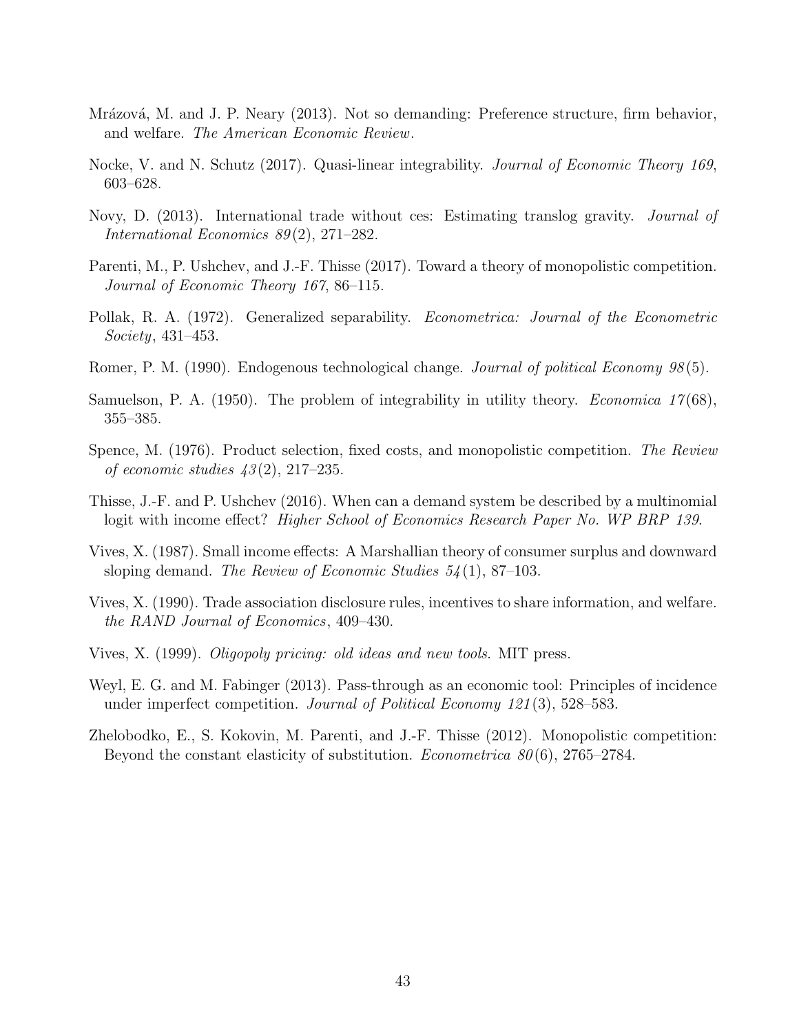Mrázová, M. and J. P. Neary (2013). Not so demanding: Preference structure, firm behavior, and welfare. *The American Economic Review*.

Nocke, V. and N. Schutz (2017). Quasi-linear integrability. *Journal of Economic Theory 169*, 603–628.

Novy, D. (2013). International trade without ces: Estimating translog gravity. *Journal of International Economics 89*(2), 271–282.

Parenti, M., P. Ushchev, and J.-F. Thisse (2017). Toward a theory of monopolistic competition. *Journal of Economic Theory 167*, 86–115.

Pollak, R. A. (1972). Generalized separability. *Econometrica: Journal of the Econometric Society*, 431–453.

Romer, P. M. (1990). Endogenous technological change. *Journal of political Economy 98*(5).

Samuelson, P. A. (1950). The problem of integrability in utility theory. *Economica 17*(68), 355–385.

Spence, M. (1976). Product selection, fixed costs, and monopolistic competition. *The Review of economic studies 43*(2), 217–235.

Thisse, J.-F. and P. Ushchev (2016). When can a demand system be described by a multinomial logit with income effect? *Higher School of Economics Research Paper No. WP BRP 139*.

Vives, X. (1987). Small income effects: A Marshallian theory of consumer surplus and downward sloping demand. *The Review of Economic Studies 54*(1), 87–103.

Vives, X. (1990). Trade association disclosure rules, incentives to share information, and welfare. *the RAND Journal of Economics*, 409–430.

Vives, X. (1999). *Oligopoly pricing: old ideas and new tools.* MIT press.

Weyl, E. G. and M. Fabinger (2013). Pass-through as an economic tool: Principles of incidence under imperfect competition. *Journal of Political Economy 121*(3), 528–583.

Zhelobodko, E., S. Kokovin, M. Parenti, and J.-F. Thisse (2012). Monopolistic competition: Beyond the constant elasticity of substitution. *Econometrica 80*(6), 2765–2784.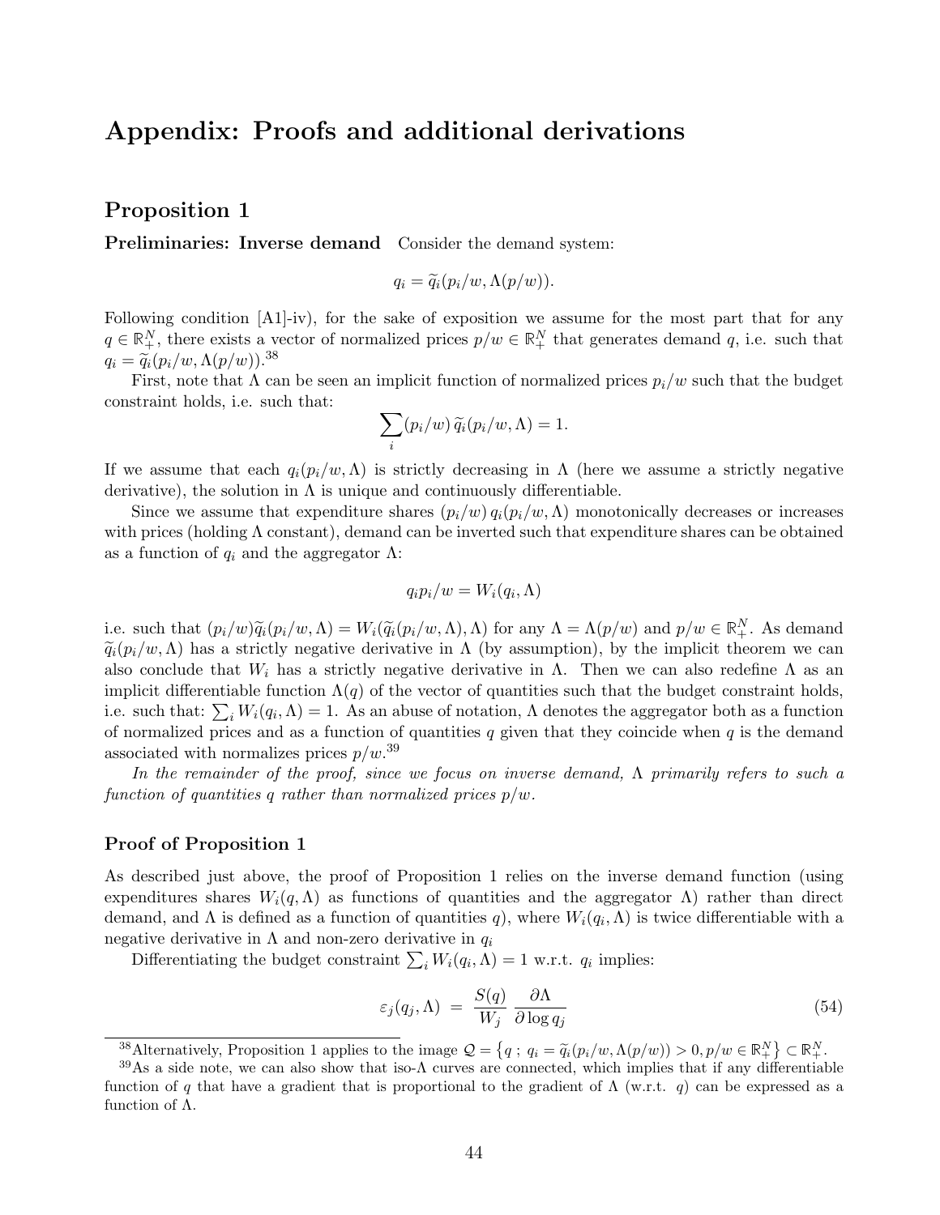# Appendix: Proofs and additional derivations

## Proposition 1

**Preliminaries: Inverse demand** Consider the demand system:

$$q_i = \widetilde{q}_i(p_i/w, \Lambda(p/w)).$$

Following condition [A1]-iv), for the sake of exposition we assume for the most part that for any $q \in \mathbb{R}_+^N$, there exists a vector of normalized prices $p/w \in \mathbb{R}_+^N$ that generates demand $q$, i.e. such that $q_i = \widetilde{q}_i(p_i/w, \Lambda(p/w))$.[38]

First, note that $\Lambda$ can be seen an implicit function of normalized prices $p_i/w$ such that the budget constraint holds, i.e. such that:

$$\sum_i (p_i/w)\, \widetilde{q}_i(p_i/w, \Lambda) = 1.$$

If we assume that each $q_i(p_i/w, \Lambda)$ is strictly decreasing in $\Lambda$ (here we assume a strictly negative derivative), the solution in $\Lambda$ is unique and continuously differentiable.

Since we assume that expenditure shares $(p_i/w)\, q_i(p_i/w, \Lambda)$ monotonically decreases or increases with prices (holding $\Lambda$ constant), demand can be inverted such that expenditure shares can be obtained as a function of $q_i$ and the aggregator $\Lambda$:

$$q_i p_i/w = W_i(q_i, \Lambda)$$

i.e. such that $(p_i/w)\widetilde{q}_i(p_i/w, \Lambda) = W_i(\widetilde{q}_i(p_i/w, \Lambda), \Lambda)$ for any $\Lambda = \Lambda(p/w)$ and $p/w \in \mathbb{R}_+^N$. As demand $\widetilde{q}_i(p_i/w, \Lambda)$ has a strictly negative derivative in $\Lambda$ (by assumption), by the implicit theorem we can also conclude that $W_i$ has a strictly negative derivative in $\Lambda$. Then we can also redefine $\Lambda$ as an implicit differentiable function $\Lambda(q)$ of the vector of quantities such that the budget constraint holds, i.e. such that: $\sum_i W_i(q_i, \Lambda) = 1$. As an abuse of notation, $\Lambda$ denotes the aggregator both as a function of normalized prices and as a function of quantities $q$ given that they coincide when $q$ is the demand associated with normalizes prices $p/w$.[39]

*In the remainder of the proof, since we focus on inverse demand, $\Lambda$ primarily refers to such a function of quantities $q$ rather than normalized prices $p/w$.*

### Proof of Proposition 1

As described just above, the proof of Proposition 1 relies on the inverse demand function (using expenditures shares $W_i(q, \Lambda)$ as functions of quantities and the aggregator $\Lambda$) rather than direct demand, and $\Lambda$ is defined as a function of quantities $q$), where $W_i(q_i, \Lambda)$ is twice differentiable with a negative derivative in $\Lambda$ and non-zero derivative in $q_i$

Differentiating the budget constraint $\sum_i W_i(q_i, \Lambda) = 1$ w.r.t. $q_i$ implies:

$$\varepsilon_j(q_j, \Lambda) \;=\; \frac{S(q)}{W_j}\, \frac{\partial \Lambda}{\partial \log q_j} \tag{54}$$

---

[38] Alternatively, Proposition 1 applies to the image $\mathcal{Q} = \left\{ q \;;\; q_i = \widetilde{q}_i(p_i/w, \Lambda(p/w)) > 0, p/w \in \mathbb{R}_+^N \right\} \subset \mathbb{R}_+^N$.

[39] As a side note, we can also show that iso-$\Lambda$ curves are connected, which implies that if any differentiable function of $q$ that have a gradient that is proportional to the gradient of $\Lambda$ (w.r.t. $q$) can be expressed as a function of $\Lambda$.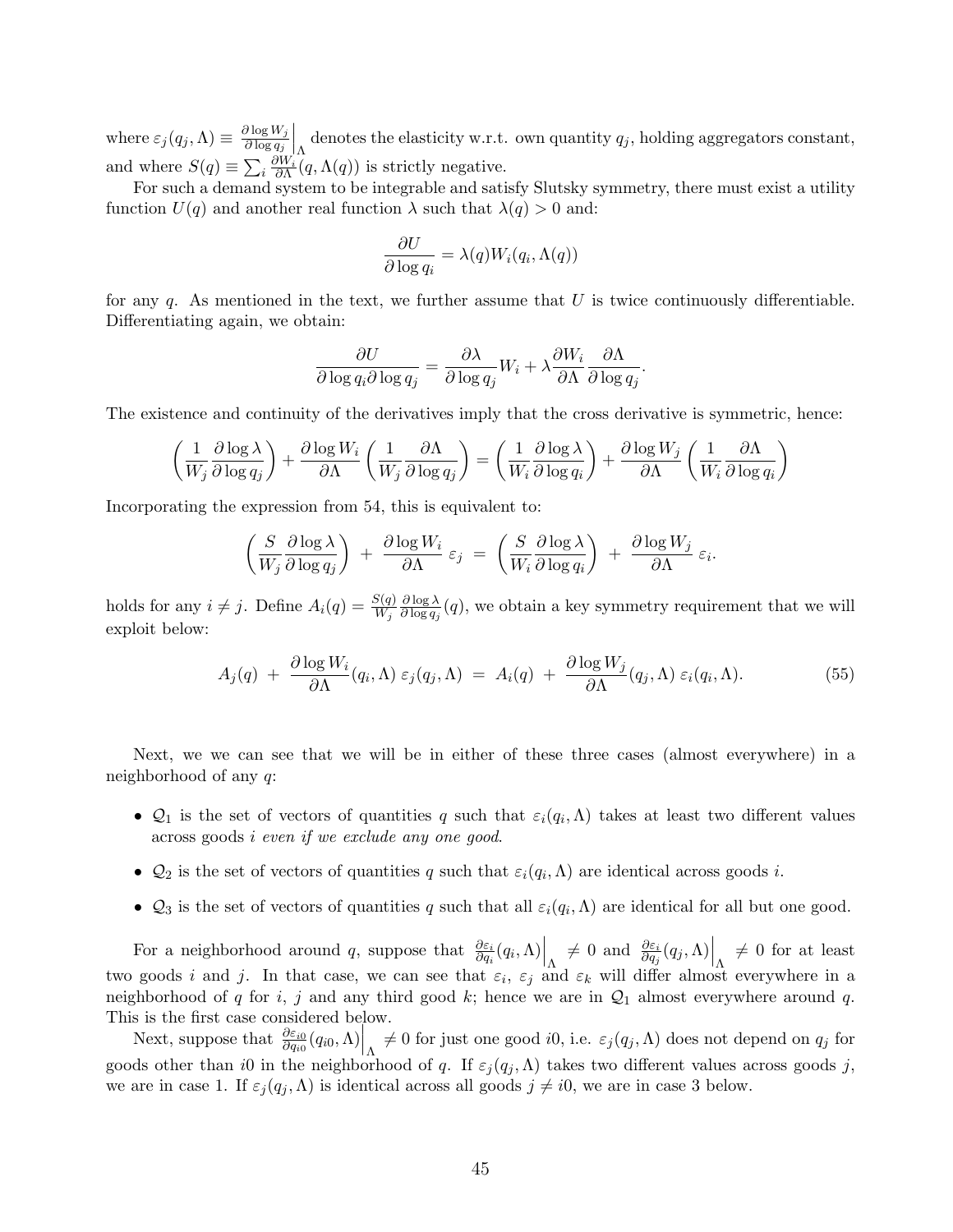where $\varepsilon_j(q_j, \Lambda) \equiv \left.\frac{\partial \log W_j}{\partial \log q_j}\right|_\Lambda$ denotes the elasticity w.r.t. own quantity $q_j$, holding aggregators constant, and where $S(q) \equiv \sum_i \frac{\partial W_i}{\partial \Lambda}(q, \Lambda(q))$ is strictly negative.

For such a demand system to be integrable and satisfy Slutsky symmetry, there must exist a utility function $U(q)$ and another real function $\lambda$ such that $\lambda(q) > 0$ and:

$$\frac{\partial U}{\partial \log q_i} = \lambda(q) W_i(q_i, \Lambda(q))$$

for any $q$. As mentioned in the text, we further assume that $U$ is twice continuously differentiable. Differentiating again, we obtain:

$$\frac{\partial U}{\partial \log q_i \partial \log q_j} = \frac{\partial \lambda}{\partial \log q_j} W_i + \lambda \frac{\partial W_i}{\partial \Lambda} \frac{\partial \Lambda}{\partial \log q_j}.$$

The existence and continuity of the derivatives imply that the cross derivative is symmetric, hence:

$$\left(\frac{1}{W_j}\frac{\partial \log \lambda}{\partial \log q_j}\right) + \frac{\partial \log W_i}{\partial \Lambda}\left(\frac{1}{W_j}\frac{\partial \Lambda}{\partial \log q_j}\right) = \left(\frac{1}{W_i}\frac{\partial \log \lambda}{\partial \log q_i}\right) + \frac{\partial \log W_j}{\partial \Lambda}\left(\frac{1}{W_i}\frac{\partial \Lambda}{\partial \log q_i}\right)$$

Incorporating the expression from 54, this is equivalent to:

$$\left(\frac{S}{W_j}\frac{\partial \log \lambda}{\partial \log q_j}\right) \; + \; \frac{\partial \log W_i}{\partial \Lambda}\,\varepsilon_j \; = \; \left(\frac{S}{W_i}\frac{\partial \log \lambda}{\partial \log q_i}\right) \; + \; \frac{\partial \log W_j}{\partial \Lambda}\,\varepsilon_i.$$

holds for any $i \neq j$. Define $A_i(q) = \frac{S(q)}{W_j}\frac{\partial \log \lambda}{\partial \log q_j}(q)$, we obtain a key symmetry requirement that we will exploit below:

$$A_j(q) \; + \; \frac{\partial \log W_i}{\partial \Lambda}(q_i, \Lambda)\,\varepsilon_j(q_j, \Lambda) \; = \; A_i(q) \; + \; \frac{\partial \log W_j}{\partial \Lambda}(q_j, \Lambda)\,\varepsilon_i(q_i, \Lambda). \tag{55}$$

Next, we we can see that we will be in either of these three cases (almost everywhere) in a neighborhood of any $q$:

- $\mathcal{Q}_1$ is the set of vectors of quantities $q$ such that $\varepsilon_i(q_i, \Lambda)$ takes at least two different values across goods $i$ *even if we exclude any one good*.
- $\mathcal{Q}_2$ is the set of vectors of quantities $q$ such that $\varepsilon_i(q_i, \Lambda)$ are identical across goods $i$.
- $\mathcal{Q}_3$ is the set of vectors of quantities $q$ such that all $\varepsilon_i(q_i, \Lambda)$ are identical for all but one good.

For a neighborhood around $q$, suppose that $\left.\frac{\partial \varepsilon_i}{\partial q_i}(q_i, \Lambda)\right|_\Lambda \neq 0$ and $\left.\frac{\partial \varepsilon_i}{\partial q_j}(q_j, \Lambda)\right|_\Lambda \neq 0$ for at least two goods $i$ and $j$. In that case, we can see that $\varepsilon_i$, $\varepsilon_j$ and $\varepsilon_k$ will differ almost everywhere in a neighborhood of $q$ for $i$, $j$ and any third good $k$; hence we are in $\mathcal{Q}_1$ almost everywhere around $q$. This is the first case considered below.

Next, suppose that $\left.\frac{\partial \varepsilon_{i0}}{\partial q_{i0}}(q_{i0}, \Lambda)\right|_\Lambda \neq 0$ for just one good $i0$, i.e. $\varepsilon_j(q_j, \Lambda)$ does not depend on $q_j$ for goods other than $i0$ in the neighborhood of $q$. If $\varepsilon_j(q_j, \Lambda)$ takes two different values across goods $j$, we are in case 1. If $\varepsilon_j(q_j, \Lambda)$ is identical across all goods $j \neq i0$, we are in case 3 below.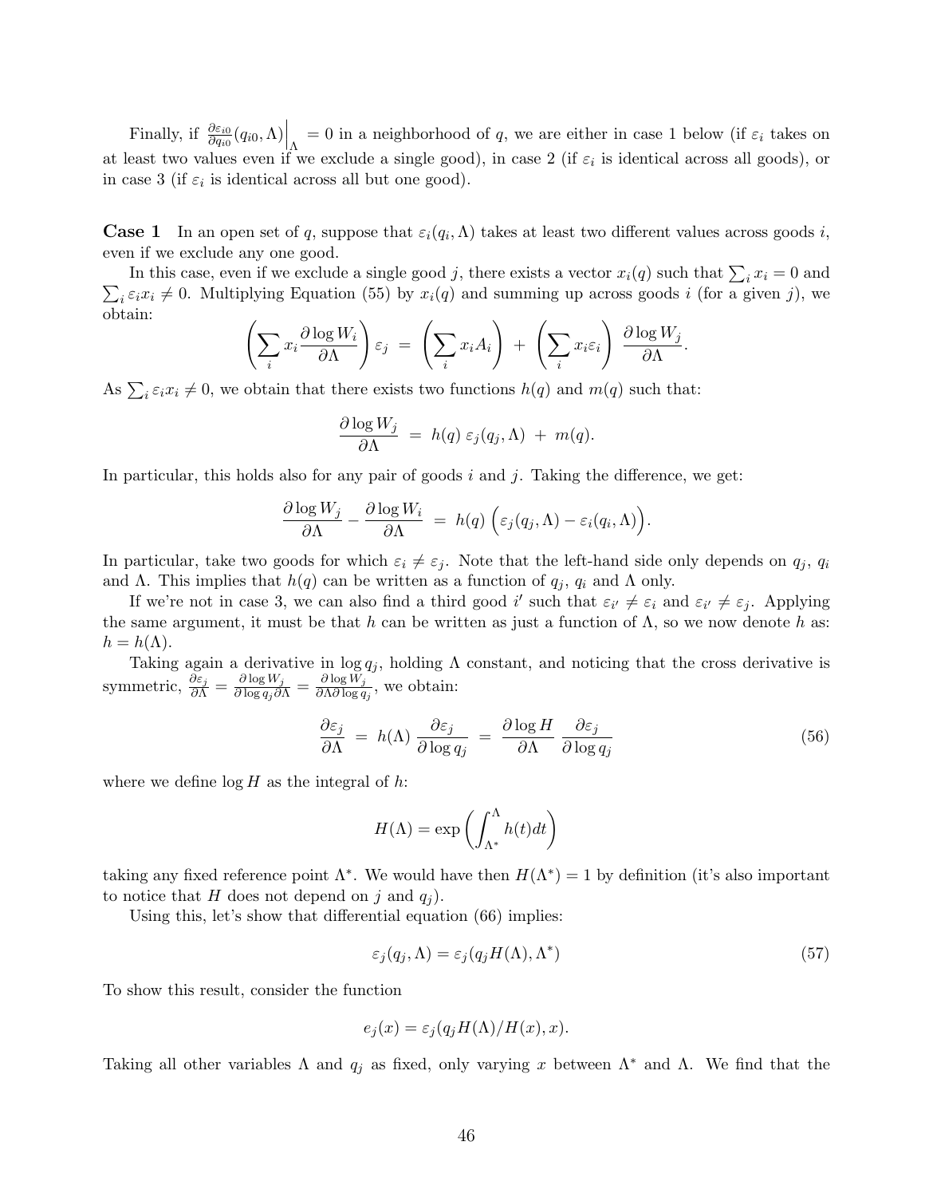Finally, if $\frac{\partial \varepsilon_{i0}}{\partial q_{i0}}(q_{i0}, \Lambda)\Big|_{\Lambda} = 0$ in a neighborhood of $q$, we are either in case 1 below (if $\varepsilon_i$ takes on at least two values even if we exclude a single good), in case 2 (if $\varepsilon_i$ is identical across all goods), or in case 3 (if $\varepsilon_i$ is identical across all but one good).

**Case 1** In an open set of $q$, suppose that $\varepsilon_i(q_i, \Lambda)$ takes at least two different values across goods $i$, even if we exclude any one good.

In this case, even if we exclude a single good $j$, there exists a vector $x_i(q)$ such that $\sum_i x_i = 0$ and $\sum_i \varepsilon_i x_i \neq 0$. Multiplying Equation (55) by $x_i(q)$ and summing up across goods $i$ (for a given $j$), we obtain:

$$\left(\sum_i x_i \frac{\partial \log W_i}{\partial \Lambda}\right) \varepsilon_j \;=\; \left(\sum_i x_i A_i\right) \;+\; \left(\sum_i x_i \varepsilon_i\right) \; \frac{\partial \log W_j}{\partial \Lambda}.$$

As $\sum_i \varepsilon_i x_i \neq 0$, we obtain that there exists two functions $h(q)$ and $m(q)$ such that:

$$\frac{\partial \log W_j}{\partial \Lambda} \;=\; h(q)\; \varepsilon_j(q_j, \Lambda) \;+\; m(q).$$

In particular, this holds also for any pair of goods $i$ and $j$. Taking the difference, we get:

$$\frac{\partial \log W_j}{\partial \Lambda} - \frac{\partial \log W_i}{\partial \Lambda} \;=\; h(q)\; \Big(\varepsilon_j(q_j, \Lambda) - \varepsilon_i(q_i, \Lambda)\Big).$$

In particular, take two goods for which $\varepsilon_i \neq \varepsilon_j$. Note that the left-hand side only depends on $q_j$, $q_i$ and $\Lambda$. This implies that $h(q)$ can be written as a function of $q_j$, $q_i$ and $\Lambda$ only.

If we're not in case 3, we can also find a third good $i'$ such that $\varepsilon_{i'} \neq \varepsilon_i$ and $\varepsilon_{i'} \neq \varepsilon_j$. Applying the same argument, it must be that $h$ can be written as just a function of $\Lambda$, so we now denote $h$ as: $h = h(\Lambda)$.

Taking again a derivative in $\log q_j$, holding $\Lambda$ constant, and noticing that the cross derivative is symmetric, $\frac{\partial \varepsilon_j}{\partial \Lambda} = \frac{\partial \log W_j}{\partial \log q_j \partial \Lambda} = \frac{\partial \log W_j}{\partial \Lambda \partial \log q_j}$, we obtain:

$$\frac{\partial \varepsilon_j}{\partial \Lambda} \;=\; h(\Lambda)\, \frac{\partial \varepsilon_j}{\partial \log q_j} \;=\; \frac{\partial \log H}{\partial \Lambda}\, \frac{\partial \varepsilon_j}{\partial \log q_j} \tag{56}$$

where we define $\log H$ as the integral of $h$:

$$H(\Lambda) = \exp\left(\int_{\Lambda^*}^{\Lambda} h(t)dt\right)$$

taking any fixed reference point $\Lambda^*$. We would have then $H(\Lambda^*) = 1$ by definition (it's also important to notice that $H$ does not depend on $j$ and $q_j$).

Using this, let's show that differential equation (66) implies:

$$\varepsilon_j(q_j, \Lambda) = \varepsilon_j(q_j H(\Lambda), \Lambda^*) \tag{57}$$

To show this result, consider the function

$$e_j(x) = \varepsilon_j(q_j H(\Lambda)/H(x), x).$$

Taking all other variables $\Lambda$ and $q_j$ as fixed, only varying $x$ between $\Lambda^*$ and $\Lambda$. We find that the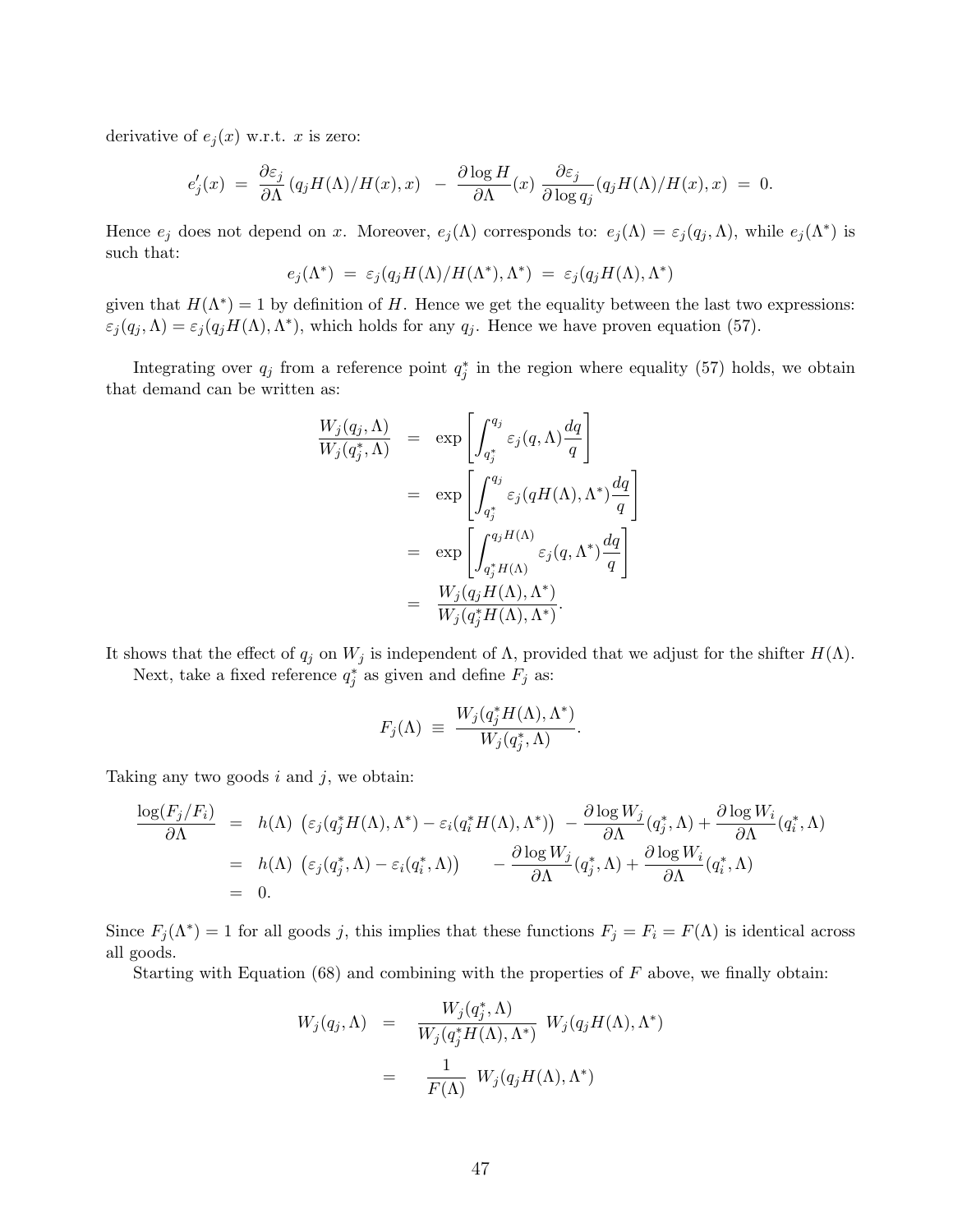derivative of $e_j(x)$ w.r.t. $x$ is zero:

$$e_j'(x) \;=\; \frac{\partial \varepsilon_j}{\partial \Lambda}\left(q_j H(\Lambda)/H(x), x\right) \;-\; \frac{\partial \log H}{\partial \Lambda}(x)\, \frac{\partial \varepsilon_j}{\partial \log q_j}(q_j H(\Lambda)/H(x), x) \;=\; 0.$$

Hence $e_j$ does not depend on $x$. Moreover, $e_j(\Lambda)$ corresponds to: $e_j(\Lambda) = \varepsilon_j(q_j, \Lambda)$, while $e_j(\Lambda^*)$ is such that:

$$e_j(\Lambda^*) \;=\; \varepsilon_j(q_j H(\Lambda)/H(\Lambda^*), \Lambda^*) \;=\; \varepsilon_j(q_j H(\Lambda), \Lambda^*)$$

given that $H(\Lambda^*) = 1$ by definition of $H$. Hence we get the equality between the last two expressions: $\varepsilon_j(q_j, \Lambda) = \varepsilon_j(q_j H(\Lambda), \Lambda^*)$, which holds for any $q_j$. Hence we have proven equation (57).

Integrating over $q_j$ from a reference point $q_j^*$ in the region where equality (57) holds, we obtain that demand can be written as:

$$\begin{aligned}
\frac{W_j(q_j, \Lambda)}{W_j(q_j^*, \Lambda)} &= \exp\left[\int_{q_j^*}^{q_j} \varepsilon_j(q, \Lambda) \frac{dq}{q}\right] \\
&= \exp\left[\int_{q_j^*}^{q_j} \varepsilon_j(qH(\Lambda), \Lambda^*) \frac{dq}{q}\right] \\
&= \exp\left[\int_{q_j^* H(\Lambda)}^{q_j H(\Lambda)} \varepsilon_j(q, \Lambda^*) \frac{dq}{q}\right] \\
&= \frac{W_j(q_j H(\Lambda), \Lambda^*)}{W_j(q_j^* H(\Lambda), \Lambda^*)}.
\end{aligned}$$

It shows that the effect of $q_j$ on $W_j$ is independent of $\Lambda$, provided that we adjust for the shifter $H(\Lambda)$.

Next, take a fixed reference $q_j^*$ as given and define $F_j$ as:

$$F_j(\Lambda) \;\equiv\; \frac{W_j(q_j^* H(\Lambda), \Lambda^*)}{W_j(q_j^*, \Lambda)}.$$

Taking any two goods $i$ and $j$, we obtain:

$$\begin{aligned}
\frac{\log(F_j/F_i)}{\partial \Lambda} &= h(\Lambda)\ \left(\varepsilon_j(q_j^* H(\Lambda), \Lambda^*) - \varepsilon_i(q_i^* H(\Lambda), \Lambda^*)\right) \;-\; \frac{\partial \log W_j}{\partial \Lambda}(q_j^*, \Lambda) + \frac{\partial \log W_i}{\partial \Lambda}(q_i^*, \Lambda) \\
&= h(\Lambda)\ \left(\varepsilon_j(q_j^*, \Lambda) - \varepsilon_i(q_i^*, \Lambda)\right) \qquad - \frac{\partial \log W_j}{\partial \Lambda}(q_j^*, \Lambda) + \frac{\partial \log W_i}{\partial \Lambda}(q_i^*, \Lambda) \\
&= 0.
\end{aligned}$$

Since $F_j(\Lambda^*) = 1$ for all goods $j$, this implies that these functions $F_j = F_i = F(\Lambda)$ is identical across all goods.

Starting with Equation (68) and combining with the properties of $F$ above, we finally obtain:

$$\begin{aligned}
W_j(q_j, \Lambda) &= \frac{W_j(q_j^*, \Lambda)}{W_j(q_j^* H(\Lambda), \Lambda^*)}\ W_j(q_j H(\Lambda), \Lambda^*) \\
&= \frac{1}{F(\Lambda)}\ W_j(q_j H(\Lambda), \Lambda^*)
\end{aligned}$$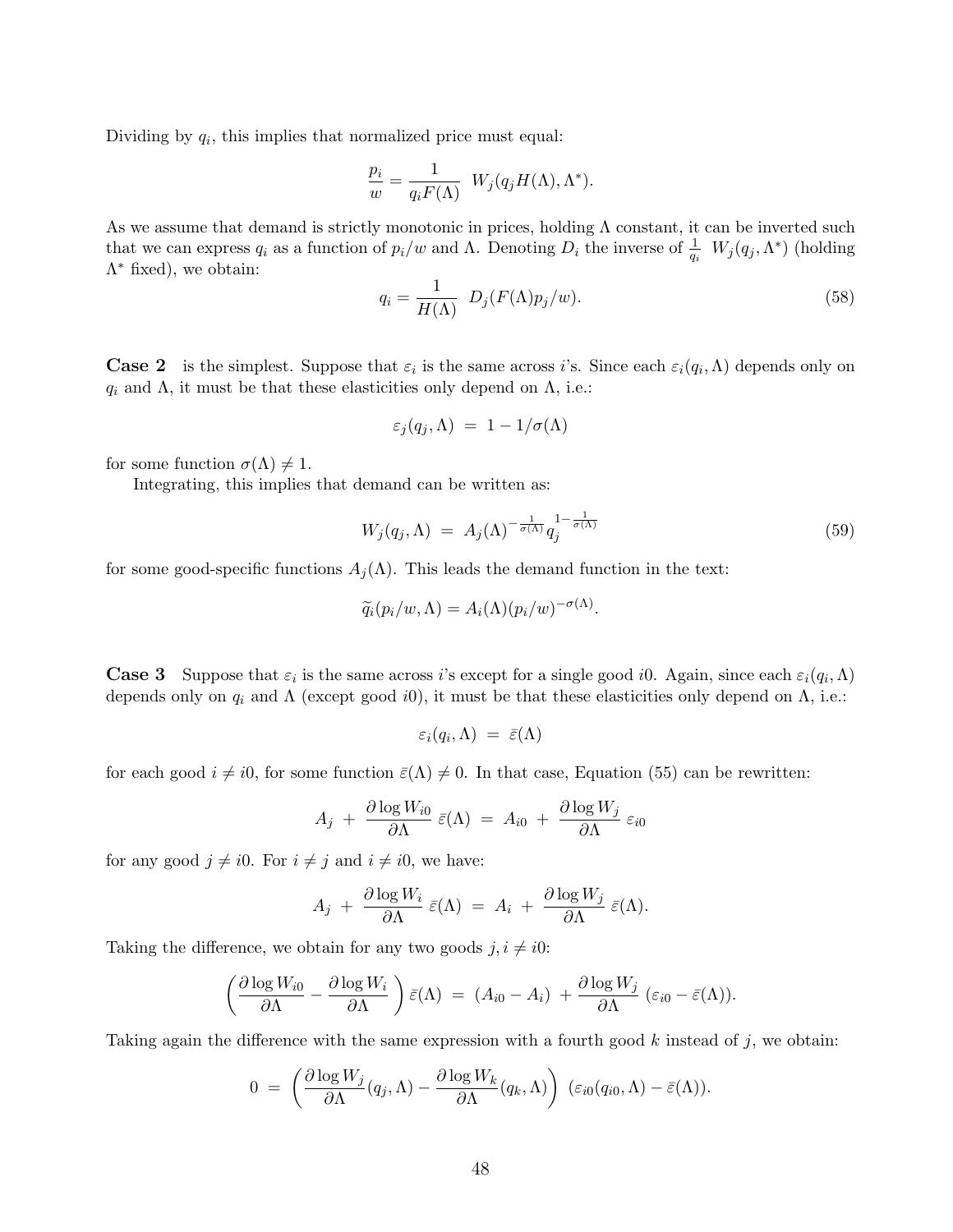Dividing by $q_i$, this implies that normalized price must equal:

$$\frac{p_i}{w} = \frac{1}{q_i F(\Lambda)} \; W_j(q_j H(\Lambda), \Lambda^*).$$

As we assume that demand is strictly monotonic in prices, holding $\Lambda$ constant, it can be inverted such that we can express $q_i$ as a function of $p_i/w$ and $\Lambda$. Denoting $D_i$ the inverse of $\frac{1}{q_i} \; W_j(q_j, \Lambda^*)$ (holding $\Lambda^*$ fixed), we obtain:

$$q_i = \frac{1}{H(\Lambda)} \; D_j(F(\Lambda) p_j/w). \tag{58}$$

**Case 2** is the simplest. Suppose that $\varepsilon_i$ is the same across $i$'s. Since each $\varepsilon_i(q_i, \Lambda)$ depends only on $q_i$ and $\Lambda$, it must be that these elasticities only depend on $\Lambda$, i.e.:

$$\varepsilon_j(q_j, \Lambda) \; = \; 1 - 1/\sigma(\Lambda)$$

for some function $\sigma(\Lambda) \neq 1$.

Integrating, this implies that demand can be written as:

$$W_j(q_j, \Lambda) \; = \; A_j(\Lambda)^{-\frac{1}{\sigma(\Lambda)}} q_j^{1-\frac{1}{\sigma(\Lambda)}} \tag{59}$$

for some good-specific functions $A_j(\Lambda)$. This leads the demand function in the text:

$$\widetilde{q}_i(p_i/w, \Lambda) = A_i(\Lambda)(p_i/w)^{-\sigma(\Lambda)}.$$

**Case 3** Suppose that $\varepsilon_i$ is the same across $i$'s except for a single good $i0$. Again, since each $\varepsilon_i(q_i, \Lambda)$ depends only on $q_i$ and $\Lambda$ (except good $i0$), it must be that these elasticities only depend on $\Lambda$, i.e.:

$$\varepsilon_i(q_i, \Lambda) \; = \; \bar{\varepsilon}(\Lambda)$$

for each good $i \neq i0$, for some function $\bar{\varepsilon}(\Lambda) \neq 0$. In that case, Equation (55) can be rewritten:

$$A_j \; + \; \frac{\partial \log W_{i0}}{\partial \Lambda} \, \bar{\varepsilon}(\Lambda) \; = \; A_{i0} \; + \; \frac{\partial \log W_j}{\partial \Lambda} \, \varepsilon_{i0}$$

for any good $j \neq i0$. For $i \neq j$ and $i \neq i0$, we have:

$$A_j \; + \; \frac{\partial \log W_i}{\partial \Lambda} \, \bar{\varepsilon}(\Lambda) \; = \; A_i \; + \; \frac{\partial \log W_j}{\partial \Lambda} \, \bar{\varepsilon}(\Lambda).$$

Taking the difference, we obtain for any two goods $j, i \neq i0$:

$$\left( \frac{\partial \log W_{i0}}{\partial \Lambda} - \frac{\partial \log W_i}{\partial \Lambda} \right) \bar{\varepsilon}(\Lambda) \; = \; (A_{i0} - A_i) \; + \frac{\partial \log W_j}{\partial \Lambda} \, (\varepsilon_{i0} - \bar{\varepsilon}(\Lambda)).$$

Taking again the difference with the same expression with a fourth good $k$ instead of $j$, we obtain:

$$0 \; = \; \left( \frac{\partial \log W_j}{\partial \Lambda}(q_j, \Lambda) - \frac{\partial \log W_k}{\partial \Lambda}(q_k, \Lambda) \right) \, (\varepsilon_{i0}(q_{i0}, \Lambda) - \bar{\varepsilon}(\Lambda)).$$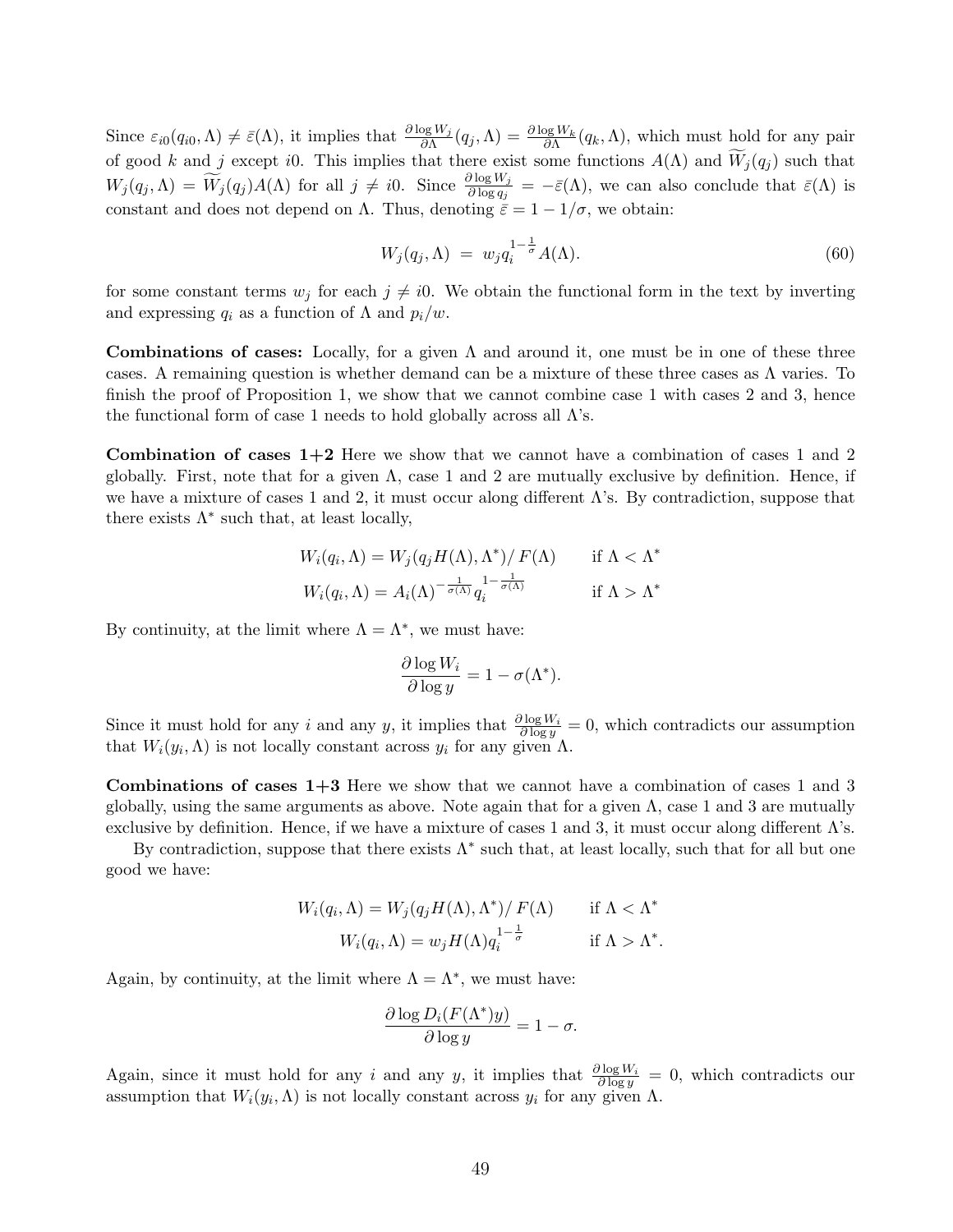Since $\varepsilon_{i0}(q_{i0}, \Lambda) \neq \bar{\varepsilon}(\Lambda)$, it implies that $\frac{\partial \log W_j}{\partial \Lambda}(q_j, \Lambda) = \frac{\partial \log W_k}{\partial \Lambda}(q_k, \Lambda)$, which must hold for any pair of good $k$ and $j$ except $i0$. This implies that there exist some functions $A(\Lambda)$ and $\widetilde{W}_j(q_j)$ such that $W_j(q_j, \Lambda) = \widetilde{W}_j(q_j)A(\Lambda)$ for all $j \neq i0$. Since $\frac{\partial \log W_j}{\partial \log q_j} = -\bar{\varepsilon}(\Lambda)$, we can also conclude that $\bar{\varepsilon}(\Lambda)$ is constant and does not depend on $\Lambda$. Thus, denoting $\bar{\varepsilon} = 1 - 1/\sigma$, we obtain:

$$W_j(q_j, \Lambda) \ = \ w_j q_i^{1-\frac{1}{\sigma}} A(\Lambda). \tag{60}$$

for some constant terms $w_j$ for each $j \neq i0$. We obtain the functional form in the text by inverting and expressing $q_i$ as a function of $\Lambda$ and $p_i/w$.

**Combinations of cases:** Locally, for a given $\Lambda$ and around it, one must be in one of these three cases. A remaining question is whether demand can be a mixture of these three cases as $\Lambda$ varies. To finish the proof of Proposition 1, we show that we cannot combine case 1 with cases 2 and 3, hence the functional form of case 1 needs to hold globally across all $\Lambda$'s.

**Combination of cases 1+2** Here we show that we cannot have a combination of cases 1 and 2 globally. First, note that for a given $\Lambda$, case 1 and 2 are mutually exclusive by definition. Hence, if we have a mixture of cases 1 and 2, it must occur along different $\Lambda$'s. By contradiction, suppose that there exists $\Lambda^*$ such that, at least locally,

$$W_i(q_i, \Lambda) = W_j(q_j H(\Lambda), \Lambda^*)/\, F(\Lambda) \qquad \text{if } \Lambda < \Lambda^*$$
$$W_i(q_i, \Lambda) = A_i(\Lambda)^{-\frac{1}{\sigma(\Lambda)}} q_i^{1-\frac{1}{\sigma(\Lambda)}} \qquad \text{if } \Lambda > \Lambda^*$$

By continuity, at the limit where $\Lambda = \Lambda^*$, we must have:

$$\frac{\partial \log W_i}{\partial \log y} = 1 - \sigma(\Lambda^*).$$

Since it must hold for any $i$ and any $y$, it implies that $\frac{\partial \log W_i}{\partial \log y} = 0$, which contradicts our assumption that $W_i(y_i, \Lambda)$ is not locally constant across $y_i$ for any given $\Lambda$.

**Combinations of cases 1+3** Here we show that we cannot have a combination of cases 1 and 3 globally, using the same arguments as above. Note again that for a given $\Lambda$, case 1 and 3 are mutually exclusive by definition. Hence, if we have a mixture of cases 1 and 3, it must occur along different $\Lambda$'s.

By contradiction, suppose that there exists $\Lambda^*$ such that, at least locally, such that for all but one good we have:

$$W_i(q_i, \Lambda) = W_j(q_j H(\Lambda), \Lambda^*)/\, F(\Lambda) \qquad \text{if } \Lambda < \Lambda^*$$
$$W_i(q_i, \Lambda) = w_j H(\Lambda) q_i^{1-\frac{1}{\sigma}} \qquad \text{if } \Lambda > \Lambda^*.$$

Again, by continuity, at the limit where $\Lambda = \Lambda^*$, we must have:

$$\frac{\partial \log D_i(F(\Lambda^*)y)}{\partial \log y} = 1 - \sigma.$$

Again, since it must hold for any $i$ and any $y$, it implies that $\frac{\partial \log W_i}{\partial \log y} = 0$, which contradicts our assumption that $W_i(y_i, \Lambda)$ is not locally constant across $y_i$ for any given $\Lambda$.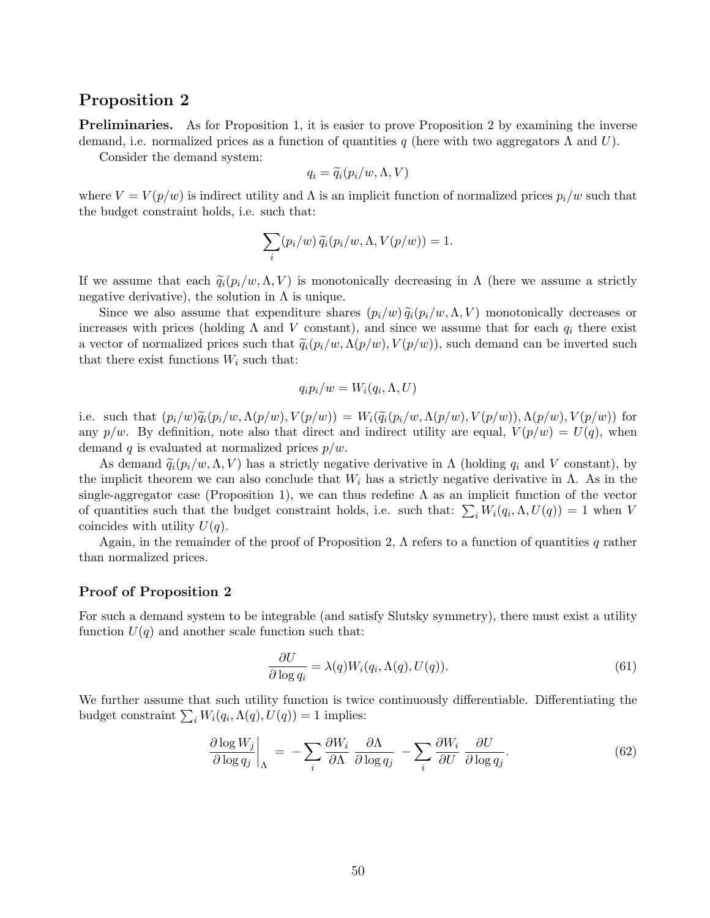## Proposition 2

**Preliminaries.** As for Proposition 1, it is easier to prove Proposition 2 by examining the inverse demand, i.e. normalized prices as a function of quantities $q$ (here with two aggregators $\Lambda$ and $U$).

Consider the demand system:

$$q_i = \widetilde{q}_i(p_i/w, \Lambda, V)$$

where $V = V(p/w)$ is indirect utility and $\Lambda$ is an implicit function of normalized prices $p_i/w$ such that the budget constraint holds, i.e. such that:

$$\sum_i (p_i/w)\, \widetilde{q}_i(p_i/w, \Lambda, V(p/w)) = 1.$$

If we assume that each $\widetilde{q}_i(p_i/w, \Lambda, V)$ is monotonically decreasing in $\Lambda$ (here we assume a strictly negative derivative), the solution in $\Lambda$ is unique.

Since we also assume that expenditure shares $(p_i/w)\, \widetilde{q}_i(p_i/w, \Lambda, V)$ monotonically decreases or increases with prices (holding $\Lambda$ and $V$ constant), and since we assume that for each $q_i$ there exist a vector of normalized prices such that $\widetilde{q}_i(p_i/w, \Lambda(p/w), V(p/w))$, such demand can be inverted such that there exist functions $W_i$ such that:

$$q_i p_i/w = W_i(q_i, \Lambda, U)$$

i.e. such that $(p_i/w)\widetilde{q}_i(p_i/w, \Lambda(p/w), V(p/w)) = W_i(\widetilde{q}_i(p_i/w, \Lambda(p/w), V(p/w)), \Lambda(p/w), V(p/w))$ for any $p/w$. By definition, note also that direct and indirect utility are equal, $V(p/w) = U(q)$, when demand $q$ is evaluated at normalized prices $p/w$.

As demand $\widetilde{q}_i(p_i/w, \Lambda, V)$ has a strictly negative derivative in $\Lambda$ (holding $q_i$ and $V$ constant), by the implicit theorem we can also conclude that $W_i$ has a strictly negative derivative in $\Lambda$. As in the single-aggregator case (Proposition 1), we can thus redefine $\Lambda$ as an implicit function of the vector of quantities such that the budget constraint holds, i.e. such that: $\sum_i W_i(q_i, \Lambda, U(q)) = 1$ when $V$ coincides with utility $U(q)$.

Again, in the remainder of the proof of Proposition 2, $\Lambda$ refers to a function of quantities $q$ rather than normalized prices.

### Proof of Proposition 2

For such a demand system to be integrable (and satisfy Slutsky symmetry), there must exist a utility function $U(q)$ and another scale function such that:

$$\frac{\partial U}{\partial \log q_i} = \lambda(q) W_i(q_i, \Lambda(q), U(q)). \tag{61}$$

We further assume that such utility function is twice continuously differentiable. Differentiating the budget constraint $\sum_i W_i(q_i, \Lambda(q), U(q)) = 1$ implies:

$$\left.\frac{\partial \log W_j}{\partial \log q_j}\right|_{\Lambda} = -\sum_i \frac{\partial W_i}{\partial \Lambda} \frac{\partial \Lambda}{\partial \log q_j} - \sum_i \frac{\partial W_i}{\partial U} \frac{\partial U}{\partial \log q_j}. \tag{62}$$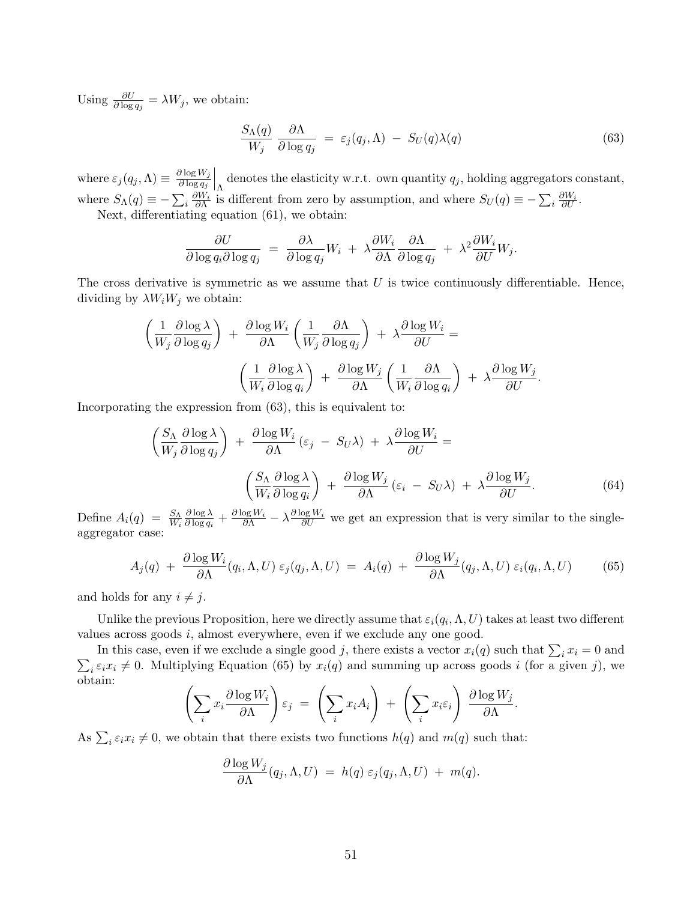Using $\frac{\partial U}{\partial \log q_j} = \lambda W_j$, we obtain:

$$\frac{S_\Lambda(q)}{W_j}\,\frac{\partial \Lambda}{\partial \log q_j} \;=\; \varepsilon_j(q_j,\Lambda) \;-\; S_U(q)\lambda(q) \tag{63}$$

where $\varepsilon_j(q_j,\Lambda) \equiv \left.\frac{\partial \log W_j}{\partial \log q_j}\right|_\Lambda$ denotes the elasticity w.r.t. own quantity $q_j$, holding aggregators constant, where $S_\Lambda(q) \equiv -\sum_i \frac{\partial W_i}{\partial \Lambda}$ is different from zero by assumption, and where $S_U(q) \equiv -\sum_i \frac{\partial W_i}{\partial U}$.

Next, differentiating equation (61), we obtain:

$$\frac{\partial U}{\partial \log q_i \partial \log q_j} \;=\; \frac{\partial \lambda}{\partial \log q_j} W_i \;+\; \lambda \frac{\partial W_i}{\partial \Lambda}\frac{\partial \Lambda}{\partial \log q_j} \;+\; \lambda^2 \frac{\partial W_i}{\partial U} W_j.$$

The cross derivative is symmetric as we assume that $U$ is twice continuously differentiable. Hence, dividing by $\lambda W_i W_j$ we obtain:

$$\left(\frac{1}{W_j}\frac{\partial \log \lambda}{\partial \log q_j}\right) \;+\; \frac{\partial \log W_i}{\partial \Lambda}\left(\frac{1}{W_j}\frac{\partial \Lambda}{\partial \log q_j}\right) \;+\; \lambda \frac{\partial \log W_i}{\partial U} =$$

$$\left(\frac{1}{W_i}\frac{\partial \log \lambda}{\partial \log q_i}\right) \;+\; \frac{\partial \log W_j}{\partial \Lambda}\left(\frac{1}{W_i}\frac{\partial \Lambda}{\partial \log q_i}\right) \;+\; \lambda \frac{\partial \log W_j}{\partial U}.$$

Incorporating the expression from (63), this is equivalent to:

$$\left(\frac{S_\Lambda}{W_j}\frac{\partial \log \lambda}{\partial \log q_j}\right) \;+\; \frac{\partial \log W_i}{\partial \Lambda}\left(\varepsilon_j \;-\; S_U \lambda\right) \;+\; \lambda \frac{\partial \log W_i}{\partial U} =$$

$$\left(\frac{S_\Lambda}{W_i}\frac{\partial \log \lambda}{\partial \log q_i}\right) \;+\; \frac{\partial \log W_j}{\partial \Lambda}\left(\varepsilon_i \;-\; S_U \lambda\right) \;+\; \lambda \frac{\partial \log W_j}{\partial U}. \tag{64}$$

Define $A_i(q) \;=\; \frac{S_\Lambda}{W_i}\frac{\partial \log \lambda}{\partial \log q_i} + \frac{\partial \log W_i}{\partial \Lambda} - \lambda \frac{\partial \log W_i}{\partial U}$ we get an expression that is very similar to the single-aggregator case:

$$A_j(q) \;+\; \frac{\partial \log W_i}{\partial \Lambda}(q_i,\Lambda,U)\,\varepsilon_j(q_j,\Lambda,U) \;=\; A_i(q) \;+\; \frac{\partial \log W_j}{\partial \Lambda}(q_j,\Lambda,U)\,\varepsilon_i(q_i,\Lambda,U) \tag{65}$$

and holds for any $i \neq j$.

Unlike the previous Proposition, here we directly assume that $\varepsilon_i(q_i,\Lambda,U)$ takes at least two different values across goods $i$, almost everywhere, even if we exclude any one good.

In this case, even if we exclude a single good $j$, there exists a vector $x_i(q)$ such that $\sum_i x_i = 0$ and $\sum_i \varepsilon_i x_i \neq 0$. Multiplying Equation (65) by $x_i(q)$ and summing up across goods $i$ (for a given $j$), we obtain:

$$\left(\sum_i x_i \frac{\partial \log W_i}{\partial \Lambda}\right)\varepsilon_j \;=\; \left(\sum_i x_i A_i\right) \;+\; \left(\sum_i x_i \varepsilon_i\right)\,\frac{\partial \log W_j}{\partial \Lambda}.$$

As $\sum_i \varepsilon_i x_i \neq 0$, we obtain that there exists two functions $h(q)$ and $m(q)$ such that:

$$\frac{\partial \log W_j}{\partial \Lambda}(q_j,\Lambda,U) \;=\; h(q)\,\varepsilon_j(q_j,\Lambda,U) \;+\; m(q).$$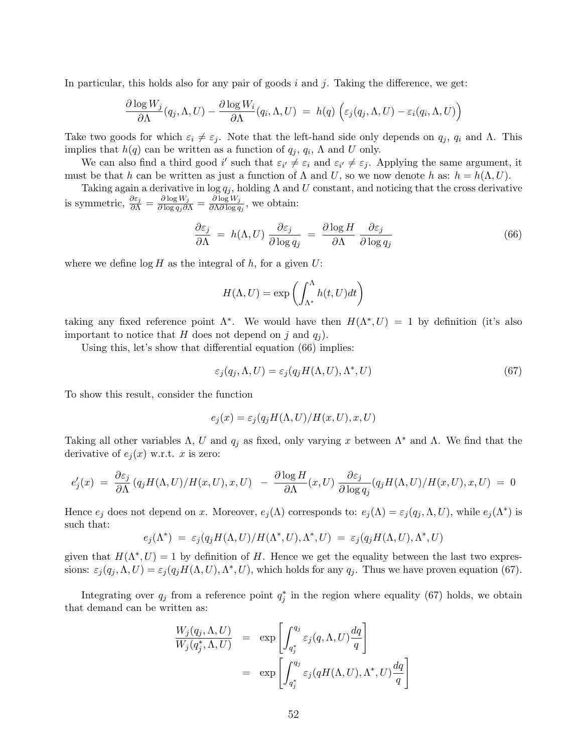In particular, this holds also for any pair of goods $i$ and $j$. Taking the difference, we get:

$$\frac{\partial \log W_j}{\partial \Lambda}(q_j, \Lambda, U) - \frac{\partial \log W_i}{\partial \Lambda}(q_i, \Lambda, U) \; = \; h(q) \; \Big( \varepsilon_j(q_j, \Lambda, U) - \varepsilon_i(q_i, \Lambda, U) \Big)$$

Take two goods for which $\varepsilon_i \neq \varepsilon_j$. Note that the left-hand side only depends on $q_j$, $q_i$ and $\Lambda$. This implies that $h(q)$ can be written as a function of $q_j$, $q_i$, $\Lambda$ and $U$ only.

We can also find a third good $i'$ such that $\varepsilon_{i'} \neq \varepsilon_i$ and $\varepsilon_{i'} \neq \varepsilon_j$. Applying the same argument, it must be that $h$ can be written as just a function of $\Lambda$ and $U$, so we now denote $h$ as: $h = h(\Lambda, U)$.

Taking again a derivative in $\log q_j$, holding $\Lambda$ and $U$ constant, and noticing that the cross derivative is symmetric, $\frac{\partial \varepsilon_j}{\partial \Lambda} = \frac{\partial \log W_j}{\partial \log q_j \partial \Lambda} = \frac{\partial \log W_j}{\partial \Lambda \partial \log q_j}$, we obtain:

$$\frac{\partial \varepsilon_j}{\partial \Lambda} \; = \; h(\Lambda, U) \; \frac{\partial \varepsilon_j}{\partial \log q_j} \; = \; \frac{\partial \log H}{\partial \Lambda} \; \frac{\partial \varepsilon_j}{\partial \log q_j} \tag{66}$$

where we define $\log H$ as the integral of $h$, for a given $U$:

$$H(\Lambda, U) = \exp\left( \int_{\Lambda^*}^{\Lambda} h(t, U) dt \right)$$

taking any fixed reference point $\Lambda^*$. We would have then $H(\Lambda^*, U) = 1$ by definition (it's also important to notice that $H$ does not depend on $j$ and $q_j$).

Using this, let's show that differential equation (66) implies:

$$\varepsilon_j(q_j, \Lambda, U) = \varepsilon_j(q_j H(\Lambda, U), \Lambda^*, U) \tag{67}$$

To show this result, consider the function

$$e_j(x) = \varepsilon_j(q_j H(\Lambda, U)/H(x, U), x, U)$$

Taking all other variables $\Lambda$, $U$ and $q_j$ as fixed, only varying $x$ between $\Lambda^*$ and $\Lambda$. We find that the derivative of $e_j(x)$ w.r.t. $x$ is zero:

$$e_j'(x) \; = \; \frac{\partial \varepsilon_j}{\partial \Lambda} \left( q_j H(\Lambda, U)/H(x, U), x, U \right) \; - \; \frac{\partial \log H}{\partial \Lambda}(x, U) \; \frac{\partial \varepsilon_j}{\partial \log q_j}(q_j H(\Lambda, U)/H(x, U), x, U) \; = \; 0$$

Hence $e_j$ does not depend on $x$. Moreover, $e_j(\Lambda)$ corresponds to: $e_j(\Lambda) = \varepsilon_j(q_j, \Lambda, U)$, while $e_j(\Lambda^*)$ is such that:

$$e_j(\Lambda^*) \; = \; \varepsilon_j(q_j H(\Lambda, U)/H(\Lambda^*, U), \Lambda^*, U) \; = \; \varepsilon_j(q_j H(\Lambda, U), \Lambda^*, U)$$

given that $H(\Lambda^*, U) = 1$ by definition of $H$. Hence we get the equality between the last two expressions: $\varepsilon_j(q_j, \Lambda, U) = \varepsilon_j(q_j H(\Lambda, U), \Lambda^*, U)$, which holds for any $q_j$. Thus we have proven equation (67).

Integrating over $q_j$ from a reference point $q_j^*$ in the region where equality (67) holds, we obtain that demand can be written as:

$$\begin{aligned}
\frac{W_j(q_j, \Lambda, U)}{W_j(q_j^*, \Lambda, U)} &= \exp\left[ \int_{q_j^*}^{q_j} \varepsilon_j(q, \Lambda, U) \frac{dq}{q} \right] \\
&= \exp\left[ \int_{q_j^*}^{q_j} \varepsilon_j(q H(\Lambda, U), \Lambda^*, U) \frac{dq}{q} \right]
\end{aligned}$$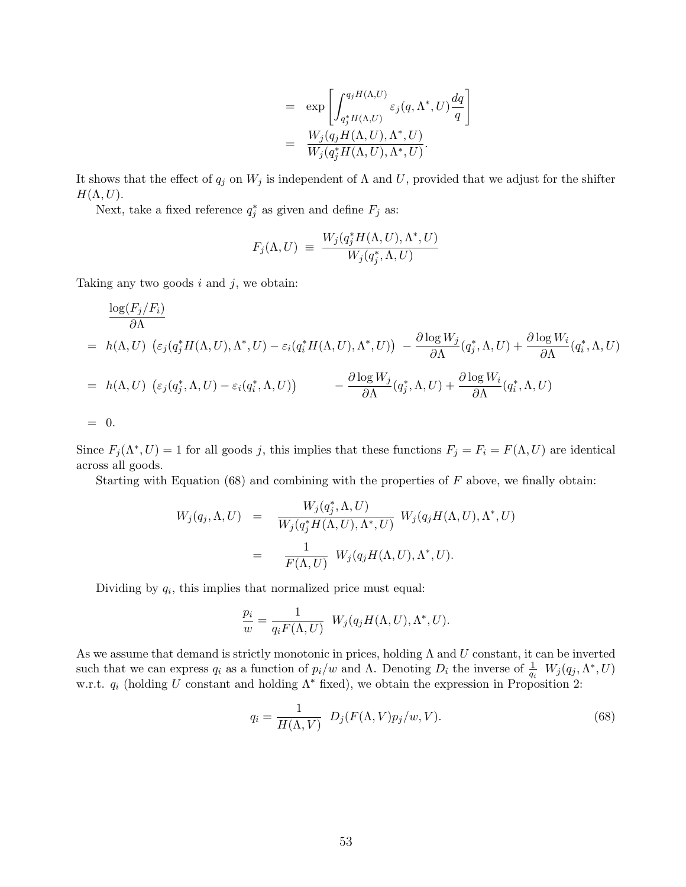$$
\begin{aligned}
&= \exp\left[\int_{q_j^* H(\Lambda,U)}^{q_j H(\Lambda,U)} \varepsilon_j(q,\Lambda^*,U)\frac{dq}{q}\right] \\
&= \frac{W_j(q_j H(\Lambda,U),\Lambda^*,U)}{W_j(q_j^* H(\Lambda,U),\Lambda^*,U)}.
\end{aligned}
$$

It shows that the effect of $q_j$ on $W_j$ is independent of $\Lambda$ and $U$, provided that we adjust for the shifter $H(\Lambda, U)$.

Next, take a fixed reference $q_j^*$ as given and define $F_j$ as:

$$
F_j(\Lambda,U) \equiv \frac{W_j(q_j^* H(\Lambda,U),\Lambda^*,U)}{W_j(q_j^*,\Lambda,U)}
$$

Taking any two goods $i$ and $j$, we obtain:

$$
\begin{aligned}
&\frac{\log(F_j/F_i)}{\partial\Lambda} \\
&= h(\Lambda,U)\ \left(\varepsilon_j(q_j^* H(\Lambda,U),\Lambda^*,U) - \varepsilon_i(q_i^* H(\Lambda,U),\Lambda^*,U)\right) - \frac{\partial \log W_j}{\partial\Lambda}(q_j^*,\Lambda,U) + \frac{\partial \log W_i}{\partial\Lambda}(q_i^*,\Lambda,U) \\
&= h(\Lambda,U)\ \left(\varepsilon_j(q_j^*,\Lambda,U) - \varepsilon_i(q_i^*,\Lambda,U)\right) \qquad - \frac{\partial \log W_j}{\partial\Lambda}(q_j^*,\Lambda,U) + \frac{\partial \log W_i}{\partial\Lambda}(q_i^*,\Lambda,U) \\
&= 0.
\end{aligned}
$$

Since $F_j(\Lambda^*, U) = 1$ for all goods $j$, this implies that these functions $F_j = F_i = F(\Lambda, U)$ are identical across all goods.

Starting with Equation (68) and combining with the properties of $F$ above, we finally obtain:

$$
\begin{aligned}
W_j(q_j,\Lambda,U) &= \frac{W_j(q_j^*,\Lambda,U)}{W_j(q_j^* H(\Lambda,U),\Lambda^*,U)}\ W_j(q_j H(\Lambda,U),\Lambda^*,U) \\
&= \frac{1}{F(\Lambda,U)}\ W_j(q_j H(\Lambda,U),\Lambda^*,U).
\end{aligned}
$$

Dividing by $q_i$, this implies that normalized price must equal:

$$
\frac{p_i}{w} = \frac{1}{q_i F(\Lambda,U)}\ W_j(q_j H(\Lambda,U),\Lambda^*,U).
$$

As we assume that demand is strictly monotonic in prices, holding $\Lambda$ and $U$ constant, it can be inverted such that we can express $q_i$ as a function of $p_i/w$ and $\Lambda$. Denoting $D_i$ the inverse of $\frac{1}{q_i}\ W_j(q_j,\Lambda^*,U)$ w.r.t. $q_i$ (holding $U$ constant and holding $\Lambda^*$ fixed), we obtain the expression in Proposition 2:

$$
q_i = \frac{1}{H(\Lambda,V)}\ D_j(F(\Lambda,V)p_j/w,V). \tag{68}
$$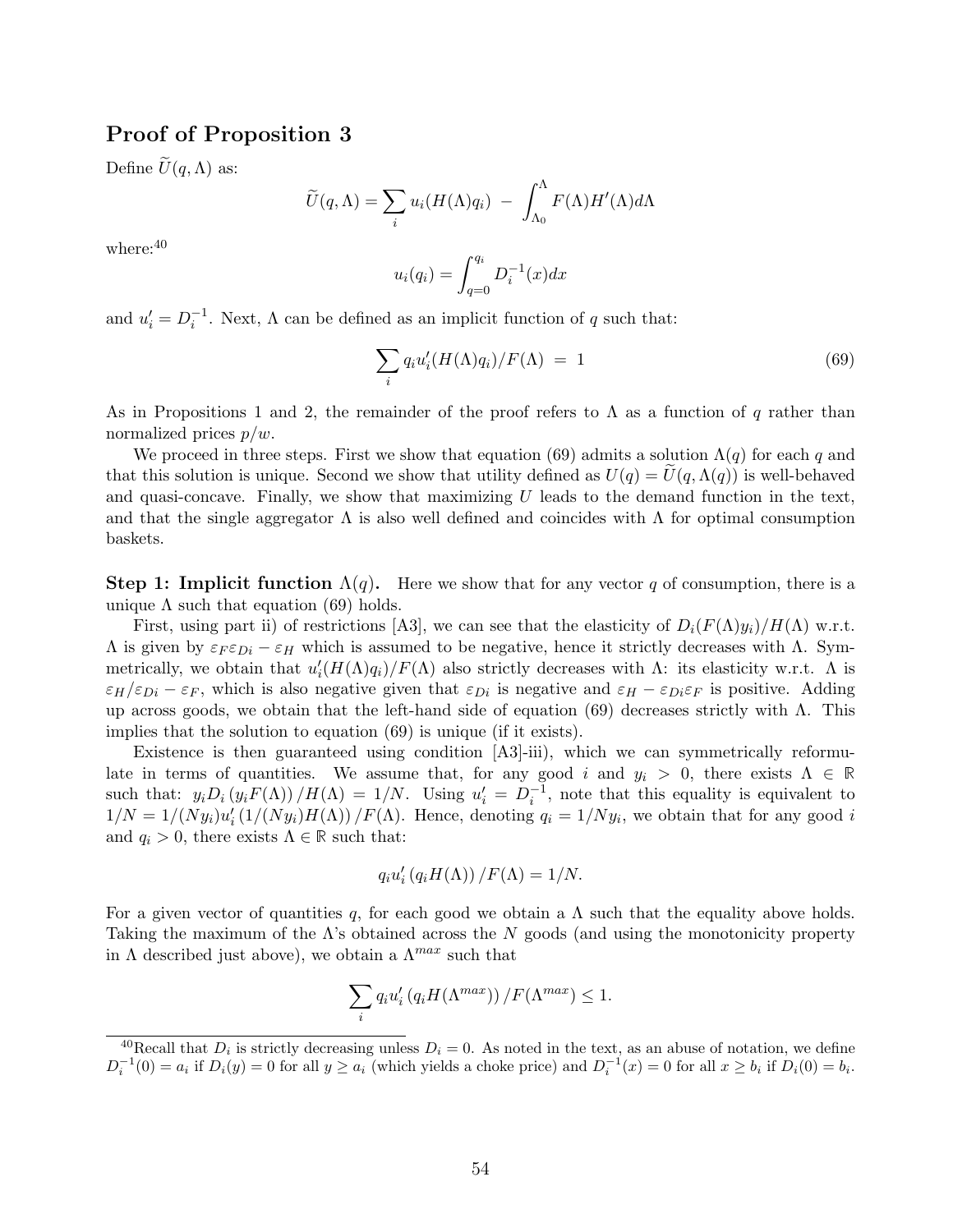## Proof of Proposition 3

Define $\widetilde{U}(q, \Lambda)$ as:

$$\widetilde{U}(q, \Lambda) = \sum_i u_i(H(\Lambda)q_i) \ - \ \int_{\Lambda_0}^{\Lambda} F(\Lambda)H'(\Lambda)d\Lambda$$

where:[40]

$$u_i(q_i) = \int_{q=0}^{q_i} D_i^{-1}(x)dx$$

and $u_i' = D_i^{-1}$. Next, $\Lambda$ can be defined as an implicit function of $q$ such that:

$$\sum_i q_i u_i'(H(\Lambda)q_i)/F(\Lambda) \ = \ 1 \tag{69}$$

As in Propositions 1 and 2, the remainder of the proof refers to $\Lambda$ as a function of $q$ rather than normalized prices $p/w$.

We proceed in three steps. First we show that equation (69) admits a solution $\Lambda(q)$ for each $q$ and that this solution is unique. Second we show that utility defined as $U(q) = \widetilde{U}(q, \Lambda(q))$ is well-behaved and quasi-concave. Finally, we show that maximizing $U$ leads to the demand function in the text, and that the single aggregator $\Lambda$ is also well defined and coincides with $\Lambda$ for optimal consumption baskets.

**Step 1: Implicit function $\Lambda(q)$.** Here we show that for any vector $q$ of consumption, there is a unique $\Lambda$ such that equation (69) holds.

First, using part ii) of restrictions [A3], we can see that the elasticity of $D_i(F(\Lambda)y_i)/H(\Lambda)$ w.r.t. $\Lambda$ is given by $\varepsilon_F \varepsilon_{Di} - \varepsilon_H$ which is assumed to be negative, hence it strictly decreases with $\Lambda$. Symmetrically, we obtain that $u_i'(H(\Lambda)q_i)/F(\Lambda)$ also strictly decreases with $\Lambda$: its elasticity w.r.t. $\Lambda$ is $\varepsilon_H/\varepsilon_{Di} - \varepsilon_F$, which is also negative given that $\varepsilon_{Di}$ is negative and $\varepsilon_H - \varepsilon_{Di}\varepsilon_F$ is positive. Adding up across goods, we obtain that the left-hand side of equation (69) decreases strictly with $\Lambda$. This implies that the solution to equation (69) is unique (if it exists).

Existence is then guaranteed using condition [A3]-iii), which we can symmetrically reformulate in terms of quantities. We assume that, for any good $i$ and $y_i > 0$, there exists $\Lambda \in \mathbb{R}$ such that: $y_i D_i(y_i F(\Lambda))/H(\Lambda) = 1/N$. Using $u_i' = D_i^{-1}$, note that this equality is equivalent to $1/N = 1/(Ny_i)u_i'(1/(Ny_i)H(\Lambda))/F(\Lambda)$. Hence, denoting $q_i = 1/Ny_i$, we obtain that for any good $i$ and $q_i > 0$, there exists $\Lambda \in \mathbb{R}$ such that:

$$q_i u_i'(q_i H(\Lambda))/F(\Lambda) = 1/N.$$

For a given vector of quantities $q$, for each good we obtain a $\Lambda$ such that the equality above holds. Taking the maximum of the $\Lambda$'s obtained across the $N$ goods (and using the monotonicity property in $\Lambda$ described just above), we obtain a $\Lambda^{max}$ such that

$$\sum_i q_i u_i'(q_i H(\Lambda^{max}))/F(\Lambda^{max}) \leq 1.$$

[40] Recall that $D_i$ is strictly decreasing unless $D_i = 0$. As noted in the text, as an abuse of notation, we define $D_i^{-1}(0) = a_i$ if $D_i(y) = 0$ for all $y \geq a_i$ (which yields a choke price) and $D_i^{-1}(x) = 0$ for all $x \geq b_i$ if $D_i(0) = b_i$.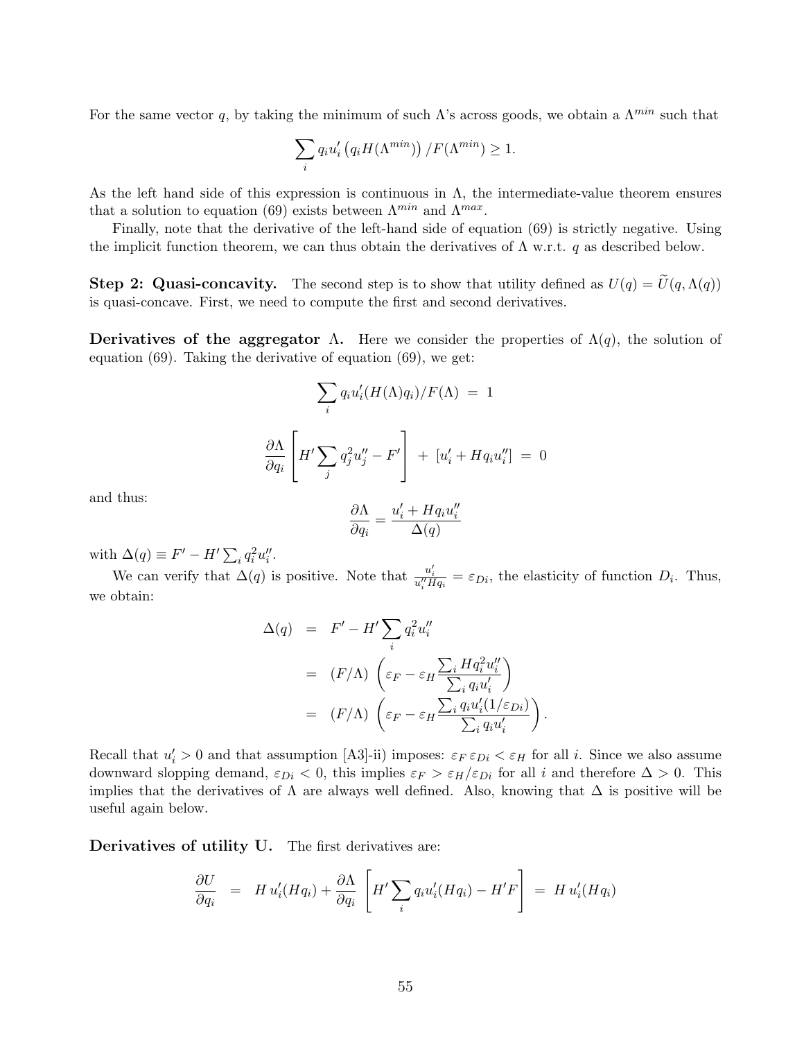For the same vector $q$, by taking the minimum of such $\Lambda$'s across goods, we obtain a $\Lambda^{min}$ such that

$$\sum_i q_i u_i'\left(q_i H(\Lambda^{min})\right)/F(\Lambda^{min}) \geq 1.$$

As the left hand side of this expression is continuous in $\Lambda$, the intermediate-value theorem ensures that a solution to equation (69) exists between $\Lambda^{min}$ and $\Lambda^{max}$.

Finally, note that the derivative of the left-hand side of equation (69) is strictly negative. Using the implicit function theorem, we can thus obtain the derivatives of $\Lambda$ w.r.t. $q$ as described below.

**Step 2: Quasi-concavity.** The second step is to show that utility defined as $U(q) = \widetilde{U}(q, \Lambda(q))$ is quasi-concave. First, we need to compute the first and second derivatives.

**Derivatives of the aggregator $\Lambda$.** Here we consider the properties of $\Lambda(q)$, the solution of equation (69). Taking the derivative of equation (69), we get:

$$\sum_i q_i u_i'(H(\Lambda)q_i)/F(\Lambda) \;=\; 1$$

$$\frac{\partial \Lambda}{\partial q_i}\left[H' \sum_j q_j^2 u_j'' - F'\right] \;+\; \left[u_i' + H q_i u_i''\right] \;=\; 0$$

and thus:

$$\frac{\partial \Lambda}{\partial q_i} = \frac{u_i' + H q_i u_i''}{\Delta(q)}$$

with $\Delta(q) \equiv F' - H' \sum_i q_i^2 u_i''$.

We can verify that $\Delta(q)$ is positive. Note that $\frac{u_i'}{u_i'' H q_i} = \varepsilon_{Di}$, the elasticity of function $D_i$. Thus, we obtain:

$$\begin{aligned}
\Delta(q) &= F' - H' \sum_i q_i^2 u_i'' \\
&= (F/\Lambda)\left(\varepsilon_F - \varepsilon_H \frac{\sum_i H q_i^2 u_i''}{\sum_i q_i u_i'}\right) \\
&= (F/\Lambda)\left(\varepsilon_F - \varepsilon_H \frac{\sum_i q_i u_i'(1/\varepsilon_{Di})}{\sum_i q_i u_i'}\right).
\end{aligned}$$

Recall that $u_i' > 0$ and that assumption [A3]-ii) imposes: $\varepsilon_F \, \varepsilon_{Di} < \varepsilon_H$ for all $i$. Since we also assume downward slopping demand, $\varepsilon_{Di} < 0$, this implies $\varepsilon_F > \varepsilon_H / \varepsilon_{Di}$ for all $i$ and therefore $\Delta > 0$. This implies that the derivatives of $\Lambda$ are always well defined. Also, knowing that $\Delta$ is positive will be useful again below.

**Derivatives of utility U.** The first derivatives are:

$$\frac{\partial U}{\partial q_i} \;=\; H\, u_i'(Hq_i) + \frac{\partial \Lambda}{\partial q_i}\left[H' \sum_i q_i u_i'(Hq_i) - H' F\right] \;=\; H\, u_i'(Hq_i)$$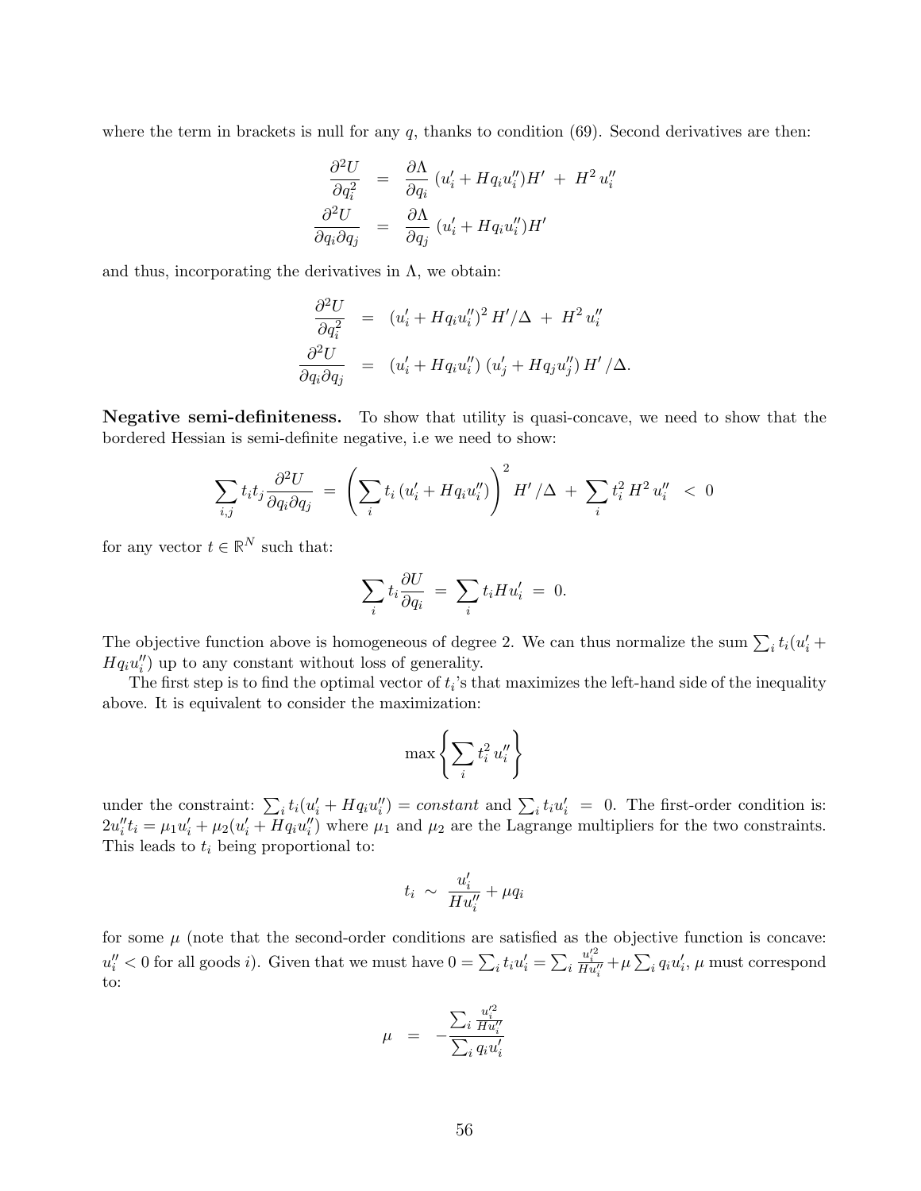where the term in brackets is null for any $q$, thanks to condition (69). Second derivatives are then:

$$
\begin{aligned}
\frac{\partial^2 U}{\partial q_i^2} &= \frac{\partial \Lambda}{\partial q_i} \, (u_i' + H q_i u_i'') H' \; + \; H^2 \, u_i'' \\
\frac{\partial^2 U}{\partial q_i \partial q_j} &= \frac{\partial \Lambda}{\partial q_j} \, (u_i' + H q_i u_i'') H'
\end{aligned}
$$

and thus, incorporating the derivatives in $\Lambda$, we obtain:

$$
\begin{aligned}
\frac{\partial^2 U}{\partial q_i^2} &= (u_i' + H q_i u_i'')^2 \, H'/\Delta \; + \; H^2 \, u_i'' \\
\frac{\partial^2 U}{\partial q_i \partial q_j} &= (u_i' + H q_i u_i'') \, (u_j' + H q_j u_j'') \, H' \, /\Delta.
\end{aligned}
$$

**Negative semi-definiteness.** To show that utility is quasi-concave, we need to show that the bordered Hessian is semi-definite negative, i.e we need to show:

$$
\sum_{i,j} t_i t_j \frac{\partial^2 U}{\partial q_i \partial q_j} \; = \; \left( \sum_i t_i \, (u_i' + H q_i u_i'') \right)^2 H' \, /\Delta \; + \; \sum_i t_i^2 \, H^2 \, u_i'' \; < \; 0
$$

for any vector $t \in \mathbb{R}^N$ such that:

$$
\sum_i t_i \frac{\partial U}{\partial q_i} \; = \; \sum_i t_i H u_i' \; = \; 0.
$$

The objective function above is homogeneous of degree 2. We can thus normalize the sum $\sum_i t_i (u_i' + H q_i u_i'')$ up to any constant without loss of generality.

The first step is to find the optimal vector of $t_i$'s that maximizes the left-hand side of the inequality above. It is equivalent to consider the maximization:

$$
\max \left\{ \sum_i t_i^2 \, u_i'' \right\}
$$

under the constraint: $\sum_i t_i (u_i' + H q_i u_i'') = constant$ and $\sum_i t_i u_i' \; = \; 0$. The first-order condition is: $2 u_i'' t_i = \mu_1 u_i' + \mu_2 (u_i' + H q_i u_i'')$ where $\mu_1$ and $\mu_2$ are the Lagrange multipliers for the two constraints. This leads to $t_i$ being proportional to:

$$
t_i \; \sim \; \frac{u_i'}{H u_i''} + \mu q_i
$$

for some $\mu$ (note that the second-order conditions are satisfied as the objective function is concave: $u_i'' < 0$ for all goods $i$). Given that we must have $0 = \sum_i t_i u_i' = \sum_i \frac{u_i'^2}{H u_i''} + \mu \sum_i q_i u_i'$, $\mu$ must correspond to:

$$
\mu \;\; = \;\; - \frac{\sum_i \frac{u_i'^2}{H u_i''}}{\sum_i q_i u_i'}
$$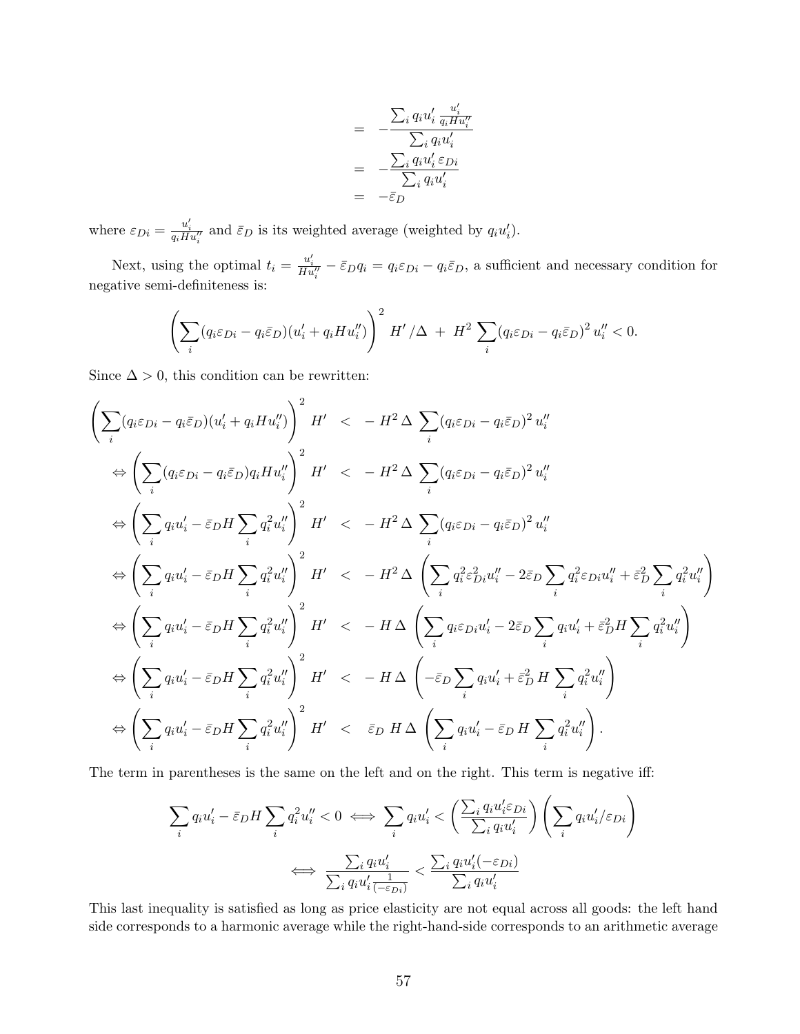$$
\begin{aligned}
&= -\frac{\sum_i q_i u_i' \frac{u_i'}{q_i H u_i''}}{\sum_i q_i u_i'} \\
&= -\frac{\sum_i q_i u_i' \varepsilon_{Di}}{\sum_i q_i u_i'} \\
&= -\bar{\varepsilon}_D
\end{aligned}
$$

where $\varepsilon_{Di} = \frac{u_i'}{q_i H u_i''}$ and $\bar{\varepsilon}_D$ is its weighted average (weighted by $q_i u_i'$).

Next, using the optimal $t_i = \frac{u_i'}{H u_i''} - \bar{\varepsilon}_D q_i = q_i \varepsilon_{Di} - q_i \bar{\varepsilon}_D$, a sufficient and necessary condition for negative semi-definiteness is:

$$
\left( \sum_i (q_i \varepsilon_{Di} - q_i \bar{\varepsilon}_D)(u_i' + q_i H u_i'') \right)^2 H' / \Delta \; + \; H^2 \sum_i (q_i \varepsilon_{Di} - q_i \bar{\varepsilon}_D)^2 \, u_i'' < 0.
$$

Since $\Delta > 0$, this condition can be rewritten:

$$
\begin{aligned}
&\left( \sum_i (q_i \varepsilon_{Di} - q_i \bar{\varepsilon}_D)(u_i' + q_i H u_i'') \right)^2 H' \;<\; - H^2 \, \Delta \, \sum_i (q_i \varepsilon_{Di} - q_i \bar{\varepsilon}_D)^2 \, u_i'' \\
\Leftrightarrow &\left( \sum_i (q_i \varepsilon_{Di} - q_i \bar{\varepsilon}_D) q_i H u_i'' \right)^2 H' \;<\; - H^2 \, \Delta \, \sum_i (q_i \varepsilon_{Di} - q_i \bar{\varepsilon}_D)^2 \, u_i'' \\
\Leftrightarrow &\left( \sum_i q_i u_i' - \bar{\varepsilon}_D H \sum_i q_i^2 u_i'' \right)^2 H' \;<\; - H^2 \, \Delta \, \sum_i (q_i \varepsilon_{Di} - q_i \bar{\varepsilon}_D)^2 \, u_i'' \\
\Leftrightarrow &\left( \sum_i q_i u_i' - \bar{\varepsilon}_D H \sum_i q_i^2 u_i'' \right)^2 H' \;<\; - H^2 \, \Delta \, \left( \sum_i q_i^2 \varepsilon_{Di}^2 u_i'' - 2\bar{\varepsilon}_D \sum_i q_i^2 \varepsilon_{Di} u_i'' + \bar{\varepsilon}_D^2 \sum_i q_i^2 u_i'' \right) \\
\Leftrightarrow &\left( \sum_i q_i u_i' - \bar{\varepsilon}_D H \sum_i q_i^2 u_i'' \right)^2 H' \;<\; - H \, \Delta \, \left( \sum_i q_i \varepsilon_{Di} u_i' - 2\bar{\varepsilon}_D \sum_i q_i u_i' + \bar{\varepsilon}_D^2 H \sum_i q_i^2 u_i'' \right) \\
\Leftrightarrow &\left( \sum_i q_i u_i' - \bar{\varepsilon}_D H \sum_i q_i^2 u_i'' \right)^2 H' \;<\; - H \, \Delta \, \left( -\bar{\varepsilon}_D \sum_i q_i u_i' + \bar{\varepsilon}_D^2 \, H \, \sum_i q_i^2 u_i'' \right) \\
\Leftrightarrow &\left( \sum_i q_i u_i' - \bar{\varepsilon}_D H \sum_i q_i^2 u_i'' \right)^2 H' \;<\; \bar{\varepsilon}_D \; H \, \Delta \, \left( \sum_i q_i u_i' - \bar{\varepsilon}_D \, H \, \sum_i q_i^2 u_i'' \right).
\end{aligned}
$$

The term in parentheses is the same on the left and on the right. This term is negative iff:

$$
\sum_i q_i u_i' - \bar{\varepsilon}_D H \sum_i q_i^2 u_i'' < 0 \iff \sum_i q_i u_i' < \left( \frac{\sum_i q_i u_i' \varepsilon_{Di}}{\sum_i q_i u_i'} \right) \left( \sum_i q_i u_i' / \varepsilon_{Di} \right)
$$

$$
\iff \frac{\sum_i q_i u_i'}{\sum_i q_i u_i' \frac{1}{(-\varepsilon_{Di})}} < \frac{\sum_i q_i u_i' (-\varepsilon_{Di})}{\sum_i q_i u_i'}
$$

This last inequality is satisfied as long as price elasticity are not equal across all goods: the left hand side corresponds to a harmonic average while the right-hand-side corresponds to an arithmetic average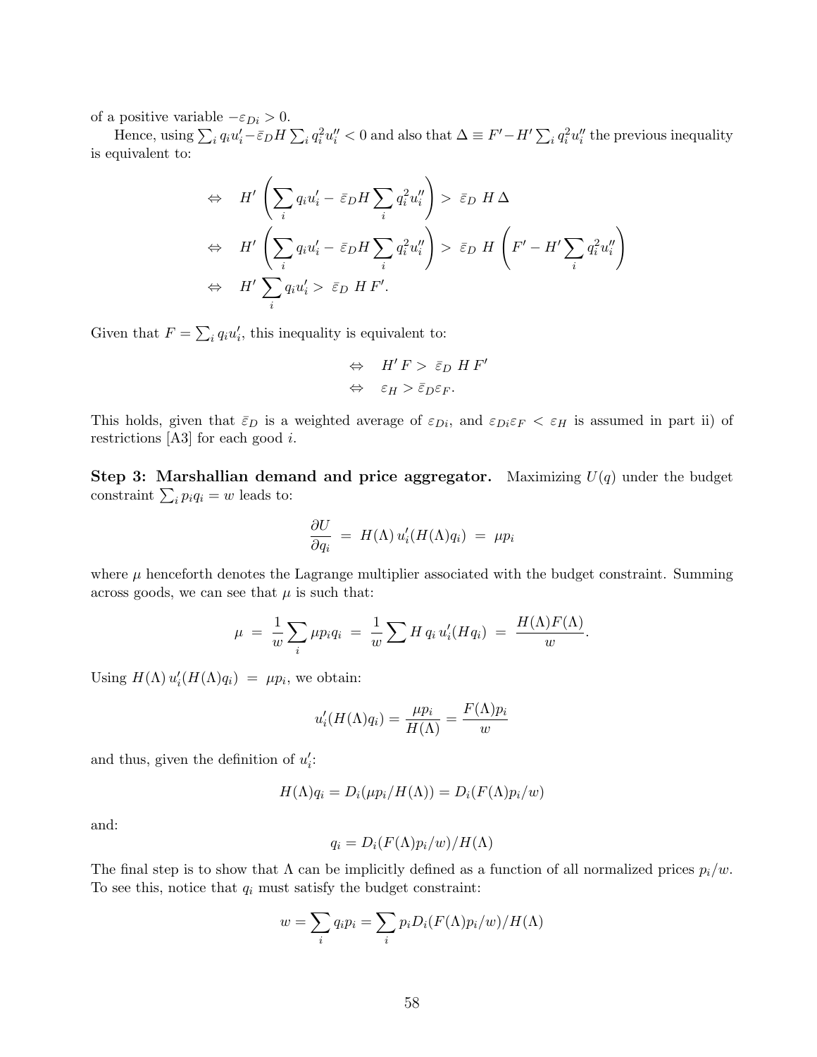of a positive variable $-\varepsilon_{Di} > 0$.

Hence, using $\sum_i q_i u_i' - \bar{\varepsilon}_D H \sum_i q_i^2 u_i'' < 0$ and also that $\Delta \equiv F' - H' \sum_i q_i^2 u_i''$ the previous inequality is equivalent to:

$$
\begin{aligned}
&\Leftrightarrow \quad H' \left( \sum_i q_i u_i' - \bar{\varepsilon}_D H \sum_i q_i^2 u_i'' \right) > \bar{\varepsilon}_D \; H \, \Delta \\
&\Leftrightarrow \quad H' \left( \sum_i q_i u_i' - \bar{\varepsilon}_D H \sum_i q_i^2 u_i'' \right) > \bar{\varepsilon}_D \; H \; \left( F' - H' \sum_i q_i^2 u_i'' \right) \\
&\Leftrightarrow \quad H' \sum_i q_i u_i' > \bar{\varepsilon}_D \; H \, F'.
\end{aligned}
$$

Given that $F = \sum_i q_i u_i'$, this inequality is equivalent to:

$$
\begin{aligned}
&\Leftrightarrow \quad H' \, F > \bar{\varepsilon}_D \; H \, F' \\
&\Leftrightarrow \quad \varepsilon_H > \bar{\varepsilon}_D \varepsilon_F.
\end{aligned}
$$

This holds, given that $\bar{\varepsilon}_D$ is a weighted average of $\varepsilon_{Di}$, and $\varepsilon_{Di}\varepsilon_F < \varepsilon_H$ is assumed in part ii) of restrictions [A3] for each good $i$.

**Step 3: Marshallian demand and price aggregator.** Maximizing $U(q)$ under the budget constraint $\sum_i p_i q_i = w$ leads to:

$$
\frac{\partial U}{\partial q_i} \;=\; H(\Lambda) \, u_i'(H(\Lambda) q_i) \;=\; \mu p_i
$$

where $\mu$ henceforth denotes the Lagrange multiplier associated with the budget constraint. Summing across goods, we can see that $\mu$ is such that:

$$
\mu \;=\; \frac{1}{w} \sum_i \mu p_i q_i \;=\; \frac{1}{w} \sum H \, q_i \, u_i'(H q_i) \;=\; \frac{H(\Lambda) F(\Lambda)}{w}.
$$

Using $H(\Lambda) \, u_i'(H(\Lambda) q_i) \;=\; \mu p_i$, we obtain:

$$
u_i'(H(\Lambda) q_i) = \frac{\mu p_i}{H(\Lambda)} = \frac{F(\Lambda) p_i}{w}
$$

and thus, given the definition of $u_i'$:

$$
H(\Lambda) q_i = D_i(\mu p_i / H(\Lambda)) = D_i(F(\Lambda) p_i / w)
$$

and:

$$
q_i = D_i(F(\Lambda) p_i / w) / H(\Lambda)
$$

The final step is to show that $\Lambda$ can be implicitly defined as a function of all normalized prices $p_i/w$. To see this, notice that $q_i$ must satisfy the budget constraint:

$$
w = \sum_i q_i p_i = \sum_i p_i D_i(F(\Lambda) p_i / w) / H(\Lambda)
$$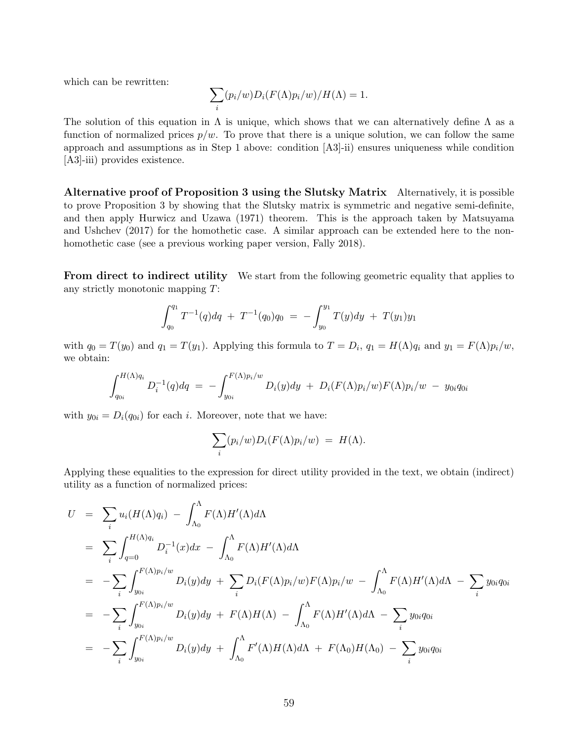which can be rewritten:

$$\sum_i (p_i/w) D_i(F(\Lambda)p_i/w)/H(\Lambda) = 1.$$

The solution of this equation in $\Lambda$ is unique, which shows that we can alternatively define $\Lambda$ as a function of normalized prices $p/w$. To prove that there is a unique solution, we can follow the same approach and assumptions as in Step 1 above: condition [A3]-ii) ensures uniqueness while condition [A3]-iii) provides existence.

**Alternative proof of Proposition 3 using the Slutsky Matrix** Alternatively, it is possible to prove Proposition 3 by showing that the Slutsky matrix is symmetric and negative semi-definite, and then apply Hurwicz and Uzawa (1971) theorem. This is the approach taken by Matsuyama and Ushchev (2017) for the homothetic case. A similar approach can be extended here to the non-homothetic case (see a previous working paper version, Fally 2018).

**From direct to indirect utility** We start from the following geometric equality that applies to any strictly monotonic mapping $T$:

$$\int_{q_0}^{q_1} T^{-1}(q)dq \;+\; T^{-1}(q_0)q_0 \;=\; -\int_{y_0}^{y_1} T(y)dy \;+\; T(y_1)y_1$$

with $q_0 = T(y_0)$ and $q_1 = T(y_1)$. Applying this formula to $T = D_i$, $q_1 = H(\Lambda)q_i$ and $y_1 = F(\Lambda)p_i/w$, we obtain:

$$\int_{q_{0i}}^{H(\Lambda)q_i} D_i^{-1}(q)dq \;=\; -\int_{y_{0i}}^{F(\Lambda)p_i/w} D_i(y)dy \;+\; D_i(F(\Lambda)p_i/w)F(\Lambda)p_i/w \;-\; y_{0i}q_{0i}$$

with $y_{0i} = D_i(q_{0i})$ for each $i$. Moreover, note that we have:

$$\sum_i (p_i/w) D_i(F(\Lambda)p_i/w) \;=\; H(\Lambda).$$

Applying these equalities to the expression for direct utility provided in the text, we obtain (indirect) utility as a function of normalized prices:

$$\begin{aligned}
U \;&=\; \sum_i u_i(H(\Lambda)q_i) \;-\; \int_{\Lambda_0}^{\Lambda} F(\Lambda)H'(\Lambda)d\Lambda \\
&=\; \sum_i \int_{q=0}^{H(\Lambda)q_i} D_i^{-1}(x)dx \;-\; \int_{\Lambda_0}^{\Lambda} F(\Lambda)H'(\Lambda)d\Lambda \\
&=\; -\sum_i \int_{y_{0i}}^{F(\Lambda)p_i/w} D_i(y)dy \;+\; \sum_i D_i(F(\Lambda)p_i/w)F(\Lambda)p_i/w \;-\; \int_{\Lambda_0}^{\Lambda} F(\Lambda)H'(\Lambda)d\Lambda \;-\; \sum_i y_{0i}q_{0i} \\
&=\; -\sum_i \int_{y_{0i}}^{F(\Lambda)p_i/w} D_i(y)dy \;+\; F(\Lambda)H(\Lambda) \;-\; \int_{\Lambda_0}^{\Lambda} F(\Lambda)H'(\Lambda)d\Lambda \;-\; \sum_i y_{0i}q_{0i} \\
&=\; -\sum_i \int_{y_{0i}}^{F(\Lambda)p_i/w} D_i(y)dy \;+\; \int_{\Lambda_0}^{\Lambda} F'(\Lambda)H(\Lambda)d\Lambda \;+\; F(\Lambda_0)H(\Lambda_0) \;-\; \sum_i y_{0i}q_{0i}
\end{aligned}$$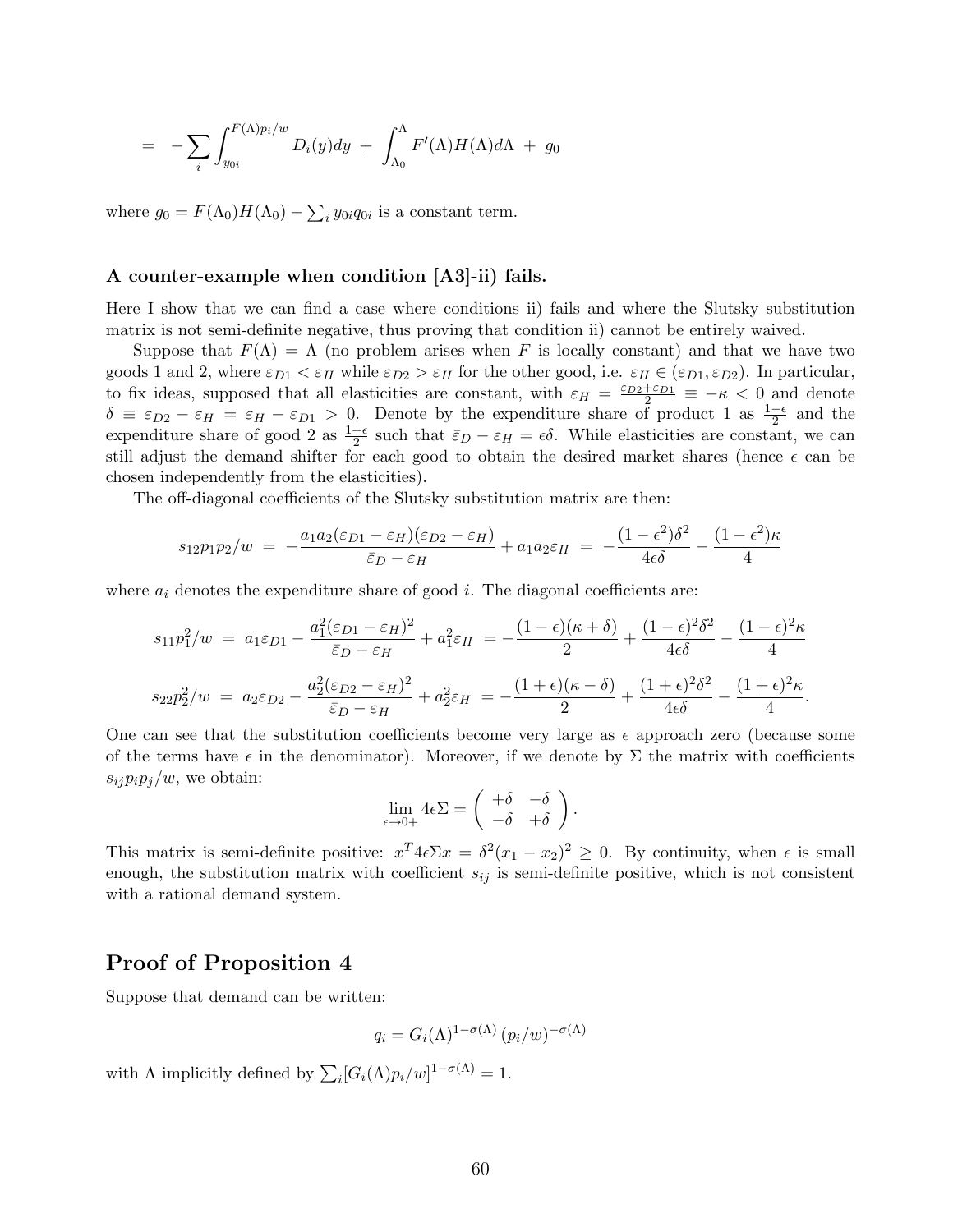$$= \; -\sum_i \int_{y_{0i}}^{F(\Lambda)p_i/w} D_i(y)dy \; + \; \int_{\Lambda_0}^{\Lambda} F'(\Lambda)H(\Lambda)d\Lambda \; + \; g_0$$

where $g_0 = F(\Lambda_0)H(\Lambda_0) - \sum_i y_{0i}q_{0i}$ is a constant term.

### A counter-example when condition [A3]-ii) fails.

Here I show that we can find a case where conditions ii) fails and where the Slutsky substitution matrix is not semi-definite negative, thus proving that condition ii) cannot be entirely waived.

Suppose that $F(\Lambda) = \Lambda$ (no problem arises when $F$ is locally constant) and that we have two goods 1 and 2, where $\varepsilon_{D1} < \varepsilon_H$ while $\varepsilon_{D2} > \varepsilon_H$ for the other good, i.e. $\varepsilon_H \in (\varepsilon_{D1}, \varepsilon_{D2})$. In particular, to fix ideas, supposed that all elasticities are constant, with $\varepsilon_H = \frac{\varepsilon_{D2}+\varepsilon_{D1}}{2} \equiv -\kappa < 0$ and denote $\delta \equiv \varepsilon_{D2} - \varepsilon_H = \varepsilon_H - \varepsilon_{D1} > 0$. Denote by the expenditure share of product 1 as $\frac{1-\epsilon}{2}$ and the expenditure share of good 2 as $\frac{1+\epsilon}{2}$ such that $\bar{\varepsilon}_D - \varepsilon_H = \epsilon\delta$. While elasticities are constant, we can still adjust the demand shifter for each good to obtain the desired market shares (hence $\epsilon$ can be chosen independently from the elasticities).

The off-diagonal coefficients of the Slutsky substitution matrix are then:

$$s_{12}p_1p_2/w \;=\; -\frac{a_1a_2(\varepsilon_{D1}-\varepsilon_H)(\varepsilon_{D2}-\varepsilon_H)}{\bar{\varepsilon}_D - \varepsilon_H} + a_1a_2\varepsilon_H \;=\; -\frac{(1-\epsilon^2)\delta^2}{4\epsilon\delta} - \frac{(1-\epsilon^2)\kappa}{4}$$

where $a_i$ denotes the expenditure share of good $i$. The diagonal coefficients are:

$$s_{11}p_1^2/w \;=\; a_1\varepsilon_{D1} - \frac{a_1^2(\varepsilon_{D1}-\varepsilon_H)^2}{\bar{\varepsilon}_D - \varepsilon_H} + a_1^2\varepsilon_H \;=\; -\frac{(1-\epsilon)(\kappa+\delta)}{2} + \frac{(1-\epsilon)^2\delta^2}{4\epsilon\delta} - \frac{(1-\epsilon)^2\kappa}{4}$$

$$s_{22}p_2^2/w \;=\; a_2\varepsilon_{D2} - \frac{a_2^2(\varepsilon_{D2}-\varepsilon_H)^2}{\bar{\varepsilon}_D - \varepsilon_H} + a_2^2\varepsilon_H \;=\; -\frac{(1+\epsilon)(\kappa-\delta)}{2} + \frac{(1+\epsilon)^2\delta^2}{4\epsilon\delta} - \frac{(1+\epsilon)^2\kappa}{4}.$$

One can see that the substitution coefficients become very large as $\epsilon$ approach zero (because some of the terms have $\epsilon$ in the denominator). Moreover, if we denote by $\Sigma$ the matrix with coefficients $s_{ij}p_ip_j/w$, we obtain:

$$\lim_{\epsilon \to 0+} 4\epsilon\Sigma = \begin{pmatrix} +\delta & -\delta \\ -\delta & +\delta \end{pmatrix}.$$

This matrix is semi-definite positive: $x^T 4\epsilon\Sigma x = \delta^2(x_1 - x_2)^2 \geq 0$. By continuity, when $\epsilon$ is small enough, the substitution matrix with coefficient $s_{ij}$ is semi-definite positive, which is not consistent with a rational demand system.

## Proof of Proposition 4

Suppose that demand can be written:

$$q_i = G_i(\Lambda)^{1-\sigma(\Lambda)} \, (p_i/w)^{-\sigma(\Lambda)}$$

with $\Lambda$ implicitly defined by $\sum_i [G_i(\Lambda)p_i/w]^{1-\sigma(\Lambda)} = 1$.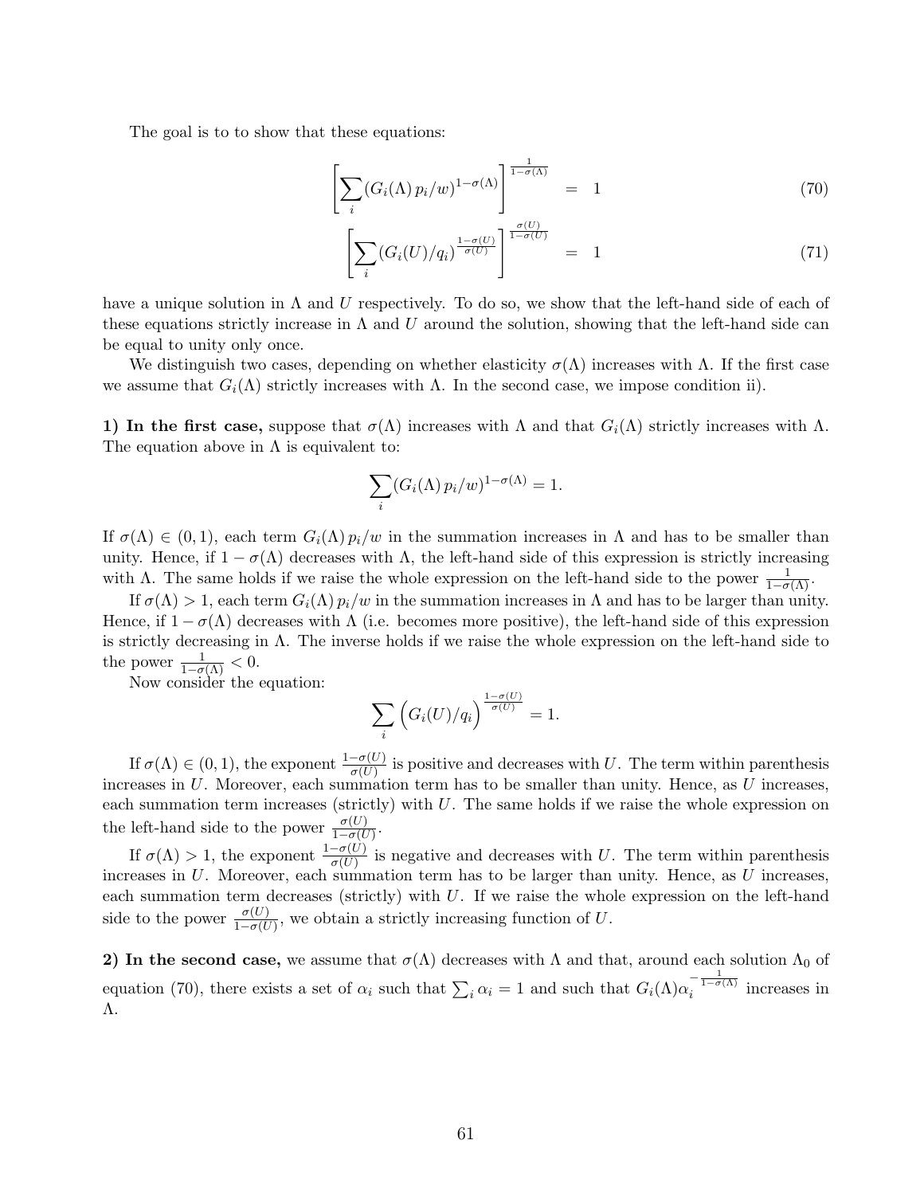The goal is to to show that these equations:

$$\left[\sum_i (G_i(\Lambda)\, p_i/w)^{1-\sigma(\Lambda)}\right]^{\frac{1}{1-\sigma(\Lambda)}} = 1 \tag{70}$$

$$\left[\sum_i (G_i(U)/q_i)^{\frac{1-\sigma(U)}{\sigma(U)}}\right]^{\frac{\sigma(U)}{1-\sigma(U)}} = 1 \tag{71}$$

have a unique solution in $\Lambda$ and $U$ respectively. To do so, we show that the left-hand side of each of these equations strictly increase in $\Lambda$ and $U$ around the solution, showing that the left-hand side can be equal to unity only once.

We distinguish two cases, depending on whether elasticity $\sigma(\Lambda)$ increases with $\Lambda$. If the first case we assume that $G_i(\Lambda)$ strictly increases with $\Lambda$. In the second case, we impose condition ii).

**1) In the first case,** suppose that $\sigma(\Lambda)$ increases with $\Lambda$ and that $G_i(\Lambda)$ strictly increases with $\Lambda$. The equation above in $\Lambda$ is equivalent to:

$$\sum_i (G_i(\Lambda)\, p_i/w)^{1-\sigma(\Lambda)} = 1.$$

If $\sigma(\Lambda) \in (0,1)$, each term $G_i(\Lambda)\, p_i/w$ in the summation increases in $\Lambda$ and has to be smaller than unity. Hence, if $1-\sigma(\Lambda)$ decreases with $\Lambda$, the left-hand side of this expression is strictly increasing with $\Lambda$. The same holds if we raise the whole expression on the left-hand side to the power $\frac{1}{1-\sigma(\Lambda)}$.

If $\sigma(\Lambda) > 1$, each term $G_i(\Lambda)\, p_i/w$ in the summation increases in $\Lambda$ and has to be larger than unity. Hence, if $1-\sigma(\Lambda)$ decreases with $\Lambda$ (i.e. becomes more positive), the left-hand side of this expression is strictly decreasing in $\Lambda$. The inverse holds if we raise the whole expression on the left-hand side to the power $\frac{1}{1-\sigma(\Lambda)} < 0$.

Now consider the equation:

$$\sum_i \left(G_i(U)/q_i\right)^{\frac{1-\sigma(U)}{\sigma(U)}} = 1.$$

If $\sigma(\Lambda) \in (0,1)$, the exponent $\frac{1-\sigma(U)}{\sigma(U)}$ is positive and decreases with $U$. The term within parenthesis increases in $U$. Moreover, each summation term has to be smaller than unity. Hence, as $U$ increases, each summation term increases (strictly) with $U$. The same holds if we raise the whole expression on the left-hand side to the power $\frac{\sigma(U)}{1-\sigma(U)}$.

If $\sigma(\Lambda) > 1$, the exponent $\frac{1-\sigma(U)}{\sigma(U)}$ is negative and decreases with $U$. The term within parenthesis increases in $U$. Moreover, each summation term has to be larger than unity. Hence, as $U$ increases, each summation term decreases (strictly) with $U$. If we raise the whole expression on the left-hand side to the power $\frac{\sigma(U)}{1-\sigma(U)}$, we obtain a strictly increasing function of $U$.

**2) In the second case,** we assume that $\sigma(\Lambda)$ decreases with $\Lambda$ and that, around each solution $\Lambda_0$ of equation (70), there exists a set of $\alpha_i$ such that $\sum_i \alpha_i = 1$ and such that $G_i(\Lambda)\alpha_i^{-\frac{1}{1-\sigma(\Lambda)}}$ increases in $\Lambda$.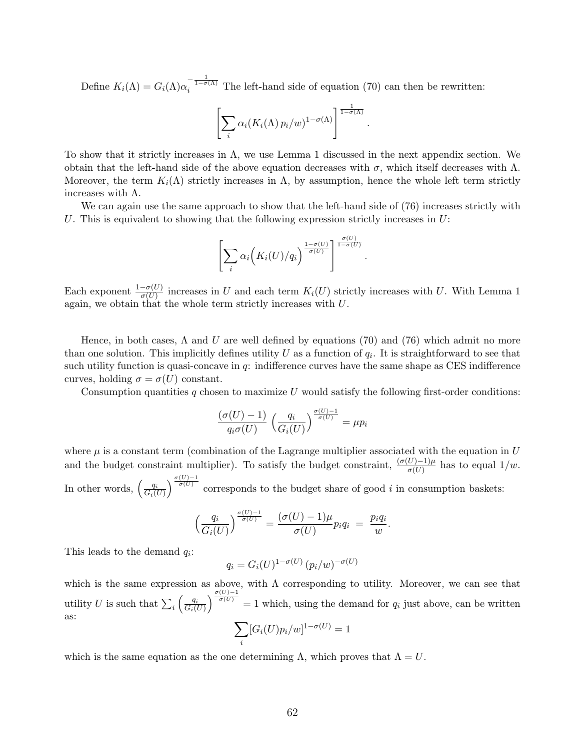Define $K_i(\Lambda) = G_i(\Lambda)\alpha_i^{-\frac{1}{1-\sigma(\Lambda)}}$ The left-hand side of equation (70) can then be rewritten:

$$\left[\sum_i \alpha_i (K_i(\Lambda)\, p_i/w)^{1-\sigma(\Lambda)}\right]^{\frac{1}{1-\sigma(\Lambda)}}.$$

To show that it strictly increases in $\Lambda$, we use Lemma 1 discussed in the next appendix section. We obtain that the left-hand side of the above equation decreases with $\sigma$, which itself decreases with $\Lambda$. Moreover, the term $K_i(\Lambda)$ strictly increases in $\Lambda$, by assumption, hence the whole left term strictly increases with $\Lambda$.

We can again use the same approach to show that the left-hand side of (76) increases strictly with $U$. This is equivalent to showing that the following expression strictly increases in $U$:

$$\left[\sum_i \alpha_i \Big(K_i(U)/q_i\Big)^{\frac{1-\sigma(U)}{\sigma(U)}}\right]^{\frac{\sigma(U)}{1-\sigma(U)}}.$$

Each exponent $\frac{1-\sigma(U)}{\sigma(U)}$ increases in $U$ and each term $K_i(U)$ strictly increases with $U$. With Lemma 1 again, we obtain that the whole term strictly increases with $U$.

Hence, in both cases, $\Lambda$ and $U$ are well defined by equations (70) and (76) which admit no more than one solution. This implicitly defines utility $U$ as a function of $q_i$. It is straightforward to see that such utility function is quasi-concave in $q$: indifference curves have the same shape as CES indifference curves, holding $\sigma = \sigma(U)$ constant.

Consumption quantities $q$ chosen to maximize $U$ would satisfy the following first-order conditions:

$$\frac{(\sigma(U)-1)}{q_i\sigma(U)}\left(\frac{q_i}{G_i(U)}\right)^{\frac{\sigma(U)-1}{\sigma(U)}} = \mu p_i$$

where $\mu$ is a constant term (combination of the Lagrange multiplier associated with the equation in $U$ and the budget constraint multiplier). To satisfy the budget constraint, $\frac{(\sigma(U)-1)\mu}{\sigma(U)}$ has to equal $1/w$. In other words, $\left(\frac{q_i}{G_i(U)}\right)^{\frac{\sigma(U)-1}{\sigma(U)}}$ corresponds to the budget share of good $i$ in consumption baskets:

$$\left(\frac{q_i}{G_i(U)}\right)^{\frac{\sigma(U)-1}{\sigma(U)}} = \frac{(\sigma(U)-1)\mu}{\sigma(U)} p_i q_i \;=\; \frac{p_i q_i}{w}.$$

This leads to the demand $q_i$:

$$q_i = G_i(U)^{1-\sigma(U)}\,(p_i/w)^{-\sigma(U)}$$

which is the same expression as above, with $\Lambda$ corresponding to utility. Moreover, we can see that utility $U$ is such that $\sum_i \left(\frac{q_i}{G_i(U)}\right)^{\frac{\sigma(U)-1}{\sigma(U)}} = 1$ which, using the demand for $q_i$ just above, can be written as:

$$\sum_i [G_i(U)p_i/w]^{1-\sigma(U)} = 1$$

which is the same equation as the one determining $\Lambda$, which proves that $\Lambda = U$.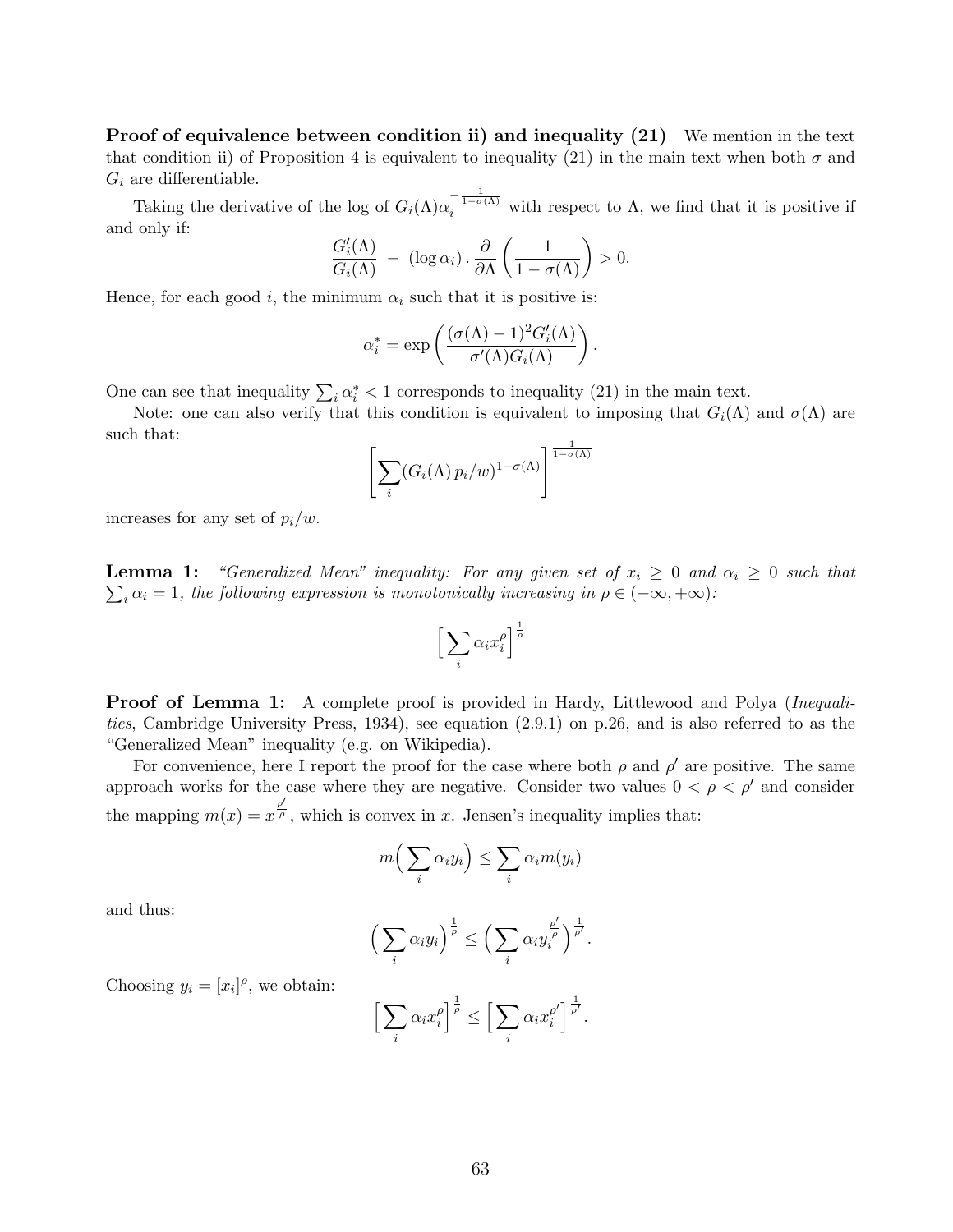**Proof of equivalence between condition ii) and inequality (21)** We mention in the text that condition ii) of Proposition 4 is equivalent to inequality (21) in the main text when both $\sigma$ and $G_i$ are differentiable.

Taking the derivative of the log of $G_i(\Lambda)\alpha_i^{-\frac{1}{1-\sigma(\Lambda)}}$ with respect to $\Lambda$, we find that it is positive if and only if:

$$\frac{G_i'(\Lambda)}{G_i(\Lambda)} \; - \; (\log \alpha_i) \, . \, \frac{\partial}{\partial \Lambda}\left(\frac{1}{1-\sigma(\Lambda)}\right) > 0.$$

Hence, for each good $i$, the minimum $\alpha_i$ such that it is positive is:

$$\alpha_i^* = \exp\left(\frac{(\sigma(\Lambda)-1)^2 G_i'(\Lambda)}{\sigma'(\Lambda) G_i(\Lambda)}\right).$$

One can see that inequality $\sum_i \alpha_i^* < 1$ corresponds to inequality (21) in the main text.

Note: one can also verify that this condition is equivalent to imposing that $G_i(\Lambda)$ and $\sigma(\Lambda)$ are such that:

$$\left[\sum_i (G_i(\Lambda)\, p_i/w)^{1-\sigma(\Lambda)}\right]^{\frac{1}{1-\sigma(\Lambda)}}$$

increases for any set of $p_i/w$.

**Lemma 1:** *"Generalized Mean" inequality: For any given set of $x_i \geq 0$ and $\alpha_i \geq 0$ such that $\sum_i \alpha_i = 1$, the following expression is monotonically increasing in $\rho \in (-\infty, +\infty)$:*

$$\Big[\sum_i \alpha_i x_i^\rho\Big]^{\frac{1}{\rho}}$$

**Proof of Lemma 1:** A complete proof is provided in Hardy, Littlewood and Polya (*Inequalities*, Cambridge University Press, 1934), see equation (2.9.1) on p.26, and is also referred to as the "Generalized Mean" inequality (e.g. on Wikipedia).

For convenience, here I report the proof for the case where both $\rho$ and $\rho'$ are positive. The same approach works for the case where they are negative. Consider two values $0 < \rho < \rho'$ and consider the mapping $m(x) = x^{\frac{\rho'}{\rho}}$, which is convex in $x$. Jensen's inequality implies that:

$$m\Big(\sum_i \alpha_i y_i\Big) \leq \sum_i \alpha_i m(y_i)$$

and thus:

$$\Big(\sum_i \alpha_i y_i\Big)^{\frac{1}{\rho}} \leq \Big(\sum_i \alpha_i y_i^{\frac{\rho'}{\rho}}\Big)^{\frac{1}{\rho'}}.$$

Choosing $y_i = [x_i]^\rho$, we obtain:

$$\Big[\sum_i \alpha_i x_i^\rho\Big]^{\frac{1}{\rho}} \leq \Big[\sum_i \alpha_i x_i^{\rho'}\Big]^{\frac{1}{\rho'}}.$$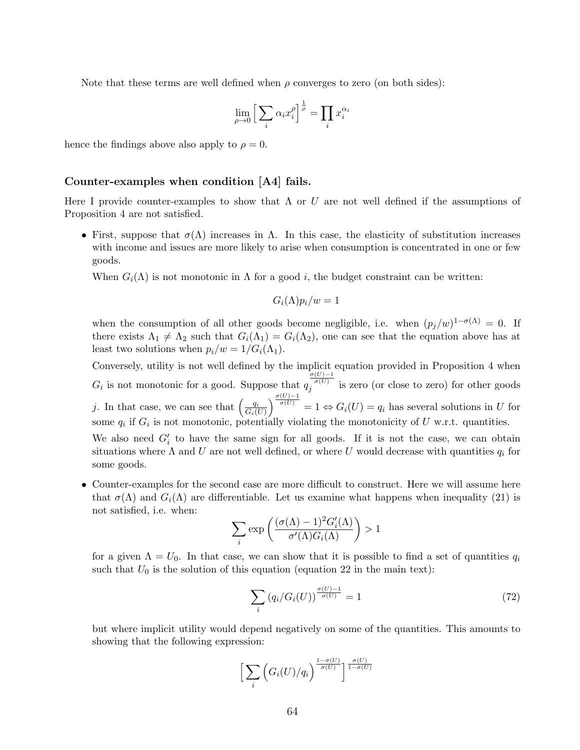Note that these terms are well defined when $\rho$ converges to zero (on both sides):

$$\lim_{\rho \to 0} \Big[ \sum_i \alpha_i x_i^{\rho} \Big]^{\frac{1}{\rho}} = \prod_i x_i^{\alpha_i}$$

hence the findings above also apply to $\rho = 0$.

### Counter-examples when condition [A4] fails.

Here I provide counter-examples to show that $\Lambda$ or $U$ are not well defined if the assumptions of Proposition 4 are not satisfied.

- First, suppose that $\sigma(\Lambda)$ increases in $\Lambda$. In this case, the elasticity of substitution increases with income and issues are more likely to arise when consumption is concentrated in one or few goods.

  When $G_i(\Lambda)$ is not monotonic in $\Lambda$ for a good $i$, the budget constraint can be written:

  $$G_i(\Lambda) p_i / w = 1$$

  when the consumption of all other goods become negligible, i.e. when $(p_j/w)^{1-\sigma(\Lambda)} = 0$. If there exists $\Lambda_1 \neq \Lambda_2$ such that $G_i(\Lambda_1) = G_i(\Lambda_2)$, one can see that the equation above has at least two solutions when $p_i/w = 1/G_i(\Lambda_1)$.

  Conversely, utility is not well defined by the implicit equation provided in Proposition 4 when $G_i$ is not monotonic for a good. Suppose that $q_j^{\frac{\sigma(U)-1}{\sigma(U)}}$ is zero (or close to zero) for other goods $j$. In that case, we can see that $\left(\frac{q_i}{G_i(U)}\right)^{\frac{\sigma(U)-1}{\sigma(U)}} = 1 \Leftrightarrow G_i(U) = q_i$ has several solutions in $U$ for some $q_i$ if $G_i$ is not monotonic, potentially violating the monotonicity of $U$ w.r.t. quantities.

  We also need $G_i'$ to have the same sign for all goods. If it is not the case, we can obtain situations where $\Lambda$ and $U$ are not well defined, or where $U$ would decrease with quantities $q_i$ for some goods.

- Counter-examples for the second case are more difficult to construct. Here we will assume here that $\sigma(\Lambda)$ and $G_i(\Lambda)$ are differentiable. Let us examine what happens when inequality (21) is not satisfied, i.e. when:

  $$\sum_i \exp\left( \frac{(\sigma(\Lambda)-1)^2 G_i'(\Lambda)}{\sigma'(\Lambda) G_i(\Lambda)} \right) > 1$$

  for a given $\Lambda = U_0$. In that case, we can show that it is possible to find a set of quantities $q_i$ such that $U_0$ is the solution of this equation (equation 22 in the main text):

  $$\sum_i \left( q_i / G_i(U) \right)^{\frac{\sigma(U)-1}{\sigma(U)}} = 1 \tag{72}$$

  but where implicit utility would depend negatively on some of the quantities. This amounts to showing that the following expression:

  $$\Big[ \sum_i \Big( G_i(U)/q_i \Big)^{\frac{1-\sigma(U)}{\sigma(U)}} \Big]^{\frac{\sigma(U)}{1-\sigma(U)}}$$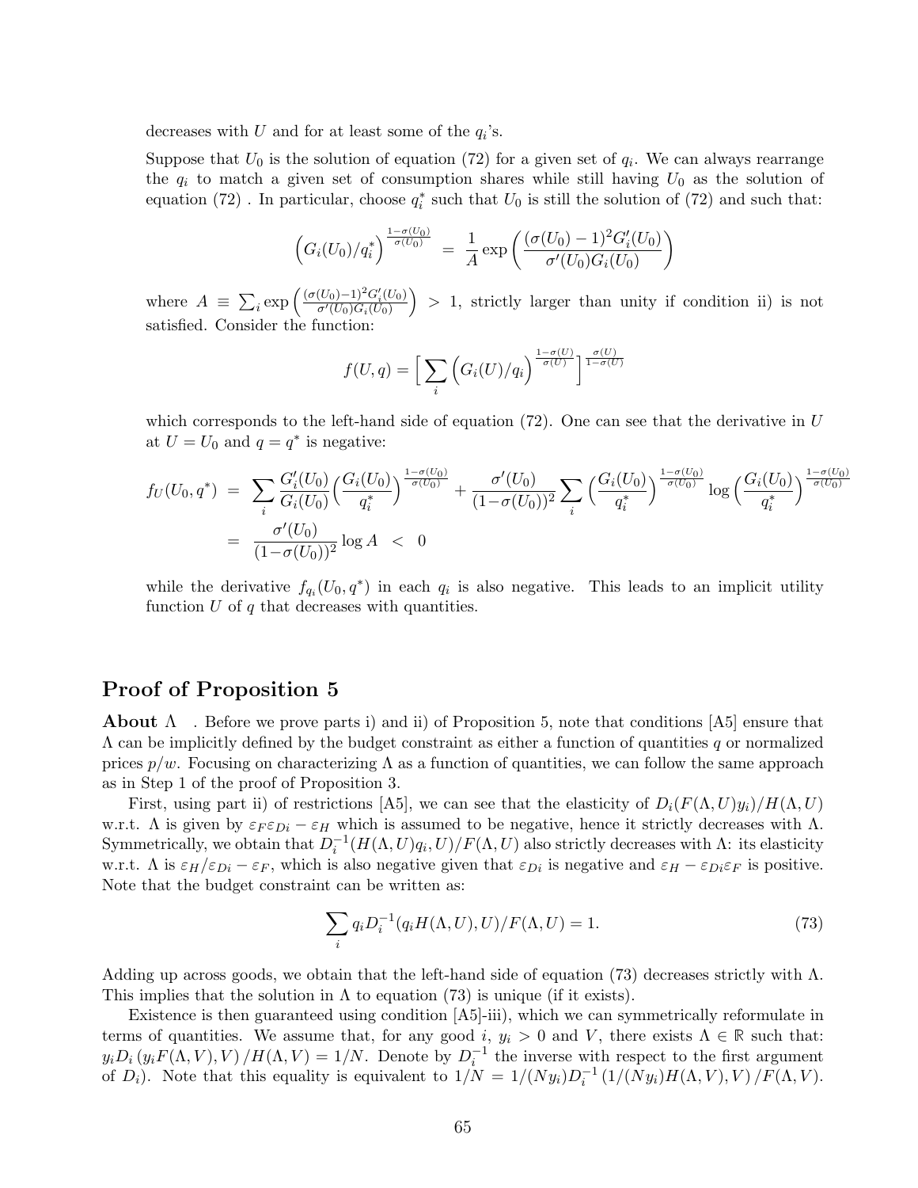decreases with $U$ and for at least some of the $q_i$'s.

Suppose that $U_0$ is the solution of equation (72) for a given set of $q_i$. We can always rearrange the $q_i$ to match a given set of consumption shares while still having $U_0$ as the solution of equation (72) . In particular, choose $q_i^*$ such that $U_0$ is still the solution of (72) and such that:

$$\Big(G_i(U_0)/q_i^*\Big)^{\frac{1-\sigma(U_0)}{\sigma(U_0)}} = \frac{1}{A}\exp\left(\frac{(\sigma(U_0)-1)^2 G_i'(U_0)}{\sigma'(U_0)G_i(U_0)}\right)$$

where $A \equiv \sum_i \exp\left(\frac{(\sigma(U_0)-1)^2 G_i'(U_0)}{\sigma'(U_0)G_i(U_0)}\right) > 1$, strictly larger than unity if condition ii) is not satisfied. Consider the function:

$$f(U,q) = \Big[\sum_i \Big(G_i(U)/q_i\Big)^{\frac{1-\sigma(U)}{\sigma(U)}}\Big]^{\frac{\sigma(U)}{1-\sigma(U)}}$$

which corresponds to the left-hand side of equation (72). One can see that the derivative in $U$ at $U = U_0$ and $q = q^*$ is negative:

$$\begin{aligned}
f_U(U_0, q^*) &= \sum_i \frac{G_i'(U_0)}{G_i(U_0)}\Big(\frac{G_i(U_0)}{q_i^*}\Big)^{\frac{1-\sigma(U_0)}{\sigma(U_0)}} + \frac{\sigma'(U_0)}{(1-\sigma(U_0))^2}\sum_i \Big(\frac{G_i(U_0)}{q_i^*}\Big)^{\frac{1-\sigma(U_0)}{\sigma(U_0)}} \log\Big(\frac{G_i(U_0)}{q_i^*}\Big)^{\frac{1-\sigma(U_0)}{\sigma(U_0)}} \\
&= \frac{\sigma'(U_0)}{(1-\sigma(U_0))^2}\log A < 0
\end{aligned}$$

while the derivative $f_{q_i}(U_0, q^*)$ in each $q_i$ is also negative. This leads to an implicit utility function $U$ of $q$ that decreases with quantities.

## Proof of Proposition 5

**About $\Lambda$** . Before we prove parts i) and ii) of Proposition 5, note that conditions [A5] ensure that $\Lambda$ can be implicitly defined by the budget constraint as either a function of quantities $q$ or normalized prices $p/w$. Focusing on characterizing $\Lambda$ as a function of quantities, we can follow the same approach as in Step 1 of the proof of Proposition 3.

First, using part ii) of restrictions [A5], we can see that the elasticity of $D_i(F(\Lambda,U)y_i)/H(\Lambda,U)$ w.r.t. $\Lambda$ is given by $\varepsilon_F\varepsilon_{Di} - \varepsilon_H$ which is assumed to be negative, hence it strictly decreases with $\Lambda$. Symmetrically, we obtain that $D_i^{-1}(H(\Lambda,U)q_i,U)/F(\Lambda,U)$ also strictly decreases with $\Lambda$: its elasticity w.r.t. $\Lambda$ is $\varepsilon_H/\varepsilon_{Di} - \varepsilon_F$, which is also negative given that $\varepsilon_{Di}$ is negative and $\varepsilon_H - \varepsilon_{Di}\varepsilon_F$ is positive. Note that the budget constraint can be written as:

$$\sum_i q_i D_i^{-1}(q_i H(\Lambda,U),U)/F(\Lambda,U) = 1. \tag{73}$$

Adding up across goods, we obtain that the left-hand side of equation (73) decreases strictly with $\Lambda$. This implies that the solution in $\Lambda$ to equation (73) is unique (if it exists).

Existence is then guaranteed using condition [A5]-iii), which we can symmetrically reformulate in terms of quantities. We assume that, for any good $i$, $y_i > 0$ and $V$, there exists $\Lambda \in \mathbb{R}$ such that: $y_i D_i\left(y_i F(\Lambda,V),V\right)/H(\Lambda,V) = 1/N$. Denote by $D_i^{-1}$ the inverse with respect to the first argument of $D_i$). Note that this equality is equivalent to $1/N = 1/(Ny_i)D_i^{-1}\left(1/(Ny_i)H(\Lambda,V),V\right)/F(\Lambda,V)$.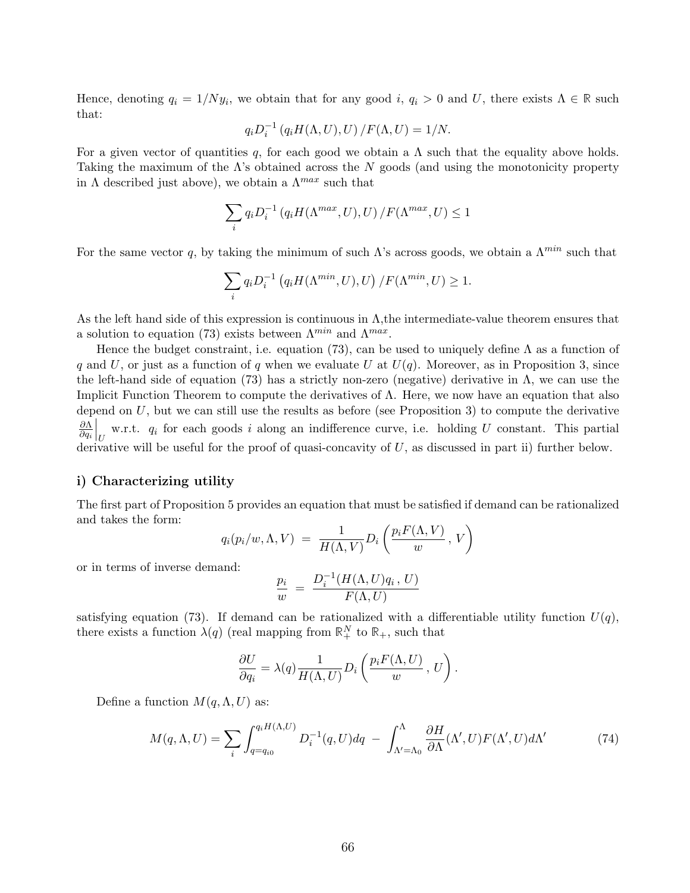Hence, denoting $q_i = 1/Ny_i$, we obtain that for any good $i$, $q_i > 0$ and $U$, there exists $\Lambda \in \mathbb{R}$ such that:

$$q_i D_i^{-1}\left(q_i H(\Lambda, U), U\right)/F(\Lambda, U) = 1/N.$$

For a given vector of quantities $q$, for each good we obtain a $\Lambda$ such that the equality above holds. Taking the maximum of the $\Lambda$'s obtained across the $N$ goods (and using the monotonicity property in $\Lambda$ described just above), we obtain a $\Lambda^{max}$ such that

$$\sum_i q_i D_i^{-1}\left(q_i H(\Lambda^{max}, U), U\right)/F(\Lambda^{max}, U) \leq 1$$

For the same vector $q$, by taking the minimum of such $\Lambda$'s across goods, we obtain a $\Lambda^{min}$ such that

$$\sum_i q_i D_i^{-1}\left(q_i H(\Lambda^{min}, U), U\right)/F(\Lambda^{min}, U) \geq 1.$$

As the left hand side of this expression is continuous in $\Lambda$,the intermediate-value theorem ensures that a solution to equation (73) exists between $\Lambda^{min}$ and $\Lambda^{max}$.

Hence the budget constraint, i.e. equation (73), can be used to uniquely define $\Lambda$ as a function of $q$ and $U$, or just as a function of $q$ when we evaluate $U$ at $U(q)$. Moreover, as in Proposition 3, since the left-hand side of equation (73) has a strictly non-zero (negative) derivative in $\Lambda$, we can use the Implicit Function Theorem to compute the derivatives of $\Lambda$. Here, we now have an equation that also depend on $U$, but we can still use the results as before (see Proposition 3) to compute the derivative $\left.\frac{\partial \Lambda}{\partial q_i}\right|_U$ w.r.t. $q_i$ for each goods $i$ along an indifference curve, i.e. holding $U$ constant. This partial derivative will be useful for the proof of quasi-concavity of $U$, as discussed in part ii) further below.

### i) Characterizing utility

The first part of Proposition 5 provides an equation that must be satisfied if demand can be rationalized and takes the form:

$$q_i(p_i/w, \Lambda, V) \;=\; \frac{1}{H(\Lambda, V)} D_i\left(\frac{p_i F(\Lambda, V)}{w}\,,\, V\right)$$

or in terms of inverse demand:

$$\frac{p_i}{w} \;=\; \frac{D_i^{-1}(H(\Lambda, U)q_i\,,\, U)}{F(\Lambda, U)}$$

satisfying equation (73). If demand can be rationalized with a differentiable utility function $U(q)$, there exists a function $\lambda(q)$ (real mapping from $\mathbb{R}_+^N$ to $\mathbb{R}_+$, such that

$$\frac{\partial U}{\partial q_i} = \lambda(q) \frac{1}{H(\Lambda, U)} D_i\left(\frac{p_i F(\Lambda, U)}{w}\,,\, U\right).$$

Define a function $M(q, \Lambda, U)$ as:

$$M(q, \Lambda, U) = \sum_i \int_{q=q_{i0}}^{q_i H(\Lambda, U)} D_i^{-1}(q, U) dq \;-\; \int_{\Lambda'=\Lambda_0}^{\Lambda} \frac{\partial H}{\partial \Lambda}(\Lambda', U) F(\Lambda', U) d\Lambda' \tag{74}$$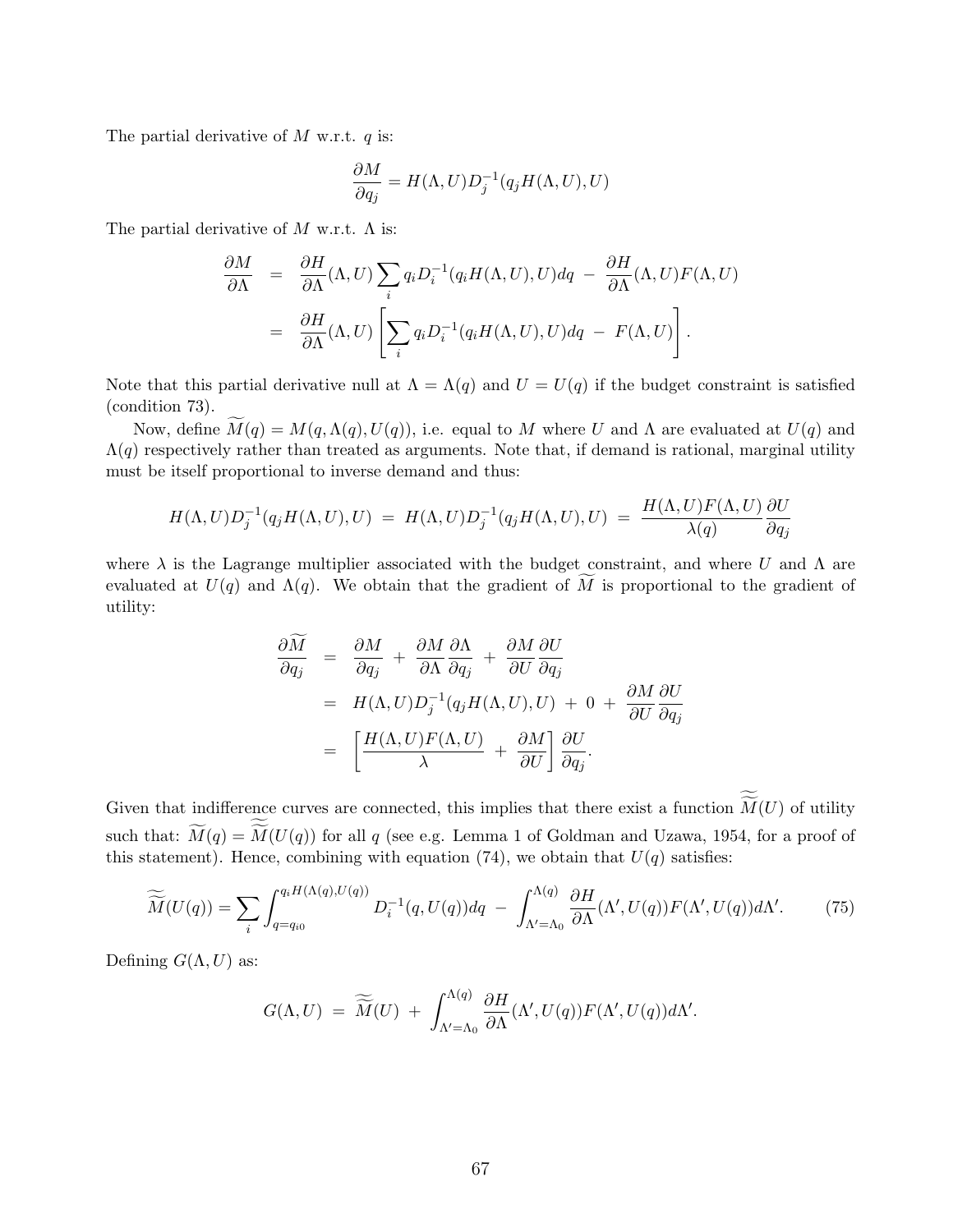The partial derivative of $M$ w.r.t. $q$ is:

$$\frac{\partial M}{\partial q_j} = H(\Lambda, U) D_j^{-1}(q_j H(\Lambda, U), U)$$

The partial derivative of $M$ w.r.t. $\Lambda$ is:

$$\begin{aligned}
\frac{\partial M}{\partial \Lambda} &= \frac{\partial H}{\partial \Lambda}(\Lambda, U) \sum_i q_i D_i^{-1}(q_i H(\Lambda, U), U) dq \; - \; \frac{\partial H}{\partial \Lambda}(\Lambda, U) F(\Lambda, U) \\
&= \frac{\partial H}{\partial \Lambda}(\Lambda, U) \left[ \sum_i q_i D_i^{-1}(q_i H(\Lambda, U), U) dq \; - \; F(\Lambda, U) \right].
\end{aligned}$$

Note that this partial derivative null at $\Lambda = \Lambda(q)$ and $U = U(q)$ if the budget constraint is satisfied (condition 73).

Now, define $\widetilde{M}(q) = M(q, \Lambda(q), U(q))$, i.e. equal to $M$ where $U$ and $\Lambda$ are evaluated at $U(q)$ and $\Lambda(q)$ respectively rather than treated as arguments. Note that, if demand is rational, marginal utility must be itself proportional to inverse demand and thus:

$$H(\Lambda, U) D_j^{-1}(q_j H(\Lambda, U), U) \; = \; H(\Lambda, U) D_j^{-1}(q_j H(\Lambda, U), U) \; = \; \frac{H(\Lambda, U) F(\Lambda, U)}{\lambda(q)} \frac{\partial U}{\partial q_j}$$

where $\lambda$ is the Lagrange multiplier associated with the budget constraint, and where $U$ and $\Lambda$ are evaluated at $U(q)$ and $\Lambda(q)$. We obtain that the gradient of $\widetilde{M}$ is proportional to the gradient of utility:

$$\begin{aligned}
\frac{\partial \widetilde{M}}{\partial q_j} &= \frac{\partial M}{\partial q_j} \; + \; \frac{\partial M}{\partial \Lambda} \frac{\partial \Lambda}{\partial q_j} \; + \; \frac{\partial M}{\partial U} \frac{\partial U}{\partial q_j} \\
&= H(\Lambda, U) D_j^{-1}(q_j H(\Lambda, U), U) \; + \; 0 \; + \; \frac{\partial M}{\partial U} \frac{\partial U}{\partial q_j} \\
&= \left[ \frac{H(\Lambda, U) F(\Lambda, U)}{\lambda} \; + \; \frac{\partial M}{\partial U} \right] \frac{\partial U}{\partial q_j}.
\end{aligned}$$

Given that indifference curves are connected, this implies that there exist a function $\widetilde{\widetilde{M}}(U)$ of utility such that: $\widetilde{M}(q) = \widetilde{\widetilde{M}}(U(q))$ for all $q$ (see e.g. Lemma 1 of Goldman and Uzawa, 1954, for a proof of this statement). Hence, combining with equation (74), we obtain that $U(q)$ satisfies:

$$\widetilde{\widetilde{M}}(U(q)) = \sum_i \int_{q = q_{i0}}^{q_i H(\Lambda(q), U(q))} D_i^{-1}(q, U(q)) dq \; - \; \int_{\Lambda' = \Lambda_0}^{\Lambda(q)} \frac{\partial H}{\partial \Lambda}(\Lambda', U(q)) F(\Lambda', U(q)) d\Lambda'. \tag{75}$$

Defining $G(\Lambda, U)$ as:

$$G(\Lambda, U) \; = \; \widetilde{\widetilde{M}}(U) \; + \; \int_{\Lambda' = \Lambda_0}^{\Lambda(q)} \frac{\partial H}{\partial \Lambda}(\Lambda', U(q)) F(\Lambda', U(q)) d\Lambda'.$$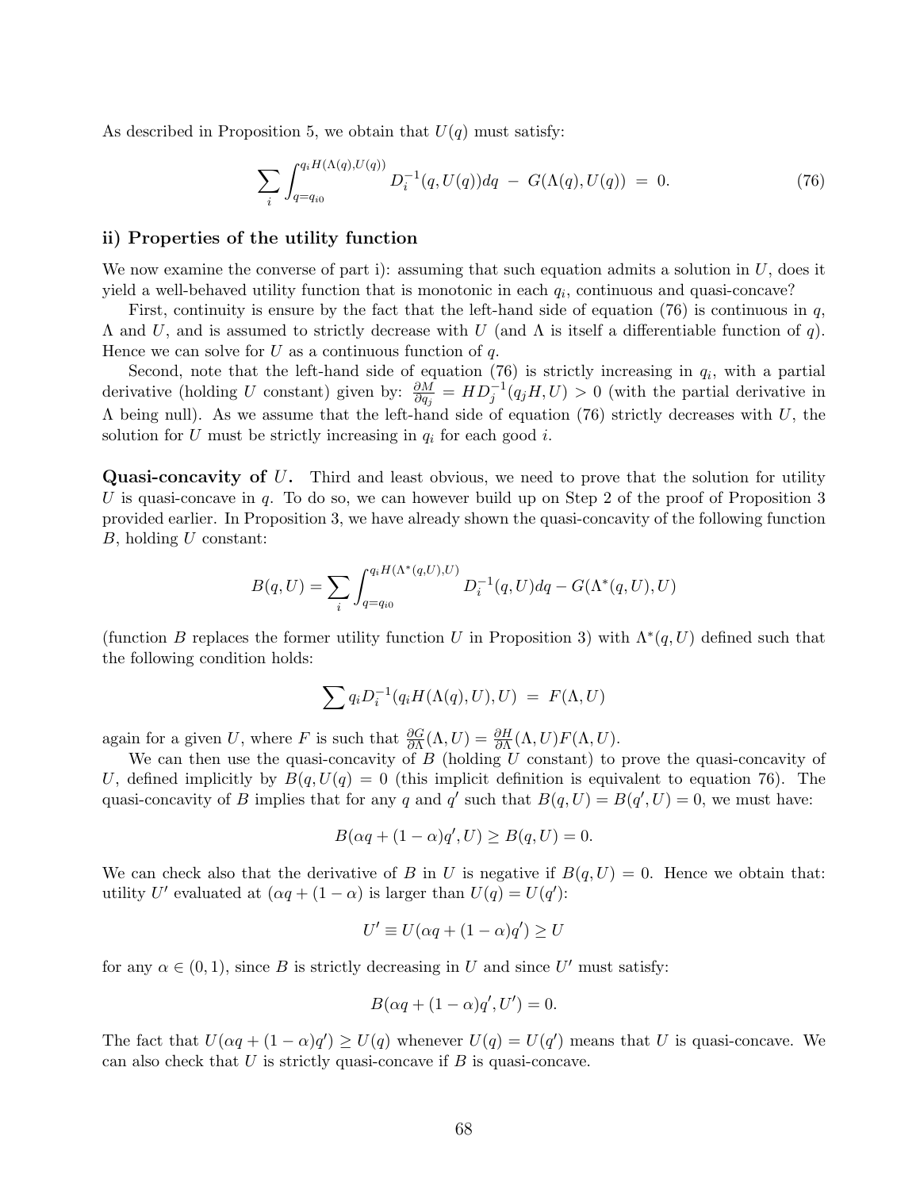As described in Proposition 5, we obtain that $U(q)$ must satisfy:

$$\sum_i \int_{q=q_{i0}}^{q_i H(\Lambda(q),U(q))} D_i^{-1}(q, U(q))dq \; - \; G(\Lambda(q), U(q)) \; = \; 0. \tag{76}$$

### ii) Properties of the utility function

We now examine the converse of part i): assuming that such equation admits a solution in $U$, does it yield a well-behaved utility function that is monotonic in each $q_i$, continuous and quasi-concave?

First, continuity is ensure by the fact that the left-hand side of equation (76) is continuous in $q$, $\Lambda$ and $U$, and is assumed to strictly decrease with $U$ (and $\Lambda$ is itself a differentiable function of $q$). Hence we can solve for $U$ as a continuous function of $q$.

Second, note that the left-hand side of equation (76) is strictly increasing in $q_i$, with a partial derivative (holding $U$ constant) given by: $\frac{\partial M}{\partial q_j} = H D_j^{-1}(q_j H, U) > 0$ (with the partial derivative in $\Lambda$ being null). As we assume that the left-hand side of equation (76) strictly decreases with $U$, the solution for $U$ must be strictly increasing in $q_i$ for each good $i$.

**Quasi-concavity of $U$.** Third and least obvious, we need to prove that the solution for utility $U$ is quasi-concave in $q$. To do so, we can however build up on Step 2 of the proof of Proposition 3 provided earlier. In Proposition 3, we have already shown the quasi-concavity of the following function $B$, holding $U$ constant:

$$B(q, U) = \sum_i \int_{q=q_{i0}}^{q_i H(\Lambda^*(q,U),U)} D_i^{-1}(q, U)dq - G(\Lambda^*(q, U), U)$$

(function $B$ replaces the former utility function $U$ in Proposition 3) with $\Lambda^*(q, U)$ defined such that the following condition holds:

$$\sum q_i D_i^{-1}(q_i H(\Lambda(q), U), U) \; = \; F(\Lambda, U)$$

again for a given $U$, where $F$ is such that $\frac{\partial G}{\partial \Lambda}(\Lambda, U) = \frac{\partial H}{\partial \Lambda}(\Lambda, U)F(\Lambda, U)$.

We can then use the quasi-concavity of $B$ (holding $U$ constant) to prove the quasi-concavity of $U$, defined implicitly by $B(q, U(q) = 0$ (this implicit definition is equivalent to equation 76). The quasi-concavity of $B$ implies that for any $q$ and $q'$ such that $B(q, U) = B(q', U) = 0$, we must have:

$$B(\alpha q + (1 - \alpha)q', U) \geq B(q, U) = 0.$$

We can check also that the derivative of $B$ in $U$ is negative if $B(q, U) = 0$. Hence we obtain that: utility $U'$ evaluated at $(\alpha q + (1 - \alpha)$ is larger than $U(q) = U(q')$:

$$U' \equiv U(\alpha q + (1 - \alpha)q') \geq U$$

for any $\alpha \in (0, 1)$, since $B$ is strictly decreasing in $U$ and since $U'$ must satisfy:

$$B(\alpha q + (1 - \alpha)q', U') = 0.$$

The fact that $U(\alpha q + (1 - \alpha)q') \geq U(q)$ whenever $U(q) = U(q')$ means that $U$ is quasi-concave. We can also check that $U$ is strictly quasi-concave if $B$ is quasi-concave.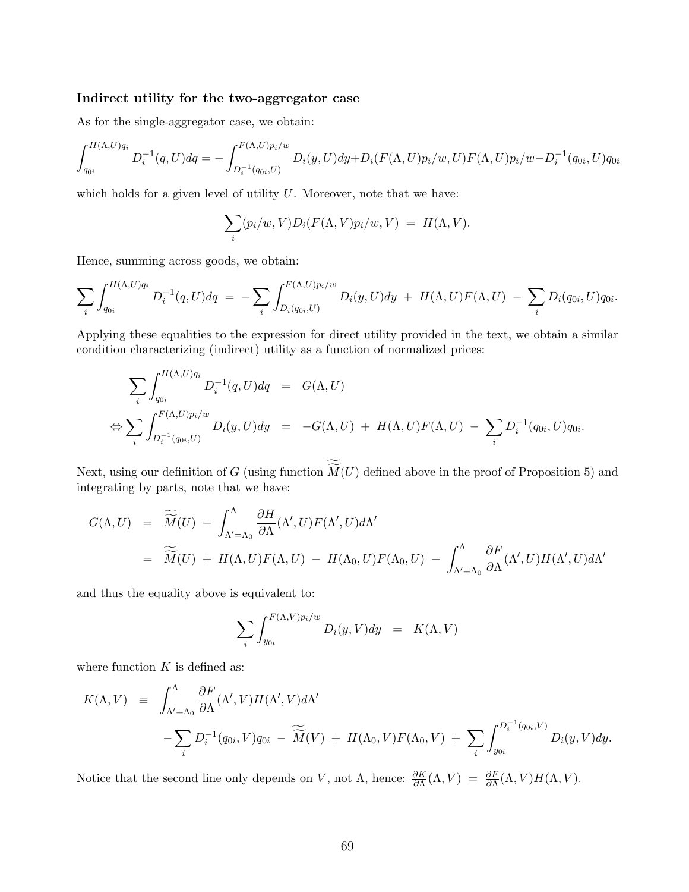### Indirect utility for the two-aggregator case

As for the single-aggregator case, we obtain:

$$\int_{q_{0i}}^{H(\Lambda,U)q_i} D_i^{-1}(q,U)dq = -\int_{D_i^{-1}(q_{0i},U)}^{F(\Lambda,U)p_i/w} D_i(y,U)dy + D_i(F(\Lambda,U)p_i/w,U)F(\Lambda,U)p_i/w - D_i^{-1}(q_{0i},U)q_{0i}$$

which holds for a given level of utility $U$. Moreover, note that we have:

$$\sum_i (p_i/w, V)D_i(F(\Lambda,V)p_i/w,V) \;=\; H(\Lambda,V).$$

Hence, summing across goods, we obtain:

$$\sum_i \int_{q_{0i}}^{H(\Lambda,U)q_i} D_i^{-1}(q,U)dq \;=\; -\sum_i \int_{D_i(q_{0i},U)}^{F(\Lambda,U)p_i/w} D_i(y,U)dy \;+\; H(\Lambda,U)F(\Lambda,U) \;-\; \sum_i D_i(q_{0i},U)q_{0i}.$$

Applying these equalities to the expression for direct utility provided in the text, we obtain a similar condition characterizing (indirect) utility as a function of normalized prices:

$$\begin{aligned}
\sum_i \int_{q_{0i}}^{H(\Lambda,U)q_i} D_i^{-1}(q,U)dq \;&=\; G(\Lambda,U) \\
\Leftrightarrow \sum_i \int_{D_i^{-1}(q_{0i},U)}^{F(\Lambda,U)p_i/w} D_i(y,U)dy \;&=\; -G(\Lambda,U) \;+\; H(\Lambda,U)F(\Lambda,U) \;-\; \sum_i D_i^{-1}(q_{0i},U)q_{0i}.
\end{aligned}$$

Next, using our definition of $G$ (using function $\widetilde{\widetilde{M}}(U)$ defined above in the proof of Proposition 5) and integrating by parts, note that we have:

$$\begin{aligned}
G(\Lambda,U) \;&=\; \widetilde{\widetilde{M}}(U) \;+\; \int_{\Lambda'=\Lambda_0}^{\Lambda} \frac{\partial H}{\partial \Lambda}(\Lambda',U)F(\Lambda',U)d\Lambda' \\
&=\; \widetilde{\widetilde{M}}(U) \;+\; H(\Lambda,U)F(\Lambda,U) \;-\; H(\Lambda_0,U)F(\Lambda_0,U) \;-\; \int_{\Lambda'=\Lambda_0}^{\Lambda} \frac{\partial F}{\partial \Lambda}(\Lambda',U)H(\Lambda',U)d\Lambda'
\end{aligned}$$

and thus the equality above is equivalent to:

$$\sum_i \int_{y_{0i}}^{F(\Lambda,V)p_i/w} D_i(y,V)dy \;=\; K(\Lambda,V)$$

where function $K$ is defined as:

$$\begin{aligned}
K(\Lambda,V) \;\equiv\; &\int_{\Lambda'=\Lambda_0}^{\Lambda} \frac{\partial F}{\partial \Lambda}(\Lambda',V)H(\Lambda',V)d\Lambda' \\
&-\sum_i D_i^{-1}(q_{0i},V)q_{0i} \;-\; \widetilde{\widetilde{M}}(V) \;+\; H(\Lambda_0,V)F(\Lambda_0,V) \;+\; \sum_i \int_{y_{0i}}^{D_i^{-1}(q_{0i},V)} D_i(y,V)dy.
\end{aligned}$$

Notice that the second line only depends on $V$, not $\Lambda$, hence: $\frac{\partial K}{\partial \Lambda}(\Lambda,V) \;=\; \frac{\partial F}{\partial \Lambda}(\Lambda,V)H(\Lambda,V)$.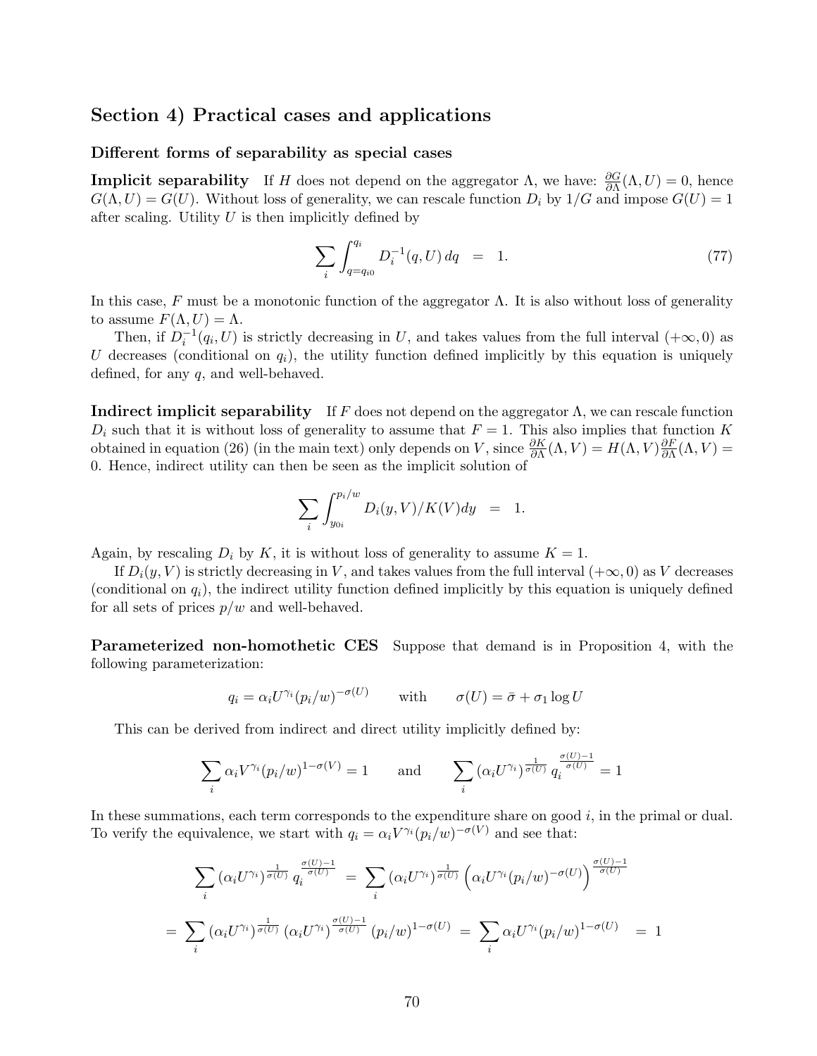## Section 4) Practical cases and applications

### Different forms of separability as special cases

**Implicit separability** If $H$ does not depend on the aggregator $\Lambda$, we have: $\frac{\partial G}{\partial \Lambda}(\Lambda, U) = 0$, hence $G(\Lambda, U) = G(U)$. Without loss of generality, we can rescale function $D_i$ by $1/G$ and impose $G(U) = 1$ after scaling. Utility $U$ is then implicitly defined by

$$\sum_i \int_{q=q_{i0}}^{q_i} D_i^{-1}(q, U)\, dq \quad = \quad 1. \tag{77}$$

In this case, $F$ must be a monotonic function of the aggregator $\Lambda$. It is also without loss of generality to assume $F(\Lambda, U) = \Lambda$.

Then, if $D_i^{-1}(q_i, U)$ is strictly decreasing in $U$, and takes values from the full interval $(+\infty, 0)$ as $U$ decreases (conditional on $q_i$), the utility function defined implicitly by this equation is uniquely defined, for any $q$, and well-behaved.

**Indirect implicit separability** If $F$ does not depend on the aggregator $\Lambda$, we can rescale function $D_i$ such that it is without loss of generality to assume that $F = 1$. This also implies that function $K$ obtained in equation (26) (in the main text) only depends on $V$, since $\frac{\partial K}{\partial \Lambda}(\Lambda, V) = H(\Lambda, V)\frac{\partial F}{\partial \Lambda}(\Lambda, V) = 0$. Hence, indirect utility can then be seen as the implicit solution of

$$\sum_i \int_{y_{0i}}^{p_i/w} D_i(y, V)/K(V) dy \quad = \quad 1.$$

Again, by rescaling $D_i$ by $K$, it is without loss of generality to assume $K = 1$.

If $D_i(y, V)$ is strictly decreasing in $V$, and takes values from the full interval $(+\infty, 0)$ as $V$ decreases (conditional on $q_i$), the indirect utility function defined implicitly by this equation is uniquely defined for all sets of prices $p/w$ and well-behaved.

**Parameterized non-homothetic CES** Suppose that demand is in Proposition 4, with the following parameterization:

$$q_i = \alpha_i U^{\gamma_i} (p_i/w)^{-\sigma(U)} \qquad \text{with} \qquad \sigma(U) = \bar{\sigma} + \sigma_1 \log U$$

This can be derived from indirect and direct utility implicitly defined by:

$$\sum_i \alpha_i V^{\gamma_i} (p_i/w)^{1-\sigma(V)} = 1 \qquad \text{and} \qquad \sum_i \left(\alpha_i U^{\gamma_i}\right)^{\frac{1}{\sigma(U)}} q_i^{\frac{\sigma(U)-1}{\sigma(U)}} = 1$$

In these summations, each term corresponds to the expenditure share on good $i$, in the primal or dual. To verify the equivalence, we start with $q_i = \alpha_i V^{\gamma_i} (p_i/w)^{-\sigma(V)}$ and see that:

$$\sum_i \left(\alpha_i U^{\gamma_i}\right)^{\frac{1}{\sigma(U)}} q_i^{\frac{\sigma(U)-1}{\sigma(U)}} \;=\; \sum_i \left(\alpha_i U^{\gamma_i}\right)^{\frac{1}{\sigma(U)}} \left(\alpha_i U^{\gamma_i} (p_i/w)^{-\sigma(U)}\right)^{\frac{\sigma(U)-1}{\sigma(U)}}$$

$$= \; \sum_i \left(\alpha_i U^{\gamma_i}\right)^{\frac{1}{\sigma(U)}} \left(\alpha_i U^{\gamma_i}\right)^{\frac{\sigma(U)-1}{\sigma(U)}} (p_i/w)^{1-\sigma(U)} \;=\; \sum_i \alpha_i U^{\gamma_i} (p_i/w)^{1-\sigma(U)} \;=\; 1$$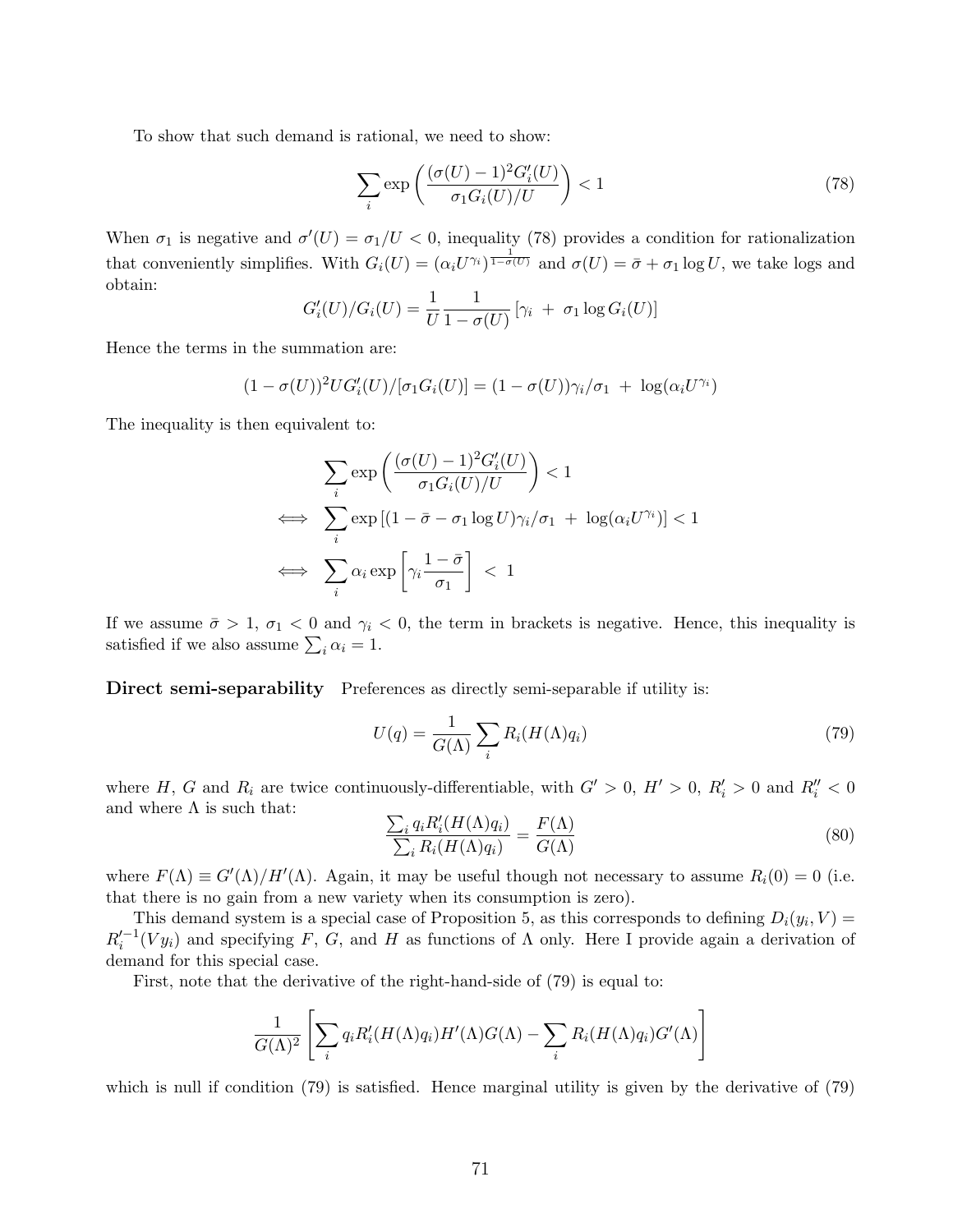To show that such demand is rational, we need to show:

$$\sum_i \exp\left(\frac{(\sigma(U)-1)^2 G_i'(U)}{\sigma_1 G_i(U)/U}\right) < 1 \tag{78}$$

When $\sigma_1$ is negative and $\sigma'(U) = \sigma_1/U < 0$, inequality (78) provides a condition for rationalization that conveniently simplifies. With $G_i(U) = (\alpha_i U^{\gamma_i})^{\frac{1}{1-\sigma(U)}}$ and $\sigma(U) = \bar{\sigma} + \sigma_1 \log U$, we take logs and obtain:

$$G_i'(U)/G_i(U) = \frac{1}{U}\frac{1}{1-\sigma(U)}\left[\gamma_i \ + \ \sigma_1 \log G_i(U)\right]$$

Hence the terms in the summation are:

$$(1-\sigma(U))^2 U G_i'(U)/[\sigma_1 G_i(U)] = (1-\sigma(U))\gamma_i/\sigma_1 \ + \ \log(\alpha_i U^{\gamma_i})$$

The inequality is then equivalent to:

$$\begin{aligned}
&\sum_i \exp\left(\frac{(\sigma(U)-1)^2 G_i'(U)}{\sigma_1 G_i(U)/U}\right) < 1 \\
\iff \ &\sum_i \exp\left[(1-\bar{\sigma}-\sigma_1 \log U)\gamma_i/\sigma_1 \ + \ \log(\alpha_i U^{\gamma_i})\right] < 1 \\
\iff \ &\sum_i \alpha_i \exp\left[\gamma_i \frac{1-\bar{\sigma}}{\sigma_1}\right] \ < \ 1
\end{aligned}$$

If we assume $\bar{\sigma} > 1$, $\sigma_1 < 0$ and $\gamma_i < 0$, the term in brackets is negative. Hence, this inequality is satisfied if we also assume $\sum_i \alpha_i = 1$.

**Direct semi-separability** Preferences as directly semi-separable if utility is:

$$U(q) = \frac{1}{G(\Lambda)}\sum_i R_i(H(\Lambda)q_i) \tag{79}$$

where $H$, $G$ and $R_i$ are twice continuously-differentiable, with $G' > 0$, $H' > 0$, $R_i' > 0$ and $R_i'' < 0$ and where $\Lambda$ is such that:

$$\frac{\sum_i q_i R_i'(H(\Lambda)q_i)}{\sum_i R_i(H(\Lambda)q_i)} = \frac{F(\Lambda)}{G(\Lambda)} \tag{80}$$

where $F(\Lambda) \equiv G'(\Lambda)/H'(\Lambda)$. Again, it may be useful though not necessary to assume $R_i(0) = 0$ (i.e. that there is no gain from a new variety when its consumption is zero).

This demand system is a special case of Proposition 5, as this corresponds to defining $D_i(y_i, V) = R_i'^{-1}(Vy_i)$ and specifying $F$, $G$, and $H$ as functions of $\Lambda$ only. Here I provide again a derivation of demand for this special case.

First, note that the derivative of the right-hand-side of (79) is equal to:

$$\frac{1}{G(\Lambda)^2}\left[\sum_i q_i R_i'(H(\Lambda)q_i)H'(\Lambda)G(\Lambda) - \sum_i R_i(H(\Lambda)q_i)G'(\Lambda)\right]$$

which is null if condition (79) is satisfied. Hence marginal utility is given by the derivative of (79)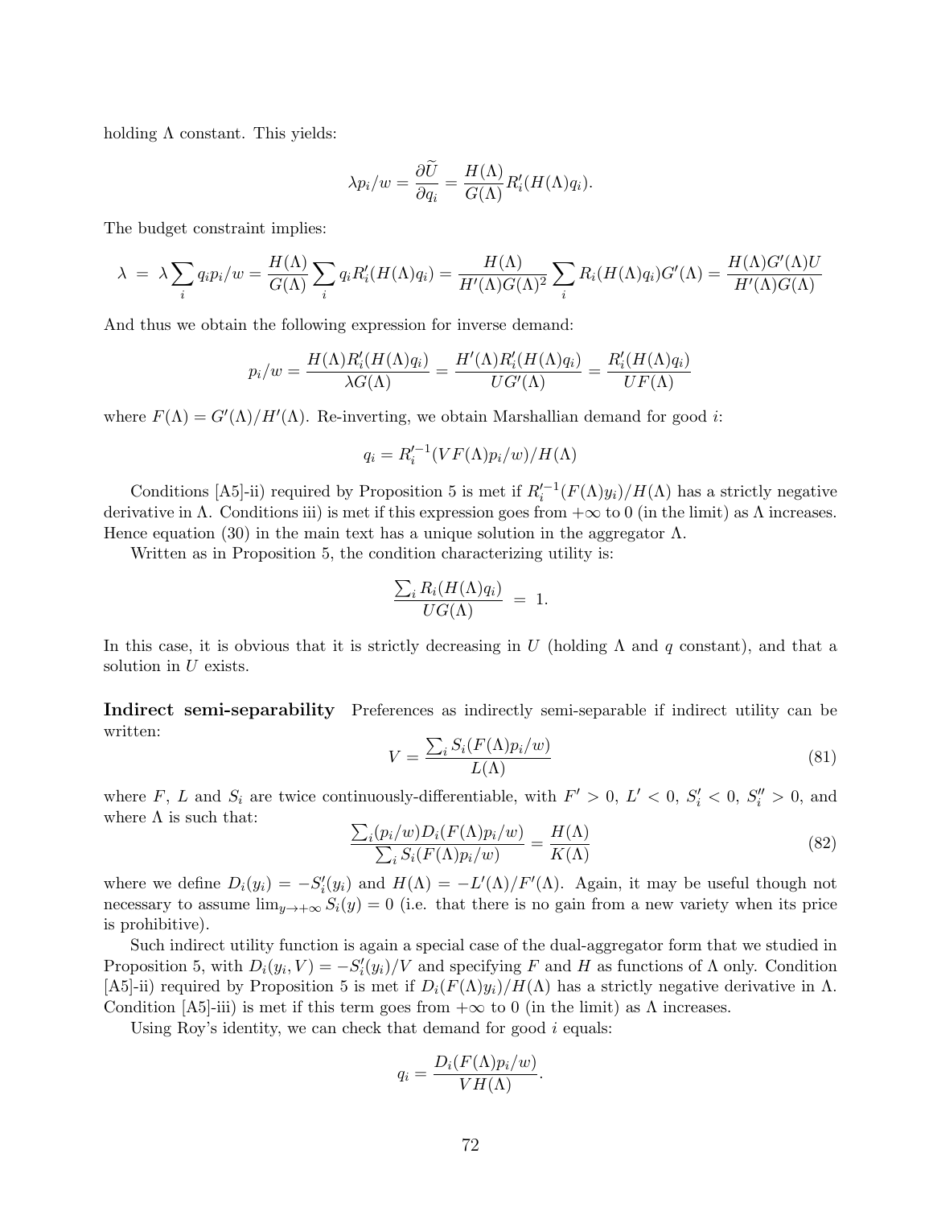holding $\Lambda$ constant. This yields:

$$\lambda p_i/w = \frac{\partial \widetilde{U}}{\partial q_i} = \frac{H(\Lambda)}{G(\Lambda)} R_i'(H(\Lambda)q_i).$$

The budget constraint implies:

$$\lambda \;=\; \lambda \sum_i q_i p_i/w = \frac{H(\Lambda)}{G(\Lambda)} \sum_i q_i R_i'(H(\Lambda)q_i) = \frac{H(\Lambda)}{H'(\Lambda)G(\Lambda)^2} \sum_i R_i(H(\Lambda)q_i) G'(\Lambda) = \frac{H(\Lambda)G'(\Lambda)U}{H'(\Lambda)G(\Lambda)}$$

And thus we obtain the following expression for inverse demand:

$$p_i/w = \frac{H(\Lambda)R_i'(H(\Lambda)q_i)}{\lambda G(\Lambda)} = \frac{H'(\Lambda)R_i'(H(\Lambda)q_i)}{UG'(\Lambda)} = \frac{R_i'(H(\Lambda)q_i)}{UF(\Lambda)}$$

where $F(\Lambda) = G'(\Lambda)/H'(\Lambda)$. Re-inverting, we obtain Marshallian demand for good $i$:

$$q_i = R_i'^{-1}(VF(\Lambda)p_i/w)/H(\Lambda)$$

Conditions [A5]-ii) required by Proposition 5 is met if $R_i'^{-1}(F(\Lambda)y_i)/H(\Lambda)$ has a strictly negative derivative in $\Lambda$. Conditions iii) is met if this expression goes from $+\infty$ to 0 (in the limit) as $\Lambda$ increases. Hence equation (30) in the main text has a unique solution in the aggregator $\Lambda$.

Written as in Proposition 5, the condition characterizing utility is:

$$\frac{\sum_i R_i(H(\Lambda)q_i)}{UG(\Lambda)} \;=\; 1.$$

In this case, it is obvious that it is strictly decreasing in $U$ (holding $\Lambda$ and $q$ constant), and that a solution in $U$ exists.

**Indirect semi-separability** Preferences as indirectly semi-separable if indirect utility can be written:

$$V = \frac{\sum_i S_i(F(\Lambda)p_i/w)}{L(\Lambda)} \tag{81}$$

where $F$, $L$ and $S_i$ are twice continuously-differentiable, with $F' > 0$, $L' < 0$, $S_i' < 0$, $S_i'' > 0$, and where $\Lambda$ is such that:

$$\frac{\sum_i (p_i/w) D_i(F(\Lambda)p_i/w)}{\sum_i S_i(F(\Lambda)p_i/w)} = \frac{H(\Lambda)}{K(\Lambda)} \tag{82}$$

where we define $D_i(y_i) = -S_i'(y_i)$ and $H(\Lambda) = -L'(\Lambda)/F'(\Lambda)$. Again, it may be useful though not necessary to assume $\lim_{y\to+\infty} S_i(y) = 0$ (i.e. that there is no gain from a new variety when its price is prohibitive).

Such indirect utility function is again a special case of the dual-aggregator form that we studied in Proposition 5, with $D_i(y_i, V) = -S_i'(y_i)/V$ and specifying $F$ and $H$ as functions of $\Lambda$ only. Condition [A5]-ii) required by Proposition 5 is met if $D_i(F(\Lambda)y_i)/H(\Lambda)$ has a strictly negative derivative in $\Lambda$. Condition [A5]-iii) is met if this term goes from $+\infty$ to 0 (in the limit) as $\Lambda$ increases.

Using Roy's identity, we can check that demand for good $i$ equals:

$$q_i = \frac{D_i(F(\Lambda)p_i/w)}{VH(\Lambda)}.$$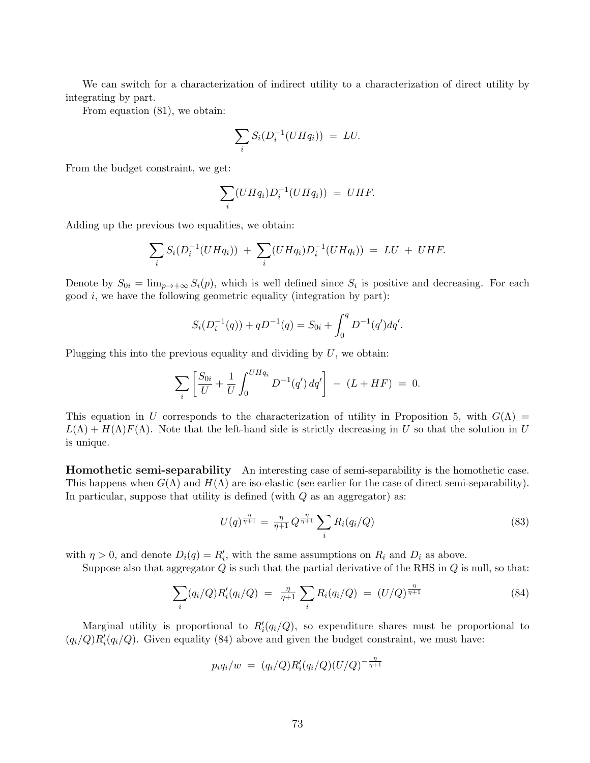We can switch for a characterization of indirect utility to a characterization of direct utility by integrating by part.

From equation (81), we obtain:

$$\sum_i S_i(D_i^{-1}(UHq_i)) \;=\; LU.$$

From the budget constraint, we get:

$$\sum_i (UHq_i)D_i^{-1}(UHq_i)) \;=\; UHF.$$

Adding up the previous two equalities, we obtain:

$$\sum_i S_i(D_i^{-1}(UHq_i)) \;+\; \sum_i (UHq_i)D_i^{-1}(UHq_i)) \;=\; LU \;+\; UHF.$$

Denote by $S_{0i} = \lim_{p\to+\infty} S_i(p)$, which is well defined since $S_i$ is positive and decreasing. For each good $i$, we have the following geometric equality (integration by part):

$$S_i(D_i^{-1}(q)) + qD^{-1}(q) = S_{0i} + \int_0^q D^{-1}(q')dq'.$$

Plugging this into the previous equality and dividing by $U$, we obtain:

$$\sum_i \left[\frac{S_{0i}}{U} + \frac{1}{U}\int_0^{UHq_i} D^{-1}(q')\,dq'\right] \;-\; (L + HF) \;=\; 0.$$

This equation in $U$ corresponds to the characterization of utility in Proposition 5, with $G(\Lambda) = L(\Lambda) + H(\Lambda)F(\Lambda)$. Note that the left-hand side is strictly decreasing in $U$ so that the solution in $U$ is unique.

**Homothetic semi-separability** An interesting case of semi-separability is the homothetic case. This happens when $G(\Lambda)$ and $H(\Lambda)$ are iso-elastic (see earlier for the case of direct semi-separability). In particular, suppose that utility is defined (with $Q$ as an aggregator) as:

$$U(q)^{\frac{\eta}{\eta+1}} = \tfrac{\eta}{\eta+1}\, Q^{\frac{\eta}{\eta+1}} \sum_i R_i(q_i/Q) \tag{83}$$

with $\eta > 0$, and denote $D_i(q) = R_i'$, with the same assumptions on $R_i$ and $D_i$ as above.

Suppose also that aggregator $Q$ is such that the partial derivative of the RHS in $Q$ is null, so that:

$$\sum_i (q_i/Q)R_i'(q_i/Q) \;=\; \tfrac{\eta}{\eta+1}\sum_i R_i(q_i/Q) \;=\; (U/Q)^{\frac{\eta}{\eta+1}} \tag{84}$$

Marginal utility is proportional to $R_i'(q_i/Q)$, so expenditure shares must be proportional to $(q_i/Q)R_i'(q_i/Q)$. Given equality (84) above and given the budget constraint, we must have:

$$p_i q_i/w \;=\; (q_i/Q)R_i'(q_i/Q)(U/Q)^{-\frac{\eta}{\eta+1}}$$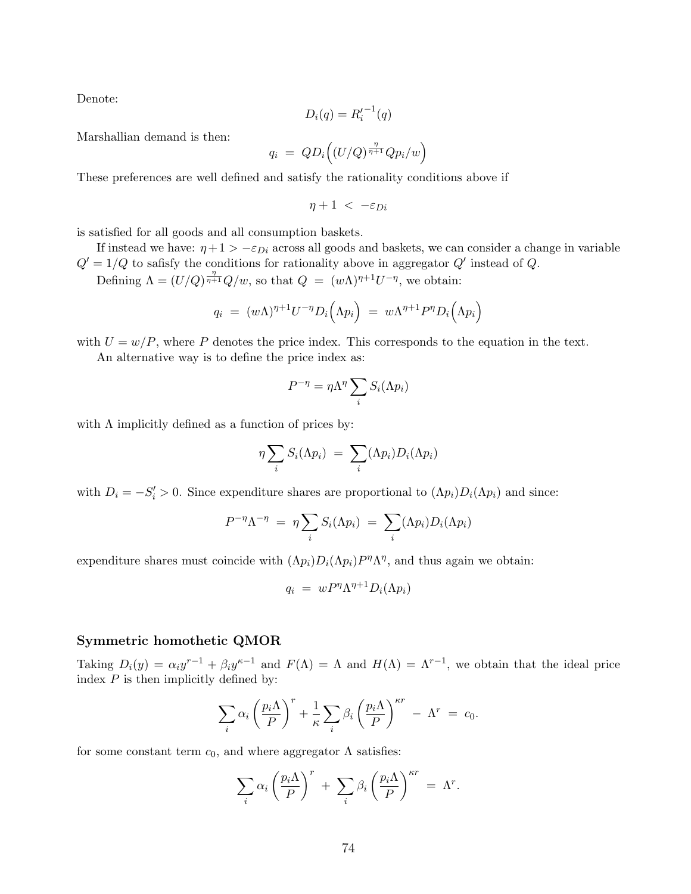Denote:

$$D_i(q) = R_i'^{-1}(q)$$

Marshallian demand is then:

$$q_i \;=\; QD_i\Big((U/Q)^{\frac{\eta}{\eta+1}}Qp_i/w\Big)$$

These preferences are well defined and satisfy the rationality conditions above if

$$\eta + 1 \;<\; -\varepsilon_{Di}$$

is satisfied for all goods and all consumption baskets.

If instead we have: $\eta+1 > -\varepsilon_{Di}$ across all goods and baskets, we can consider a change in variable $Q' = 1/Q$ to safisfy the conditions for rationality above in aggregator $Q'$ instead of $Q$.

Defining $\Lambda = (U/Q)^{\frac{\eta}{\eta+1}}Q/w$, so that $Q \;=\; (w\Lambda)^{\eta+1}U^{-\eta}$, we obtain:

$$q_i \;=\; (w\Lambda)^{\eta+1}U^{-\eta}D_i\Big(\Lambda p_i\Big) \;=\; w\Lambda^{\eta+1}P^{\eta}D_i\Big(\Lambda p_i\Big)$$

with $U = w/P$, where $P$ denotes the price index. This corresponds to the equation in the text.

An alternative way is to define the price index as:

$$P^{-\eta} = \eta\Lambda^{\eta}\sum_i S_i(\Lambda p_i)$$

with $\Lambda$ implicitly defined as a function of prices by:

$$\eta\sum_i S_i(\Lambda p_i) \;=\; \sum_i(\Lambda p_i)D_i(\Lambda p_i)$$

with $D_i = -S_i' > 0$. Since expenditure shares are proportional to $(\Lambda p_i)D_i(\Lambda p_i)$ and since:

$$P^{-\eta}\Lambda^{-\eta} \;=\; \eta\sum_i S_i(\Lambda p_i) \;=\; \sum_i(\Lambda p_i)D_i(\Lambda p_i)$$

expenditure shares must coincide with $(\Lambda p_i)D_i(\Lambda p_i)P^{\eta}\Lambda^{\eta}$, and thus again we obtain:

$$q_i \;=\; wP^{\eta}\Lambda^{\eta+1}D_i(\Lambda p_i)$$

### Symmetric homothetic QMOR

Taking $D_i(y) = \alpha_i y^{r-1} + \beta_i y^{\kappa-1}$ and $F(\Lambda) = \Lambda$ and $H(\Lambda) = \Lambda^{r-1}$, we obtain that the ideal price index $P$ is then implicitly defined by:

$$\sum_i \alpha_i\left(\frac{p_i\Lambda}{P}\right)^r + \frac{1}{\kappa}\sum_i \beta_i\left(\frac{p_i\Lambda}{P}\right)^{\kappa r} \;-\; \Lambda^r \;=\; c_0.$$

for some constant term $c_0$, and where aggregator $\Lambda$ satisfies:

$$\sum_i \alpha_i\left(\frac{p_i\Lambda}{P}\right)^r \;+\; \sum_i \beta_i\left(\frac{p_i\Lambda}{P}\right)^{\kappa r} \;=\; \Lambda^r.$$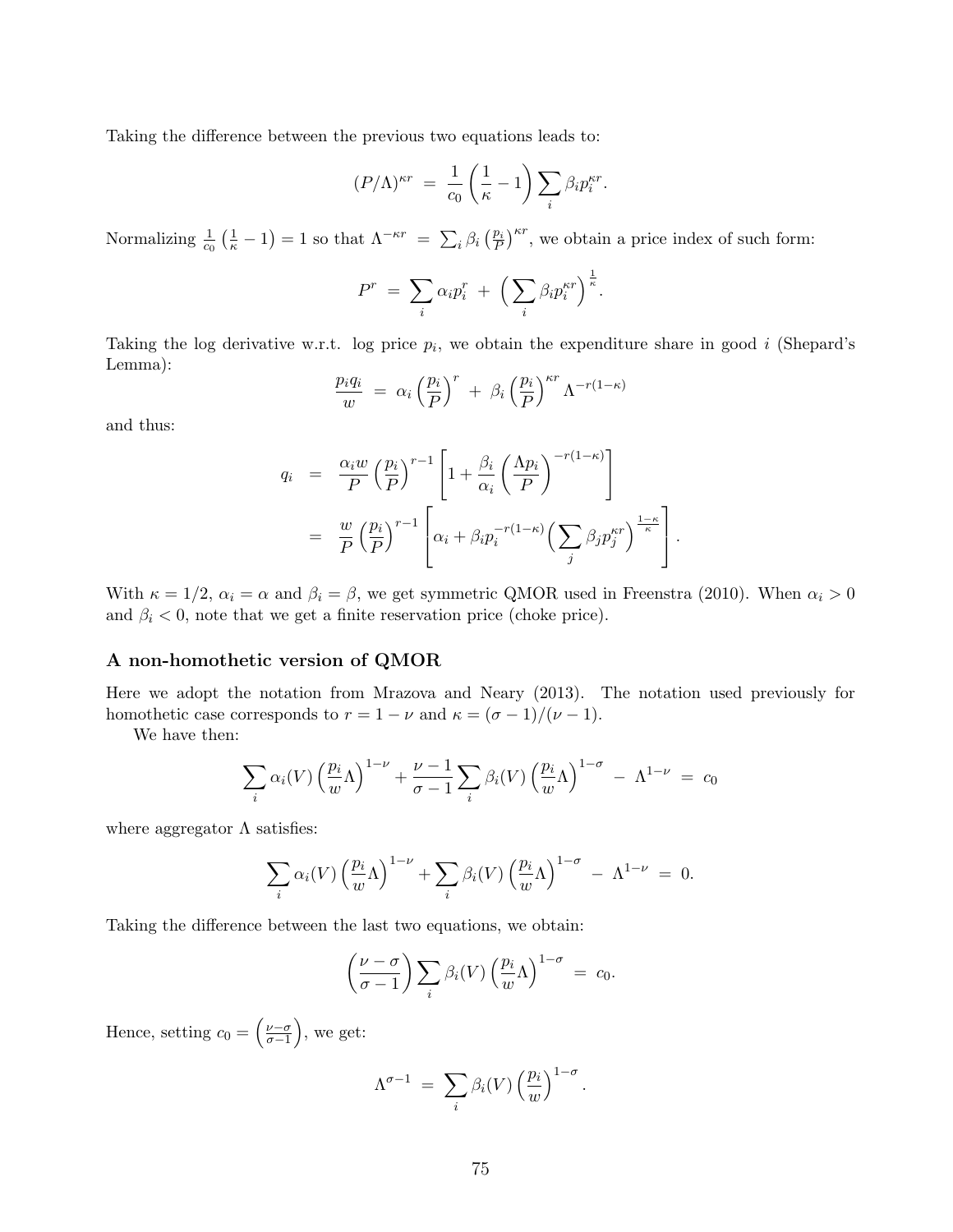Taking the difference between the previous two equations leads to:

$$(P/\Lambda)^{\kappa r} \;=\; \frac{1}{c_0}\left(\frac{1}{\kappa}-1\right)\sum_i \beta_i p_i^{\kappa r}.$$

Normalizing $\frac{1}{c_0}\left(\frac{1}{\kappa}-1\right)=1$ so that $\Lambda^{-\kappa r} \;=\; \sum_i \beta_i \left(\frac{p_i}{P}\right)^{\kappa r}$, we obtain a price index of such form:

$$P^r \;=\; \sum_i \alpha_i p_i^r \;+\; \Big(\sum_i \beta_i p_i^{\kappa r}\Big)^{\frac{1}{\kappa}}.$$

Taking the log derivative w.r.t. log price $p_i$, we obtain the expenditure share in good $i$ (Shepard's Lemma):

$$\frac{p_i q_i}{w} \;=\; \alpha_i \left(\frac{p_i}{P}\right)^r \;+\; \beta_i \left(\frac{p_i}{P}\right)^{\kappa r} \Lambda^{-r(1-\kappa)}$$

and thus:

$$\begin{aligned} q_i \;&=\; \frac{\alpha_i w}{P}\left(\frac{p_i}{P}\right)^{r-1}\left[1+\frac{\beta_i}{\alpha_i}\left(\frac{\Lambda p_i}{P}\right)^{-r(1-\kappa)}\right] \\ &=\; \frac{w}{P}\left(\frac{p_i}{P}\right)^{r-1}\left[\alpha_i + \beta_i p_i^{-r(1-\kappa)}\Big(\sum_j \beta_j p_j^{\kappa r}\Big)^{\frac{1-\kappa}{\kappa}}\right]. \end{aligned}$$

With $\kappa = 1/2$, $\alpha_i = \alpha$ and $\beta_i = \beta$, we get symmetric QMOR used in Freenstra (2010). When $\alpha_i > 0$ and $\beta_i < 0$, note that we get a finite reservation price (choke price).

### A non-homothetic version of QMOR

Here we adopt the notation from Mrazova and Neary (2013). The notation used previously for homothetic case corresponds to $r = 1-\nu$ and $\kappa = (\sigma-1)/(\nu-1)$.

We have then:

$$\sum_i \alpha_i(V)\left(\frac{p_i}{w}\Lambda\right)^{1-\nu} + \frac{\nu-1}{\sigma-1}\sum_i \beta_i(V)\left(\frac{p_i}{w}\Lambda\right)^{1-\sigma} \;-\; \Lambda^{1-\nu} \;=\; c_0$$

where aggregator $\Lambda$ satisfies:

$$\sum_i \alpha_i(V)\left(\frac{p_i}{w}\Lambda\right)^{1-\nu} + \sum_i \beta_i(V)\left(\frac{p_i}{w}\Lambda\right)^{1-\sigma} \;-\; \Lambda^{1-\nu} \;=\; 0.$$

Taking the difference between the last two equations, we obtain:

$$\left(\frac{\nu-\sigma}{\sigma-1}\right)\sum_i \beta_i(V)\left(\frac{p_i}{w}\Lambda\right)^{1-\sigma} \;=\; c_0.$$

Hence, setting $c_0 = \left(\frac{\nu-\sigma}{\sigma-1}\right)$, we get:

$$\Lambda^{\sigma-1} \;=\; \sum_i \beta_i(V)\left(\frac{p_i}{w}\right)^{1-\sigma}.$$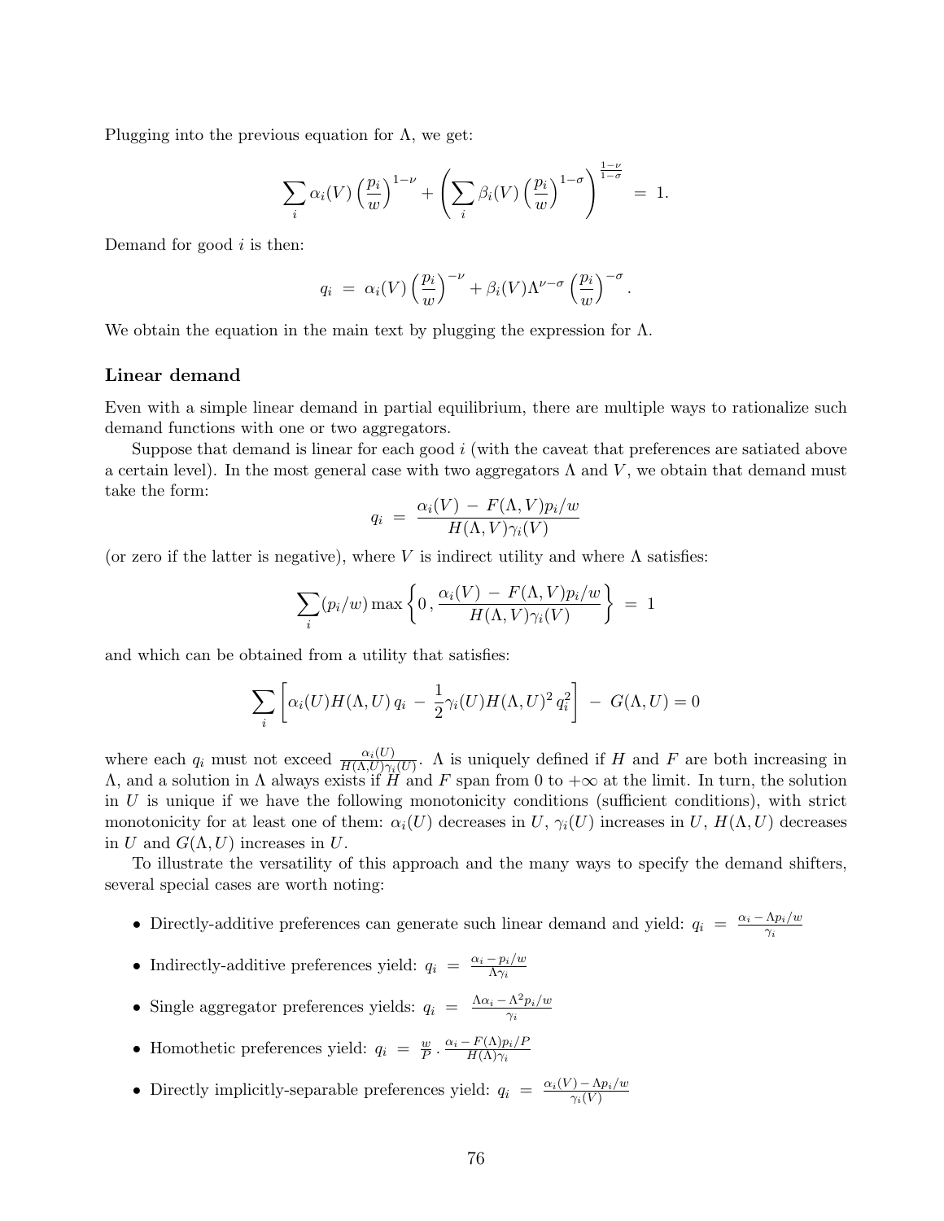Plugging into the previous equation for $\Lambda$, we get:

$$\sum_i \alpha_i(V) \left(\frac{p_i}{w}\right)^{1-\nu} + \left(\sum_i \beta_i(V) \left(\frac{p_i}{w}\right)^{1-\sigma}\right)^{\frac{1-\nu}{1-\sigma}} \;=\; 1.$$

Demand for good $i$ is then:

$$q_i \;=\; \alpha_i(V) \left(\frac{p_i}{w}\right)^{-\nu} + \beta_i(V) \Lambda^{\nu-\sigma} \left(\frac{p_i}{w}\right)^{-\sigma}.$$

We obtain the equation in the main text by plugging the expression for $\Lambda$.

### Linear demand

Even with a simple linear demand in partial equilibrium, there are multiple ways to rationalize such demand functions with one or two aggregators.

Suppose that demand is linear for each good $i$ (with the caveat that preferences are satiated above a certain level). In the most general case with two aggregators $\Lambda$ and $V$, we obtain that demand must take the form:

$$q_i \;=\; \frac{\alpha_i(V) \;-\; F(\Lambda, V) p_i/w}{H(\Lambda, V)\gamma_i(V)}$$

(or zero if the latter is negative), where $V$ is indirect utility and where $\Lambda$ satisfies:

$$\sum_i (p_i/w) \max\left\{0\,,\, \frac{\alpha_i(V) \;-\; F(\Lambda, V) p_i/w}{H(\Lambda, V)\gamma_i(V)}\right\} \;=\; 1$$

and which can be obtained from a utility that satisfies:

$$\sum_i \left[\alpha_i(U) H(\Lambda, U)\, q_i \;-\; \frac{1}{2}\gamma_i(U) H(\Lambda, U)^2\, q_i^2\right] \;-\; G(\Lambda, U) = 0$$

where each $q_i$ must not exceed $\frac{\alpha_i(U)}{H(\Lambda, U)\gamma_i(U)}$. $\Lambda$ is uniquely defined if $H$ and $F$ are both increasing in $\Lambda$, and a solution in $\Lambda$ always exists if $H$ and $F$ span from 0 to $+\infty$ at the limit. In turn, the solution in $U$ is unique if we have the following monotonicity conditions (sufficient conditions), with strict monotonicity for at least one of them: $\alpha_i(U)$ decreases in $U$, $\gamma_i(U)$ increases in $U$, $H(\Lambda, U)$ decreases in $U$ and $G(\Lambda, U)$ increases in $U$.

To illustrate the versatility of this approach and the many ways to specify the demand shifters, several special cases are worth noting:

- Directly-additive preferences can generate such linear demand and yield: $q_i \;=\; \frac{\alpha_i \,-\, \Lambda p_i/w}{\gamma_i}$
- Indirectly-additive preferences yield: $q_i \;=\; \frac{\alpha_i \,-\, p_i/w}{\Lambda \gamma_i}$
- Single aggregator preferences yields: $q_i \;=\; \frac{\Lambda \alpha_i \,-\, \Lambda^2 p_i/w}{\gamma_i}$
- Homothetic preferences yield: $q_i \;=\; \frac{w}{P} \cdot \frac{\alpha_i \,-\, F(\Lambda) p_i/P}{H(\Lambda)\gamma_i}$
- Directly implicitly-separable preferences yield: $q_i \;=\; \frac{\alpha_i(V) \,-\, \Lambda p_i/w}{\gamma_i(V)}$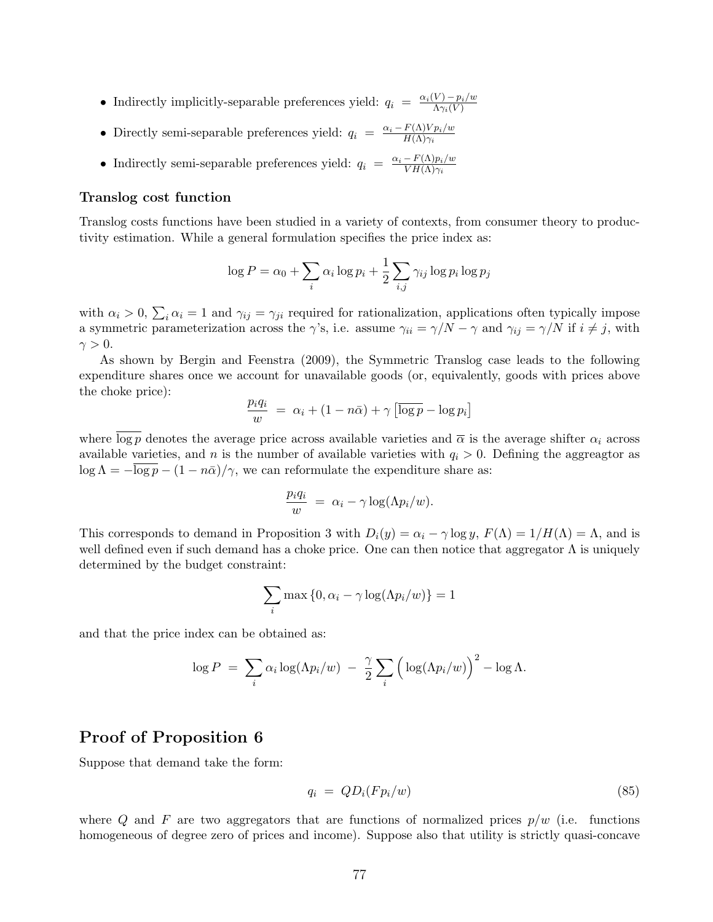- Indirectly implicitly-separable preferences yield: $q_i \;=\; \frac{\alpha_i(V) - p_i/w}{\Lambda \gamma_i(V)}$
- Directly semi-separable preferences yield: $q_i \;=\; \frac{\alpha_i - F(\Lambda) V p_i/w}{H(\Lambda)\gamma_i}$
- Indirectly semi-separable preferences yield: $q_i \;=\; \frac{\alpha_i - F(\Lambda) p_i/w}{V H(\Lambda)\gamma_i}$

### Translog cost function

Translog costs functions have been studied in a variety of contexts, from consumer theory to productivity estimation. While a general formulation specifies the price index as:

$$\log P = \alpha_0 + \sum_i \alpha_i \log p_i + \frac{1}{2}\sum_{i,j} \gamma_{ij} \log p_i \log p_j$$

with $\alpha_i > 0$, $\sum_i \alpha_i = 1$ and $\gamma_{ij} = \gamma_{ji}$ required for rationalization, applications often typically impose a symmetric parameterization across the $\gamma$'s, i.e. assume $\gamma_{ii} = \gamma/N - \gamma$ and $\gamma_{ij} = \gamma/N$ if $i \neq j$, with $\gamma > 0$.

As shown by Bergin and Feenstra (2009), the Symmetric Translog case leads to the following expenditure shares once we account for unavailable goods (or, equivalently, goods with prices above the choke price):

$$\frac{p_i q_i}{w} \;=\; \alpha_i + (1 - n\bar{\alpha}) + \gamma \left[\overline{\log p} - \log p_i\right]$$

where $\overline{\log p}$ denotes the average price across available varieties and $\overline{\alpha}$ is the average shifter $\alpha_i$ across available varieties, and $n$ is the number of available varieties with $q_i > 0$. Defining the aggreagtor as $\log \Lambda = -\overline{\log p} - (1 - n\bar{\alpha})/\gamma$, we can reformulate the expenditure share as:

$$\frac{p_i q_i}{w} \;=\; \alpha_i - \gamma \log(\Lambda p_i/w).$$

This corresponds to demand in Proposition 3 with $D_i(y) = \alpha_i - \gamma \log y$, $F(\Lambda) = 1/H(\Lambda) = \Lambda$, and is well defined even if such demand has a choke price. One can then notice that aggregator $\Lambda$ is uniquely determined by the budget constraint:

$$\sum_i \max\left\{0, \alpha_i - \gamma \log(\Lambda p_i/w)\right\} = 1$$

and that the price index can be obtained as:

$$\log P \;=\; \sum_i \alpha_i \log(\Lambda p_i/w) \;-\; \frac{\gamma}{2} \sum_i \Big(\log(\Lambda p_i/w)\Big)^2 - \log \Lambda.$$

## Proof of Proposition 6

Suppose that demand take the form:

$$q_i \;=\; Q D_i(F p_i/w) \tag{85}$$

where $Q$ and $F$ are two aggregators that are functions of normalized prices $p/w$ (i.e. functions homogeneous of degree zero of prices and income). Suppose also that utility is strictly quasi-concave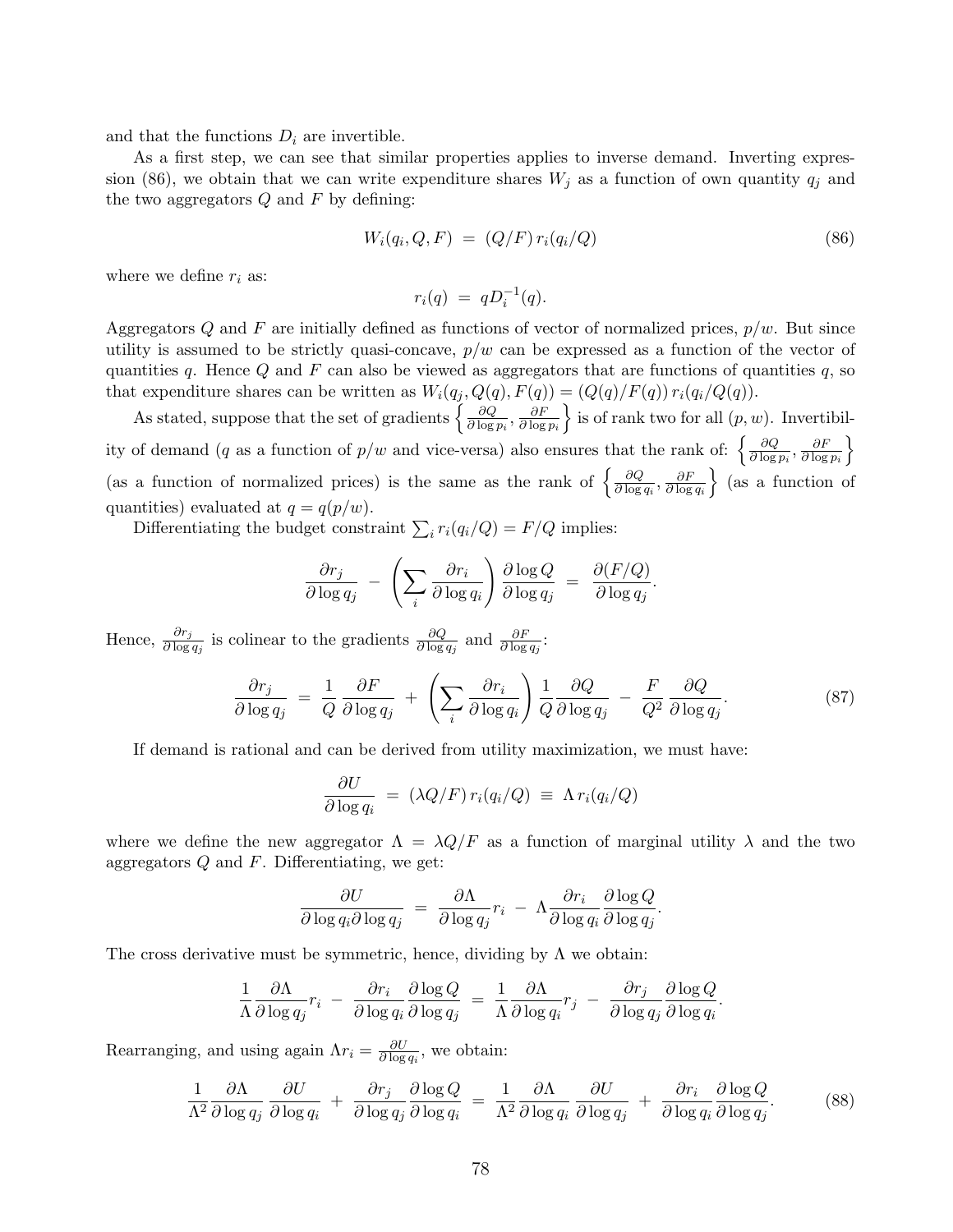and that the functions $D_i$ are invertible.

As a first step, we can see that similar properties applies to inverse demand. Inverting expression (86), we obtain that we can write expenditure shares $W_j$ as a function of own quantity $q_j$ and the two aggregators $Q$ and $F$ by defining:

$$W_i(q_i, Q, F) \;=\; (Q/F)\, r_i(q_i/Q) \tag{86}$$

where we define $r_i$ as:

$$r_i(q) \;=\; qD_i^{-1}(q).$$

Aggregators $Q$ and $F$ are initially defined as functions of vector of normalized prices, $p/w$. But since utility is assumed to be strictly quasi-concave, $p/w$ can be expressed as a function of the vector of quantities $q$. Hence $Q$ and $F$ can also be viewed as aggregators that are functions of quantities $q$, so that expenditure shares can be written as $W_i(q_j, Q(q), F(q)) = (Q(q)/F(q))\, r_i(q_i/Q(q))$.

As stated, suppose that the set of gradients $\left\{\frac{\partial Q}{\partial \log p_i}, \frac{\partial F}{\partial \log p_i}\right\}$ is of rank two for all $(p, w)$. Invertibility of demand ($q$ as a function of $p/w$ and vice-versa) also ensures that the rank of: $\left\{\frac{\partial Q}{\partial \log p_i}, \frac{\partial F}{\partial \log p_i}\right\}$ (as a function of normalized prices) is the same as the rank of $\left\{\frac{\partial Q}{\partial \log q_i}, \frac{\partial F}{\partial \log q_i}\right\}$ (as a function of quantities) evaluated at $q = q(p/w)$.

Differentiating the budget constraint $\sum_i r_i(q_i/Q) = F/Q$ implies:

$$\frac{\partial r_j}{\partial \log q_j} \;-\; \left(\sum_i \frac{\partial r_i}{\partial \log q_i}\right) \frac{\partial \log Q}{\partial \log q_j} \;=\; \frac{\partial (F/Q)}{\partial \log q_j}.$$

Hence, $\frac{\partial r_j}{\partial \log q_j}$ is colinear to the gradients $\frac{\partial Q}{\partial \log q_j}$ and $\frac{\partial F}{\partial \log q_j}$:

$$\frac{\partial r_j}{\partial \log q_j} \;=\; \frac{1}{Q}\frac{\partial F}{\partial \log q_j} \;+\; \left(\sum_i \frac{\partial r_i}{\partial \log q_i}\right) \frac{1}{Q}\frac{\partial Q}{\partial \log q_j} \;-\; \frac{F}{Q^2}\frac{\partial Q}{\partial \log q_j}. \tag{87}$$

If demand is rational and can be derived from utility maximization, we must have:

$$\frac{\partial U}{\partial \log q_i} \;=\; (\lambda Q/F)\, r_i(q_i/Q) \;\equiv\; \Lambda\, r_i(q_i/Q)$$

where we define the new aggregator $\Lambda = \lambda Q/F$ as a function of marginal utility $\lambda$ and the two aggregators $Q$ and $F$. Differentiating, we get:

$$\frac{\partial U}{\partial \log q_i \partial \log q_j} \;=\; \frac{\partial \Lambda}{\partial \log q_j} r_i \;-\; \Lambda \frac{\partial r_i}{\partial \log q_i}\frac{\partial \log Q}{\partial \log q_j}.$$

The cross derivative must be symmetric, hence, dividing by $\Lambda$ we obtain:

$$\frac{1}{\Lambda}\frac{\partial \Lambda}{\partial \log q_j} r_i \;-\; \frac{\partial r_i}{\partial \log q_i}\frac{\partial \log Q}{\partial \log q_j} \;=\; \frac{1}{\Lambda}\frac{\partial \Lambda}{\partial \log q_i} r_j \;-\; \frac{\partial r_j}{\partial \log q_j}\frac{\partial \log Q}{\partial \log q_i}.$$

Rearranging, and using again $\Lambda r_i = \frac{\partial U}{\partial \log q_i}$, we obtain:

$$\frac{1}{\Lambda^2}\frac{\partial \Lambda}{\partial \log q_j}\frac{\partial U}{\partial \log q_i} \;+\; \frac{\partial r_j}{\partial \log q_j}\frac{\partial \log Q}{\partial \log q_i} \;=\; \frac{1}{\Lambda^2}\frac{\partial \Lambda}{\partial \log q_i}\frac{\partial U}{\partial \log q_j} \;+\; \frac{\partial r_i}{\partial \log q_i}\frac{\partial \log Q}{\partial \log q_j}. \tag{88}$$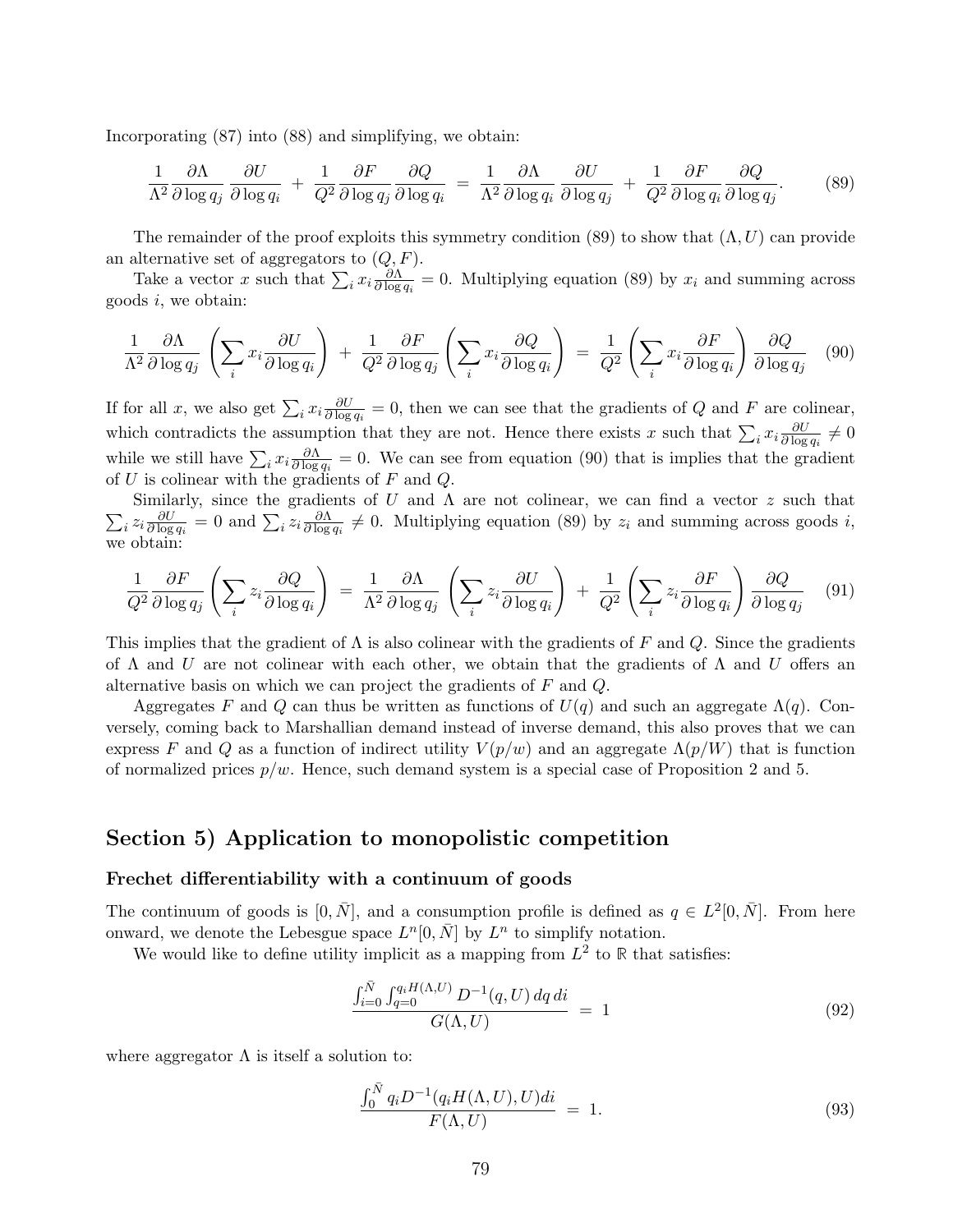Incorporating (87) into (88) and simplifying, we obtain:

$$\frac{1}{\Lambda^2}\frac{\partial \Lambda}{\partial \log q_j}\frac{\partial U}{\partial \log q_i} \;+\; \frac{1}{Q^2}\frac{\partial F}{\partial \log q_j}\frac{\partial Q}{\partial \log q_i} \;=\; \frac{1}{\Lambda^2}\frac{\partial \Lambda}{\partial \log q_i}\frac{\partial U}{\partial \log q_j} \;+\; \frac{1}{Q^2}\frac{\partial F}{\partial \log q_i}\frac{\partial Q}{\partial \log q_j}. \tag{89}$$

The remainder of the proof exploits this symmetry condition (89) to show that $(\Lambda, U)$ can provide an alternative set of aggregators to $(Q, F)$.

Take a vector $x$ such that $\sum_i x_i \frac{\partial \Lambda}{\partial \log q_i} = 0$. Multiplying equation (89) by $x_i$ and summing across goods $i$, we obtain:

$$\frac{1}{\Lambda^2}\frac{\partial \Lambda}{\partial \log q_j}\left(\sum_i x_i \frac{\partial U}{\partial \log q_i}\right) \;+\; \frac{1}{Q^2}\frac{\partial F}{\partial \log q_j}\left(\sum_i x_i \frac{\partial Q}{\partial \log q_i}\right) \;=\; \frac{1}{Q^2}\left(\sum_i x_i \frac{\partial F}{\partial \log q_i}\right)\frac{\partial Q}{\partial \log q_j} \tag{90}$$

If for all $x$, we also get $\sum_i x_i \frac{\partial U}{\partial \log q_i} = 0$, then we can see that the gradients of $Q$ and $F$ are colinear, which contradicts the assumption that they are not. Hence there exists $x$ such that $\sum_i x_i \frac{\partial U}{\partial \log q_i} \neq 0$ while we still have $\sum_i x_i \frac{\partial \Lambda}{\partial \log q_i} = 0$. We can see from equation (90) that is implies that the gradient of $U$ is colinear with the gradients of $F$ and $Q$.

Similarly, since the gradients of $U$ and $\Lambda$ are not colinear, we can find a vector $z$ such that $\sum_i z_i \frac{\partial U}{\partial \log q_i} = 0$ and $\sum_i z_i \frac{\partial \Lambda}{\partial \log q_i} \neq 0$. Multiplying equation (89) by $z_i$ and summing across goods $i$, we obtain:

$$\frac{1}{Q^2}\frac{\partial F}{\partial \log q_j}\left(\sum_i z_i \frac{\partial Q}{\partial \log q_i}\right) \;=\; \frac{1}{\Lambda^2}\frac{\partial \Lambda}{\partial \log q_j}\left(\sum_i z_i \frac{\partial U}{\partial \log q_i}\right) \;+\; \frac{1}{Q^2}\left(\sum_i z_i \frac{\partial F}{\partial \log q_i}\right)\frac{\partial Q}{\partial \log q_j} \tag{91}$$

This implies that the gradient of $\Lambda$ is also colinear with the gradients of $F$ and $Q$. Since the gradients of $\Lambda$ and $U$ are not colinear with each other, we obtain that the gradients of $\Lambda$ and $U$ offers an alternative basis on which we can project the gradients of $F$ and $Q$.

Aggregates $F$ and $Q$ can thus be written as functions of $U(q)$ and such an aggregate $\Lambda(q)$. Conversely, coming back to Marshallian demand instead of inverse demand, this also proves that we can express $F$ and $Q$ as a function of indirect utility $V(p/w)$ and an aggregate $\Lambda(p/W)$ that is function of normalized prices $p/w$. Hence, such demand system is a special case of Proposition 2 and 5.

## Section 5) Application to monopolistic competition

### Frechet differentiability with a continuum of goods

The continuum of goods is $[0, \bar{N}]$, and a consumption profile is defined as $q \in L^2[0, \bar{N}]$. From here onward, we denote the Lebesgue space $L^n[0, \bar{N}]$ by $L^n$ to simplify notation.

We would like to define utility implicit as a mapping from $L^2$ to $\mathbb{R}$ that satisfies:

$$\frac{\int_{i=0}^{\bar{N}} \int_{q=0}^{q_i H(\Lambda,U)} D^{-1}(q, U)\, dq\, di}{G(\Lambda, U)} \;=\; 1 \tag{92}$$

where aggregator $\Lambda$ is itself a solution to:

$$\frac{\int_0^{\bar{N}} q_i D^{-1}(q_i H(\Lambda, U), U) di}{F(\Lambda, U)} \;=\; 1. \tag{93}$$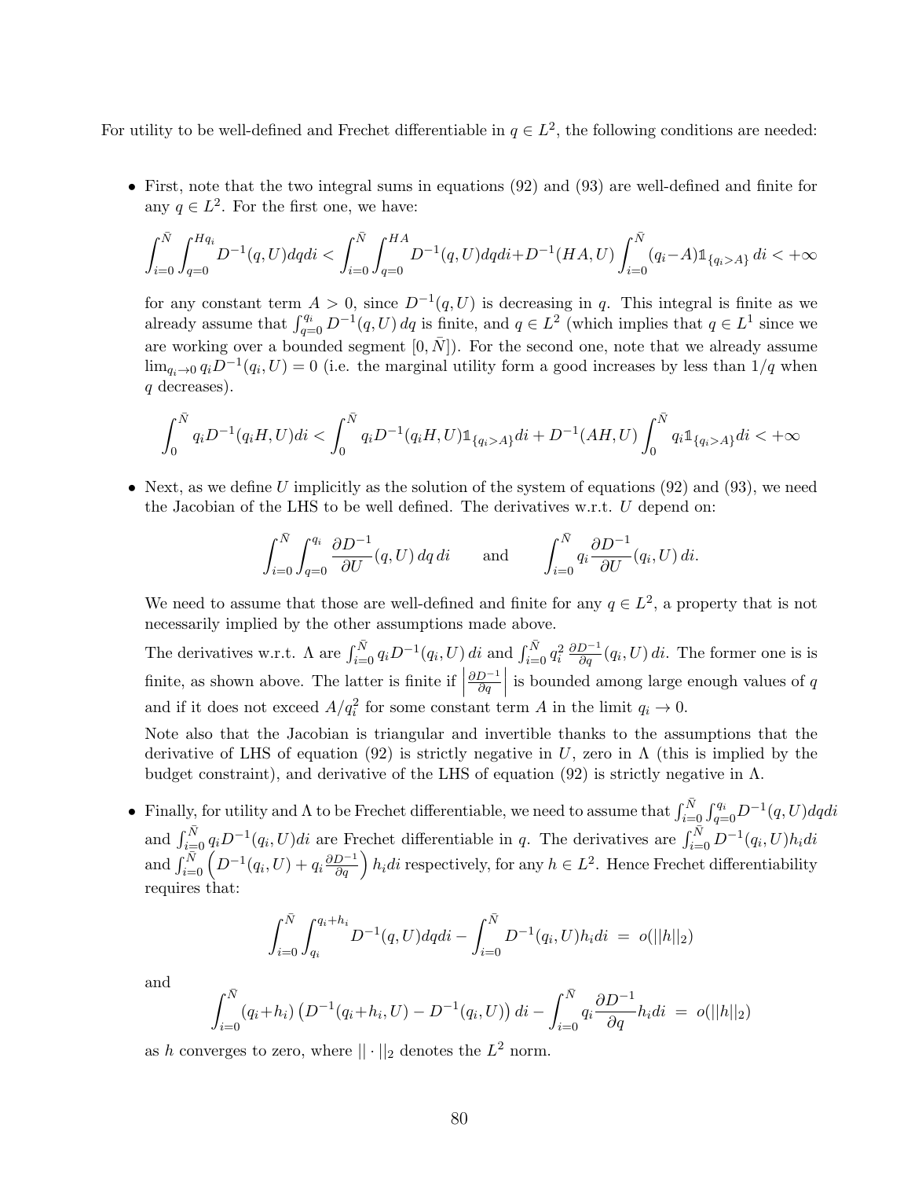For utility to be well-defined and Frechet differentiable in $q \in L^2$, the following conditions are needed:

- First, note that the two integral sums in equations (92) and (93) are well-defined and finite for any $q \in L^2$. For the first one, we have:

$$\int_{i=0}^{\bar{N}} \int_{q=0}^{Hq_i} D^{-1}(q, U) dq di < \int_{i=0}^{\bar{N}} \int_{q=0}^{HA} D^{-1}(q, U) dq di + D^{-1}(HA, U) \int_{i=0}^{\bar{N}} (q_i - A) \mathbb{1}_{\{q_i > A\}} \, di < +\infty$$

for any constant term $A > 0$, since $D^{-1}(q, U)$ is decreasing in $q$. This integral is finite as we already assume that $\int_{q=0}^{q_i} D^{-1}(q, U) \, dq$ is finite, and $q \in L^2$ (which implies that $q \in L^1$ since we are working over a bounded segment $[0, \bar{N}]$). For the second one, note that we already assume $\lim_{q_i \to 0} q_i D^{-1}(q_i, U) = 0$ (i.e. the marginal utility form a good increases by less than $1/q$ when $q$ decreases).

$$\int_0^{\bar{N}} q_i D^{-1}(q_i H, U) di < \int_0^{\bar{N}} q_i D^{-1}(q_i H, U) \mathbb{1}_{\{q_i > A\}} di + D^{-1}(AH, U) \int_0^{\bar{N}} q_i \mathbb{1}_{\{q_i > A\}} di < +\infty$$

- Next, as we define $U$ implicitly as the solution of the system of equations (92) and (93), we need the Jacobian of the LHS to be well defined. The derivatives w.r.t. $U$ depend on:

$$\int_{i=0}^{\bar{N}} \int_{q=0}^{q_i} \frac{\partial D^{-1}}{\partial U}(q, U) \, dq \, di \qquad \text{and} \qquad \int_{i=0}^{\bar{N}} q_i \frac{\partial D^{-1}}{\partial U}(q_i, U) \, di.$$

We need to assume that those are well-defined and finite for any $q \in L^2$, a property that is not necessarily implied by the other assumptions made above.

The derivatives w.r.t. $\Lambda$ are $\int_{i=0}^{\bar{N}} q_i D^{-1}(q_i, U) \, di$ and $\int_{i=0}^{\bar{N}} q_i^2 \, \frac{\partial D^{-1}}{\partial q}(q_i, U) \, di$. The former one is is finite, as shown above. The latter is finite if $\left| \frac{\partial D^{-1}}{\partial q} \right|$ is bounded among large enough values of $q$ and if it does not exceed $A/q_i^2$ for some constant term $A$ in the limit $q_i \to 0$.

Note also that the Jacobian is triangular and invertible thanks to the assumptions that the derivative of LHS of equation (92) is strictly negative in $U$, zero in $\Lambda$ (this is implied by the budget constraint), and derivative of the LHS of equation (92) is strictly negative in $\Lambda$.

- Finally, for utility and $\Lambda$ to be Frechet differentiable, we need to assume that $\int_{i=0}^{\bar{N}} \int_{q=0}^{q_i} D^{-1}(q, U) dq di$ and $\int_{i=0}^{\bar{N}} q_i D^{-1}(q_i, U) di$ are Frechet differentiable in $q$. The derivatives are $\int_{i=0}^{\bar{N}} D^{-1}(q_i, U) h_i di$ and $\int_{i=0}^{\bar{N}} \left( D^{-1}(q_i, U) + q_i \frac{\partial D^{-1}}{\partial q} \right) h_i di$ respectively, for any $h \in L^2$. Hence Frechet differentiability requires that:

$$\int_{i=0}^{\bar{N}} \int_{q_i}^{q_i + h_i} D^{-1}(q, U) dq di - \int_{i=0}^{\bar{N}} D^{-1}(q_i, U) h_i di \ = \ o(||h||_2)$$

and

$$\int_{i=0}^{\bar{N}} (q_i + h_i) \left( D^{-1}(q_i + h_i, U) - D^{-1}(q_i, U) \right) di - \int_{i=0}^{\bar{N}} q_i \frac{\partial D^{-1}}{\partial q} h_i di \ = \ o(||h||_2)$$

as $h$ converges to zero, where $|| \cdot ||_2$ denotes the $L^2$ norm.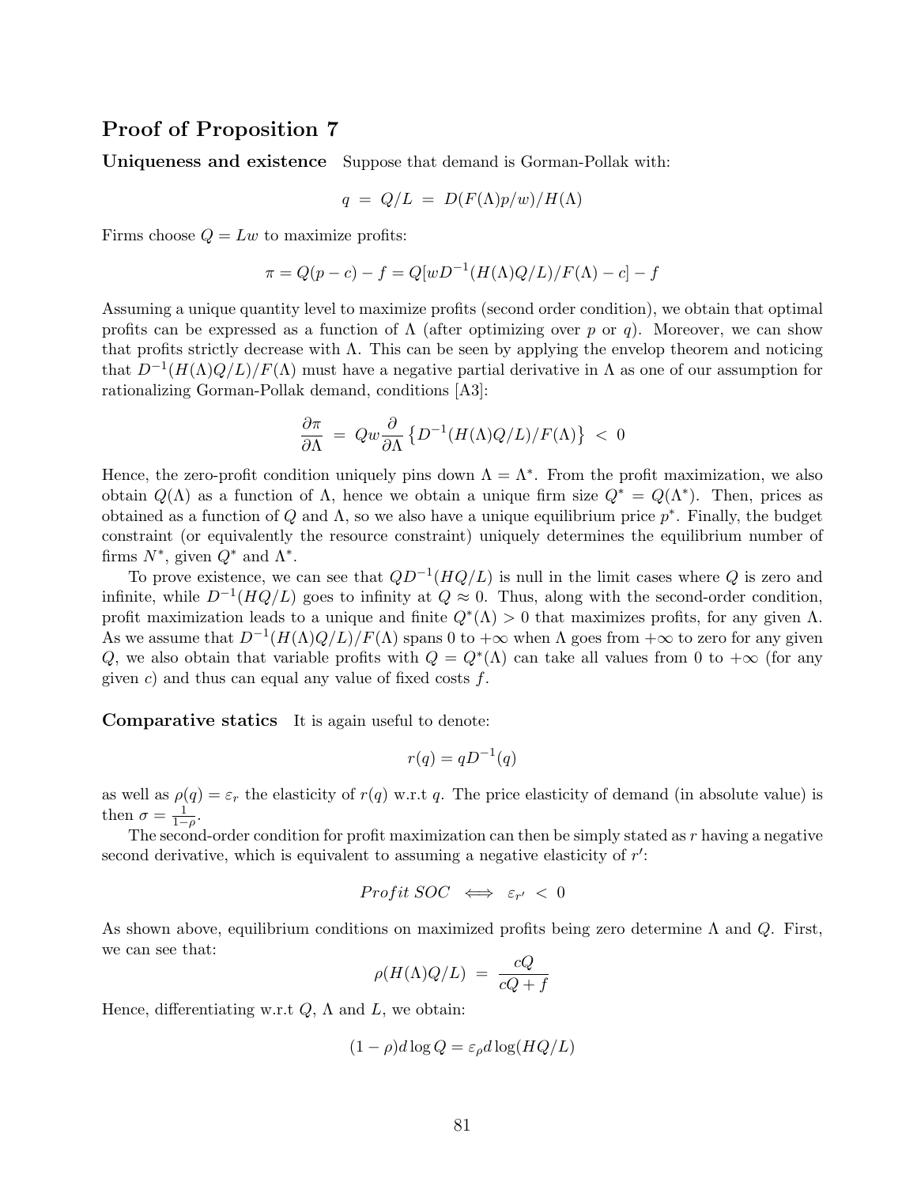## Proof of Proposition 7

**Uniqueness and existence** Suppose that demand is Gorman-Pollak with:

$$q \;=\; Q/L \;=\; D(F(\Lambda)p/w)/H(\Lambda)$$

Firms choose $Q = Lw$ to maximize profits:

$$\pi = Q(p - c) - f = Q[wD^{-1}(H(\Lambda)Q/L)/F(\Lambda) - c] - f$$

Assuming a unique quantity level to maximize profits (second order condition), we obtain that optimal profits can be expressed as a function of $\Lambda$ (after optimizing over $p$ or $q$). Moreover, we can show that profits strictly decrease with $\Lambda$. This can be seen by applying the envelop theorem and noticing that $D^{-1}(H(\Lambda)Q/L)/F(\Lambda)$ must have a negative partial derivative in $\Lambda$ as one of our assumption for rationalizing Gorman-Pollak demand, conditions [A3]:

$$\frac{\partial \pi}{\partial \Lambda} \;=\; Qw\frac{\partial}{\partial \Lambda}\left\{D^{-1}(H(\Lambda)Q/L)/F(\Lambda)\right\} \;<\; 0$$

Hence, the zero-profit condition uniquely pins down $\Lambda = \Lambda^*$. From the profit maximization, we also obtain $Q(\Lambda)$ as a function of $\Lambda$, hence we obtain a unique firm size $Q^* = Q(\Lambda^*)$. Then, prices as obtained as a function of $Q$ and $\Lambda$, so we also have a unique equilibrium price $p^*$. Finally, the budget constraint (or equivalently the resource constraint) uniquely determines the equilibrium number of firms $N^*$, given $Q^*$ and $\Lambda^*$.

To prove existence, we can see that $QD^{-1}(HQ/L)$ is null in the limit cases where $Q$ is zero and infinite, while $D^{-1}(HQ/L)$ goes to infinity at $Q \approx 0$. Thus, along with the second-order condition, profit maximization leads to a unique and finite $Q^*(\Lambda) > 0$ that maximizes profits, for any given $\Lambda$. As we assume that $D^{-1}(H(\Lambda)Q/L)/F(\Lambda)$ spans 0 to $+\infty$ when $\Lambda$ goes from $+\infty$ to zero for any given $Q$, we also obtain that variable profits with $Q = Q^*(\Lambda)$ can take all values from 0 to $+\infty$ (for any given $c$) and thus can equal any value of fixed costs $f$.

**Comparative statics** It is again useful to denote:

$$r(q) = qD^{-1}(q)$$

as well as $\rho(q) = \varepsilon_r$ the elasticity of $r(q)$ w.r.t $q$. The price elasticity of demand (in absolute value) is then $\sigma = \frac{1}{1-\rho}$.

The second-order condition for profit maximization can then be simply stated as $r$ having a negative second derivative, which is equivalent to assuming a negative elasticity of $r'$:

$$Profit\ SOC \iff \varepsilon_{r'} \;<\; 0$$

As shown above, equilibrium conditions on maximized profits being zero determine $\Lambda$ and $Q$. First, we can see that:

$$\rho(H(\Lambda)Q/L) \;=\; \frac{cQ}{cQ + f}$$

Hence, differentiating w.r.t $Q$, $\Lambda$ and $L$, we obtain:

$$(1 - \rho)d\log Q = \varepsilon_\rho d\log(HQ/L)$$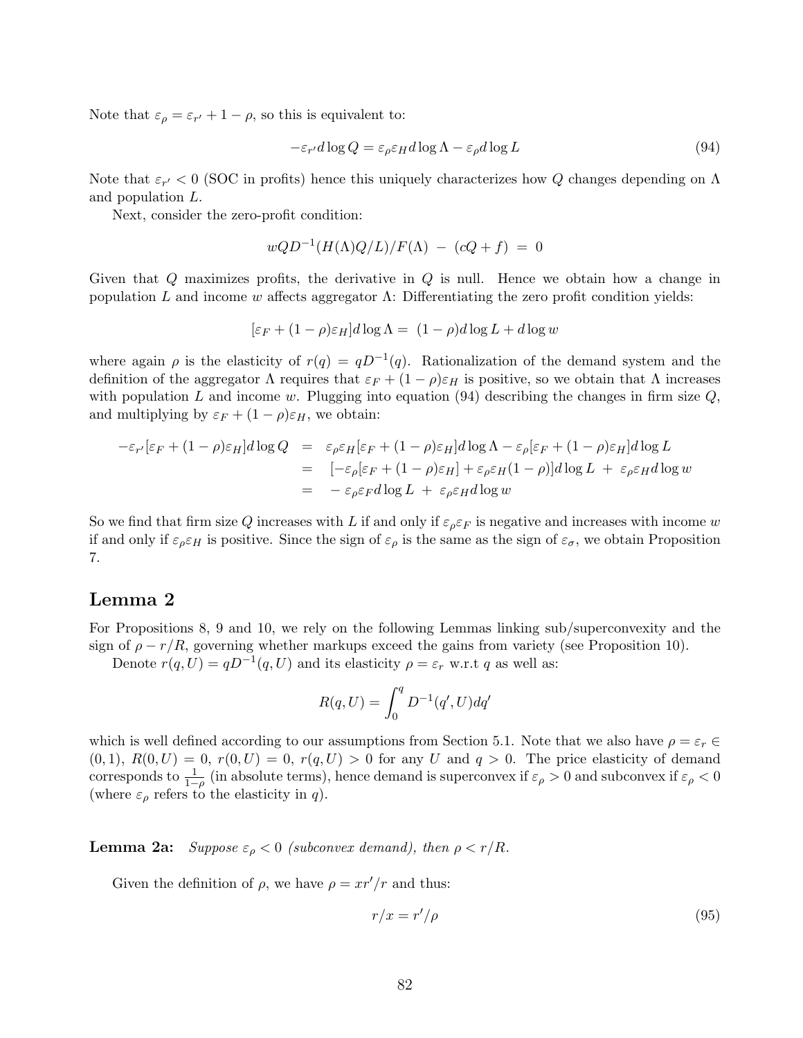Note that $\varepsilon_\rho = \varepsilon_{r'} + 1 - \rho$, so this is equivalent to:

$$-\varepsilon_{r'} d\log Q = \varepsilon_\rho \varepsilon_H d\log\Lambda - \varepsilon_\rho d\log L \tag{94}$$

Note that $\varepsilon_{r'} < 0$ (SOC in profits) hence this uniquely characterizes how $Q$ changes depending on $\Lambda$ and population $L$.

Next, consider the zero-profit condition:

$$wQD^{-1}(H(\Lambda)Q/L)/F(\Lambda) \; - \; (cQ + f) \; = \; 0$$

Given that $Q$ maximizes profits, the derivative in $Q$ is null. Hence we obtain how a change in population $L$ and income $w$ affects aggregator $\Lambda$: Differentiating the zero profit condition yields:

$$[\varepsilon_F + (1-\rho)\varepsilon_H] d\log\Lambda = \; (1-\rho) d\log L + d\log w$$

where again $\rho$ is the elasticity of $r(q) = qD^{-1}(q)$. Rationalization of the demand system and the definition of the aggregator $\Lambda$ requires that $\varepsilon_F + (1-\rho)\varepsilon_H$ is positive, so we obtain that $\Lambda$ increases with population $L$ and income $w$. Plugging into equation (94) describing the changes in firm size $Q$, and multiplying by $\varepsilon_F + (1-\rho)\varepsilon_H$, we obtain:

$$\begin{aligned}
-\varepsilon_{r'}[\varepsilon_F + (1-\rho)\varepsilon_H] d\log Q &= \varepsilon_\rho \varepsilon_H [\varepsilon_F + (1-\rho)\varepsilon_H] d\log\Lambda - \varepsilon_\rho [\varepsilon_F + (1-\rho)\varepsilon_H] d\log L \\
&= [-\varepsilon_\rho[\varepsilon_F + (1-\rho)\varepsilon_H] + \varepsilon_\rho \varepsilon_H (1-\rho)] d\log L \; + \; \varepsilon_\rho \varepsilon_H d\log w \\
&= \; - \varepsilon_\rho \varepsilon_F d\log L \; + \; \varepsilon_\rho \varepsilon_H d\log w
\end{aligned}$$

So we find that firm size $Q$ increases with $L$ if and only if $\varepsilon_\rho \varepsilon_F$ is negative and increases with income $w$ if and only if $\varepsilon_\rho \varepsilon_H$ is positive. Since the sign of $\varepsilon_\rho$ is the same as the sign of $\varepsilon_\sigma$, we obtain Proposition 7.

## Lemma 2

For Propositions 8, 9 and 10, we rely on the following Lemmas linking sub/superconvexity and the sign of $\rho - r/R$, governing whether markups exceed the gains from variety (see Proposition 10).

Denote $r(q, U) = qD^{-1}(q, U)$ and its elasticity $\rho = \varepsilon_r$ w.r.t $q$ as well as:

$$R(q, U) = \int_0^q D^{-1}(q', U) dq'$$

which is well defined according to our assumptions from Section 5.1. Note that we also have $\rho = \varepsilon_r \in (0, 1)$, $R(0, U) = 0$, $r(0, U) = 0$, $r(q, U) > 0$ for any $U$ and $q > 0$. The price elasticity of demand corresponds to $\frac{1}{1-\rho}$ (in absolute terms), hence demand is superconvex if $\varepsilon_\rho > 0$ and subconvex if $\varepsilon_\rho < 0$ (where $\varepsilon_\rho$ refers to the elasticity in $q$).

**Lemma 2a:** *Suppose $\varepsilon_\rho < 0$ (subconvex demand), then $\rho < r/R$.*

Given the definition of $\rho$, we have $\rho = xr'/r$ and thus:

$$r/x = r'/\rho \tag{95}$$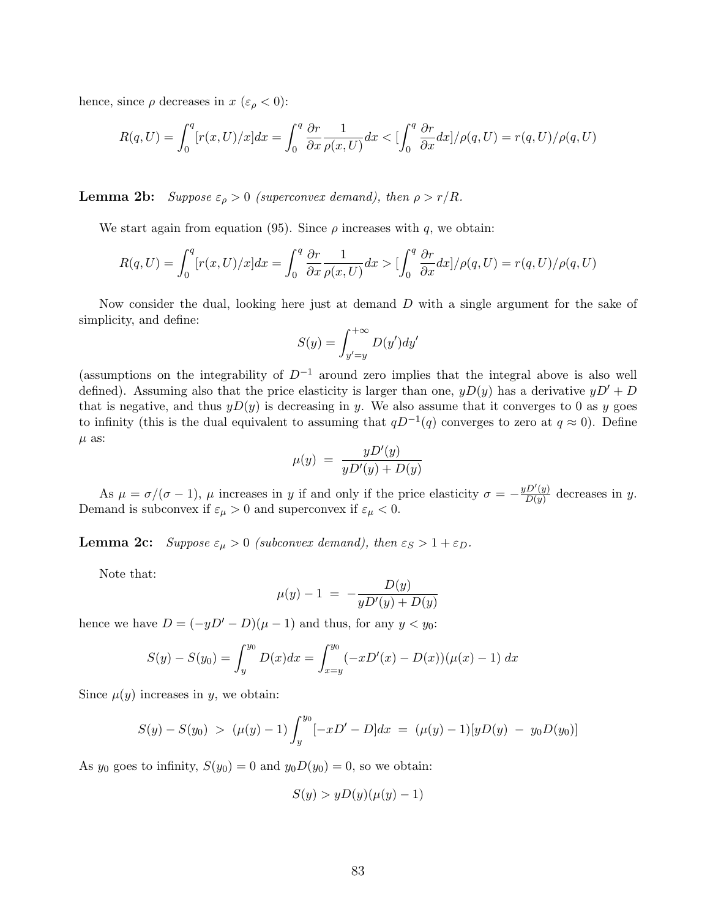hence, since $\rho$ decreases in $x$ ($\varepsilon_\rho < 0$):

$$R(q, U) = \int_0^q [r(x, U)/x]dx = \int_0^q \frac{\partial r}{\partial x} \frac{1}{\rho(x, U)} dx < [\int_0^q \frac{\partial r}{\partial x} dx]/\rho(q, U) = r(q, U)/\rho(q, U)$$

**Lemma 2b:** *Suppose $\varepsilon_\rho > 0$ (superconvex demand), then $\rho > r/R$.*

We start again from equation (95). Since $\rho$ increases with $q$, we obtain:

$$R(q, U) = \int_0^q [r(x, U)/x]dx = \int_0^q \frac{\partial r}{\partial x} \frac{1}{\rho(x, U)} dx > [\int_0^q \frac{\partial r}{\partial x} dx]/\rho(q, U) = r(q, U)/\rho(q, U)$$

Now consider the dual, looking here just at demand $D$ with a single argument for the sake of simplicity, and define:

$$S(y) = \int_{y'=y}^{+\infty} D(y')dy'$$

(assumptions on the integrability of $D^{-1}$ around zero implies that the integral above is also well defined). Assuming also that the price elasticity is larger than one, $yD(y)$ has a derivative $yD' + D$ that is negative, and thus $yD(y)$ is decreasing in $y$. We also assume that it converges to 0 as $y$ goes to infinity (this is the dual equivalent to assuming that $qD^{-1}(q)$ converges to zero at $q \approx 0$). Define $\mu$ as:

$$\mu(y) \;=\; \frac{yD'(y)}{yD'(y) + D(y)}$$

As $\mu = \sigma/(\sigma - 1)$, $\mu$ increases in $y$ if and only if the price elasticity $\sigma = -\frac{yD'(y)}{D(y)}$ decreases in $y$. Demand is subconvex if $\varepsilon_\mu > 0$ and superconvex if $\varepsilon_\mu < 0$.

**Lemma 2c:** *Suppose $\varepsilon_\mu > 0$ (subconvex demand), then $\varepsilon_S > 1 + \varepsilon_D$.*

Note that:

$$\mu(y) - 1 \;=\; -\frac{D(y)}{yD'(y) + D(y)}$$

hence we have $D = (-yD' - D)(\mu - 1)$ and thus, for any $y < y_0$:

$$S(y) - S(y_0) = \int_y^{y_0} D(x)dx = \int_{x=y}^{y_0} (-xD'(x) - D(x))(\mu(x) - 1)\, dx$$

Since $\mu(y)$ increases in $y$, we obtain:

$$S(y) - S(y_0) \;>\; (\mu(y) - 1) \int_y^{y_0} [-xD' - D]dx \;=\; (\mu(y) - 1)[yD(y) \;-\; y_0 D(y_0)]$$

As $y_0$ goes to infinity, $S(y_0) = 0$ and $y_0 D(y_0) = 0$, so we obtain:

$$S(y) > yD(y)(\mu(y) - 1)$$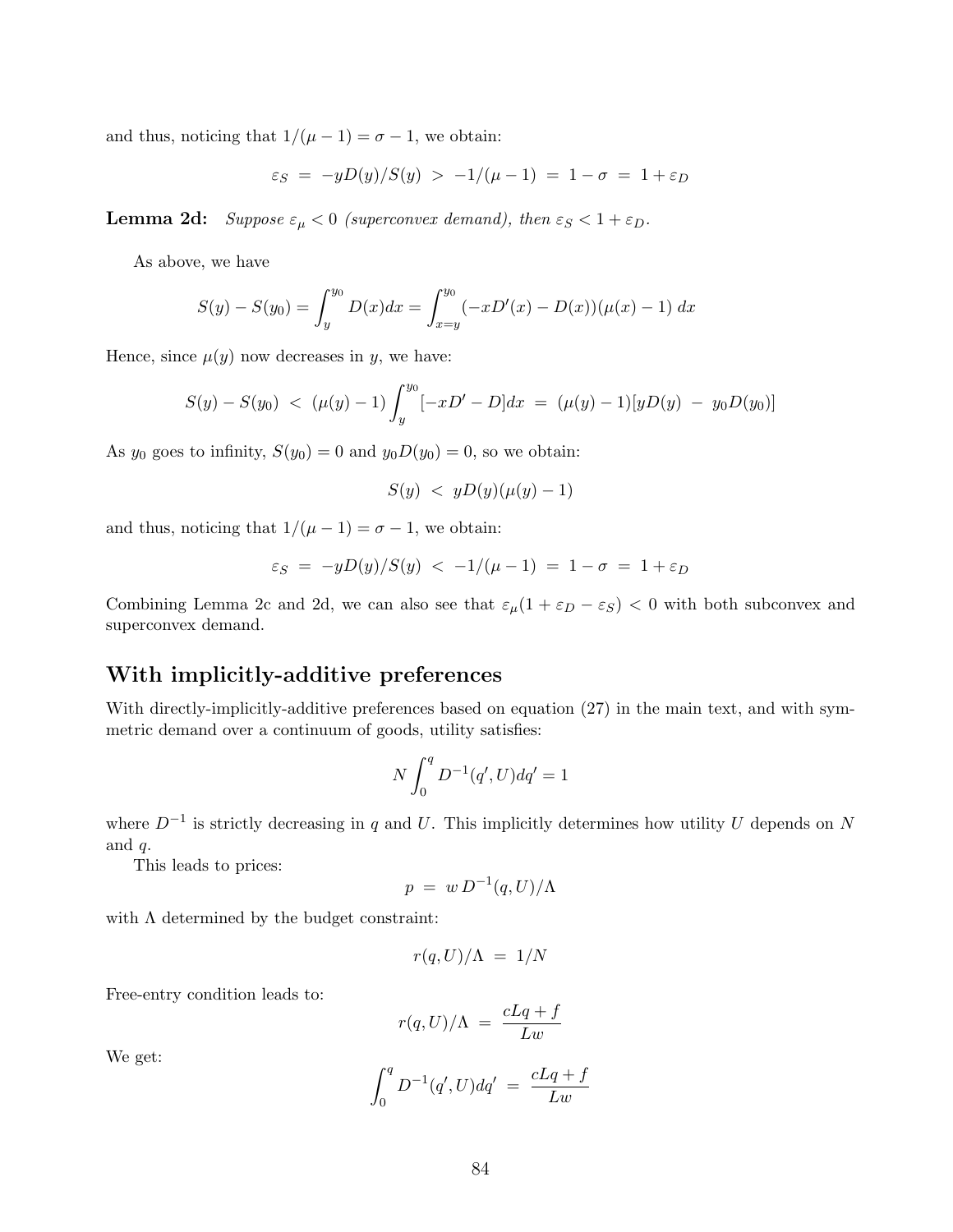and thus, noticing that $1/(\mu - 1) = \sigma - 1$, we obtain:

$$\varepsilon_S \;=\; -yD(y)/S(y) \;>\; -1/(\mu-1) \;=\; 1-\sigma \;=\; 1+\varepsilon_D$$

**Lemma 2d:** *Suppose $\varepsilon_\mu < 0$ (superconvex demand), then $\varepsilon_S < 1 + \varepsilon_D$.*

As above, we have

$$S(y) - S(y_0) = \int_y^{y_0} D(x)dx = \int_{x=y}^{y_0} (-xD'(x) - D(x))(\mu(x) - 1)\, dx$$

Hence, since $\mu(y)$ now decreases in $y$, we have:

$$S(y) - S(y_0) \;<\; (\mu(y) - 1)\int_y^{y_0} [-xD' - D]dx \;=\; (\mu(y) - 1)[yD(y) \;-\; y_0 D(y_0)]$$

As $y_0$ goes to infinity, $S(y_0) = 0$ and $y_0 D(y_0) = 0$, so we obtain:

$$S(y) \;<\; yD(y)(\mu(y) - 1)$$

and thus, noticing that $1/(\mu - 1) = \sigma - 1$, we obtain:

$$\varepsilon_S \;=\; -yD(y)/S(y) \;<\; -1/(\mu-1) \;=\; 1-\sigma \;=\; 1+\varepsilon_D$$

Combining Lemma 2c and 2d, we can also see that $\varepsilon_\mu(1 + \varepsilon_D - \varepsilon_S) < 0$ with both subconvex and superconvex demand.

## With implicitly-additive preferences

With directly-implicitly-additive preferences based on equation (27) in the main text, and with symmetric demand over a continuum of goods, utility satisfies:

$$N\int_0^q D^{-1}(q', U)dq' = 1$$

where $D^{-1}$ is strictly decreasing in $q$ and $U$. This implicitly determines how utility $U$ depends on $N$ and $q$.

This leads to prices:

$$p \;=\; w\, D^{-1}(q, U)/\Lambda$$

with $\Lambda$ determined by the budget constraint:

$$r(q, U)/\Lambda \;=\; 1/N$$

Free-entry condition leads to:

$$r(q, U)/\Lambda \;=\; \frac{cLq + f}{Lw}$$

We get:

$$\int_0^q D^{-1}(q', U)dq' \;=\; \frac{cLq + f}{Lw}$$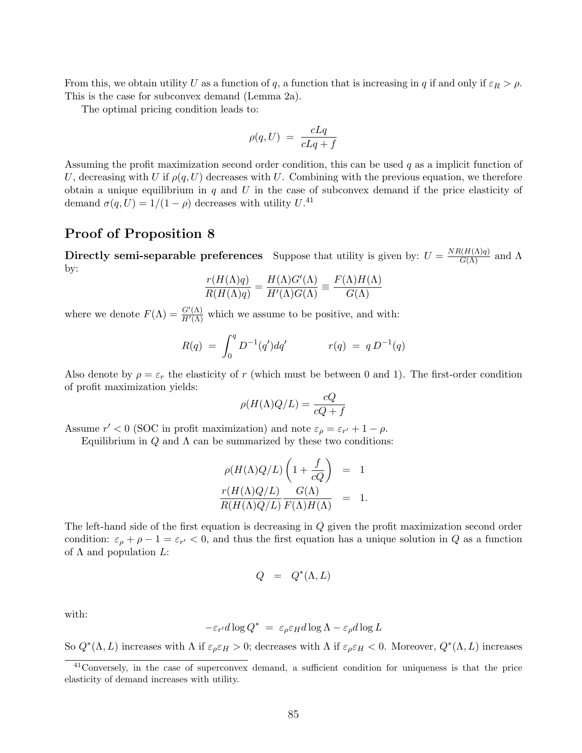From this, we obtain utility $U$ as a function of $q$, a function that is increasing in $q$ if and only if $\varepsilon_R > \rho$. This is the case for subconvex demand (Lemma 2a).

The optimal pricing condition leads to:

$$\rho(q, U) \ = \ \frac{cLq}{cLq + f}$$

Assuming the profit maximization second order condition, this can be used $q$ as a implicit function of $U$, decreasing with $U$ if $\rho(q, U)$ decreases with $U$. Combining with the previous equation, we therefore obtain a unique equilibrium in $q$ and $U$ in the case of subconvex demand if the price elasticity of demand $\sigma(q, U) = 1/(1 - \rho)$ decreases with utility $U$.[41]

## Proof of Proposition 8

**Directly semi-separable preferences** Suppose that utility is given by: $U = \frac{NR(H(\Lambda)q)}{G(\Lambda)}$ and $\Lambda$ by:

$$\frac{r(H(\Lambda)q)}{R(H(\Lambda)q)} = \frac{H(\Lambda)G'(\Lambda)}{H'(\Lambda)G(\Lambda)} \equiv \frac{F(\Lambda)H(\Lambda)}{G(\Lambda)}$$

where we denote $F(\Lambda) = \frac{G'(\Lambda)}{H'(\Lambda)}$ which we assume to be positive, and with:

$$R(q) \ = \ \int_0^q D^{-1}(q')dq' \qquad\qquad r(q) \ = \ q\, D^{-1}(q)$$

Also denote by $\rho = \varepsilon_r$ the elasticity of $r$ (which must be between 0 and 1). The first-order condition of profit maximization yields:

$$\rho(H(\Lambda)Q/L) = \frac{cQ}{cQ + f}$$

Assume $r' < 0$ (SOC in profit maximization) and note $\varepsilon_\rho = \varepsilon_{r'} + 1 - \rho$.

Equilibrium in $Q$ and $\Lambda$ can be summarized by these two conditions:

$$\begin{aligned}
\rho(H(\Lambda)Q/L)\left(1 + \frac{f}{cQ}\right) \ &= \ 1 \\
\frac{r(H(\Lambda)Q/L)}{R(H(\Lambda)Q/L)}\frac{G(\Lambda)}{F(\Lambda)H(\Lambda)} \ &= \ 1.
\end{aligned}$$

The left-hand side of the first equation is decreasing in $Q$ given the profit maximization second order condition: $\varepsilon_\rho + \rho - 1 = \varepsilon_{r'} < 0$, and thus the first equation has a unique solution in $Q$ as a function of $\Lambda$ and population $L$:

$$Q \ = \ Q^*(\Lambda, L)$$

with:

$$-\varepsilon_{r'} d\log Q^* \ = \ \varepsilon_\rho \varepsilon_H d\log\Lambda - \varepsilon_\rho d\log L$$

So $Q^*(\Lambda, L)$ increases with $\Lambda$ if $\varepsilon_\rho\varepsilon_H > 0$; decreases with $\Lambda$ if $\varepsilon_\rho\varepsilon_H < 0$. Moreover, $Q^*(\Lambda, L)$ increases

[41] Conversely, in the case of superconvex demand, a sufficient condition for uniqueness is that the price elasticity of demand increases with utility.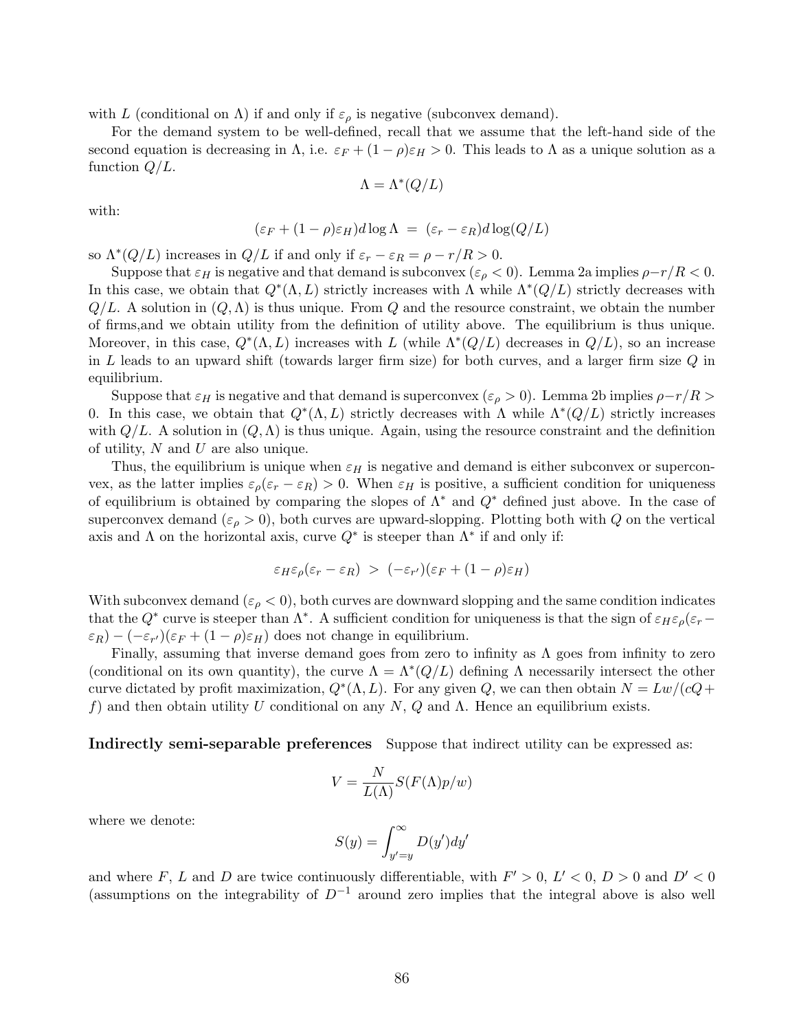with $L$ (conditional on $\Lambda$) if and only if $\varepsilon_\rho$ is negative (subconvex demand).

For the demand system to be well-defined, recall that we assume that the left-hand side of the second equation is decreasing in $\Lambda$, i.e. $\varepsilon_F + (1-\rho)\varepsilon_H > 0$. This leads to $\Lambda$ as a unique solution as a function $Q/L$.

$$\Lambda = \Lambda^*(Q/L)$$

with:

$$(\varepsilon_F + (1-\rho)\varepsilon_H) d\log\Lambda \;=\; (\varepsilon_r - \varepsilon_R) d\log(Q/L)$$

so $\Lambda^*(Q/L)$ increases in $Q/L$ if and only if $\varepsilon_r - \varepsilon_R = \rho - r/R > 0$.

Suppose that $\varepsilon_H$ is negative and that demand is subconvex ($\varepsilon_\rho < 0$). Lemma 2a implies $\rho - r/R < 0$. In this case, we obtain that $Q^*(\Lambda, L)$ strictly increases with $\Lambda$ while $\Lambda^*(Q/L)$ strictly decreases with $Q/L$. A solution in $(Q, \Lambda)$ is thus unique. From $Q$ and the resource constraint, we obtain the number of firms,and we obtain utility from the definition of utility above. The equilibrium is thus unique. Moreover, in this case, $Q^*(\Lambda, L)$ increases with $L$ (while $\Lambda^*(Q/L)$ decreases in $Q/L$), so an increase in $L$ leads to an upward shift (towards larger firm size) for both curves, and a larger firm size $Q$ in equilibrium.

Suppose that $\varepsilon_H$ is negative and that demand is superconvex ($\varepsilon_\rho > 0$). Lemma 2b implies $\rho - r/R > 0$. In this case, we obtain that $Q^*(\Lambda, L)$ strictly decreases with $\Lambda$ while $\Lambda^*(Q/L)$ strictly increases with $Q/L$. A solution in $(Q, \Lambda)$ is thus unique. Again, using the resource constraint and the definition of utility, $N$ and $U$ are also unique.

Thus, the equilibrium is unique when $\varepsilon_H$ is negative and demand is either subconvex or superconvex, as the latter implies $\varepsilon_\rho(\varepsilon_r - \varepsilon_R) > 0$. When $\varepsilon_H$ is positive, a sufficient condition for uniqueness of equilibrium is obtained by comparing the slopes of $\Lambda^*$ and $Q^*$ defined just above. In the case of superconvex demand ($\varepsilon_\rho > 0$), both curves are upward-slopping. Plotting both with $Q$ on the vertical axis and $\Lambda$ on the horizontal axis, curve $Q^*$ is steeper than $\Lambda^*$ if and only if:

$$\varepsilon_H \varepsilon_\rho(\varepsilon_r - \varepsilon_R) \;>\; (-\varepsilon_{r'})(\varepsilon_F + (1-\rho)\varepsilon_H)$$

With subconvex demand ($\varepsilon_\rho < 0$), both curves are downward slopping and the same condition indicates that the $Q^*$ curve is steeper than $\Lambda^*$. A sufficient condition for uniqueness is that the sign of $\varepsilon_H \varepsilon_\rho(\varepsilon_r - \varepsilon_R) - (-\varepsilon_{r'})(\varepsilon_F + (1-\rho)\varepsilon_H)$ does not change in equilibrium.

Finally, assuming that inverse demand goes from zero to infinity as $\Lambda$ goes from infinity to zero (conditional on its own quantity), the curve $\Lambda = \Lambda^*(Q/L)$ defining $\Lambda$ necessarily intersect the other curve dictated by profit maximization, $Q^*(\Lambda, L)$. For any given $Q$, we can then obtain $N = Lw/(cQ + f)$ and then obtain utility $U$ conditional on any $N$, $Q$ and $\Lambda$. Hence an equilibrium exists.

**Indirectly semi-separable preferences** Suppose that indirect utility can be expressed as:

$$V = \frac{N}{L(\Lambda)} S(F(\Lambda)p/w)$$

where we denote:

$$S(y) = \int_{y'=y}^{\infty} D(y')dy'$$

and where $F$, $L$ and $D$ are twice continuously differentiable, with $F' > 0$, $L' < 0$, $D > 0$ and $D' < 0$ (assumptions on the integrability of $D^{-1}$ around zero implies that the integral above is also well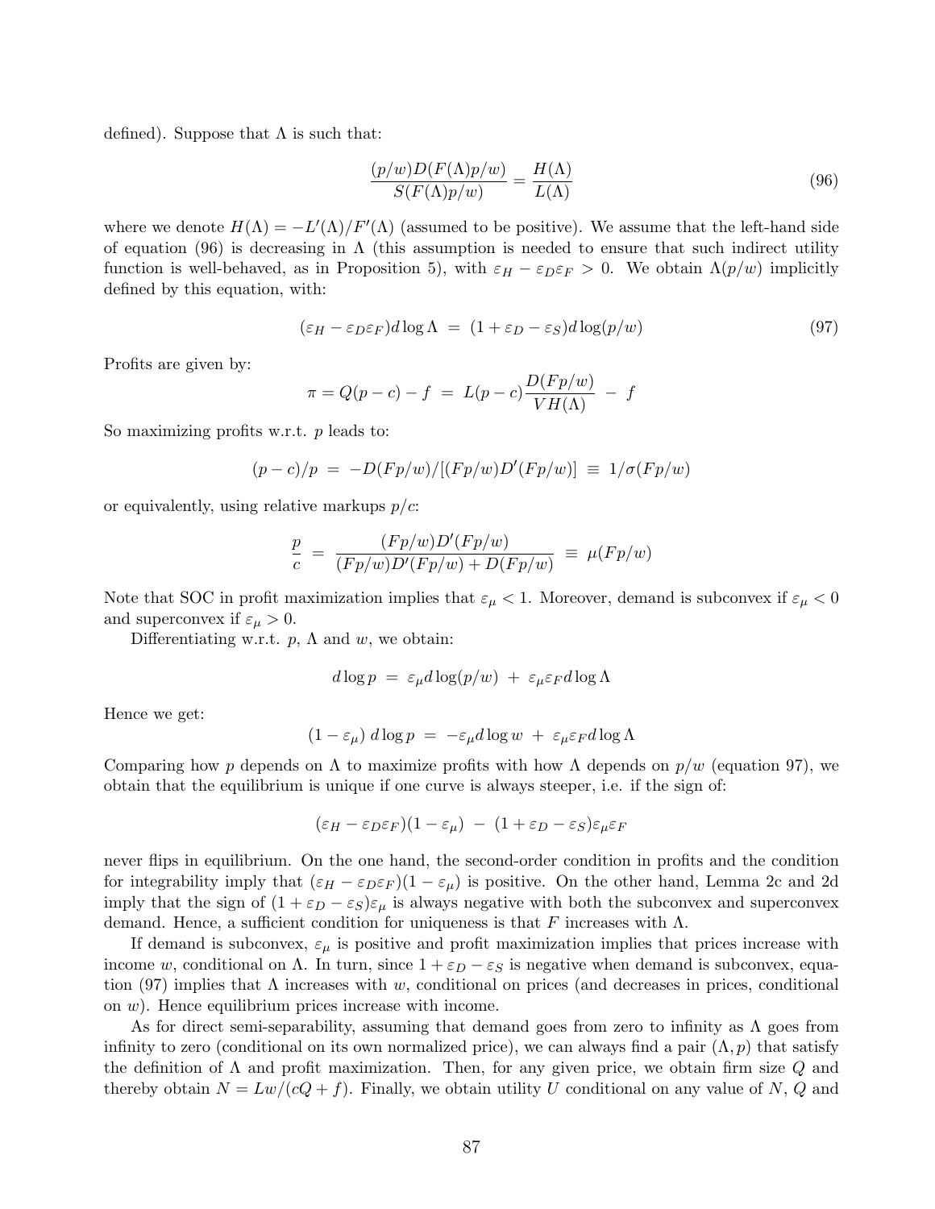defined). Suppose that $\Lambda$ is such that:

$$\frac{(p/w)D(F(\Lambda)p/w)}{S(F(\Lambda)p/w)} = \frac{H(\Lambda)}{L(\Lambda)} \tag{96}$$

where we denote $H(\Lambda) = -L'(\Lambda)/F'(\Lambda)$ (assumed to be positive). We assume that the left-hand side of equation (96) is decreasing in $\Lambda$ (this assumption is needed to ensure that such indirect utility function is well-behaved, as in Proposition 5), with $\varepsilon_H - \varepsilon_D \varepsilon_F > 0$. We obtain $\Lambda(p/w)$ implicitly defined by this equation, with:

$$(\varepsilon_H - \varepsilon_D \varepsilon_F) d\log\Lambda \;=\; (1 + \varepsilon_D - \varepsilon_S) d\log(p/w) \tag{97}$$

Profits are given by:

$$\pi = Q(p-c) - f \;=\; L(p-c)\frac{D(Fp/w)}{VH(\Lambda)} \;-\; f$$

So maximizing profits w.r.t. $p$ leads to:

$$(p-c)/p \;=\; -D(Fp/w)/[(Fp/w)D'(Fp/w)] \;\equiv\; 1/\sigma(Fp/w)$$

or equivalently, using relative markups $p/c$:

$$\frac{p}{c} \;=\; \frac{(Fp/w)D'(Fp/w)}{(Fp/w)D'(Fp/w) + D(Fp/w)} \;\equiv\; \mu(Fp/w)$$

Note that SOC in profit maximization implies that $\varepsilon_\mu < 1$. Moreover, demand is subconvex if $\varepsilon_\mu < 0$ and superconvex if $\varepsilon_\mu > 0$.

Differentiating w.r.t. $p$, $\Lambda$ and $w$, we obtain:

$$d\log p \;=\; \varepsilon_\mu d\log(p/w) \;+\; \varepsilon_\mu \varepsilon_F d\log\Lambda$$

Hence we get:

$$(1 - \varepsilon_\mu)\, d\log p \;=\; -\varepsilon_\mu d\log w \;+\; \varepsilon_\mu \varepsilon_F d\log\Lambda$$

Comparing how $p$ depends on $\Lambda$ to maximize profits with how $\Lambda$ depends on $p/w$ (equation 97), we obtain that the equilibrium is unique if one curve is always steeper, i.e. if the sign of:

$$(\varepsilon_H - \varepsilon_D \varepsilon_F)(1 - \varepsilon_\mu) \;-\; (1 + \varepsilon_D - \varepsilon_S)\varepsilon_\mu \varepsilon_F$$

never flips in equilibrium. On the one hand, the second-order condition in profits and the condition for integrability imply that $(\varepsilon_H - \varepsilon_D \varepsilon_F)(1 - \varepsilon_\mu)$ is positive. On the other hand, Lemma 2c and 2d imply that the sign of $(1 + \varepsilon_D - \varepsilon_S)\varepsilon_\mu$ is always negative with both the subconvex and superconvex demand. Hence, a sufficient condition for uniqueness is that $F$ increases with $\Lambda$.

If demand is subconvex, $\varepsilon_\mu$ is positive and profit maximization implies that prices increase with income $w$, conditional on $\Lambda$. In turn, since $1 + \varepsilon_D - \varepsilon_S$ is negative when demand is subconvex, equation (97) implies that $\Lambda$ increases with $w$, conditional on prices (and decreases in prices, conditional on $w$). Hence equilibrium prices increase with income.

As for direct semi-separability, assuming that demand goes from zero to infinity as $\Lambda$ goes from infinity to zero (conditional on its own normalized price), we can always find a pair $(\Lambda, p)$ that satisfy the definition of $\Lambda$ and profit maximization. Then, for any given price, we obtain firm size $Q$ and thereby obtain $N = Lw/(cQ + f)$. Finally, we obtain utility $U$ conditional on any value of $N$, $Q$ and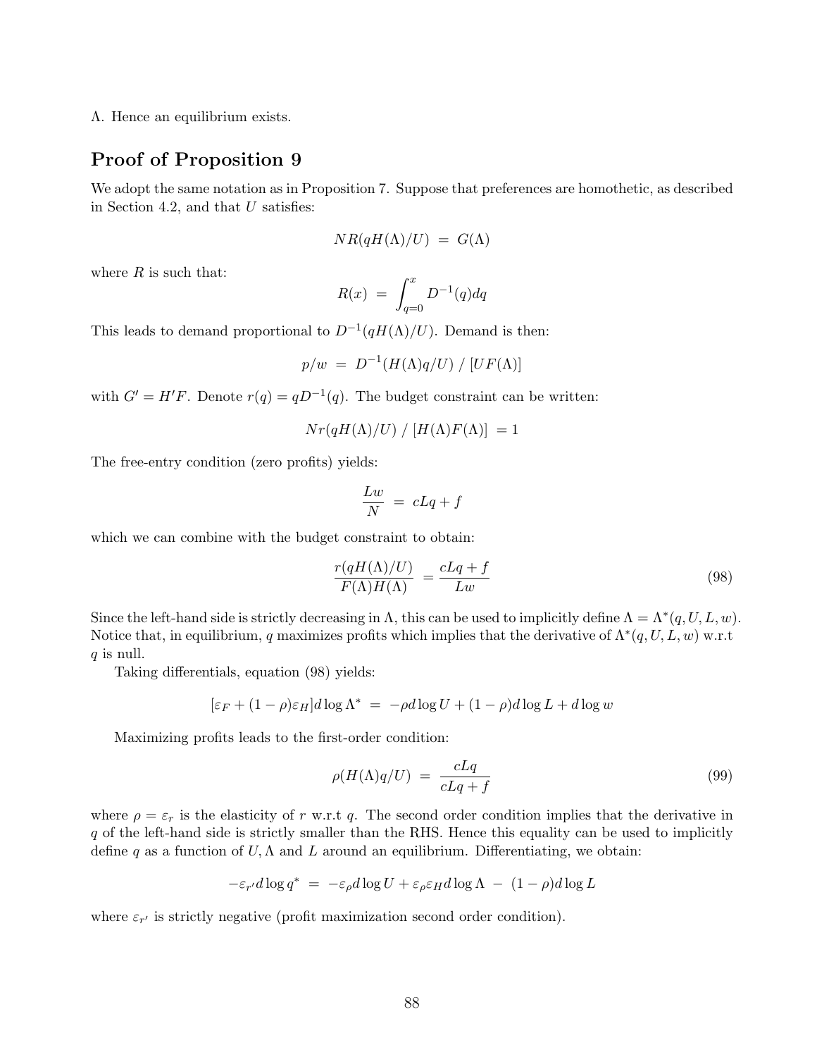$\Lambda$. Hence an equilibrium exists.

## Proof of Proposition 9

We adopt the same notation as in Proposition 7. Suppose that preferences are homothetic, as described in Section 4.2, and that $U$ satisfies:

$$NR(qH(\Lambda)/U) \;=\; G(\Lambda)$$

where $R$ is such that:

$$R(x) \;=\; \int_{q=0}^{x} D^{-1}(q)dq$$

This leads to demand proportional to $D^{-1}(qH(\Lambda)/U)$. Demand is then:

$$p/w \;=\; D^{-1}(H(\Lambda)q/U) \;/\; [UF(\Lambda)]$$

with $G' = H'F$. Denote $r(q) = qD^{-1}(q)$. The budget constraint can be written:

$$Nr(qH(\Lambda)/U) \;/\; [H(\Lambda)F(\Lambda)] \;=1$$

The free-entry condition (zero profits) yields:

$$\frac{Lw}{N} \;=\; cLq + f$$

which we can combine with the budget constraint to obtain:

$$\frac{r(qH(\Lambda)/U)}{F(\Lambda)H(\Lambda)} \;=\frac{cLq+f}{Lw} \tag{98}$$

Since the left-hand side is strictly decreasing in $\Lambda$, this can be used to implicitly define $\Lambda = \Lambda^*(q, U, L, w)$. Notice that, in equilibrium, $q$ maximizes profits which implies that the derivative of $\Lambda^*(q, U, L, w)$ w.r.t $q$ is null.

Taking differentials, equation (98) yields:

$$[\varepsilon_F + (1-\rho)\varepsilon_H]d\log\Lambda^* \;=\; -\rho d\log U + (1-\rho)d\log L + d\log w$$

Maximizing profits leads to the first-order condition:

$$\rho(H(\Lambda)q/U) \;=\; \frac{cLq}{cLq+f} \tag{99}$$

where $\rho = \varepsilon_r$ is the elasticity of $r$ w.r.t $q$. The second order condition implies that the derivative in $q$ of the left-hand side is strictly smaller than the RHS. Hence this equality can be used to implicitly define $q$ as a function of $U, \Lambda$ and $L$ around an equilibrium. Differentiating, we obtain:

$$-\varepsilon_{r'}d\log q^* \;=\; -\varepsilon_\rho d\log U + \varepsilon_\rho\varepsilon_H d\log\Lambda \;-\; (1-\rho)d\log L$$

where $\varepsilon_{r'}$ is strictly negative (profit maximization second order condition).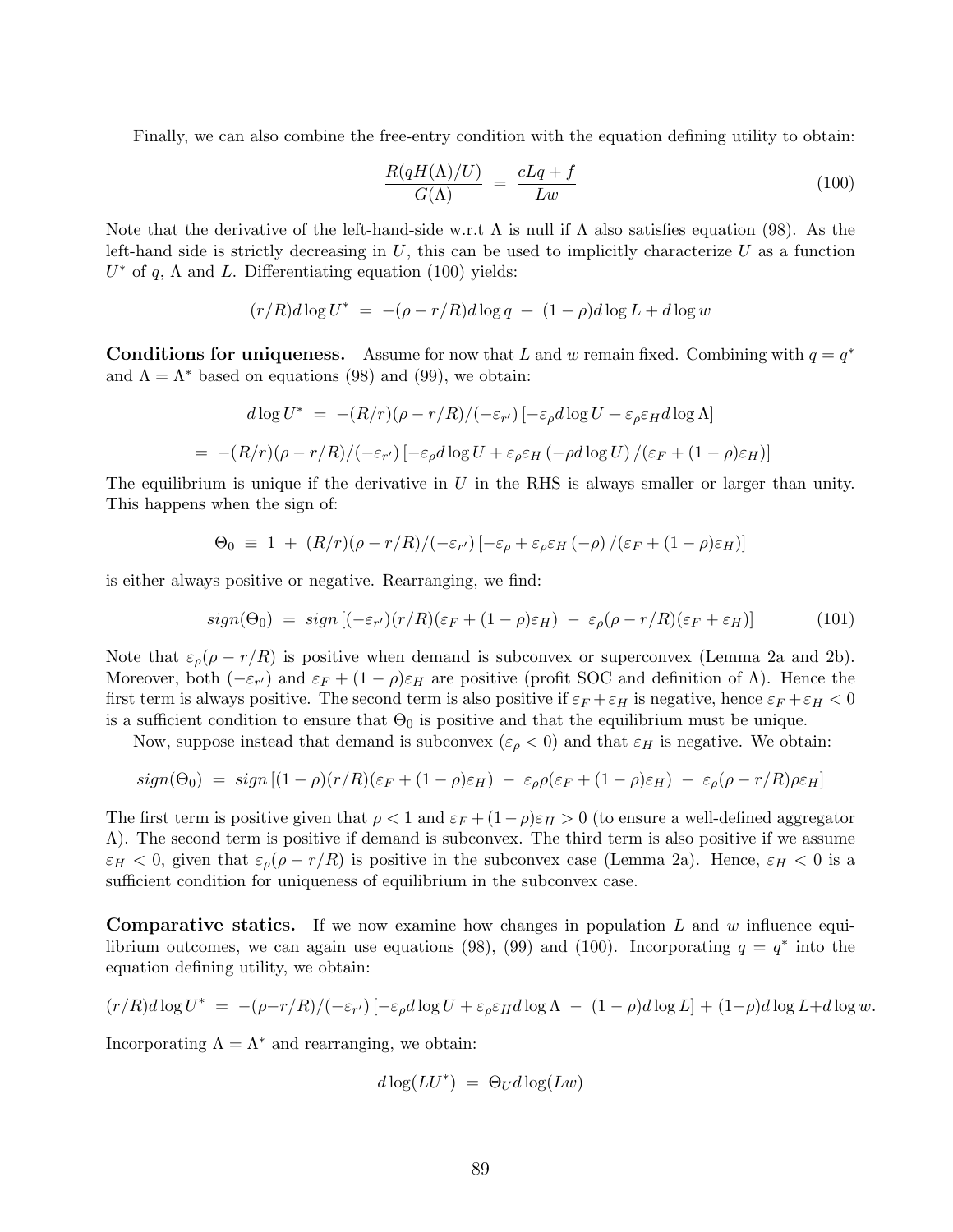Finally, we can also combine the free-entry condition with the equation defining utility to obtain:

$$\frac{R(qH(\Lambda)/U)}{G(\Lambda)} \; = \; \frac{cLq + f}{Lw} \tag{100}$$

Note that the derivative of the left-hand-side w.r.t $\Lambda$ is null if $\Lambda$ also satisfies equation (98). As the left-hand side is strictly decreasing in $U$, this can be used to implicitly characterize $U$ as a function $U^*$ of $q$, $\Lambda$ and $L$. Differentiating equation (100) yields:

$$(r/R) d\log U^* \; = \; -(\rho - r/R) d\log q \; + \; (1-\rho) d\log L + d\log w$$

**Conditions for uniqueness.** Assume for now that $L$ and $w$ remain fixed. Combining with $q = q^*$ and $\Lambda = \Lambda^*$ based on equations (98) and (99), we obtain:

$$d\log U^* \; = \; -(R/r)(\rho - r/R)/(-\varepsilon_{r'}) \left[ -\varepsilon_\rho d\log U + \varepsilon_\rho \varepsilon_H d\log \Lambda \right]$$

$$= \; -(R/r)(\rho - r/R)/(-\varepsilon_{r'}) \left[ -\varepsilon_\rho d\log U + \varepsilon_\rho \varepsilon_H \left( -\rho d\log U \right) / (\varepsilon_F + (1-\rho)\varepsilon_H) \right]$$

The equilibrium is unique if the derivative in $U$ in the RHS is always smaller or larger than unity. This happens when the sign of:

$$\Theta_0 \; \equiv \; 1 \; + \; (R/r)(\rho - r/R)/(-\varepsilon_{r'}) \left[ -\varepsilon_\rho + \varepsilon_\rho \varepsilon_H \left( -\rho \right) / (\varepsilon_F + (1-\rho)\varepsilon_H) \right]$$

is either always positive or negative. Rearranging, we find:

$$sign(\Theta_0) \; = \; sign \left[ (-\varepsilon_{r'})(r/R)(\varepsilon_F + (1-\rho)\varepsilon_H) \; - \; \varepsilon_\rho (\rho - r/R)(\varepsilon_F + \varepsilon_H) \right] \tag{101}$$

Note that $\varepsilon_\rho(\rho - r/R)$ is positive when demand is subconvex or superconvex (Lemma 2a and 2b). Moreover, both $(-\varepsilon_{r'})$ and $\varepsilon_F + (1-\rho)\varepsilon_H$ are positive (profit SOC and definition of $\Lambda$). Hence the first term is always positive. The second term is also positive if $\varepsilon_F + \varepsilon_H$ is negative, hence $\varepsilon_F + \varepsilon_H < 0$ is a sufficient condition to ensure that $\Theta_0$ is positive and that the equilibrium must be unique.

Now, suppose instead that demand is subconvex ($\varepsilon_\rho < 0$) and that $\varepsilon_H$ is negative. We obtain:

$$sign(\Theta_0) \; = \; sign \left[ (1-\rho)(r/R)(\varepsilon_F + (1-\rho)\varepsilon_H) \; - \; \varepsilon_\rho \rho (\varepsilon_F + (1-\rho)\varepsilon_H) \; - \; \varepsilon_\rho (\rho - r/R) \rho \varepsilon_H \right]$$

The first term is positive given that $\rho < 1$ and $\varepsilon_F + (1-\rho)\varepsilon_H > 0$ (to ensure a well-defined aggregator $\Lambda$). The second term is positive if demand is subconvex. The third term is also positive if we assume $\varepsilon_H < 0$, given that $\varepsilon_\rho(\rho - r/R)$ is positive in the subconvex case (Lemma 2a). Hence, $\varepsilon_H < 0$ is a sufficient condition for uniqueness of equilibrium in the subconvex case.

**Comparative statics.** If we now examine how changes in population $L$ and $w$ influence equilibrium outcomes, we can again use equations (98), (99) and (100). Incorporating $q = q^*$ into the equation defining utility, we obtain:

$$(r/R) d\log U^* \; = \; -(\rho - r/R)/(-\varepsilon_{r'}) \left[ -\varepsilon_\rho d\log U + \varepsilon_\rho \varepsilon_H d\log \Lambda \; - \; (1-\rho) d\log L \right] + (1-\rho) d\log L + d\log w.$$

Incorporating $\Lambda = \Lambda^*$ and rearranging, we obtain:

$$d\log(LU^*) \; = \; \Theta_U d\log(Lw)$$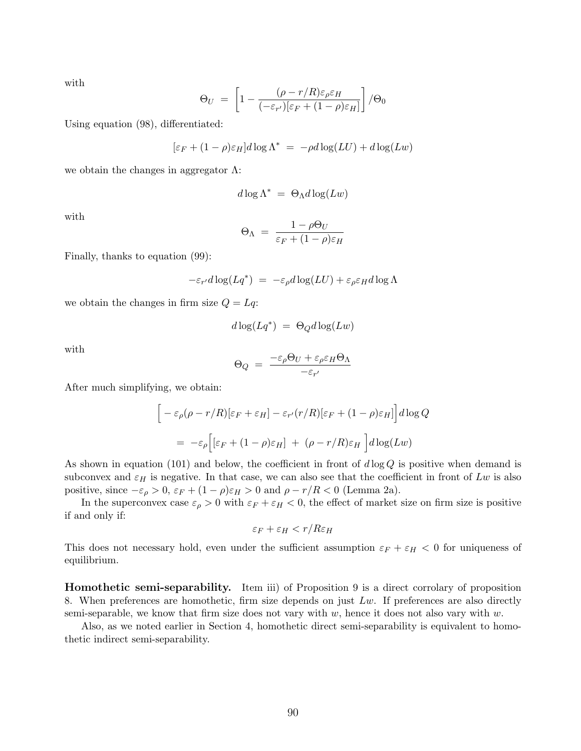with

$$\Theta_U \ = \ \left[1 - \frac{(\rho - r/R)\varepsilon_\rho \varepsilon_H}{(-\varepsilon_{r'})[\varepsilon_F + (1-\rho)\varepsilon_H]}\right]/\Theta_0$$

Using equation (98), differentiated:

$$[\varepsilon_F + (1-\rho)\varepsilon_H] d\log \Lambda^* \ = \ -\rho d\log(LU) + d\log(Lw)$$

we obtain the changes in aggregator $\Lambda$:

$$d\log \Lambda^* \ = \ \Theta_\Lambda d\log(Lw)$$

with

$$\Theta_\Lambda \ = \ \frac{1 - \rho\Theta_U}{\varepsilon_F + (1-\rho)\varepsilon_H}$$

Finally, thanks to equation (99):

$$-\varepsilon_{r'} d\log(Lq^*) \ = \ -\varepsilon_\rho d\log(LU) + \varepsilon_\rho \varepsilon_H d\log\Lambda$$

we obtain the changes in firm size $Q = Lq$:

$$d\log(Lq^*) \ = \ \Theta_Q d\log(Lw)$$

with

$$\Theta_Q \ = \ \frac{-\varepsilon_\rho \Theta_U + \varepsilon_\rho \varepsilon_H \Theta_\Lambda}{-\varepsilon_{r'}}$$

After much simplifying, we obtain:

$$\Big[ -\varepsilon_\rho(\rho - r/R)[\varepsilon_F + \varepsilon_H] - \varepsilon_{r'}(r/R)[\varepsilon_F + (1-\rho)\varepsilon_H]\Big] d\log Q$$

$$= \ -\varepsilon_\rho \Big[ [\varepsilon_F + (1-\rho)\varepsilon_H] \ + \ (\rho - r/R)\varepsilon_H \ \Big] d\log(Lw)$$

As shown in equation (101) and below, the coefficient in front of $d\log Q$ is positive when demand is subconvex and $\varepsilon_H$ is negative. In that case, we can also see that the coefficient in front of $Lw$ is also positive, since $-\varepsilon_\rho > 0$, $\varepsilon_F + (1-\rho)\varepsilon_H > 0$ and $\rho - r/R < 0$ (Lemma 2a).

In the superconvex case $\varepsilon_\rho > 0$ with $\varepsilon_F + \varepsilon_H < 0$, the effect of market size on firm size is positive if and only if:

$$\varepsilon_F + \varepsilon_H < r/R\varepsilon_H$$

This does not necessary hold, even under the sufficient assumption $\varepsilon_F + \varepsilon_H < 0$ for uniqueness of equilibrium.

**Homothetic semi-separability.** Item iii) of Proposition 9 is a direct corrolary of proposition 8. When preferences are homothetic, firm size depends on just $Lw$. If preferences are also directly semi-separable, we know that firm size does not vary with $w$, hence it does not also vary with $w$.

Also, as we noted earlier in Section 4, homothetic direct semi-separability is equivalent to homothetic indirect semi-separability.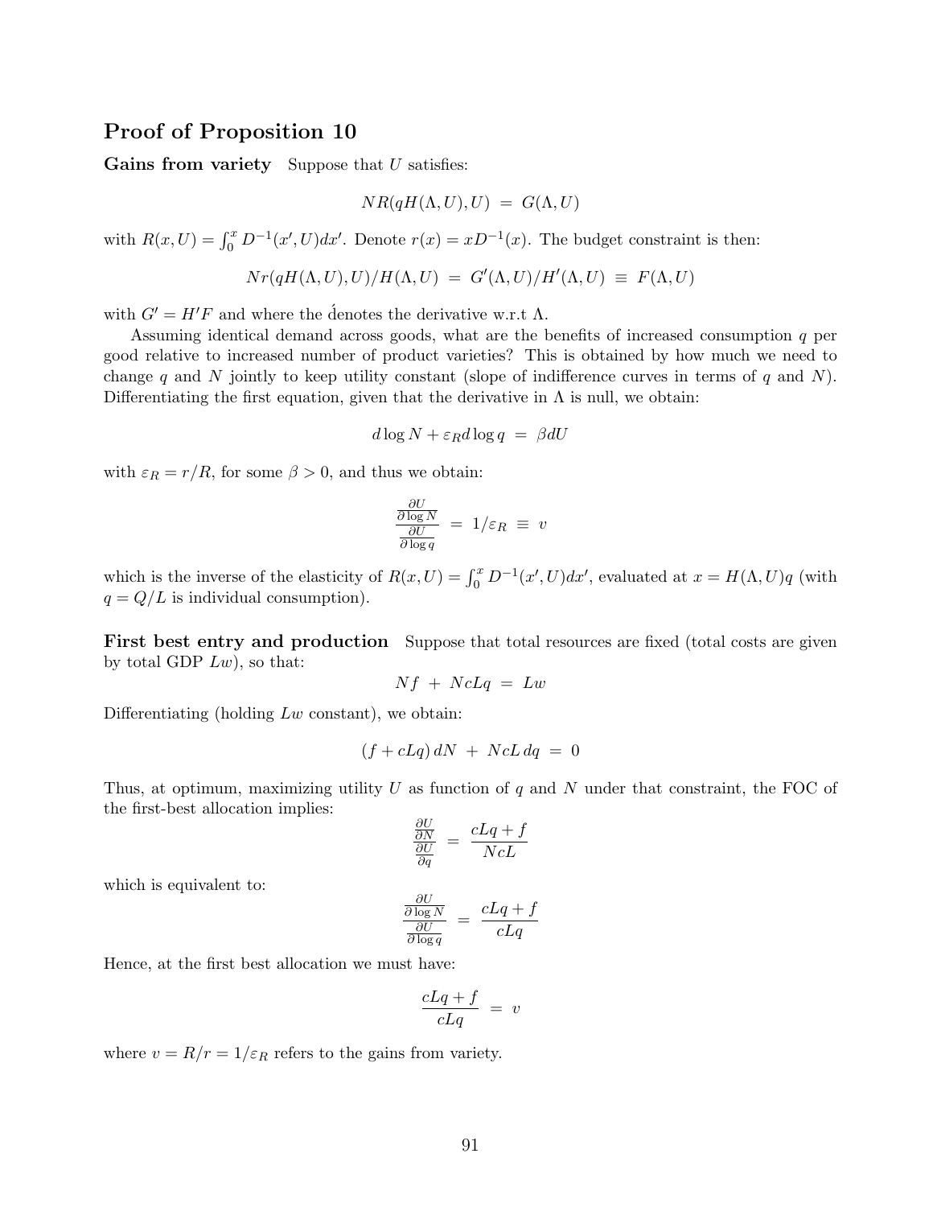## Proof of Proposition 10

**Gains from variety** Suppose that $U$ satisfies:

$$NR(qH(\Lambda, U), U) \;=\; G(\Lambda, U)$$

with $R(x, U) = \int_0^x D^{-1}(x', U)dx'$. Denote $r(x) = xD^{-1}(x)$. The budget constraint is then:

$$Nr(qH(\Lambda, U), U)/H(\Lambda, U) \;=\; G'(\Lambda, U)/H'(\Lambda, U) \;\equiv\; F(\Lambda, U)$$

with $G' = H'F$ and where the ́denotes the derivative w.r.t $\Lambda$.

Assuming identical demand across goods, what are the benefits of increased consumption $q$ per good relative to increased number of product varieties? This is obtained by how much we need to change $q$ and $N$ jointly to keep utility constant (slope of indifference curves in terms of $q$ and $N$). Differentiating the first equation, given that the derivative in $\Lambda$ is null, we obtain:

$$d\log N + \varepsilon_R d\log q \;=\; \beta dU$$

with $\varepsilon_R = r/R$, for some $\beta > 0$, and thus we obtain:

$$\frac{\frac{\partial U}{\partial \log N}}{\frac{\partial U}{\partial \log q}} \;=\; 1/\varepsilon_R \;\equiv\; v$$

which is the inverse of the elasticity of $R(x, U) = \int_0^x D^{-1}(x', U)dx'$, evaluated at $x = H(\Lambda, U)q$ (with $q = Q/L$ is individual consumption).

**First best entry and production** Suppose that total resources are fixed (total costs are given by total GDP $Lw$), so that:

$$Nf \;+\; NcLq \;=\; Lw$$

Differentiating (holding $Lw$ constant), we obtain:

$$(f + cLq)\, dN \;+\; NcL\, dq \;=\; 0$$

Thus, at optimum, maximizing utility $U$ as function of $q$ and $N$ under that constraint, the FOC of the first-best allocation implies:

$$\frac{\frac{\partial U}{\partial N}}{\frac{\partial U}{\partial q}} \;=\; \frac{cLq + f}{NcL}$$

which is equivalent to:

$$\frac{\frac{\partial U}{\partial \log N}}{\frac{\partial U}{\partial \log q}} \;=\; \frac{cLq + f}{cLq}$$

Hence, at the first best allocation we must have:

$$\frac{cLq + f}{cLq} \;=\; v$$

where $v = R/r = 1/\varepsilon_R$ refers to the gains from variety.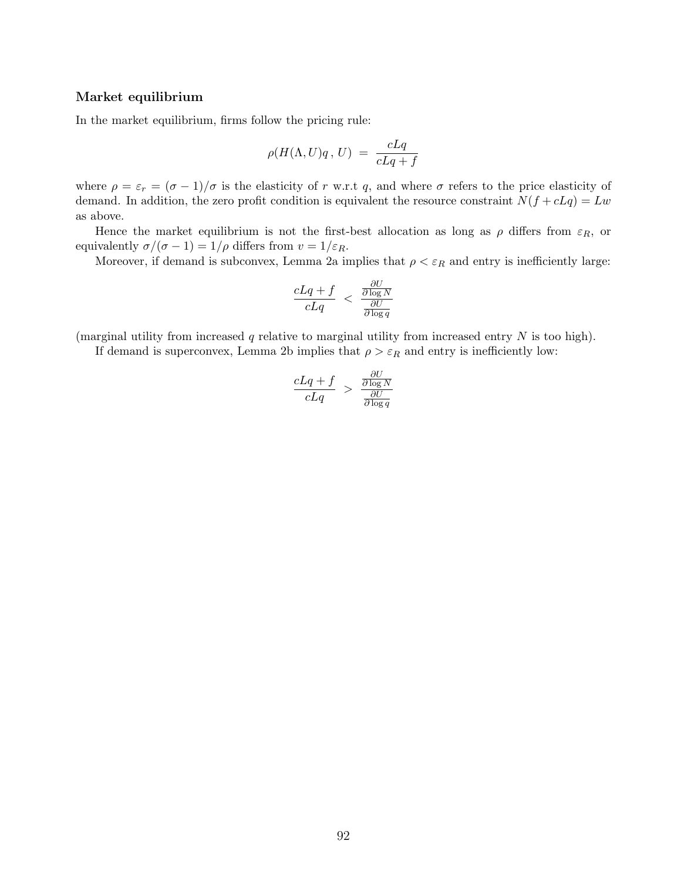### Market equilibrium

In the market equilibrium, firms follow the pricing rule:

$$\rho(H(\Lambda, U)q\,,\, U) \;=\; \frac{cLq}{cLq + f}$$

where $\rho = \varepsilon_r = (\sigma - 1)/\sigma$ is the elasticity of $r$ w.r.t $q$, and where $\sigma$ refers to the price elasticity of demand. In addition, the zero profit condition is equivalent the resource constraint $N(f + cLq) = Lw$ as above.

Hence the market equilibrium is not the first-best allocation as long as $\rho$ differs from $\varepsilon_R$, or equivalently $\sigma/(\sigma - 1) = 1/\rho$ differs from $v = 1/\varepsilon_R$.

Moreover, if demand is subconvex, Lemma 2a implies that $\rho < \varepsilon_R$ and entry is inefficiently large:

$$\frac{cLq + f}{cLq} \;<\; \frac{\frac{\partial U}{\partial \log N}}{\frac{\partial U}{\partial \log q}}$$

(marginal utility from increased $q$ relative to marginal utility from increased entry $N$ is too high).

If demand is superconvex, Lemma 2b implies that $\rho > \varepsilon_R$ and entry is inefficiently low:

$$\frac{cLq + f}{cLq} \;>\; \frac{\frac{\partial U}{\partial \log N}}{\frac{\partial U}{\partial \log q}}$$